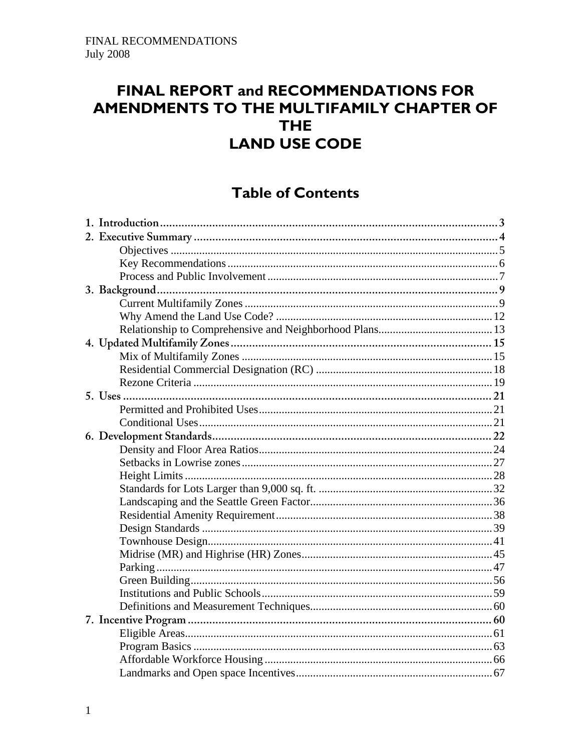FINAL RECOMMENDATIONS
July 2008

# FINAL REPORT and RECOMMENDATIONS FOR AMENDMENTS TO THE MULTIFAMILY CHAPTER OF THE LAND USE CODE

## Table of Contents

**1. Introduction** .......... 3
**2. Executive Summary** .......... 4
- Objectives .......... 5
- Key Recommendations .......... 6
- Process and Public Involvement .......... 7

**3. Background** .......... 9
- Current Multifamily Zones .......... 9
- Why Amend the Land Use Code? .......... 12
- Relationship to Comprehensive and Neighborhood Plans .......... 13

**4. Updated Multifamily Zones** .......... 15
- Mix of Multifamily Zones .......... 15
- Residential Commercial Designation (RC) .......... 18
- Rezone Criteria .......... 19

**5. Uses** .......... 21
- Permitted and Prohibited Uses .......... 21
- Conditional Uses .......... 21

**6. Development Standards** .......... 22
- Density and Floor Area Ratios .......... 24
- Setbacks in Lowrise zones .......... 27
- Height Limits .......... 28
- Standards for Lots Larger than 9,000 sq. ft. .......... 32
- Landscaping and the Seattle Green Factor .......... 36
- Residential Amenity Requirement .......... 38
- Design Standards .......... 39
- Townhouse Design .......... 41
- Midrise (MR) and Highrise (HR) Zones .......... 45
- Parking .......... 47
- Green Building .......... 56
- Institutions and Public Schools .......... 59
- Definitions and Measurement Techniques .......... 60

**7. Incentive Program** .......... 60
- Eligible Areas .......... 61
- Program Basics .......... 63
- Affordable Workforce Housing .......... 66
- Landmarks and Open space Incentives .......... 67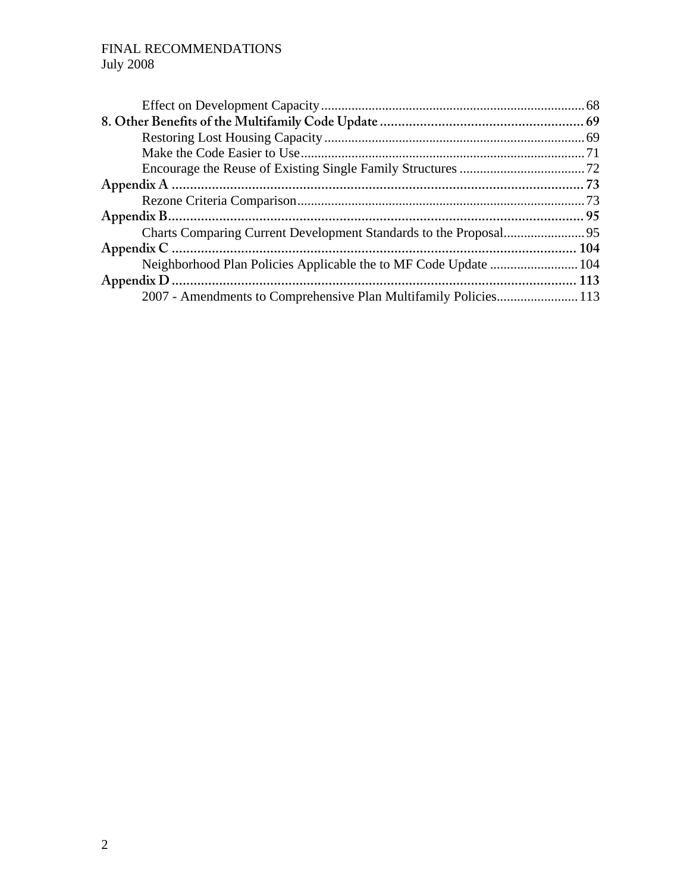Effect on Development Capacity ..... 68

**8. Other Benefits of the Multifamily Code Update ..... 69**

Restoring Lost Housing Capacity ..... 69

Make the Code Easier to Use ..... 71

Encourage the Reuse of Existing Single Family Structures ..... 72

**Appendix A ..... 73**

Rezone Criteria Comparison ..... 73

**Appendix B ..... 95**

Charts Comparing Current Development Standards to the Proposal ..... 95

**Appendix C ..... 104**

Neighborhood Plan Policies Applicable the to MF Code Update ..... 104

**Appendix D ..... 113**

2007 - Amendments to Comprehensive Plan Multifamily Policies ..... 113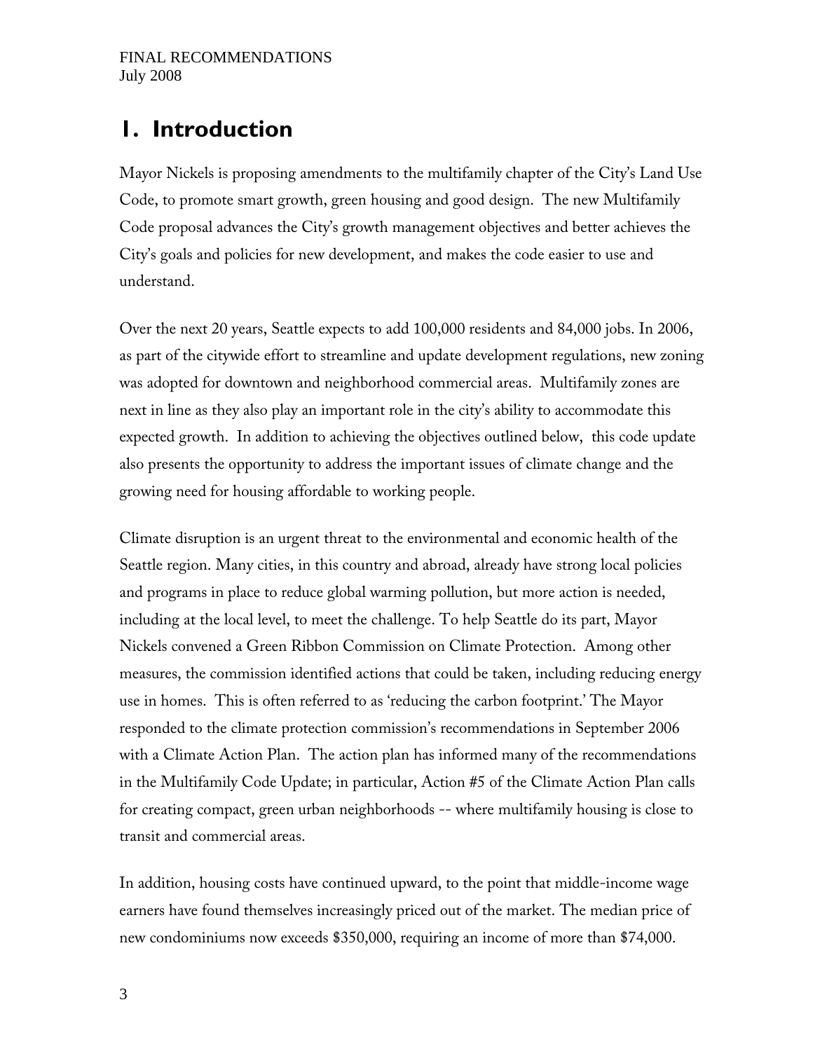# 1. Introduction

Mayor Nickels is proposing amendments to the multifamily chapter of the City's Land Use Code, to promote smart growth, green housing and good design. The new Multifamily Code proposal advances the City's growth management objectives and better achieves the City's goals and policies for new development, and makes the code easier to use and understand.

Over the next 20 years, Seattle expects to add 100,000 residents and 84,000 jobs. In 2006, as part of the citywide effort to streamline and update development regulations, new zoning was adopted for downtown and neighborhood commercial areas. Multifamily zones are next in line as they also play an important role in the city's ability to accommodate this expected growth. In addition to achieving the objectives outlined below, this code update also presents the opportunity to address the important issues of climate change and the growing need for housing affordable to working people.

Climate disruption is an urgent threat to the environmental and economic health of the Seattle region. Many cities, in this country and abroad, already have strong local policies and programs in place to reduce global warming pollution, but more action is needed, including at the local level, to meet the challenge. To help Seattle do its part, Mayor Nickels convened a Green Ribbon Commission on Climate Protection. Among other measures, the commission identified actions that could be taken, including reducing energy use in homes. This is often referred to as 'reducing the carbon footprint.' The Mayor responded to the climate protection commission's recommendations in September 2006 with a Climate Action Plan. The action plan has informed many of the recommendations in the Multifamily Code Update; in particular, Action #5 of the Climate Action Plan calls for creating compact, green urban neighborhoods -- where multifamily housing is close to transit and commercial areas.

In addition, housing costs have continued upward, to the point that middle-income wage earners have found themselves increasingly priced out of the market. The median price of new condominiums now exceeds $350,000, requiring an income of more than $74,000.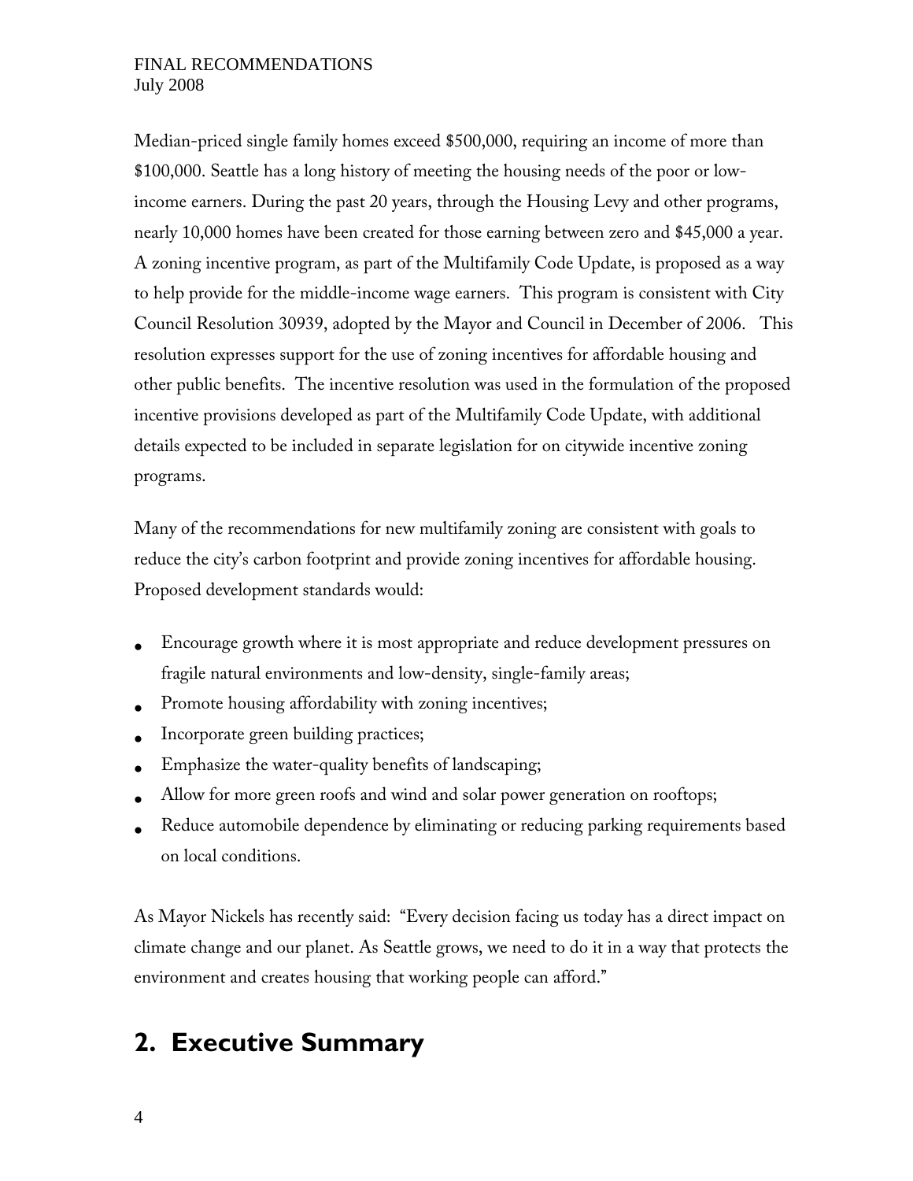Median-priced single family homes exceed $500,000, requiring an income of more than $100,000. Seattle has a long history of meeting the housing needs of the poor or low-income earners. During the past 20 years, through the Housing Levy and other programs, nearly 10,000 homes have been created for those earning between zero and $45,000 a year. A zoning incentive program, as part of the Multifamily Code Update, is proposed as a way to help provide for the middle-income wage earners. This program is consistent with City Council Resolution 30939, adopted by the Mayor and Council in December of 2006. This resolution expresses support for the use of zoning incentives for affordable housing and other public benefits. The incentive resolution was used in the formulation of the proposed incentive provisions developed as part of the Multifamily Code Update, with additional details expected to be included in separate legislation for on citywide incentive zoning programs.

Many of the recommendations for new multifamily zoning are consistent with goals to reduce the city's carbon footprint and provide zoning incentives for affordable housing. Proposed development standards would:

- Encourage growth where it is most appropriate and reduce development pressures on fragile natural environments and low-density, single-family areas;
- Promote housing affordability with zoning incentives;
- Incorporate green building practices;
- Emphasize the water-quality benefits of landscaping;
- Allow for more green roofs and wind and solar power generation on rooftops;
- Reduce automobile dependence by eliminating or reducing parking requirements based on local conditions.

As Mayor Nickels has recently said: "Every decision facing us today has a direct impact on climate change and our planet. As Seattle grows, we need to do it in a way that protects the environment and creates housing that working people can afford."

## 2. Executive Summary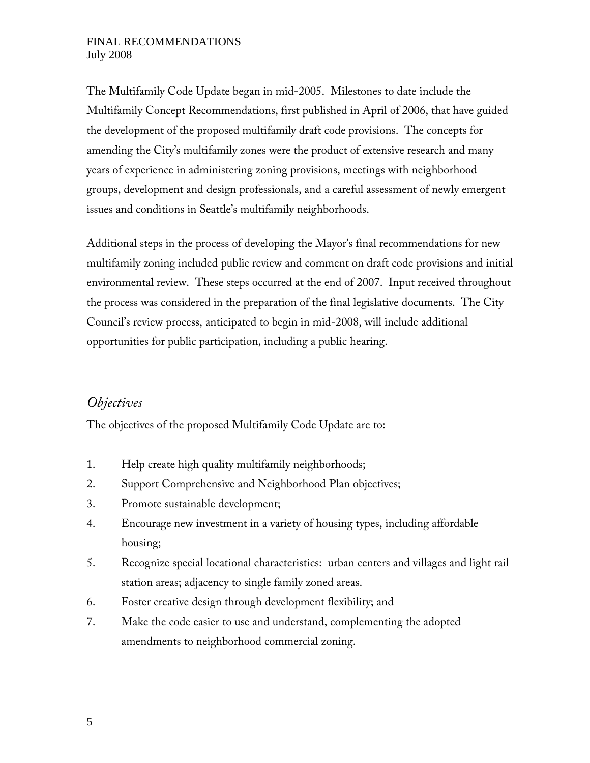The Multifamily Code Update began in mid-2005. Milestones to date include the Multifamily Concept Recommendations, first published in April of 2006, that have guided the development of the proposed multifamily draft code provisions. The concepts for amending the City's multifamily zones were the product of extensive research and many years of experience in administering zoning provisions, meetings with neighborhood groups, development and design professionals, and a careful assessment of newly emergent issues and conditions in Seattle's multifamily neighborhoods.

Additional steps in the process of developing the Mayor's final recommendations for new multifamily zoning included public review and comment on draft code provisions and initial environmental review. These steps occurred at the end of 2007. Input received throughout the process was considered in the preparation of the final legislative documents. The City Council's review process, anticipated to begin in mid-2008, will include additional opportunities for public participation, including a public hearing.

## *Objectives*

The objectives of the proposed Multifamily Code Update are to:

1. Help create high quality multifamily neighborhoods;
2. Support Comprehensive and Neighborhood Plan objectives;
3. Promote sustainable development;
4. Encourage new investment in a variety of housing types, including affordable housing;
5. Recognize special locational characteristics: urban centers and villages and light rail station areas; adjacency to single family zoned areas.
6. Foster creative design through development flexibility; and
7. Make the code easier to use and understand, complementing the adopted amendments to neighborhood commercial zoning.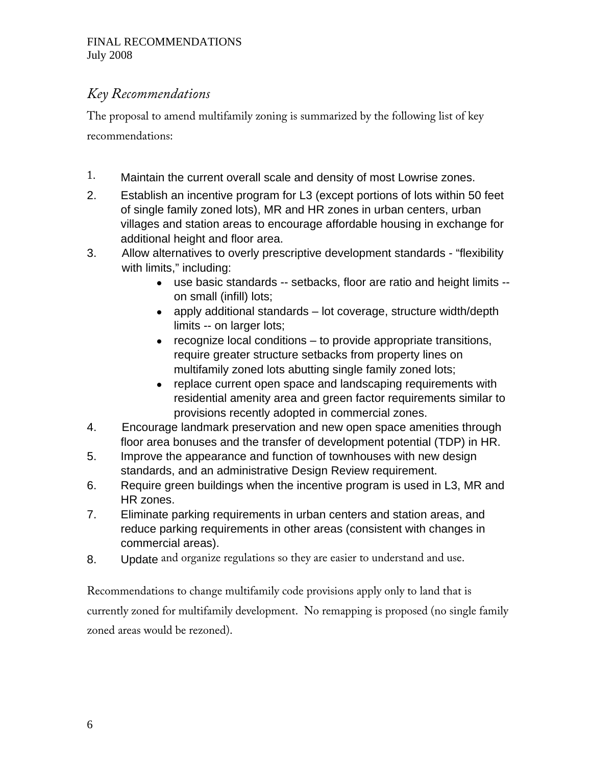## *Key Recommendations*

The proposal to amend multifamily zoning is summarized by the following list of key recommendations:

1. Maintain the current overall scale and density of most Lowrise zones.
2. Establish an incentive program for L3 (except portions of lots within 50 feet of single family zoned lots), MR and HR zones in urban centers, urban villages and station areas to encourage affordable housing in exchange for additional height and floor area.
3. Allow alternatives to overly prescriptive development standards - "flexibility with limits," including:
   - use basic standards -- setbacks, floor are ratio and height limits -- on small (infill) lots;
   - apply additional standards – lot coverage, structure width/depth limits -- on larger lots;
   - recognize local conditions – to provide appropriate transitions, require greater structure setbacks from property lines on multifamily zoned lots abutting single family zoned lots;
   - replace current open space and landscaping requirements with residential amenity area and green factor requirements similar to provisions recently adopted in commercial zones.
4. Encourage landmark preservation and new open space amenities through floor area bonuses and the transfer of development potential (TDP) in HR.
5. Improve the appearance and function of townhouses with new design standards, and an administrative Design Review requirement.
6. Require green buildings when the incentive program is used in L3, MR and HR zones.
7. Eliminate parking requirements in urban centers and station areas, and reduce parking requirements in other areas (consistent with changes in commercial areas).
8. Update and organize regulations so they are easier to understand and use.

Recommendations to change multifamily code provisions apply only to land that is currently zoned for multifamily development. No remapping is proposed (no single family zoned areas would be rezoned).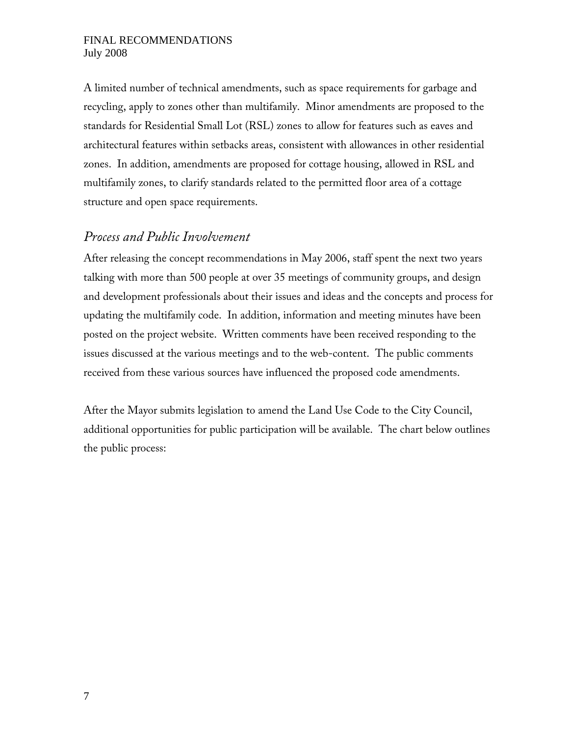A limited number of technical amendments, such as space requirements for garbage and recycling, apply to zones other than multifamily. Minor amendments are proposed to the standards for Residential Small Lot (RSL) zones to allow for features such as eaves and architectural features within setbacks areas, consistent with allowances in other residential zones. In addition, amendments are proposed for cottage housing, allowed in RSL and multifamily zones, to clarify standards related to the permitted floor area of a cottage structure and open space requirements.

## *Process and Public Involvement*

After releasing the concept recommendations in May 2006, staff spent the next two years talking with more than 500 people at over 35 meetings of community groups, and design and development professionals about their issues and ideas and the concepts and process for updating the multifamily code. In addition, information and meeting minutes have been posted on the project website. Written comments have been received responding to the issues discussed at the various meetings and to the web-content. The public comments received from these various sources have influenced the proposed code amendments.

After the Mayor submits legislation to amend the Land Use Code to the City Council, additional opportunities for public participation will be available. The chart below outlines the public process: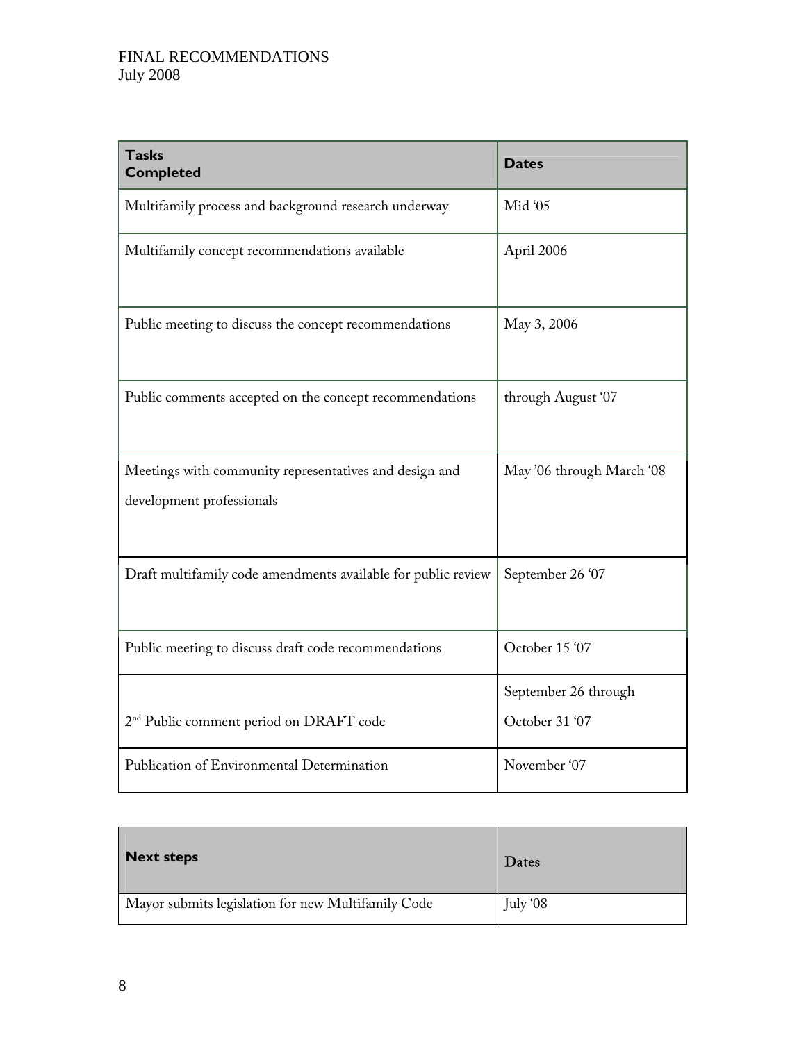| Tasks Completed | Dates |
|---|---|
| Multifamily process and background research underway | Mid '05 |
| Multifamily concept recommendations available | April 2006 |
| Public meeting to discuss the concept recommendations | May 3, 2006 |
| Public comments accepted on the concept recommendations | through August '07 |
| Meetings with community representatives and design and development professionals | May '06 through March '08 |
| Draft multifamily code amendments available for public review | September 26 '07 |
| Public meeting to discuss draft code recommendations | October 15 '07 |
| 2nd Public comment period on DRAFT code | September 26 through October 31 '07 |
| Publication of Environmental Determination | November '07 |

| Next steps | Dates |
|---|---|
| Mayor submits legislation for new Multifamily Code | July '08 |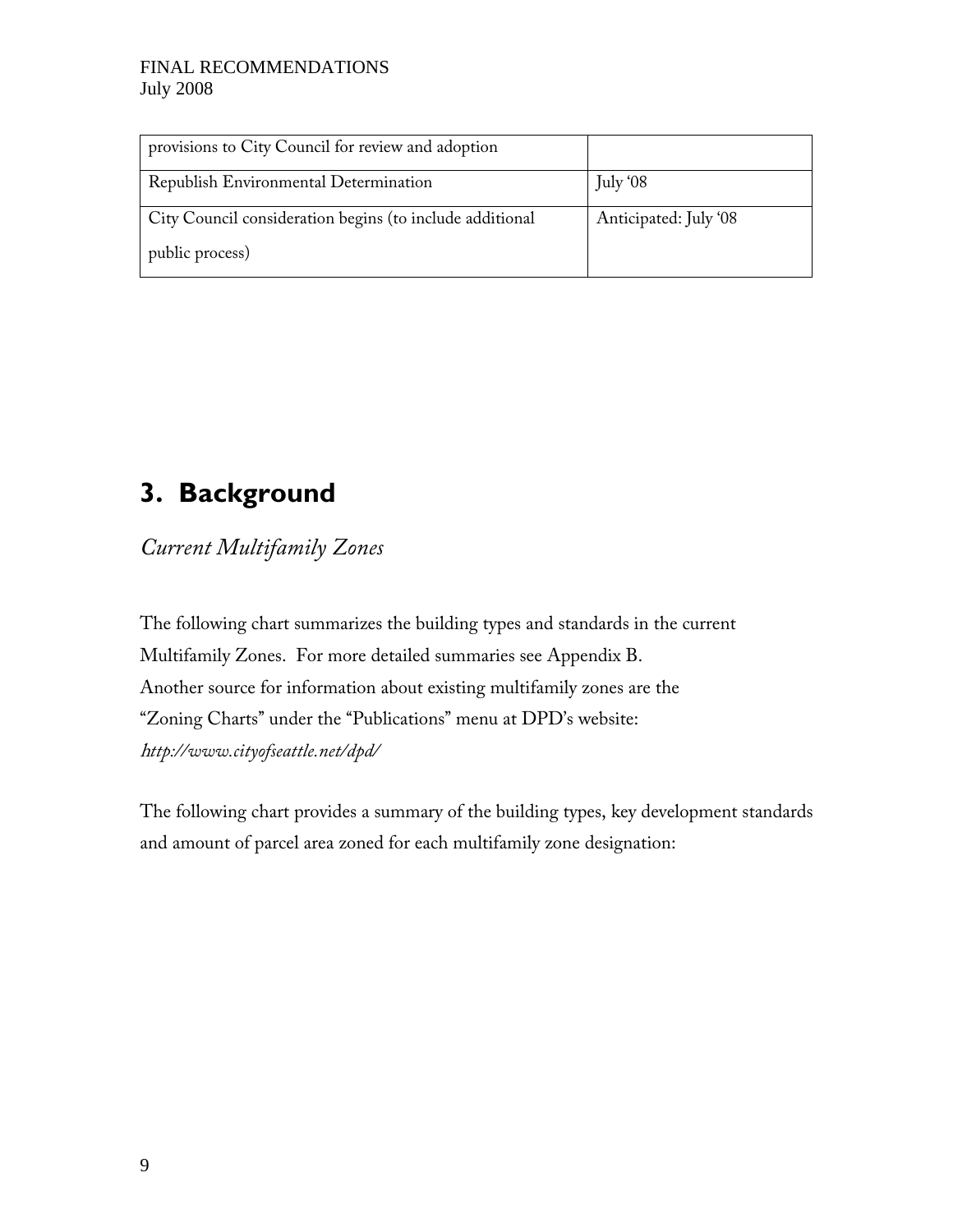| | |
|---|---|
| provisions to City Council for review and adoption | |
| Republish Environmental Determination | July '08 |
| City Council consideration begins (to include additional public process) | Anticipated: July '08 |

# 3. Background

## *Current Multifamily Zones*

The following chart summarizes the building types and standards in the current Multifamily Zones. For more detailed summaries see Appendix B. Another source for information about existing multifamily zones are the "Zoning Charts" under the "Publications" menu at DPD's website: *http://www.cityofseattle.net/dpd/*

The following chart provides a summary of the building types, key development standards and amount of parcel area zoned for each multifamily zone designation: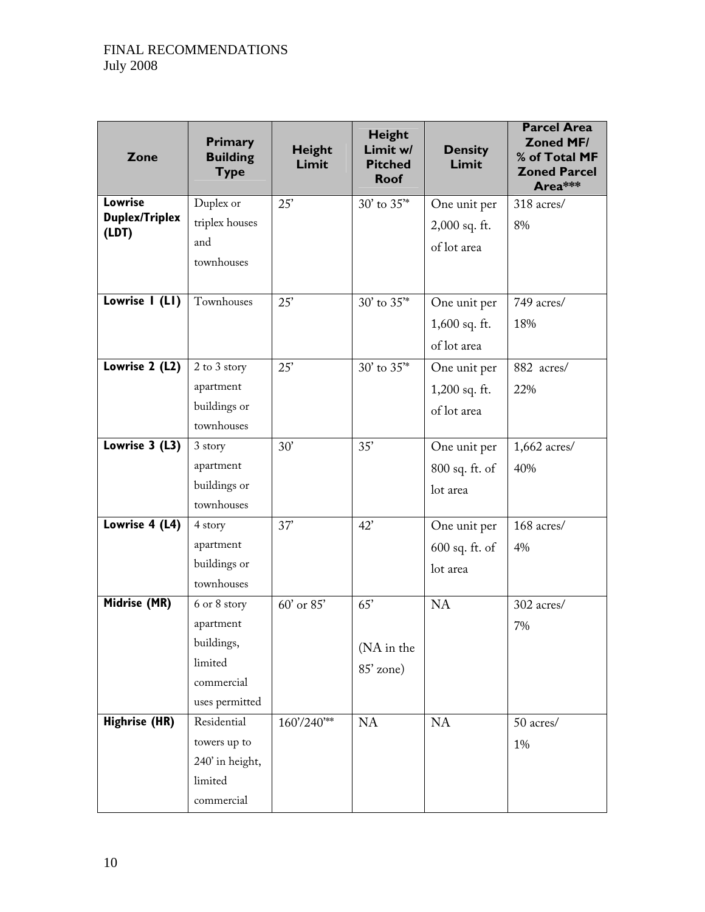| Zone | Primary Building Type | Height Limit | Height Limit w/ Pitched Roof | Density Limit | Parcel Area Zoned MF/ % of Total MF Zoned Parcel Area*** |
|---|---|---|---|---|---|
| **Lowrise Duplex/Triplex (LDT)** | Duplex or triplex houses and townhouses | 25' | 30' to 35'* | One unit per 2,000 sq. ft. of lot area | 318 acres/ 8% |
| **Lowrise 1 (L1)** | Townhouses | 25' | 30' to 35'* | One unit per 1,600 sq. ft. of lot area | 749 acres/ 18% |
| **Lowrise 2 (L2)** | 2 to 3 story apartment buildings or townhouses | 25' | 30' to 35'* | One unit per 1,200 sq. ft. of lot area | 882 acres/ 22% |
| **Lowrise 3 (L3)** | 3 story apartment buildings or townhouses | 30' | 35' | One unit per 800 sq. ft. of lot area | 1,662 acres/ 40% |
| **Lowrise 4 (L4)** | 4 story apartment buildings or townhouses | 37' | 42' | One unit per 600 sq. ft. of lot area | 168 acres/ 4% |
| **Midrise (MR)** | 6 or 8 story apartment buildings, limited commercial uses permitted | 60' or 85' | 65' (NA in the 85' zone) | NA | 302 acres/ 7% |
| **Highrise (HR)** | Residential towers up to 240' in height, limited commercial | 160'/240'** | NA | NA | 50 acres/ 1% |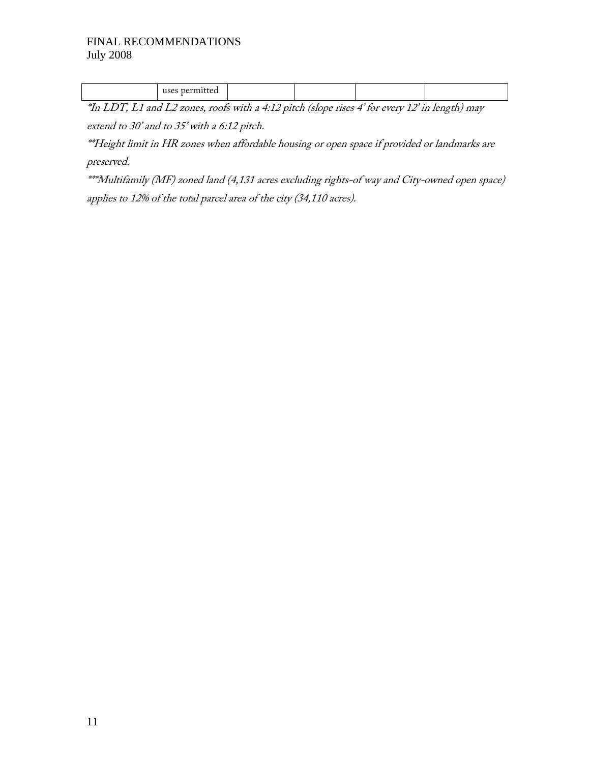|  | uses permitted |  |  |  |  |
|---|---|---|---|---|---|

*\*In LDT, L1 and L2 zones, roofs with a 4:12 pitch (slope rises 4' for every 12' in length) may extend to 30' and to 35' with a 6:12 pitch.*

*\*\*Height limit in HR zones when affordable housing or open space if provided or landmarks are preserved.*

*\*\*\*Multifamily (MF) zoned land (4,131 acres excluding rights-of way and City-owned open space) applies to 12% of the total parcel area of the city (34,110 acres).*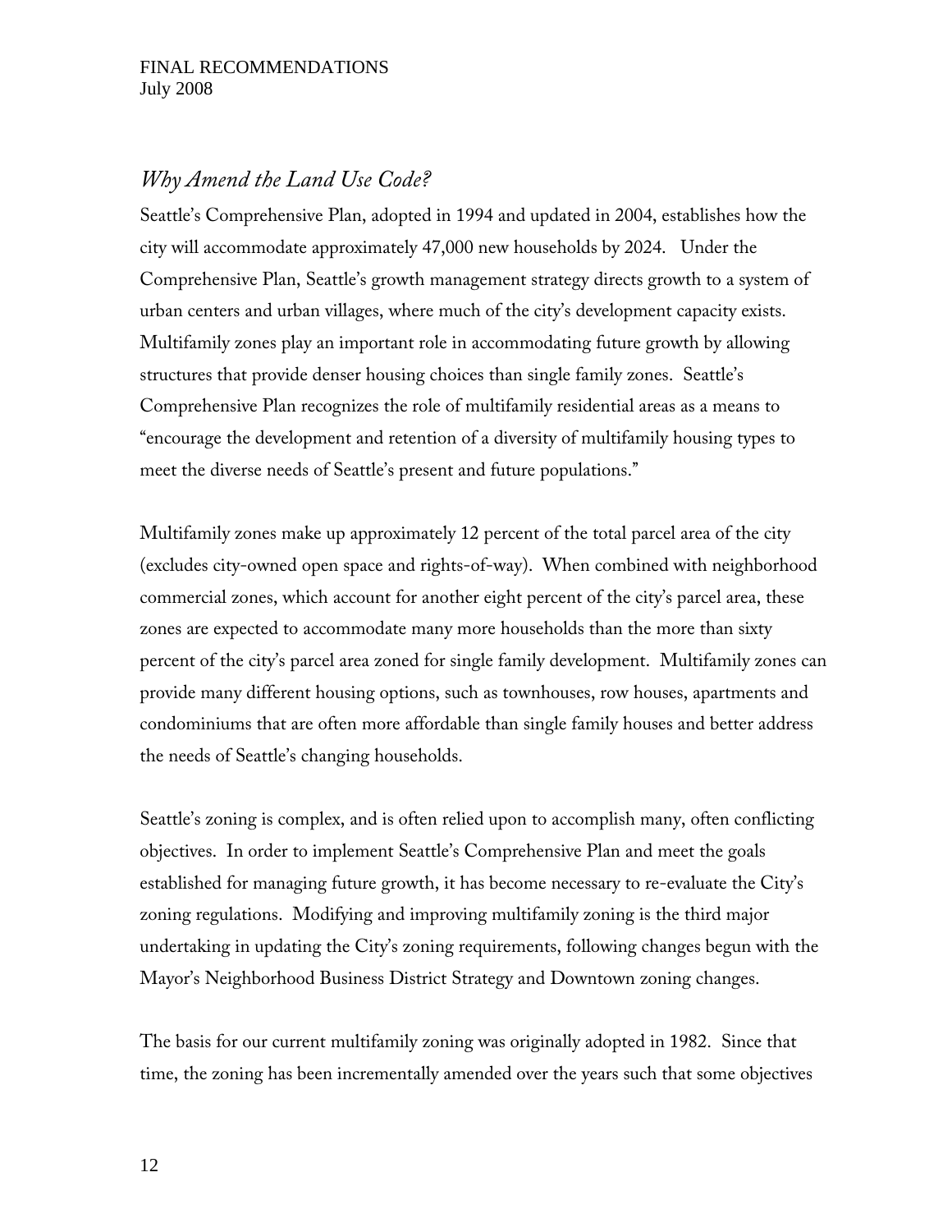## *Why Amend the Land Use Code?*

Seattle's Comprehensive Plan, adopted in 1994 and updated in 2004, establishes how the city will accommodate approximately 47,000 new households by 2024. Under the Comprehensive Plan, Seattle's growth management strategy directs growth to a system of urban centers and urban villages, where much of the city's development capacity exists. Multifamily zones play an important role in accommodating future growth by allowing structures that provide denser housing choices than single family zones. Seattle's Comprehensive Plan recognizes the role of multifamily residential areas as a means to "encourage the development and retention of a diversity of multifamily housing types to meet the diverse needs of Seattle's present and future populations."

Multifamily zones make up approximately 12 percent of the total parcel area of the city (excludes city-owned open space and rights-of-way). When combined with neighborhood commercial zones, which account for another eight percent of the city's parcel area, these zones are expected to accommodate many more households than the more than sixty percent of the city's parcel area zoned for single family development. Multifamily zones can provide many different housing options, such as townhouses, row houses, apartments and condominiums that are often more affordable than single family houses and better address the needs of Seattle's changing households.

Seattle's zoning is complex, and is often relied upon to accomplish many, often conflicting objectives. In order to implement Seattle's Comprehensive Plan and meet the goals established for managing future growth, it has become necessary to re-evaluate the City's zoning regulations. Modifying and improving multifamily zoning is the third major undertaking in updating the City's zoning requirements, following changes begun with the Mayor's Neighborhood Business District Strategy and Downtown zoning changes.

The basis for our current multifamily zoning was originally adopted in 1982. Since that time, the zoning has been incrementally amended over the years such that some objectives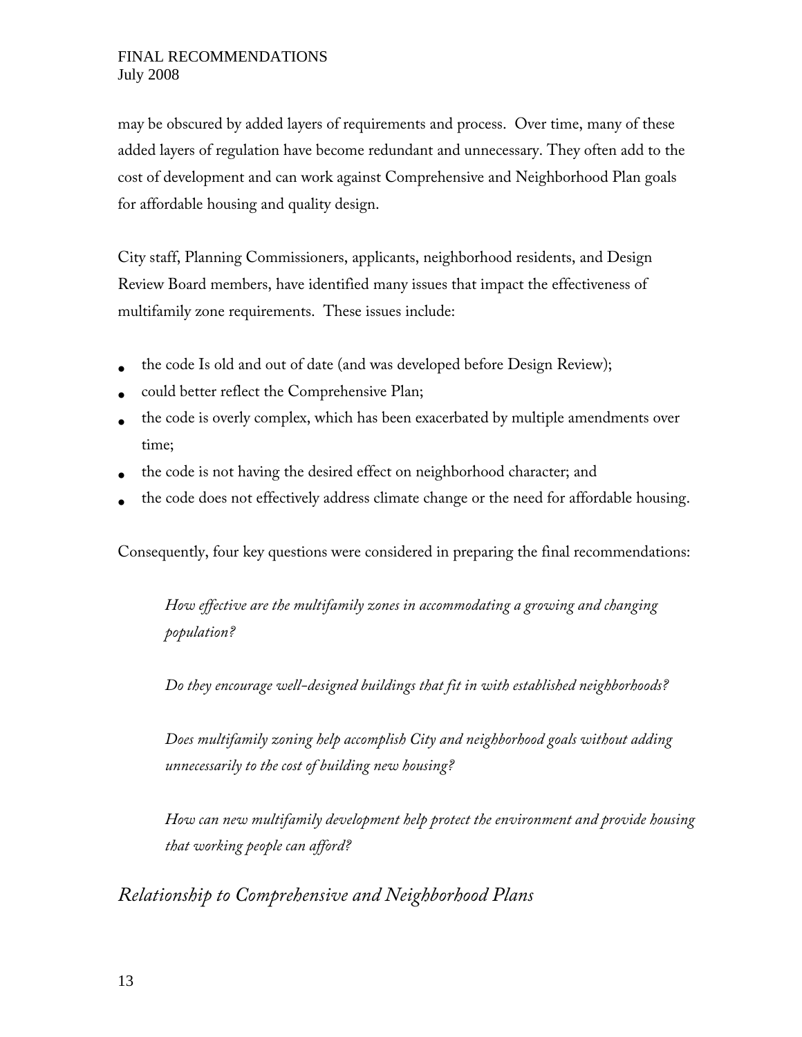may be obscured by added layers of requirements and process. Over time, many of these added layers of regulation have become redundant and unnecessary. They often add to the cost of development and can work against Comprehensive and Neighborhood Plan goals for affordable housing and quality design.

City staff, Planning Commissioners, applicants, neighborhood residents, and Design Review Board members, have identified many issues that impact the effectiveness of multifamily zone requirements. These issues include:

- the code Is old and out of date (and was developed before Design Review);
- could better reflect the Comprehensive Plan;
- the code is overly complex, which has been exacerbated by multiple amendments over time;
- the code is not having the desired effect on neighborhood character; and
- the code does not effectively address climate change or the need for affordable housing.

Consequently, four key questions were considered in preparing the final recommendations:

> *How effective are the multifamily zones in accommodating a growing and changing population?*
>
> *Do they encourage well-designed buildings that fit in with established neighborhoods?*
>
> *Does multifamily zoning help accomplish City and neighborhood goals without adding unnecessarily to the cost of building new housing?*
>
> *How can new multifamily development help protect the environment and provide housing that working people can afford?*

## *Relationship to Comprehensive and Neighborhood Plans*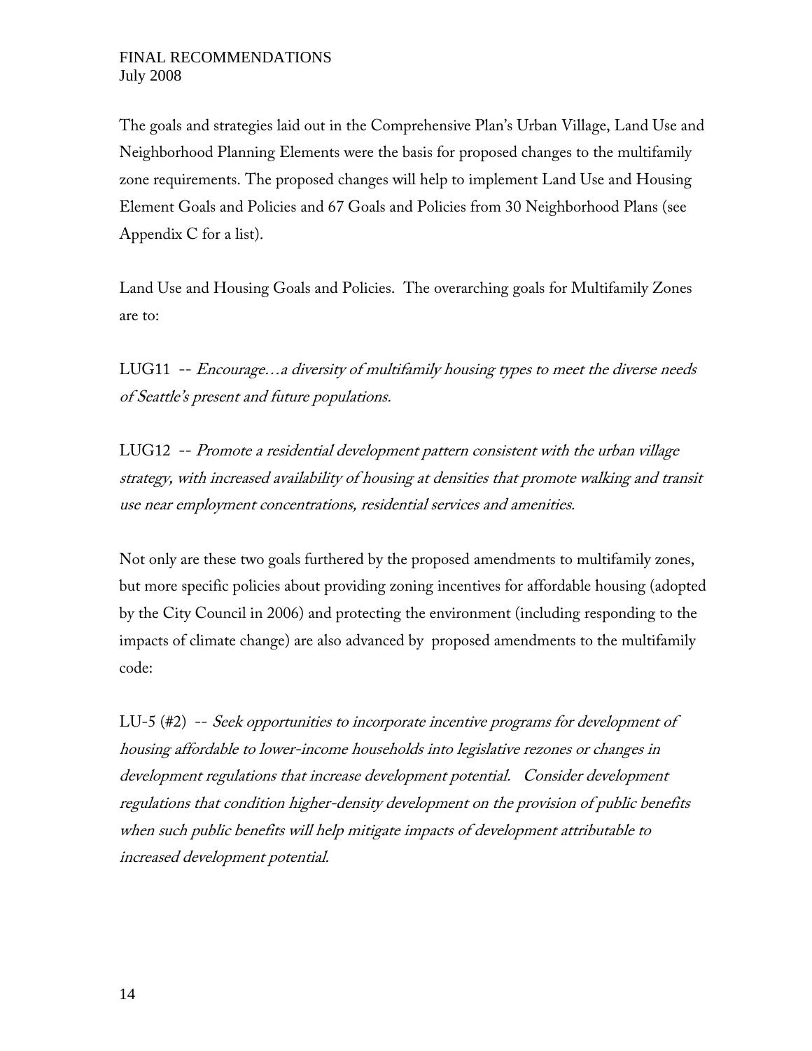The goals and strategies laid out in the Comprehensive Plan's Urban Village, Land Use and Neighborhood Planning Elements were the basis for proposed changes to the multifamily zone requirements. The proposed changes will help to implement Land Use and Housing Element Goals and Policies and 67 Goals and Policies from 30 Neighborhood Plans (see Appendix C for a list).

Land Use and Housing Goals and Policies. The overarching goals for Multifamily Zones are to:

LUG11 -- *Encourage…a diversity of multifamily housing types to meet the diverse needs of Seattle's present and future populations.*

LUG12 -- *Promote a residential development pattern consistent with the urban village strategy, with increased availability of housing at densities that promote walking and transit use near employment concentrations, residential services and amenities.*

Not only are these two goals furthered by the proposed amendments to multifamily zones, but more specific policies about providing zoning incentives for affordable housing (adopted by the City Council in 2006) and protecting the environment (including responding to the impacts of climate change) are also advanced by proposed amendments to the multifamily code:

LU-5 (#2) -- *Seek opportunities to incorporate incentive programs for development of housing affordable to lower-income households into legislative rezones or changes in development regulations that increase development potential. Consider development regulations that condition higher-density development on the provision of public benefits when such public benefits will help mitigate impacts of development attributable to increased development potential.*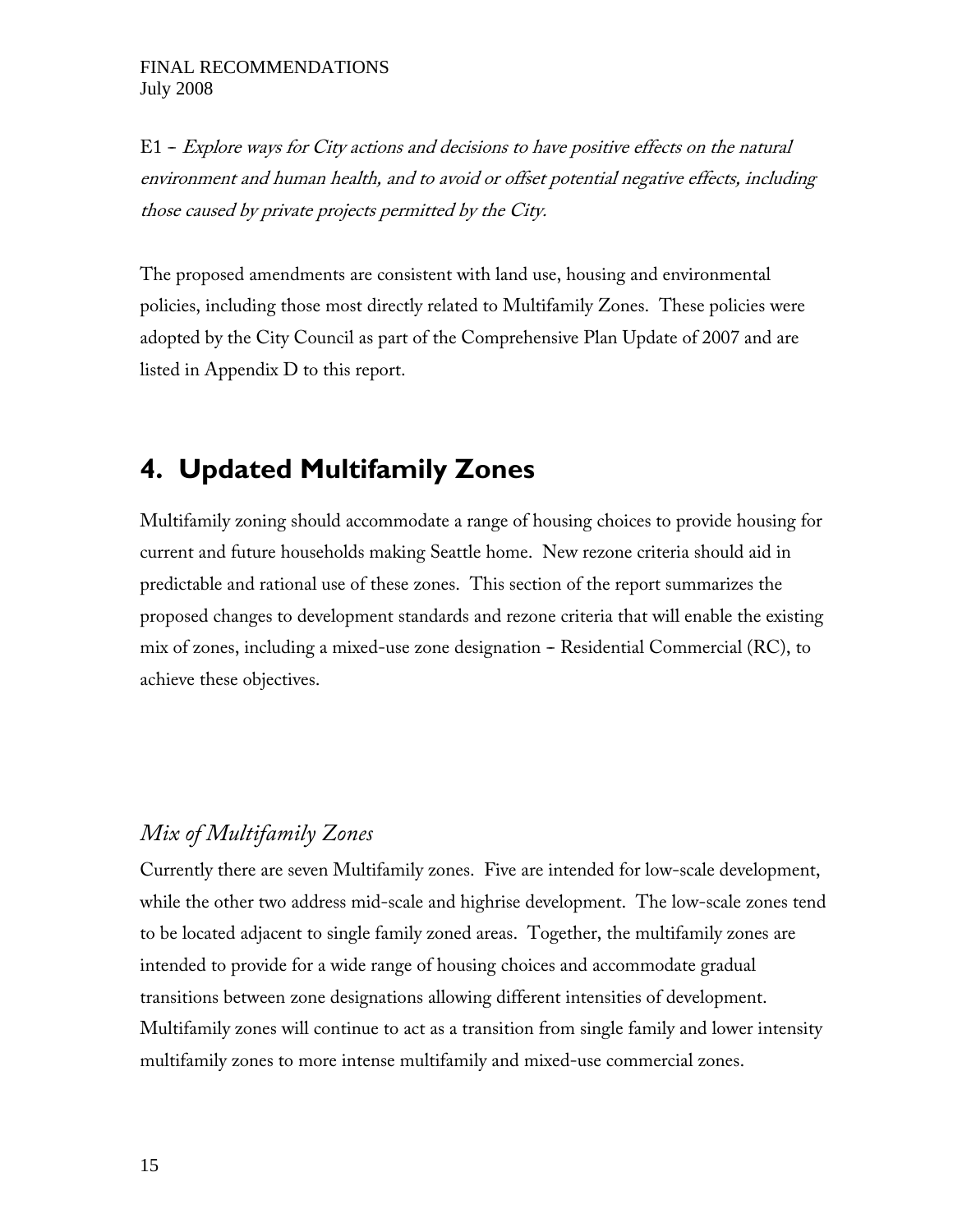E1 – *Explore ways for City actions and decisions to have positive effects on the natural environment and human health, and to avoid or offset potential negative effects, including those caused by private projects permitted by the City.*

The proposed amendments are consistent with land use, housing and environmental policies, including those most directly related to Multifamily Zones. These policies were adopted by the City Council as part of the Comprehensive Plan Update of 2007 and are listed in Appendix D to this report.

# 4. Updated Multifamily Zones

Multifamily zoning should accommodate a range of housing choices to provide housing for current and future households making Seattle home. New rezone criteria should aid in predictable and rational use of these zones. This section of the report summarizes the proposed changes to development standards and rezone criteria that will enable the existing mix of zones, including a mixed-use zone designation – Residential Commercial (RC), to achieve these objectives.

## *Mix of Multifamily Zones*

Currently there are seven Multifamily zones. Five are intended for low-scale development, while the other two address mid-scale and highrise development. The low-scale zones tend to be located adjacent to single family zoned areas. Together, the multifamily zones are intended to provide for a wide range of housing choices and accommodate gradual transitions between zone designations allowing different intensities of development. Multifamily zones will continue to act as a transition from single family and lower intensity multifamily zones to more intense multifamily and mixed-use commercial zones.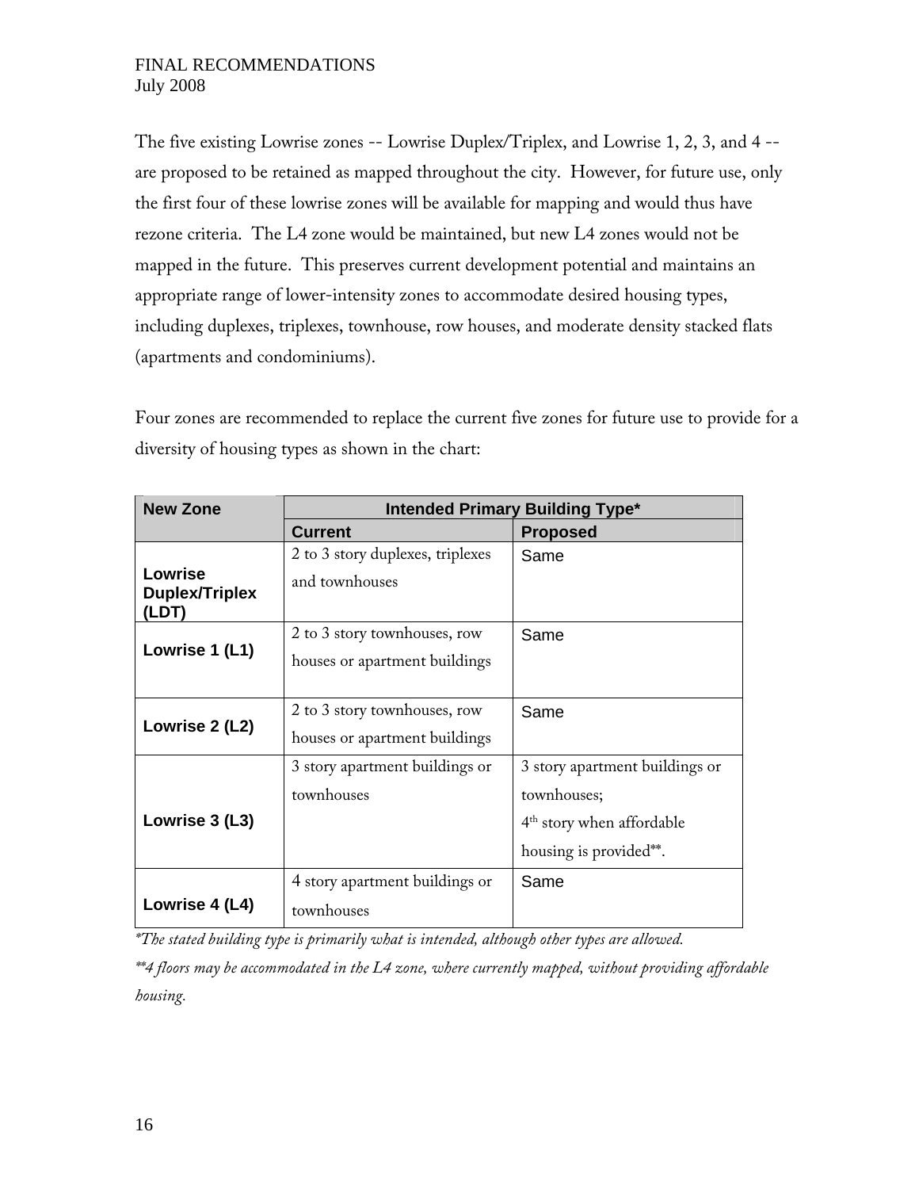The five existing Lowrise zones -- Lowrise Duplex/Triplex, and Lowrise 1, 2, 3, and 4 -- are proposed to be retained as mapped throughout the city. However, for future use, only the first four of these lowrise zones will be available for mapping and would thus have rezone criteria. The L4 zone would be maintained, but new L4 zones would not be mapped in the future. This preserves current development potential and maintains an appropriate range of lower-intensity zones to accommodate desired housing types, including duplexes, triplexes, townhouse, row houses, and moderate density stacked flats (apartments and condominiums).

Four zones are recommended to replace the current five zones for future use to provide for a diversity of housing types as shown in the chart:

| New Zone | Intended Primary Building Type* | |
|---|---|---|
| | Current | Proposed |
| **Lowrise Duplex/Triplex (LDT)** | 2 to 3 story duplexes, triplexes and townhouses | Same |
| **Lowrise 1 (L1)** | 2 to 3 story townhouses, row houses or apartment buildings | Same |
| **Lowrise 2 (L2)** | 2 to 3 story townhouses, row houses or apartment buildings | Same |
| **Lowrise 3 (L3)** | 3 story apartment buildings or townhouses | 3 story apartment buildings or townhouses; 4th story when affordable housing is provided**. |
| **Lowrise 4 (L4)** | 4 story apartment buildings or townhouses | Same |

*\*The stated building type is primarily what is intended, although other types are allowed.*

*\*\*4 floors may be accommodated in the L4 zone, where currently mapped, without providing affordable housing.*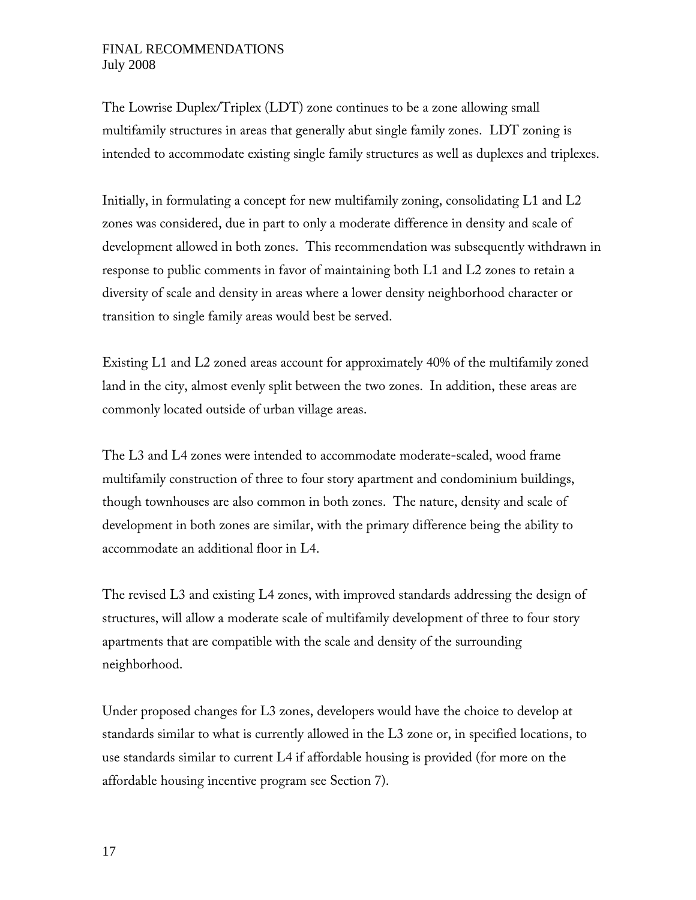The Lowrise Duplex/Triplex (LDT) zone continues to be a zone allowing small multifamily structures in areas that generally abut single family zones. LDT zoning is intended to accommodate existing single family structures as well as duplexes and triplexes.

Initially, in formulating a concept for new multifamily zoning, consolidating L1 and L2 zones was considered, due in part to only a moderate difference in density and scale of development allowed in both zones. This recommendation was subsequently withdrawn in response to public comments in favor of maintaining both L1 and L2 zones to retain a diversity of scale and density in areas where a lower density neighborhood character or transition to single family areas would best be served.

Existing L1 and L2 zoned areas account for approximately 40% of the multifamily zoned land in the city, almost evenly split between the two zones. In addition, these areas are commonly located outside of urban village areas.

The L3 and L4 zones were intended to accommodate moderate-scaled, wood frame multifamily construction of three to four story apartment and condominium buildings, though townhouses are also common in both zones. The nature, density and scale of development in both zones are similar, with the primary difference being the ability to accommodate an additional floor in L4.

The revised L3 and existing L4 zones, with improved standards addressing the design of structures, will allow a moderate scale of multifamily development of three to four story apartments that are compatible with the scale and density of the surrounding neighborhood.

Under proposed changes for L3 zones, developers would have the choice to develop at standards similar to what is currently allowed in the L3 zone or, in specified locations, to use standards similar to current L4 if affordable housing is provided (for more on the affordable housing incentive program see Section 7).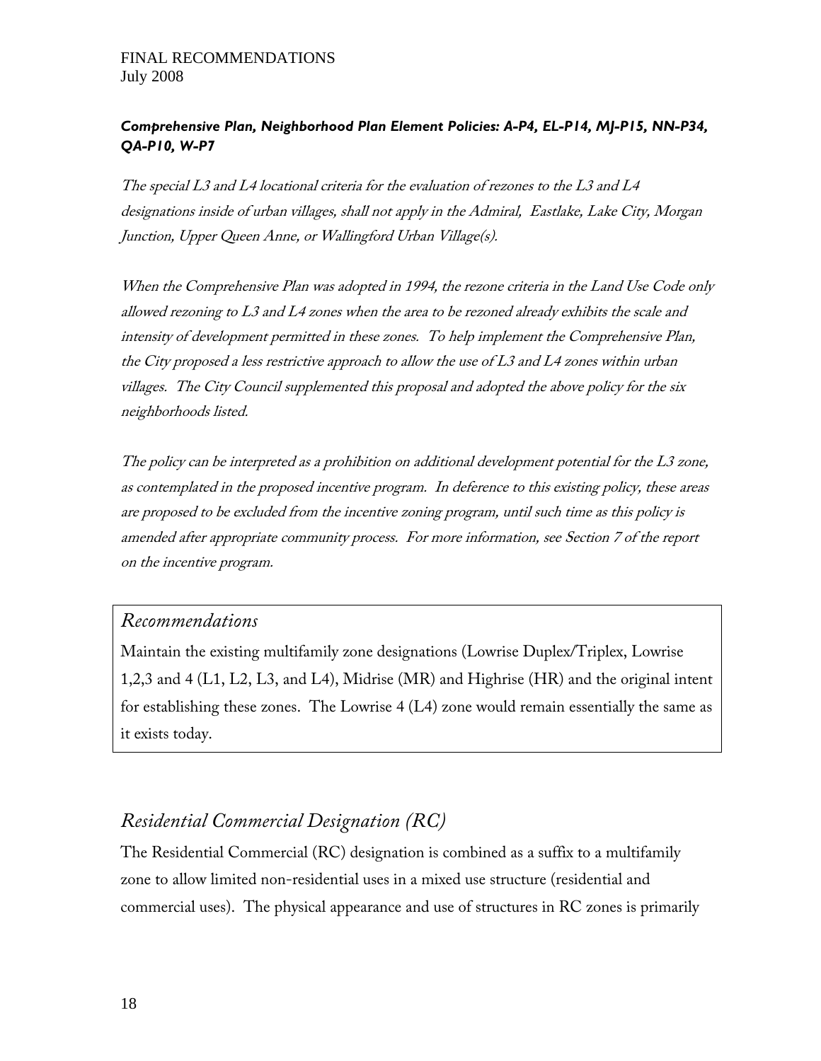***Comprehensive Plan, Neighborhood Plan Element Policies: A-P4, EL-P14, MJ-P15, NN-P34, QA-P10, W-P7***

*The special L3 and L4 locational criteria for the evaluation of rezones to the L3 and L4 designations inside of urban villages, shall not apply in the Admiral, Eastlake, Lake City, Morgan Junction, Upper Queen Anne, or Wallingford Urban Village(s).*

*When the Comprehensive Plan was adopted in 1994, the rezone criteria in the Land Use Code only allowed rezoning to L3 and L4 zones when the area to be rezoned already exhibits the scale and intensity of development permitted in these zones. To help implement the Comprehensive Plan, the City proposed a less restrictive approach to allow the use of L3 and L4 zones within urban villages. The City Council supplemented this proposal and adopted the above policy for the six neighborhoods listed.*

*The policy can be interpreted as a prohibition on additional development potential for the L3 zone, as contemplated in the proposed incentive program. In deference to this existing policy, these areas are proposed to be excluded from the incentive zoning program, until such time as this policy is amended after appropriate community process. For more information, see Section 7 of the report on the incentive program.*

### *Recommendations*

Maintain the existing multifamily zone designations (Lowrise Duplex/Triplex, Lowrise 1,2,3 and 4 (L1, L2, L3, and L4), Midrise (MR) and Highrise (HR) and the original intent for establishing these zones. The Lowrise 4 (L4) zone would remain essentially the same as it exists today.

## *Residential Commercial Designation (RC)*

The Residential Commercial (RC) designation is combined as a suffix to a multifamily zone to allow limited non-residential uses in a mixed use structure (residential and commercial uses). The physical appearance and use of structures in RC zones is primarily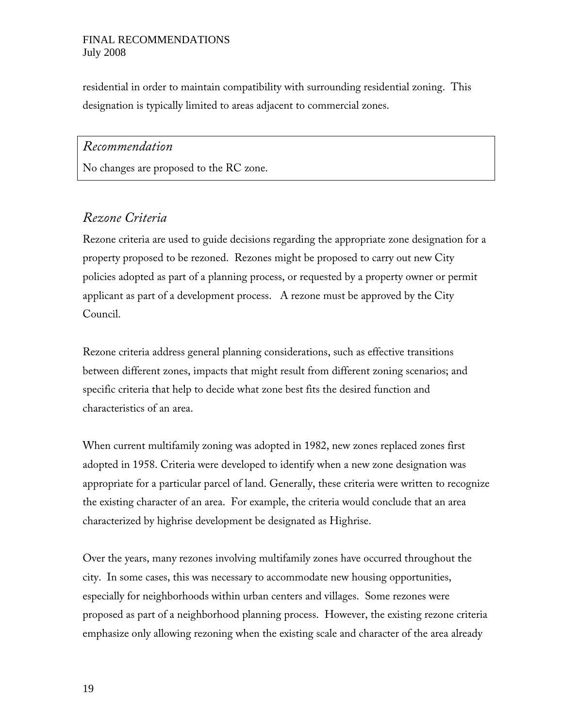residential in order to maintain compatibility with surrounding residential zoning. This designation is typically limited to areas adjacent to commercial zones.

*Recommendation*

No changes are proposed to the RC zone.

## *Rezone Criteria*

Rezone criteria are used to guide decisions regarding the appropriate zone designation for a property proposed to be rezoned. Rezones might be proposed to carry out new City policies adopted as part of a planning process, or requested by a property owner or permit applicant as part of a development process. A rezone must be approved by the City Council.

Rezone criteria address general planning considerations, such as effective transitions between different zones, impacts that might result from different zoning scenarios; and specific criteria that help to decide what zone best fits the desired function and characteristics of an area.

When current multifamily zoning was adopted in 1982, new zones replaced zones first adopted in 1958. Criteria were developed to identify when a new zone designation was appropriate for a particular parcel of land. Generally, these criteria were written to recognize the existing character of an area. For example, the criteria would conclude that an area characterized by highrise development be designated as Highrise.

Over the years, many rezones involving multifamily zones have occurred throughout the city. In some cases, this was necessary to accommodate new housing opportunities, especially for neighborhoods within urban centers and villages. Some rezones were proposed as part of a neighborhood planning process. However, the existing rezone criteria emphasize only allowing rezoning when the existing scale and character of the area already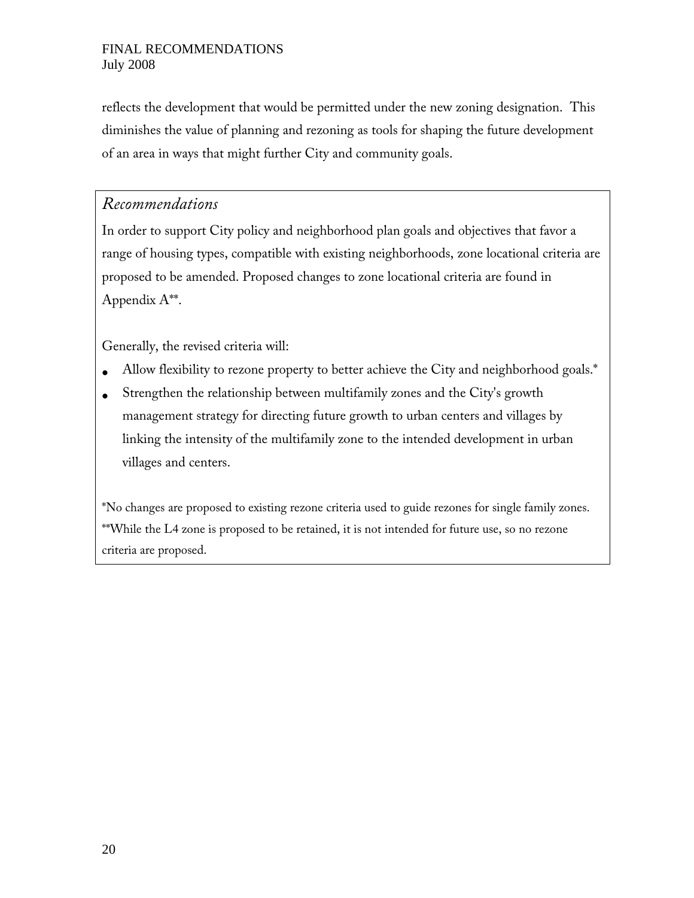reflects the development that would be permitted under the new zoning designation. This diminishes the value of planning and rezoning as tools for shaping the future development of an area in ways that might further City and community goals.

### *Recommendations*

In order to support City policy and neighborhood plan goals and objectives that favor a range of housing types, compatible with existing neighborhoods, zone locational criteria are proposed to be amended. Proposed changes to zone locational criteria are found in Appendix A**.

Generally, the revised criteria will:

- Allow flexibility to rezone property to better achieve the City and neighborhood goals.*
- Strengthen the relationship between multifamily zones and the City's growth management strategy for directing future growth to urban centers and villages by linking the intensity of the multifamily zone to the intended development in urban villages and centers.

*No changes are proposed to existing rezone criteria used to guide rezones for single family zones.
**While the L4 zone is proposed to be retained, it is not intended for future use, so no rezone criteria are proposed.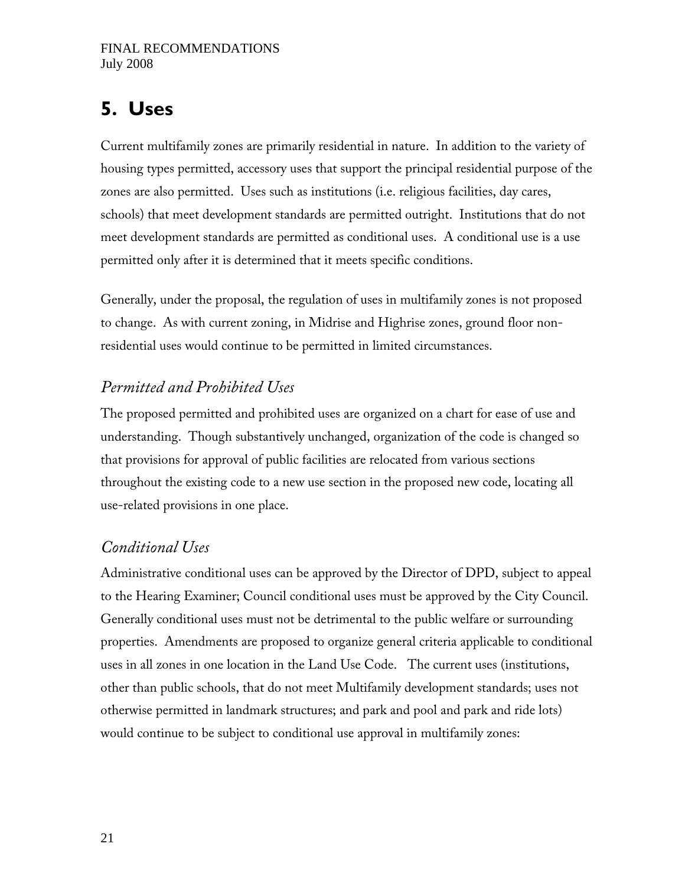## 5. Uses

Current multifamily zones are primarily residential in nature. In addition to the variety of housing types permitted, accessory uses that support the principal residential purpose of the zones are also permitted. Uses such as institutions (i.e. religious facilities, day cares, schools) that meet development standards are permitted outright. Institutions that do not meet development standards are permitted as conditional uses. A conditional use is a use permitted only after it is determined that it meets specific conditions.

Generally, under the proposal, the regulation of uses in multifamily zones is not proposed to change. As with current zoning, in Midrise and Highrise zones, ground floor non-residential uses would continue to be permitted in limited circumstances.

### *Permitted and Prohibited Uses*

The proposed permitted and prohibited uses are organized on a chart for ease of use and understanding. Though substantively unchanged, organization of the code is changed so that provisions for approval of public facilities are relocated from various sections throughout the existing code to a new use section in the proposed new code, locating all use-related provisions in one place.

### *Conditional Uses*

Administrative conditional uses can be approved by the Director of DPD, subject to appeal to the Hearing Examiner; Council conditional uses must be approved by the City Council. Generally conditional uses must not be detrimental to the public welfare or surrounding properties. Amendments are proposed to organize general criteria applicable to conditional uses in all zones in one location in the Land Use Code. The current uses (institutions, other than public schools, that do not meet Multifamily development standards; uses not otherwise permitted in landmark structures; and park and pool and park and ride lots) would continue to be subject to conditional use approval in multifamily zones: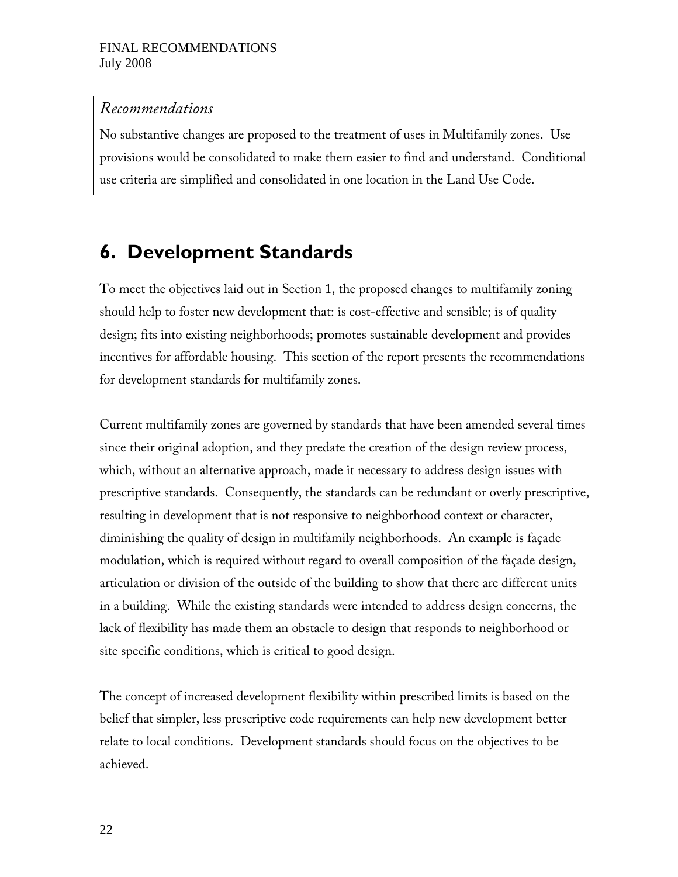*Recommendations*

No substantive changes are proposed to the treatment of uses in Multifamily zones. Use provisions would be consolidated to make them easier to find and understand. Conditional use criteria are simplified and consolidated in one location in the Land Use Code.

# 6. Development Standards

To meet the objectives laid out in Section 1, the proposed changes to multifamily zoning should help to foster new development that: is cost-effective and sensible; is of quality design; fits into existing neighborhoods; promotes sustainable development and provides incentives for affordable housing. This section of the report presents the recommendations for development standards for multifamily zones.

Current multifamily zones are governed by standards that have been amended several times since their original adoption, and they predate the creation of the design review process, which, without an alternative approach, made it necessary to address design issues with prescriptive standards. Consequently, the standards can be redundant or overly prescriptive, resulting in development that is not responsive to neighborhood context or character, diminishing the quality of design in multifamily neighborhoods. An example is façade modulation, which is required without regard to overall composition of the façade design, articulation or division of the outside of the building to show that there are different units in a building. While the existing standards were intended to address design concerns, the lack of flexibility has made them an obstacle to design that responds to neighborhood or site specific conditions, which is critical to good design.

The concept of increased development flexibility within prescribed limits is based on the belief that simpler, less prescriptive code requirements can help new development better relate to local conditions. Development standards should focus on the objectives to be achieved.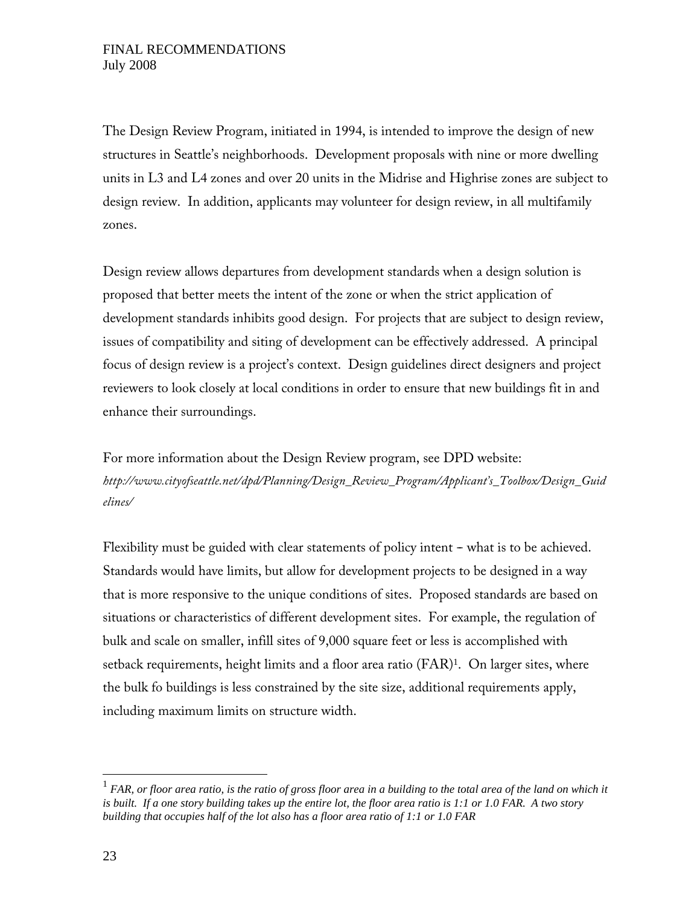The Design Review Program, initiated in 1994, is intended to improve the design of new structures in Seattle's neighborhoods. Development proposals with nine or more dwelling units in L3 and L4 zones and over 20 units in the Midrise and Highrise zones are subject to design review. In addition, applicants may volunteer for design review, in all multifamily zones.

Design review allows departures from development standards when a design solution is proposed that better meets the intent of the zone or when the strict application of development standards inhibits good design. For projects that are subject to design review, issues of compatibility and siting of development can be effectively addressed. A principal focus of design review is a project's context. Design guidelines direct designers and project reviewers to look closely at local conditions in order to ensure that new buildings fit in and enhance their surroundings.

For more information about the Design Review program, see DPD website:
*http://www.cityofseattle.net/dpd/Planning/Design_Review_Program/Applicant's_Toolbox/Design_Guidelines/*

Flexibility must be guided with clear statements of policy intent – what is to be achieved. Standards would have limits, but allow for development projects to be designed in a way that is more responsive to the unique conditions of sites. Proposed standards are based on situations or characteristics of different development sites. For example, the regulation of bulk and scale on smaller, infill sites of 9,000 square feet or less is accomplished with setback requirements, height limits and a floor area ratio (FAR)[1]. On larger sites, where the bulk fo buildings is less constrained by the site size, additional requirements apply, including maximum limits on structure width.

---

[1] *FAR, or floor area ratio, is the ratio of gross floor area in a building to the total area of the land on which it is built. If a one story building takes up the entire lot, the floor area ratio is 1:1 or 1.0 FAR. A two story building that occupies half of the lot also has a floor area ratio of 1:1 or 1.0 FAR*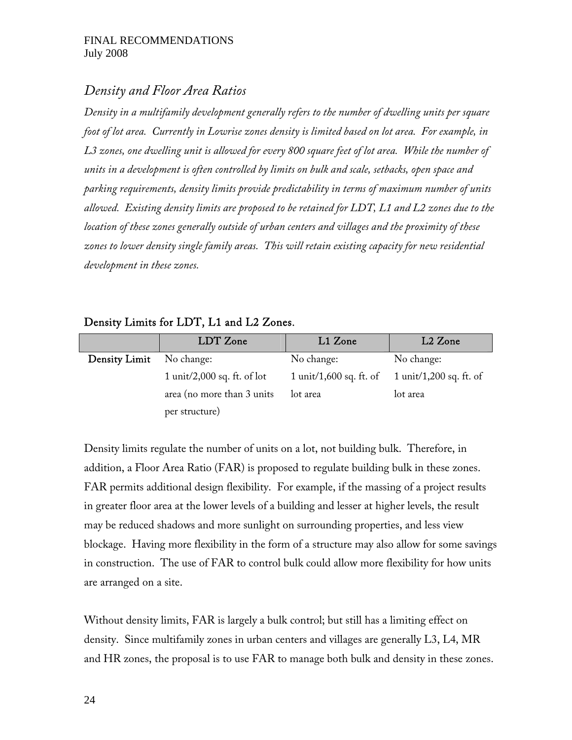## *Density and Floor Area Ratios*

*Density in a multifamily development generally refers to the number of dwelling units per square foot of lot area. Currently in Lowrise zones density is limited based on lot area. For example, in L3 zones, one dwelling unit is allowed for every 800 square feet of lot area. While the number of units in a development is often controlled by limits on bulk and scale, setbacks, open space and parking requirements, density limits provide predictability in terms of maximum number of units allowed. Existing density limits are proposed to be retained for LDT, L1 and L2 zones due to the location of these zones generally outside of urban centers and villages and the proximity of these zones to lower density single family areas. This will retain existing capacity for new residential development in these zones.*

**Density Limits for LDT, L1 and L2 Zones.**

| | LDT Zone | L1 Zone | L2 Zone |
|---|---|---|---|
| **Density Limit** | No change: 1 unit/2,000 sq. ft. of lot area (no more than 3 units per structure) | No change: 1 unit/1,600 sq. ft. of lot area | No change: 1 unit/1,200 sq. ft. of lot area |

Density limits regulate the number of units on a lot, not building bulk. Therefore, in addition, a Floor Area Ratio (FAR) is proposed to regulate building bulk in these zones. FAR permits additional design flexibility. For example, if the massing of a project results in greater floor area at the lower levels of a building and lesser at higher levels, the result may be reduced shadows and more sunlight on surrounding properties, and less view blockage. Having more flexibility in the form of a structure may also allow for some savings in construction. The use of FAR to control bulk could allow more flexibility for how units are arranged on a site.

Without density limits, FAR is largely a bulk control; but still has a limiting effect on density. Since multifamily zones in urban centers and villages are generally L3, L4, MR and HR zones, the proposal is to use FAR to manage both bulk and density in these zones.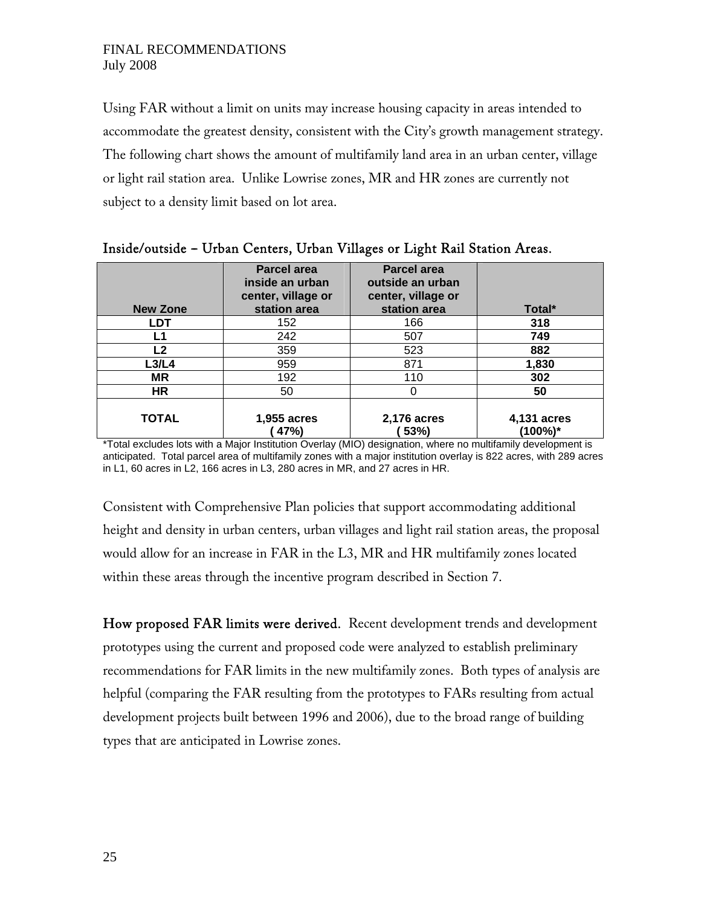Using FAR without a limit on units may increase housing capacity in areas intended to accommodate the greatest density, consistent with the City's growth management strategy. The following chart shows the amount of multifamily land area in an urban center, village or light rail station area. Unlike Lowrise zones, MR and HR zones are currently not subject to a density limit based on lot area.

**Inside/outside – Urban Centers, Urban Villages or Light Rail Station Areas.**

| New Zone | Parcel area inside an urban center, village or station area | Parcel area outside an urban center, village or station area | Total* |
|---|---|---|---|
| **LDT** | 152 | 166 | **318** |
| **L1** | 242 | 507 | **749** |
| **L2** | 359 | 523 | **882** |
| **L3/L4** | 959 | 871 | **1,830** |
| **MR** | 192 | 110 | **302** |
| **HR** | 50 | 0 | **50** |
| **TOTAL** | **1,955 acres (47%)** | **2,176 acres (53%)** | **4,131 acres (100%)*** |

*Total excludes lots with a Major Institution Overlay (MIO) designation, where no multifamily development is anticipated. Total parcel area of multifamily zones with a major institution overlay is 822 acres, with 289 acres in L1, 60 acres in L2, 166 acres in L3, 280 acres in MR, and 27 acres in HR.

Consistent with Comprehensive Plan policies that support accommodating additional height and density in urban centers, urban villages and light rail station areas, the proposal would allow for an increase in FAR in the L3, MR and HR multifamily zones located within these areas through the incentive program described in Section 7.

**How proposed FAR limits were derived.** Recent development trends and development prototypes using the current and proposed code were analyzed to establish preliminary recommendations for FAR limits in the new multifamily zones. Both types of analysis are helpful (comparing the FAR resulting from the prototypes to FARs resulting from actual development projects built between 1996 and 2006), due to the broad range of building types that are anticipated in Lowrise zones.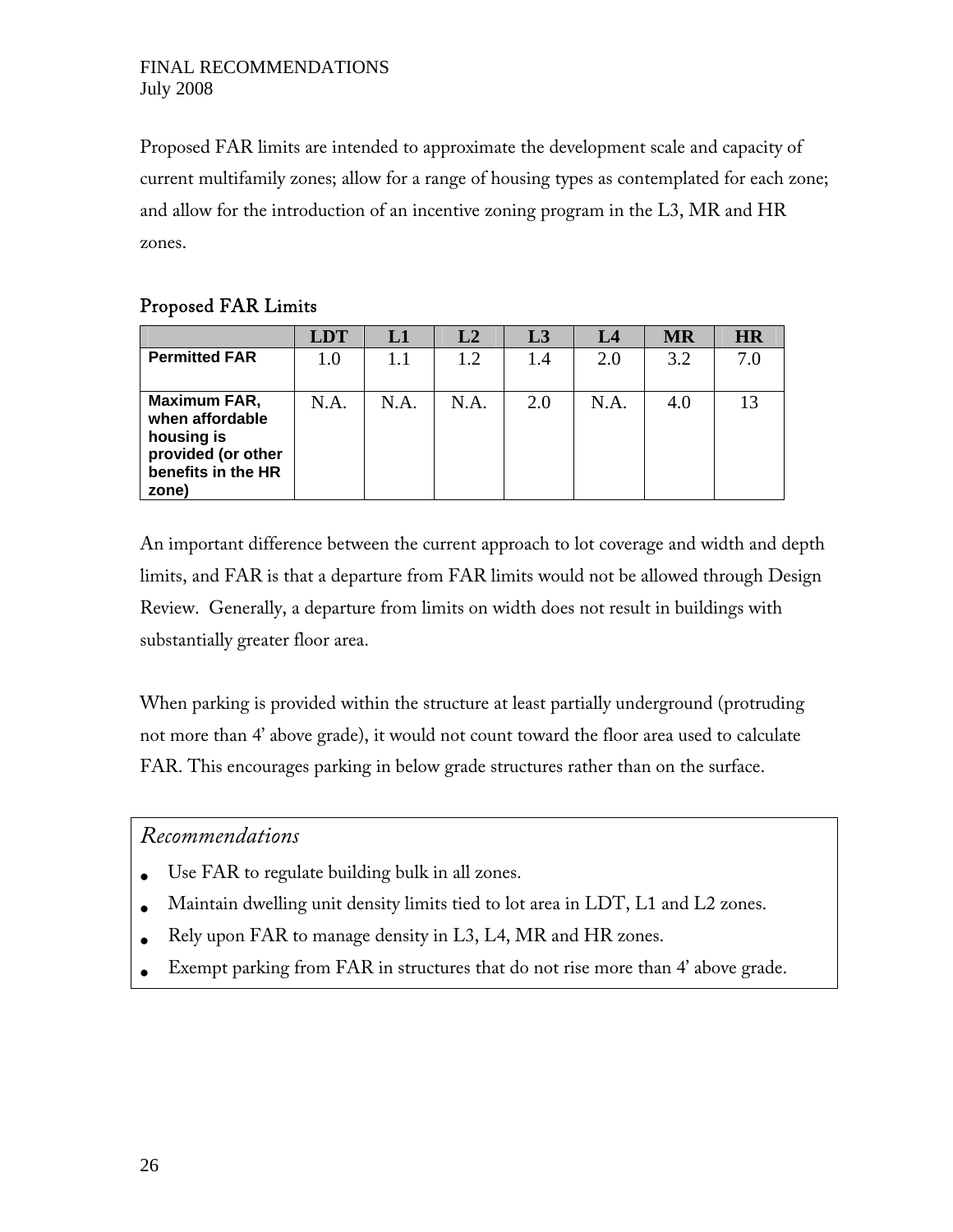Proposed FAR limits are intended to approximate the development scale and capacity of current multifamily zones; allow for a range of housing types as contemplated for each zone; and allow for the introduction of an incentive zoning program in the L3, MR and HR zones.

### Proposed FAR Limits

| | LDT | L1 | L2 | L3 | L4 | MR | HR |
|---|---|---|---|---|---|---|---|
| **Permitted FAR** | 1.0 | 1.1 | 1.2 | 1.4 | 2.0 | 3.2 | 7.0 |
| **Maximum FAR, when affordable housing is provided (or other benefits in the HR zone)** | N.A. | N.A. | N.A. | 2.0 | N.A. | 4.0 | 13 |

An important difference between the current approach to lot coverage and width and depth limits, and FAR is that a departure from FAR limits would not be allowed through Design Review. Generally, a departure from limits on width does not result in buildings with substantially greater floor area.

When parking is provided within the structure at least partially underground (protruding not more than 4' above grade), it would not count toward the floor area used to calculate FAR. This encourages parking in below grade structures rather than on the surface.

*Recommendations*

- Use FAR to regulate building bulk in all zones.
- Maintain dwelling unit density limits tied to lot area in LDT, L1 and L2 zones.
- Rely upon FAR to manage density in L3, L4, MR and HR zones.
- Exempt parking from FAR in structures that do not rise more than 4' above grade.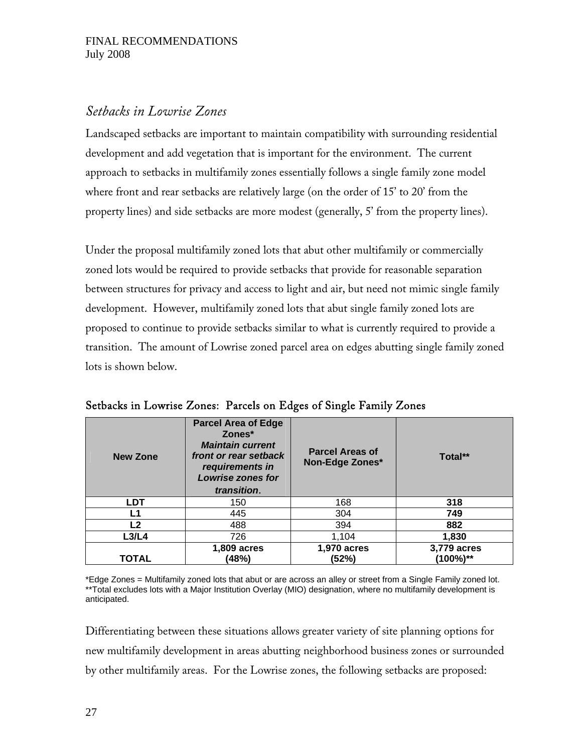## Setbacks in Lowrise Zones

Landscaped setbacks are important to maintain compatibility with surrounding residential development and add vegetation that is important for the environment. The current approach to setbacks in multifamily zones essentially follows a single family zone model where front and rear setbacks are relatively large (on the order of 15' to 20' from the property lines) and side setbacks are more modest (generally, 5' from the property lines).

Under the proposal multifamily zoned lots that abut other multifamily or commercially zoned lots would be required to provide setbacks that provide for reasonable separation between structures for privacy and access to light and air, but need not mimic single family development. However, multifamily zoned lots that abut single family zoned lots are proposed to continue to provide setbacks similar to what is currently required to provide a transition. The amount of Lowrise zoned parcel area on edges abutting single family zoned lots is shown below.

### Setbacks in Lowrise Zones: Parcels on Edges of Single Family Zones

| New Zone | Parcel Area of Edge Zones* *Maintain current front or rear setback requirements in Lowrise zones for transition.* | Parcel Areas of Non-Edge Zones* | Total** |
|---|---|---|---|
| **LDT** | 150 | 168 | **318** |
| **L1** | 445 | 304 | **749** |
| **L2** | 488 | 394 | **882** |
| **L3/L4** | 726 | 1,104 | **1,830** |
| **TOTAL** | **1,809 acres (48%)** | **1,970 acres (52%)** | **3,779 acres (100%)**** |

*Edge Zones = Multifamily zoned lots that abut or are across an alley or street from a Single Family zoned lot.
**Total excludes lots with a Major Institution Overlay (MIO) designation, where no multifamily development is anticipated.

Differentiating between these situations allows greater variety of site planning options for new multifamily development in areas abutting neighborhood business zones or surrounded by other multifamily areas. For the Lowrise zones, the following setbacks are proposed: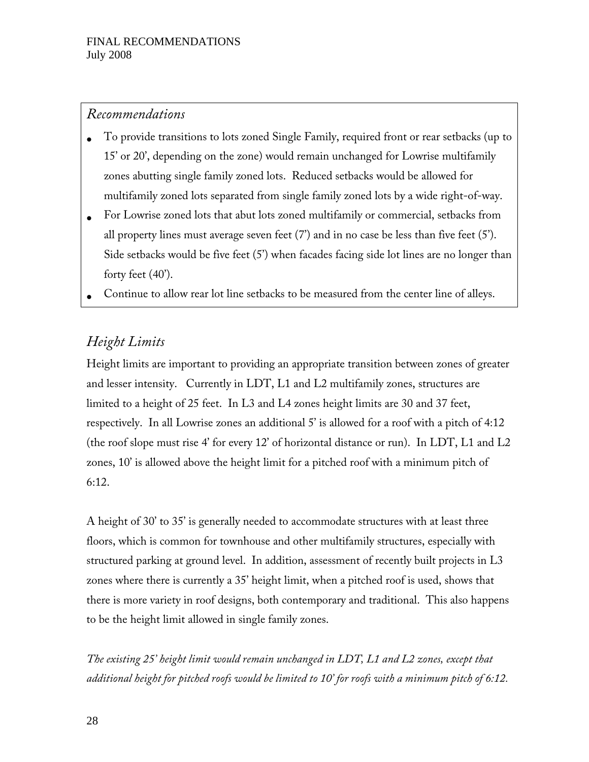*Recommendations*

- To provide transitions to lots zoned Single Family, required front or rear setbacks (up to 15' or 20', depending on the zone) would remain unchanged for Lowrise multifamily zones abutting single family zoned lots. Reduced setbacks would be allowed for multifamily zoned lots separated from single family zoned lots by a wide right-of-way.
- For Lowrise zoned lots that abut lots zoned multifamily or commercial, setbacks from all property lines must average seven feet (7') and in no case be less than five feet (5'). Side setbacks would be five feet (5') when facades facing side lot lines are no longer than forty feet (40').
- Continue to allow rear lot line setbacks to be measured from the center line of alleys.

## *Height Limits*

Height limits are important to providing an appropriate transition between zones of greater and lesser intensity. Currently in LDT, L1 and L2 multifamily zones, structures are limited to a height of 25 feet. In L3 and L4 zones height limits are 30 and 37 feet, respectively. In all Lowrise zones an additional 5' is allowed for a roof with a pitch of 4:12 (the roof slope must rise 4' for every 12' of horizontal distance or run). In LDT, L1 and L2 zones, 10' is allowed above the height limit for a pitched roof with a minimum pitch of 6:12.

A height of 30' to 35' is generally needed to accommodate structures with at least three floors, which is common for townhouse and other multifamily structures, especially with structured parking at ground level. In addition, assessment of recently built projects in L3 zones where there is currently a 35' height limit, when a pitched roof is used, shows that there is more variety in roof designs, both contemporary and traditional. This also happens to be the height limit allowed in single family zones.

*The existing 25' height limit would remain unchanged in LDT, L1 and L2 zones, except that additional height for pitched roofs would be limited to 10' for roofs with a minimum pitch of 6:12.*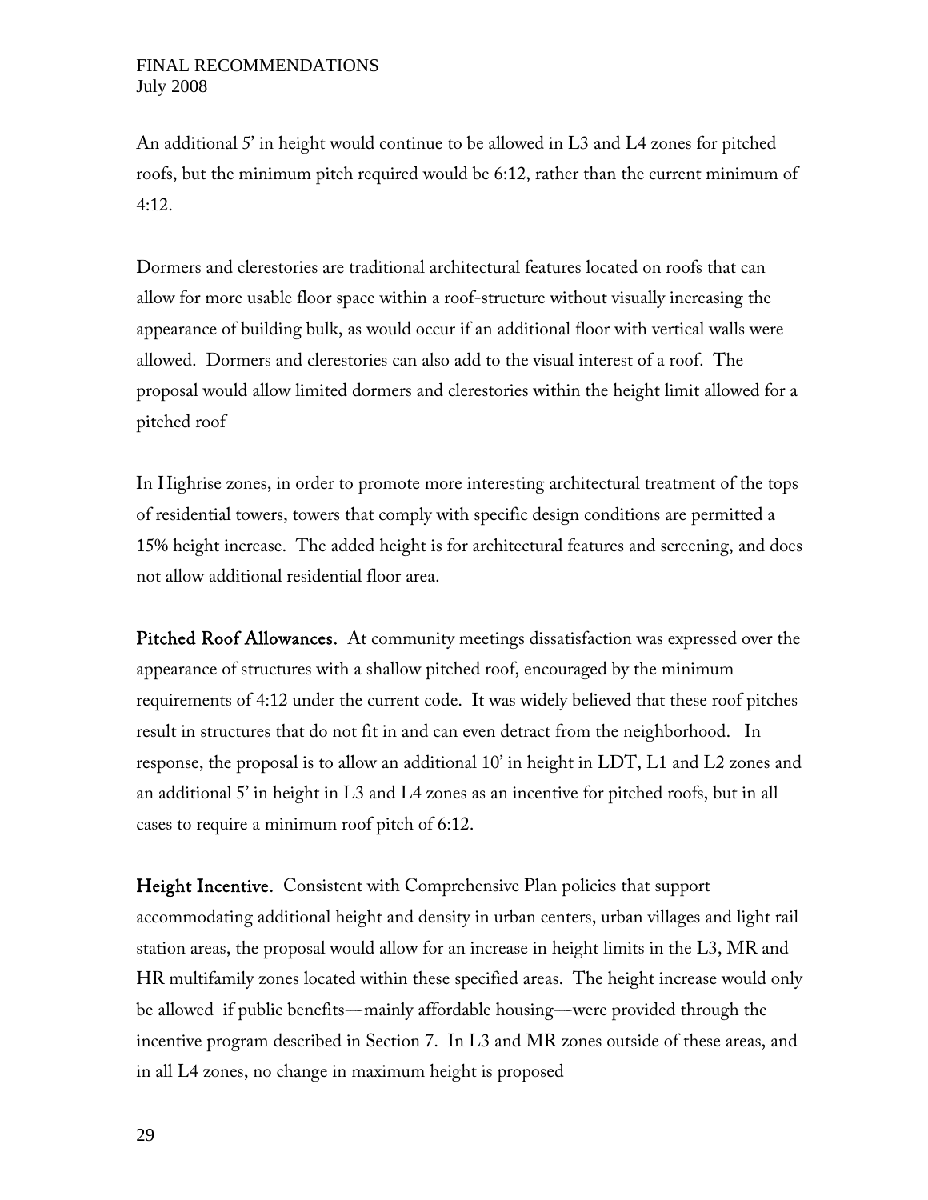An additional 5' in height would continue to be allowed in L3 and L4 zones for pitched roofs, but the minimum pitch required would be 6:12, rather than the current minimum of 4:12.

Dormers and clerestories are traditional architectural features located on roofs that can allow for more usable floor space within a roof-structure without visually increasing the appearance of building bulk, as would occur if an additional floor with vertical walls were allowed. Dormers and clerestories can also add to the visual interest of a roof. The proposal would allow limited dormers and clerestories within the height limit allowed for a pitched roof

In Highrise zones, in order to promote more interesting architectural treatment of the tops of residential towers, towers that comply with specific design conditions are permitted a 15% height increase. The added height is for architectural features and screening, and does not allow additional residential floor area.

**Pitched Roof Allowances.** At community meetings dissatisfaction was expressed over the appearance of structures with a shallow pitched roof, encouraged by the minimum requirements of 4:12 under the current code. It was widely believed that these roof pitches result in structures that do not fit in and can even detract from the neighborhood. In response, the proposal is to allow an additional 10' in height in LDT, L1 and L2 zones and an additional 5' in height in L3 and L4 zones as an incentive for pitched roofs, but in all cases to require a minimum roof pitch of 6:12.

**Height Incentive.** Consistent with Comprehensive Plan policies that support accommodating additional height and density in urban centers, urban villages and light rail station areas, the proposal would allow for an increase in height limits in the L3, MR and HR multifamily zones located within these specified areas. The height increase would only be allowed if public benefits—mainly affordable housing—were provided through the incentive program described in Section 7. In L3 and MR zones outside of these areas, and in all L4 zones, no change in maximum height is proposed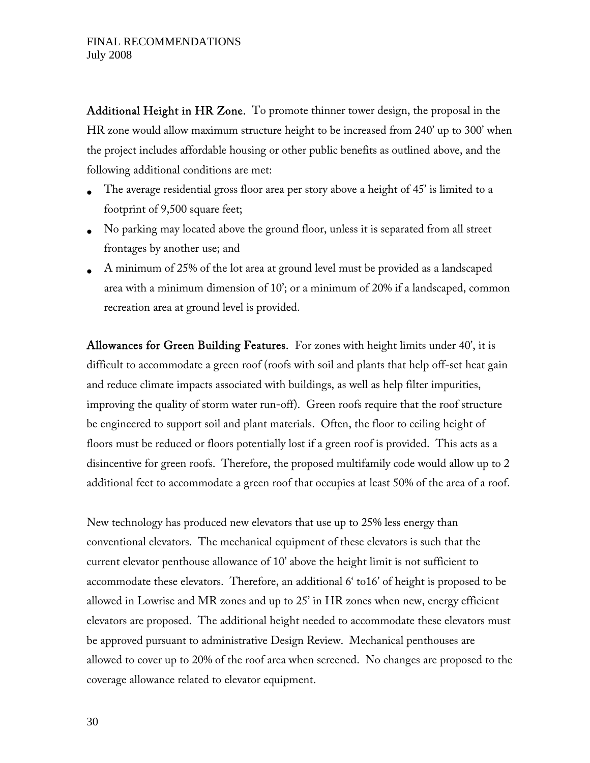**Additional Height in HR Zone.** To promote thinner tower design, the proposal in the HR zone would allow maximum structure height to be increased from 240' up to 300' when the project includes affordable housing or other public benefits as outlined above, and the following additional conditions are met:

- The average residential gross floor area per story above a height of 45' is limited to a footprint of 9,500 square feet;
- No parking may located above the ground floor, unless it is separated from all street frontages by another use; and
- A minimum of 25% of the lot area at ground level must be provided as a landscaped area with a minimum dimension of 10'; or a minimum of 20% if a landscaped, common recreation area at ground level is provided.

**Allowances for Green Building Features.** For zones with height limits under 40', it is difficult to accommodate a green roof (roofs with soil and plants that help off-set heat gain and reduce climate impacts associated with buildings, as well as help filter impurities, improving the quality of storm water run-off). Green roofs require that the roof structure be engineered to support soil and plant materials. Often, the floor to ceiling height of floors must be reduced or floors potentially lost if a green roof is provided. This acts as a disincentive for green roofs. Therefore, the proposed multifamily code would allow up to 2 additional feet to accommodate a green roof that occupies at least 50% of the area of a roof.

New technology has produced new elevators that use up to 25% less energy than conventional elevators. The mechanical equipment of these elevators is such that the current elevator penthouse allowance of 10' above the height limit is not sufficient to accommodate these elevators. Therefore, an additional 6' to16' of height is proposed to be allowed in Lowrise and MR zones and up to 25' in HR zones when new, energy efficient elevators are proposed. The additional height needed to accommodate these elevators must be approved pursuant to administrative Design Review. Mechanical penthouses are allowed to cover up to 20% of the roof area when screened. No changes are proposed to the coverage allowance related to elevator equipment.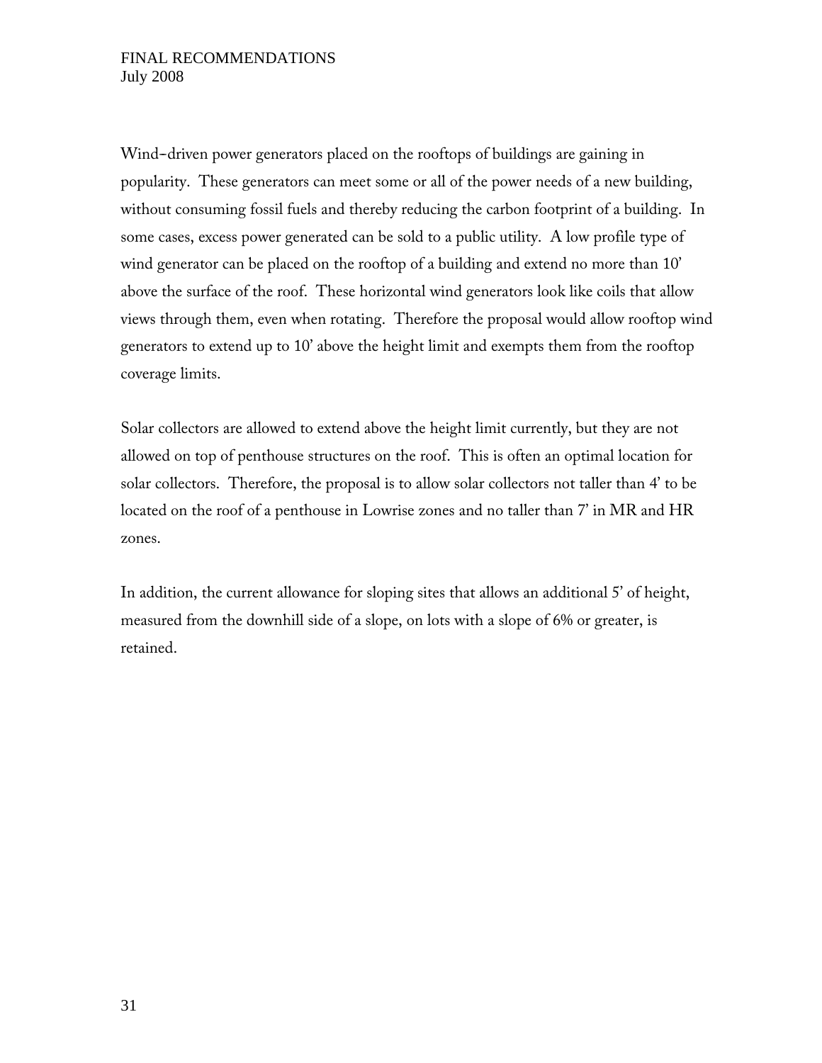Wind-driven power generators placed on the rooftops of buildings are gaining in popularity. These generators can meet some or all of the power needs of a new building, without consuming fossil fuels and thereby reducing the carbon footprint of a building. In some cases, excess power generated can be sold to a public utility. A low profile type of wind generator can be placed on the rooftop of a building and extend no more than 10' above the surface of the roof. These horizontal wind generators look like coils that allow views through them, even when rotating. Therefore the proposal would allow rooftop wind generators to extend up to 10' above the height limit and exempts them from the rooftop coverage limits.

Solar collectors are allowed to extend above the height limit currently, but they are not allowed on top of penthouse structures on the roof. This is often an optimal location for solar collectors. Therefore, the proposal is to allow solar collectors not taller than 4' to be located on the roof of a penthouse in Lowrise zones and no taller than 7' in MR and HR zones.

In addition, the current allowance for sloping sites that allows an additional 5' of height, measured from the downhill side of a slope, on lots with a slope of 6% or greater, is retained.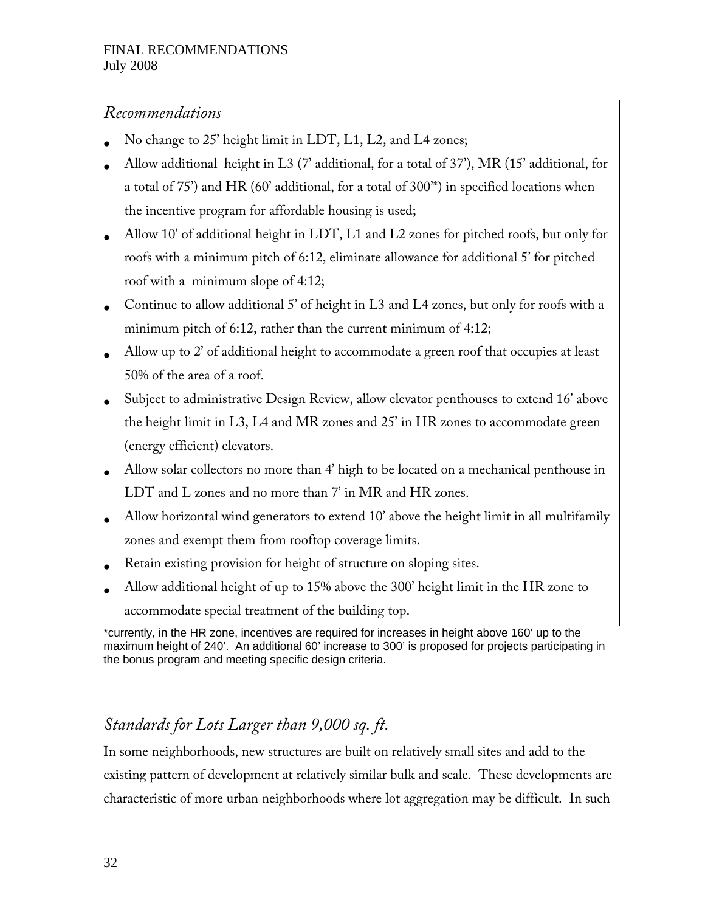*Recommendations*

- No change to 25' height limit in LDT, L1, L2, and L4 zones;
- Allow additional height in L3 (7' additional, for a total of 37'), MR (15' additional, for a total of 75') and HR (60' additional, for a total of 300'*) in specified locations when the incentive program for affordable housing is used;
- Allow 10' of additional height in LDT, L1 and L2 zones for pitched roofs, but only for roofs with a minimum pitch of 6:12, eliminate allowance for additional 5' for pitched roof with a minimum slope of 4:12;
- Continue to allow additional 5' of height in L3 and L4 zones, but only for roofs with a minimum pitch of 6:12, rather than the current minimum of 4:12;
- Allow up to 2' of additional height to accommodate a green roof that occupies at least 50% of the area of a roof.
- Subject to administrative Design Review, allow elevator penthouses to extend 16' above the height limit in L3, L4 and MR zones and 25' in HR zones to accommodate green (energy efficient) elevators.
- Allow solar collectors no more than 4' high to be located on a mechanical penthouse in LDT and L zones and no more than 7' in MR and HR zones.
- Allow horizontal wind generators to extend 10' above the height limit in all multifamily zones and exempt them from rooftop coverage limits.
- Retain existing provision for height of structure on sloping sites.
- Allow additional height of up to 15% above the 300' height limit in the HR zone to accommodate special treatment of the building top.

*currently, in the HR zone, incentives are required for increases in height above 160' up to the maximum height of 240'. An additional 60' increase to 300' is proposed for projects participating in the bonus program and meeting specific design criteria.

## *Standards for Lots Larger than 9,000 sq. ft.*

In some neighborhoods, new structures are built on relatively small sites and add to the existing pattern of development at relatively similar bulk and scale. These developments are characteristic of more urban neighborhoods where lot aggregation may be difficult. In such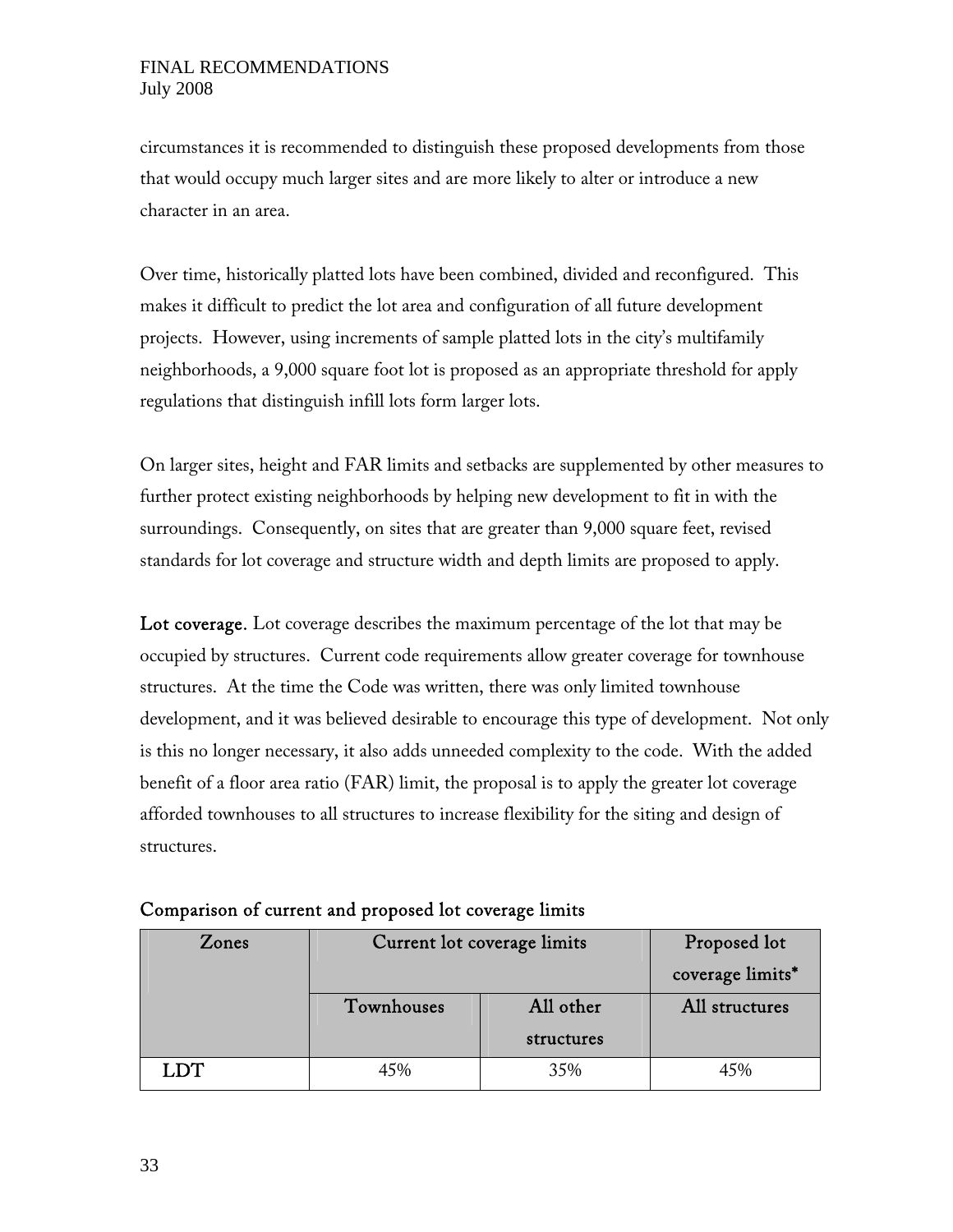circumstances it is recommended to distinguish these proposed developments from those that would occupy much larger sites and are more likely to alter or introduce a new character in an area.

Over time, historically platted lots have been combined, divided and reconfigured. This makes it difficult to predict the lot area and configuration of all future development projects. However, using increments of sample platted lots in the city's multifamily neighborhoods, a 9,000 square foot lot is proposed as an appropriate threshold for apply regulations that distinguish infill lots form larger lots.

On larger sites, height and FAR limits and setbacks are supplemented by other measures to further protect existing neighborhoods by helping new development to fit in with the surroundings. Consequently, on sites that are greater than 9,000 square feet, revised standards for lot coverage and structure width and depth limits are proposed to apply.

**Lot coverage.** Lot coverage describes the maximum percentage of the lot that may be occupied by structures. Current code requirements allow greater coverage for townhouse structures. At the time the Code was written, there was only limited townhouse development, and it was believed desirable to encourage this type of development. Not only is this no longer necessary, it also adds unneeded complexity to the code. With the added benefit of a floor area ratio (FAR) limit, the proposal is to apply the greater lot coverage afforded townhouses to all structures to increase flexibility for the siting and design of structures.

**Comparison of current and proposed lot coverage limits**

| Zones | Current lot coverage limits | | Proposed lot coverage limits* |
|---|---|---|---|
| | Townhouses | All other structures | All structures |
| **LDT** | 45% | 35% | 45% |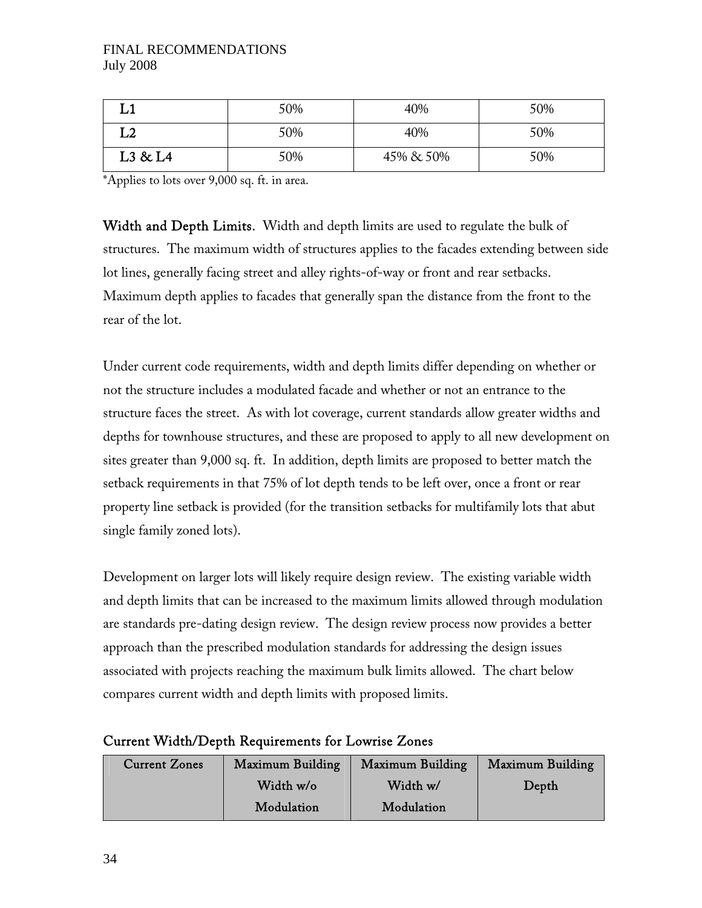| L1 | 50% | 40% | 50% |
|---|---|---|---|
| L2 | 50% | 40% | 50% |
| L3 & L4 | 50% | 45% & 50% | 50% |

*Applies to lots over 9,000 sq. ft. in area.

**Width and Depth Limits.** Width and depth limits are used to regulate the bulk of structures. The maximum width of structures applies to the facades extending between side lot lines, generally facing street and alley rights-of-way or front and rear setbacks. Maximum depth applies to facades that generally span the distance from the front to the rear of the lot.

Under current code requirements, width and depth limits differ depending on whether or not the structure includes a modulated facade and whether or not an entrance to the structure faces the street. As with lot coverage, current standards allow greater widths and depths for townhouse structures, and these are proposed to apply to all new development on sites greater than 9,000 sq. ft. In addition, depth limits are proposed to better match the setback requirements in that 75% of lot depth tends to be left over, once a front or rear property line setback is provided (for the transition setbacks for multifamily lots that abut single family zoned lots).

Development on larger lots will likely require design review. The existing variable width and depth limits that can be increased to the maximum limits allowed through modulation are standards pre-dating design review. The design review process now provides a better approach than the prescribed modulation standards for addressing the design issues associated with projects reaching the maximum bulk limits allowed. The chart below compares current width and depth limits with proposed limits.

**Current Width/Depth Requirements for Lowrise Zones**

| Current Zones | Maximum Building Width w/o Modulation | Maximum Building Width w/ Modulation | Maximum Building Depth |
|---|---|---|---|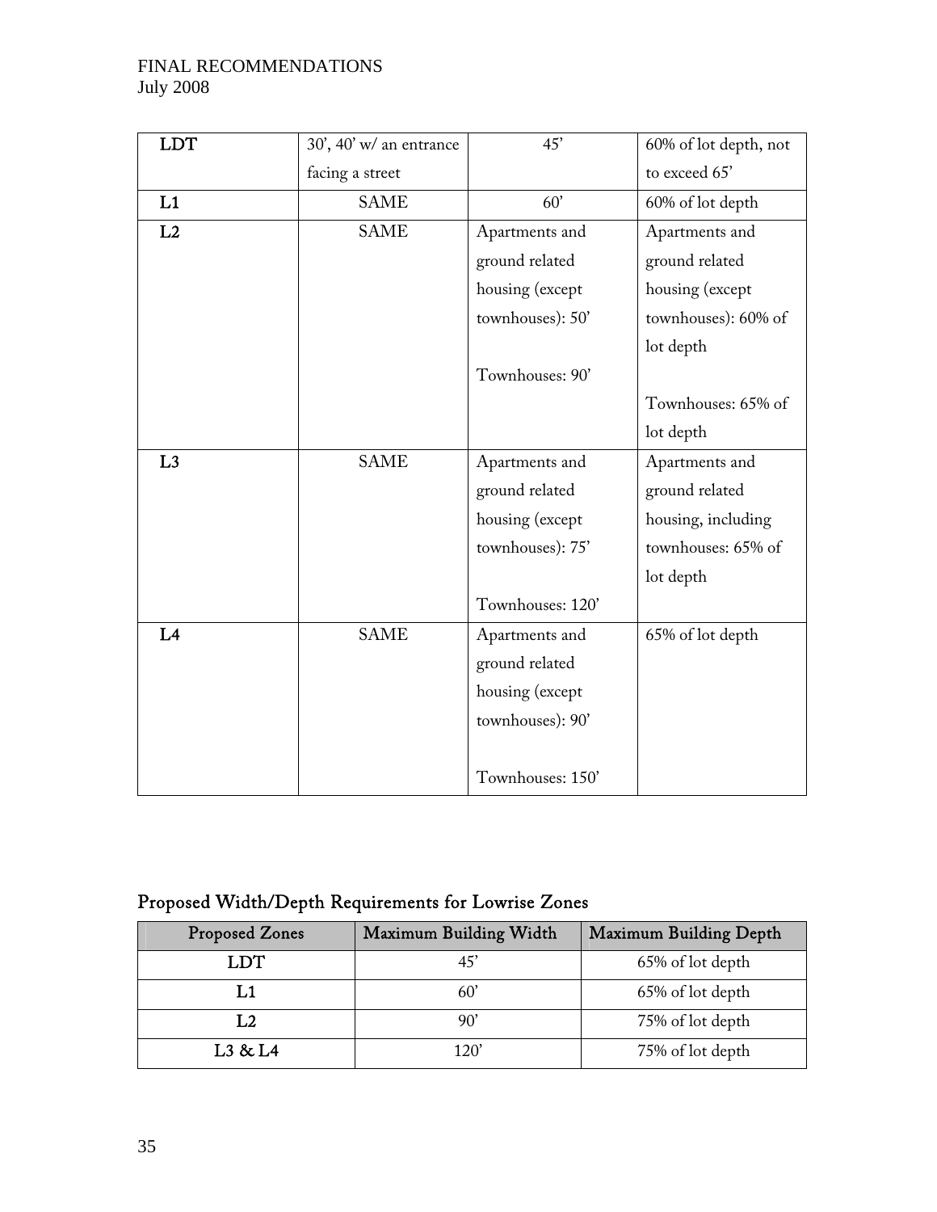| LDT | 30', 40' w/ an entrance facing a street | 45' | 60% of lot depth, not to exceed 65' |
|---|---|---|---|
| L1 | SAME | 60' | 60% of lot depth |
| L2 | SAME | Apartments and ground related housing (except townhouses): 50'<br><br>Townhouses: 90' | Apartments and ground related housing (except townhouses): 60% of lot depth<br><br>Townhouses: 65% of lot depth |
| L3 | SAME | Apartments and ground related housing (except townhouses): 75'<br><br>Townhouses: 120' | Apartments and ground related housing, including townhouses: 65% of lot depth |
| L4 | SAME | Apartments and ground related housing (except townhouses): 90'<br><br>Townhouses: 150' | 65% of lot depth |

## Proposed Width/Depth Requirements for Lowrise Zones

| Proposed Zones | Maximum Building Width | Maximum Building Depth |
|---|---|---|
| LDT | 45' | 65% of lot depth |
| L1 | 60' | 65% of lot depth |
| L2 | 90' | 75% of lot depth |
| L3 & L4 | 120' | 75% of lot depth |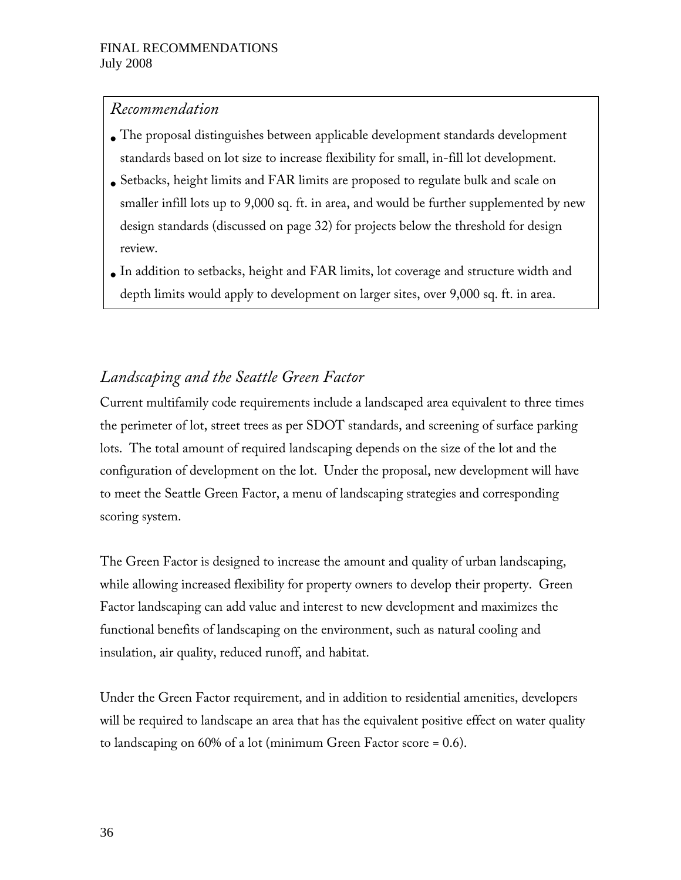*Recommendation*

- The proposal distinguishes between applicable development standards development standards based on lot size to increase flexibility for small, in-fill lot development.
- Setbacks, height limits and FAR limits are proposed to regulate bulk and scale on smaller infill lots up to 9,000 sq. ft. in area, and would be further supplemented by new design standards (discussed on page 32) for projects below the threshold for design review.
- In addition to setbacks, height and FAR limits, lot coverage and structure width and depth limits would apply to development on larger sites, over 9,000 sq. ft. in area.

## *Landscaping and the Seattle Green Factor*

Current multifamily code requirements include a landscaped area equivalent to three times the perimeter of lot, street trees as per SDOT standards, and screening of surface parking lots. The total amount of required landscaping depends on the size of the lot and the configuration of development on the lot. Under the proposal, new development will have to meet the Seattle Green Factor, a menu of landscaping strategies and corresponding scoring system.

The Green Factor is designed to increase the amount and quality of urban landscaping, while allowing increased flexibility for property owners to develop their property. Green Factor landscaping can add value and interest to new development and maximizes the functional benefits of landscaping on the environment, such as natural cooling and insulation, air quality, reduced runoff, and habitat.

Under the Green Factor requirement, and in addition to residential amenities, developers will be required to landscape an area that has the equivalent positive effect on water quality to landscaping on 60% of a lot (minimum Green Factor score = 0.6).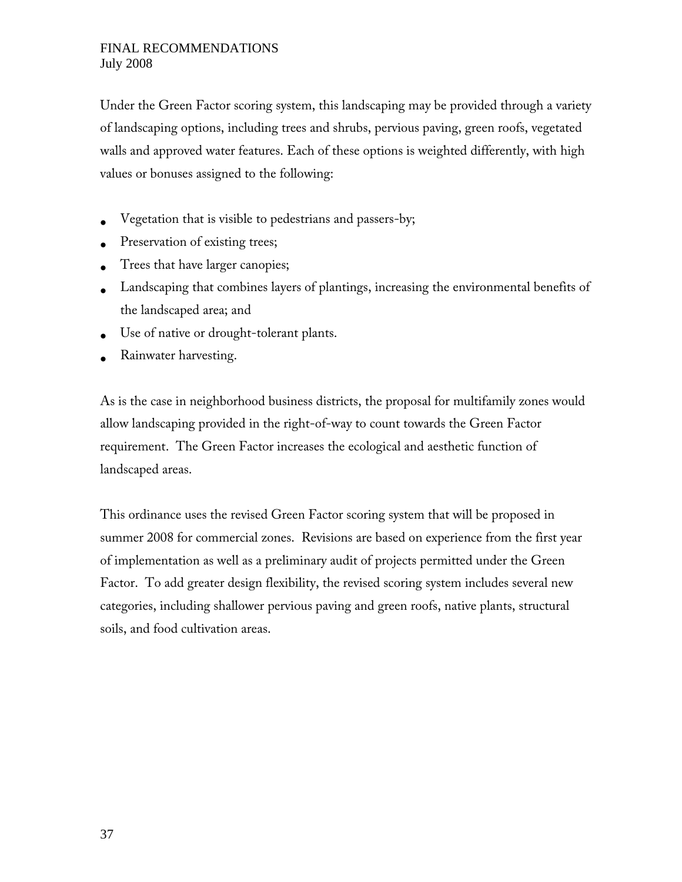Under the Green Factor scoring system, this landscaping may be provided through a variety of landscaping options, including trees and shrubs, pervious paving, green roofs, vegetated walls and approved water features. Each of these options is weighted differently, with high values or bonuses assigned to the following:

- Vegetation that is visible to pedestrians and passers-by;
- Preservation of existing trees;
- Trees that have larger canopies;
- Landscaping that combines layers of plantings, increasing the environmental benefits of the landscaped area; and
- Use of native or drought-tolerant plants.
- Rainwater harvesting.

As is the case in neighborhood business districts, the proposal for multifamily zones would allow landscaping provided in the right-of-way to count towards the Green Factor requirement. The Green Factor increases the ecological and aesthetic function of landscaped areas.

This ordinance uses the revised Green Factor scoring system that will be proposed in summer 2008 for commercial zones. Revisions are based on experience from the first year of implementation as well as a preliminary audit of projects permitted under the Green Factor. To add greater design flexibility, the revised scoring system includes several new categories, including shallower pervious paving and green roofs, native plants, structural soils, and food cultivation areas.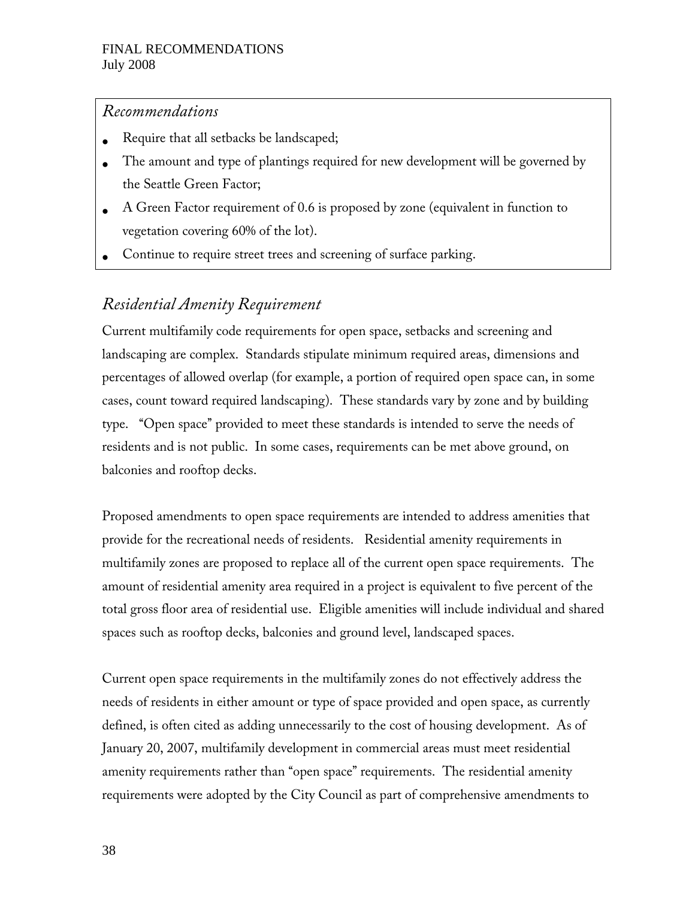*Recommendations*

- Require that all setbacks be landscaped;
- The amount and type of plantings required for new development will be governed by the Seattle Green Factor;
- A Green Factor requirement of 0.6 is proposed by zone (equivalent in function to vegetation covering 60% of the lot).
- Continue to require street trees and screening of surface parking.

## *Residential Amenity Requirement*

Current multifamily code requirements for open space, setbacks and screening and landscaping are complex. Standards stipulate minimum required areas, dimensions and percentages of allowed overlap (for example, a portion of required open space can, in some cases, count toward required landscaping). These standards vary by zone and by building type. "Open space" provided to meet these standards is intended to serve the needs of residents and is not public. In some cases, requirements can be met above ground, on balconies and rooftop decks.

Proposed amendments to open space requirements are intended to address amenities that provide for the recreational needs of residents. Residential amenity requirements in multifamily zones are proposed to replace all of the current open space requirements. The amount of residential amenity area required in a project is equivalent to five percent of the total gross floor area of residential use. Eligible amenities will include individual and shared spaces such as rooftop decks, balconies and ground level, landscaped spaces.

Current open space requirements in the multifamily zones do not effectively address the needs of residents in either amount or type of space provided and open space, as currently defined, is often cited as adding unnecessarily to the cost of housing development. As of January 20, 2007, multifamily development in commercial areas must meet residential amenity requirements rather than "open space" requirements. The residential amenity requirements were adopted by the City Council as part of comprehensive amendments to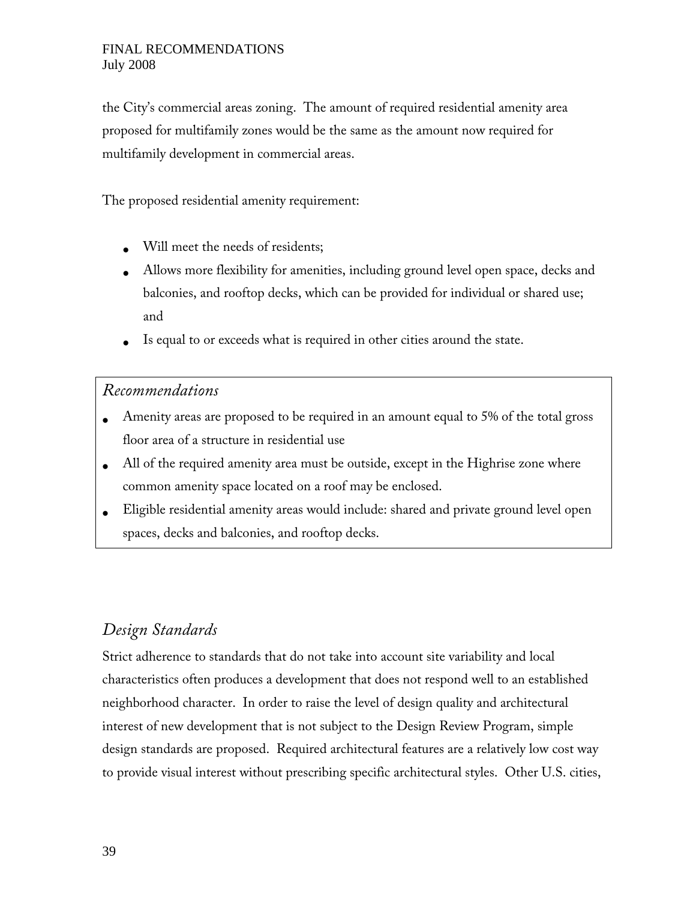the City's commercial areas zoning. The amount of required residential amenity area proposed for multifamily zones would be the same as the amount now required for multifamily development in commercial areas.

The proposed residential amenity requirement:

- Will meet the needs of residents;
- Allows more flexibility for amenities, including ground level open space, decks and balconies, and rooftop decks, which can be provided for individual or shared use; and
- Is equal to or exceeds what is required in other cities around the state.

*Recommendations*

- Amenity areas are proposed to be required in an amount equal to 5% of the total gross floor area of a structure in residential use
- All of the required amenity area must be outside, except in the Highrise zone where common amenity space located on a roof may be enclosed.
- Eligible residential amenity areas would include: shared and private ground level open spaces, decks and balconies, and rooftop decks.

## *Design Standards*

Strict adherence to standards that do not take into account site variability and local characteristics often produces a development that does not respond well to an established neighborhood character. In order to raise the level of design quality and architectural interest of new development that is not subject to the Design Review Program, simple design standards are proposed. Required architectural features are a relatively low cost way to provide visual interest without prescribing specific architectural styles. Other U.S. cities,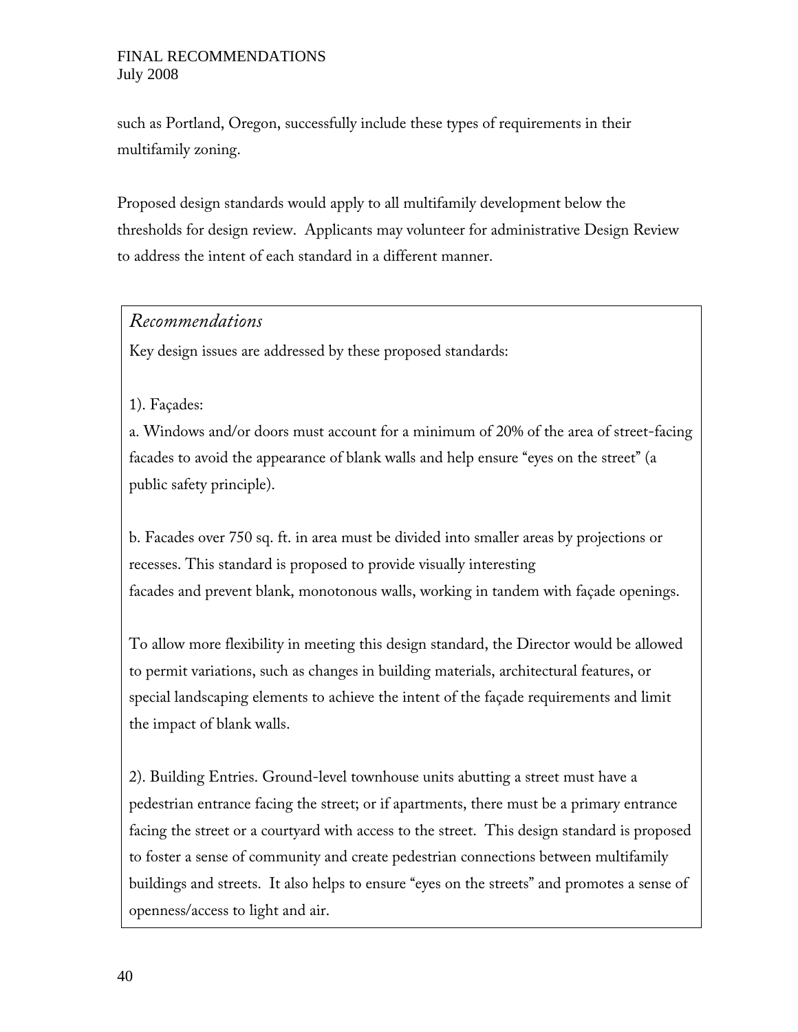such as Portland, Oregon, successfully include these types of requirements in their multifamily zoning.

Proposed design standards would apply to all multifamily development below the thresholds for design review. Applicants may volunteer for administrative Design Review to address the intent of each standard in a different manner.

*Recommendations*

Key design issues are addressed by these proposed standards:

1). Façades:

a. Windows and/or doors must account for a minimum of 20% of the area of street-facing facades to avoid the appearance of blank walls and help ensure "eyes on the street" (a public safety principle).

b. Facades over 750 sq. ft. in area must be divided into smaller areas by projections or recesses. This standard is proposed to provide visually interesting facades and prevent blank, monotonous walls, working in tandem with façade openings.

To allow more flexibility in meeting this design standard, the Director would be allowed to permit variations, such as changes in building materials, architectural features, or special landscaping elements to achieve the intent of the façade requirements and limit the impact of blank walls.

2). Building Entries. Ground-level townhouse units abutting a street must have a pedestrian entrance facing the street; or if apartments, there must be a primary entrance facing the street or a courtyard with access to the street. This design standard is proposed to foster a sense of community and create pedestrian connections between multifamily buildings and streets. It also helps to ensure "eyes on the streets" and promotes a sense of openness/access to light and air.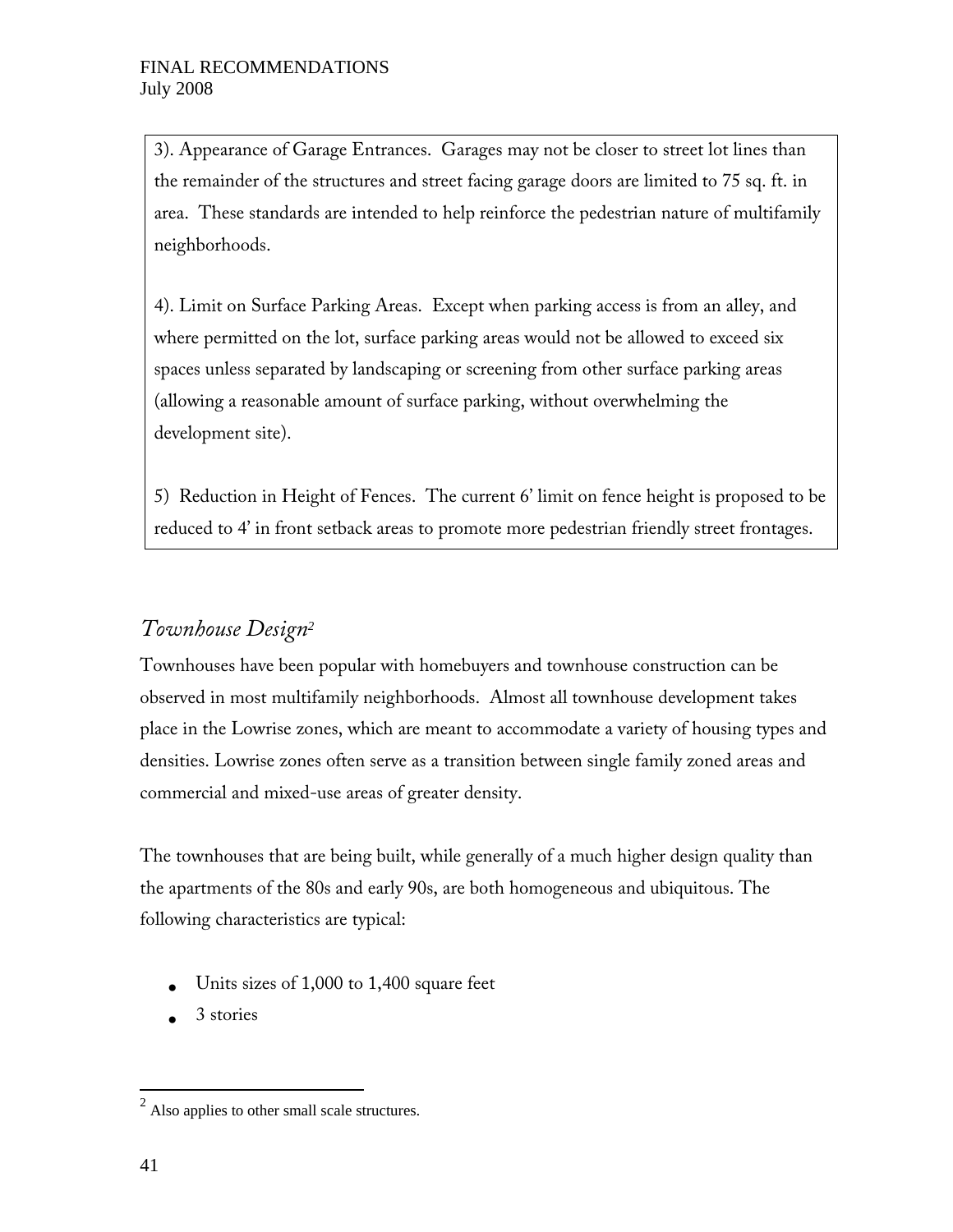3). Appearance of Garage Entrances. Garages may not be closer to street lot lines than the remainder of the structures and street facing garage doors are limited to 75 sq. ft. in area. These standards are intended to help reinforce the pedestrian nature of multifamily neighborhoods.

4). Limit on Surface Parking Areas. Except when parking access is from an alley, and where permitted on the lot, surface parking areas would not be allowed to exceed six spaces unless separated by landscaping or screening from other surface parking areas (allowing a reasonable amount of surface parking, without overwhelming the development site).

5) Reduction in Height of Fences. The current 6' limit on fence height is proposed to be reduced to 4' in front setback areas to promote more pedestrian friendly street frontages.

## *Townhouse Design*[2]

Townhouses have been popular with homebuyers and townhouse construction can be observed in most multifamily neighborhoods. Almost all townhouse development takes place in the Lowrise zones, which are meant to accommodate a variety of housing types and densities. Lowrise zones often serve as a transition between single family zoned areas and commercial and mixed-use areas of greater density.

The townhouses that are being built, while generally of a much higher design quality than the apartments of the 80s and early 90s, are both homogeneous and ubiquitous. The following characteristics are typical:

- Units sizes of 1,000 to 1,400 square feet
- 3 stories

[2] Also applies to other small scale structures.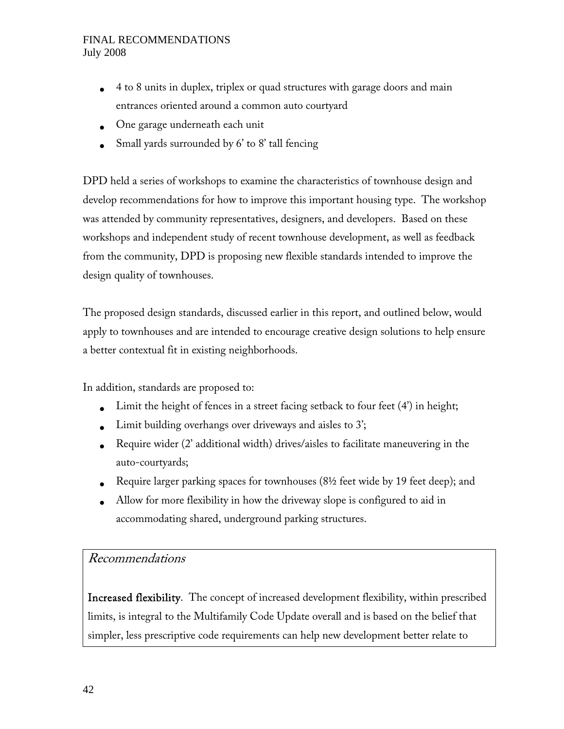- 4 to 8 units in duplex, triplex or quad structures with garage doors and main entrances oriented around a common auto courtyard
- One garage underneath each unit
- Small yards surrounded by 6' to 8' tall fencing

DPD held a series of workshops to examine the characteristics of townhouse design and develop recommendations for how to improve this important housing type. The workshop was attended by community representatives, designers, and developers. Based on these workshops and independent study of recent townhouse development, as well as feedback from the community, DPD is proposing new flexible standards intended to improve the design quality of townhouses.

The proposed design standards, discussed earlier in this report, and outlined below, would apply to townhouses and are intended to encourage creative design solutions to help ensure a better contextual fit in existing neighborhoods.

In addition, standards are proposed to:

- Limit the height of fences in a street facing setback to four feet (4') in height;
- Limit building overhangs over driveways and aisles to 3';
- Require wider (2' additional width) drives/aisles to facilitate maneuvering in the auto-courtyards;
- Require larger parking spaces for townhouses (8½ feet wide by 19 feet deep); and
- Allow for more flexibility in how the driveway slope is configured to aid in accommodating shared, underground parking structures.

### *Recommendations*

**Increased flexibility**. The concept of increased development flexibility, within prescribed limits, is integral to the Multifamily Code Update overall and is based on the belief that simpler, less prescriptive code requirements can help new development better relate to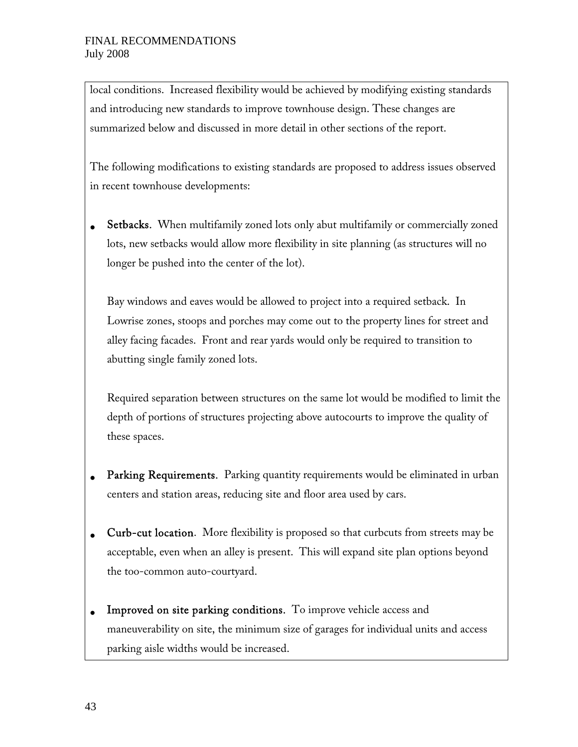local conditions. Increased flexibility would be achieved by modifying existing standards and introducing new standards to improve townhouse design. These changes are summarized below and discussed in more detail in other sections of the report.

The following modifications to existing standards are proposed to address issues observed in recent townhouse developments:

- **Setbacks**. When multifamily zoned lots only abut multifamily or commercially zoned lots, new setbacks would allow more flexibility in site planning (as structures will no longer be pushed into the center of the lot).

  Bay windows and eaves would be allowed to project into a required setback. In Lowrise zones, stoops and porches may come out to the property lines for street and alley facing facades. Front and rear yards would only be required to transition to abutting single family zoned lots.

  Required separation between structures on the same lot would be modified to limit the depth of portions of structures projecting above autocourts to improve the quality of these spaces.

- **Parking Requirements**. Parking quantity requirements would be eliminated in urban centers and station areas, reducing site and floor area used by cars.

- **Curb-cut location**. More flexibility is proposed so that curbcuts from streets may be acceptable, even when an alley is present. This will expand site plan options beyond the too-common auto-courtyard.

- **Improved on site parking conditions**. To improve vehicle access and maneuverability on site, the minimum size of garages for individual units and access parking aisle widths would be increased.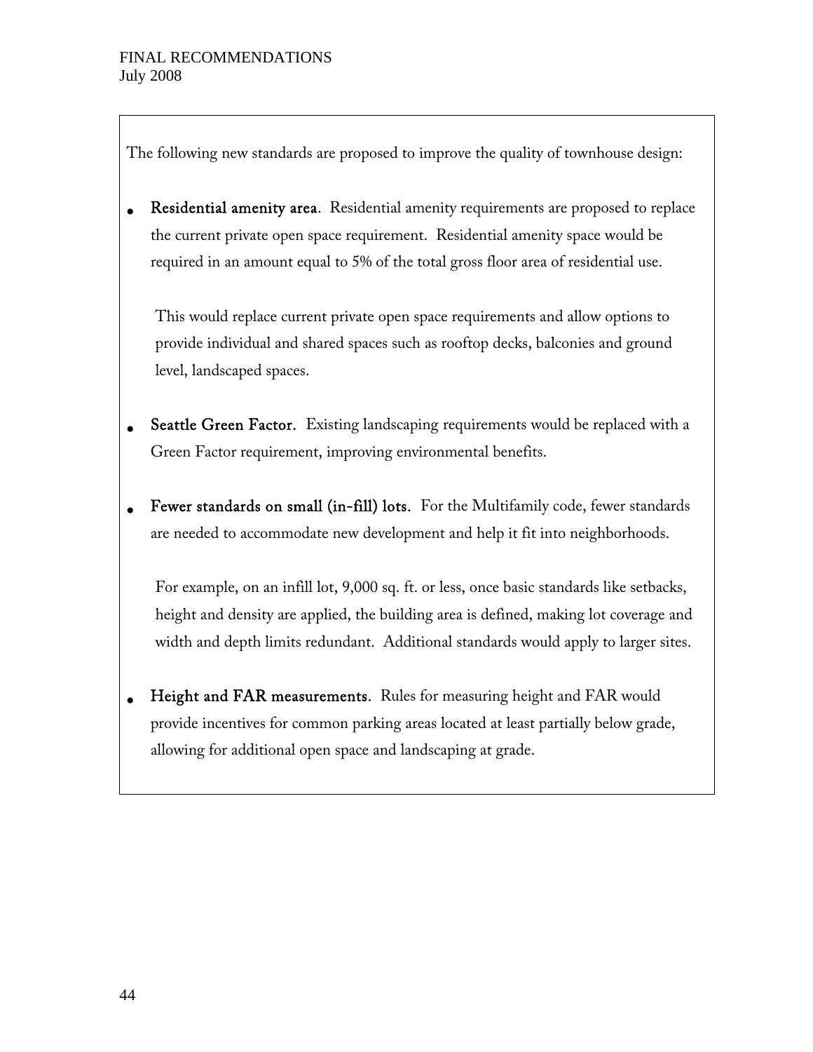The following new standards are proposed to improve the quality of townhouse design:

- **Residential amenity area**. Residential amenity requirements are proposed to replace the current private open space requirement. Residential amenity space would be required in an amount equal to 5% of the total gross floor area of residential use.

  This would replace current private open space requirements and allow options to provide individual and shared spaces such as rooftop decks, balconies and ground level, landscaped spaces.

- **Seattle Green Factor**. Existing landscaping requirements would be replaced with a Green Factor requirement, improving environmental benefits.

- **Fewer standards on small (in-fill) lots**. For the Multifamily code, fewer standards are needed to accommodate new development and help it fit into neighborhoods.

  For example, on an infill lot, 9,000 sq. ft. or less, once basic standards like setbacks, height and density are applied, the building area is defined, making lot coverage and width and depth limits redundant. Additional standards would apply to larger sites.

- **Height and FAR measurements**. Rules for measuring height and FAR would provide incentives for common parking areas located at least partially below grade, allowing for additional open space and landscaping at grade.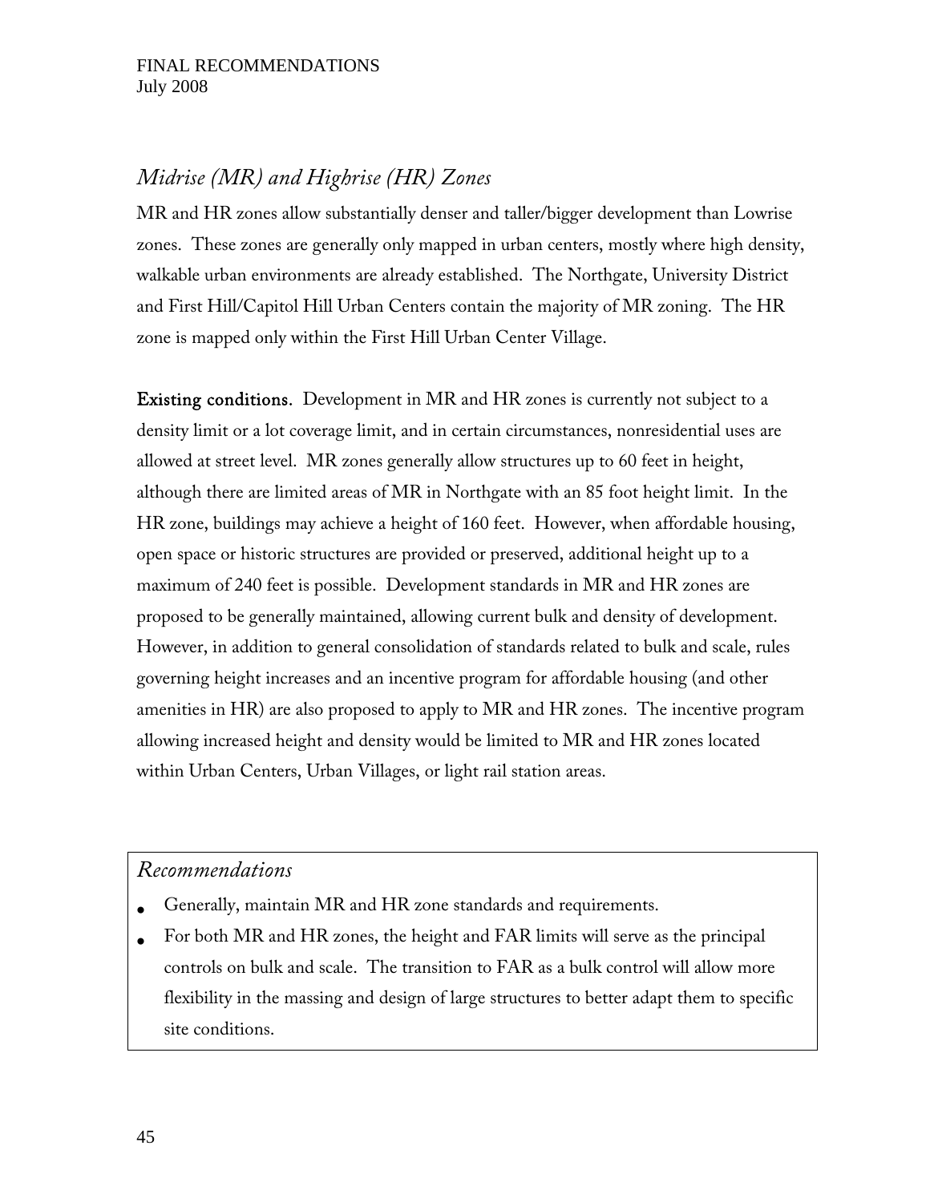## *Midrise (MR) and Highrise (HR) Zones*

MR and HR zones allow substantially denser and taller/bigger development than Lowrise zones. These zones are generally only mapped in urban centers, mostly where high density, walkable urban environments are already established. The Northgate, University District and First Hill/Capitol Hill Urban Centers contain the majority of MR zoning. The HR zone is mapped only within the First Hill Urban Center Village.

**Existing conditions.** Development in MR and HR zones is currently not subject to a density limit or a lot coverage limit, and in certain circumstances, nonresidential uses are allowed at street level. MR zones generally allow structures up to 60 feet in height, although there are limited areas of MR in Northgate with an 85 foot height limit. In the HR zone, buildings may achieve a height of 160 feet. However, when affordable housing, open space or historic structures are provided or preserved, additional height up to a maximum of 240 feet is possible. Development standards in MR and HR zones are proposed to be generally maintained, allowing current bulk and density of development. However, in addition to general consolidation of standards related to bulk and scale, rules governing height increases and an incentive program for affordable housing (and other amenities in HR) are also proposed to apply to MR and HR zones. The incentive program allowing increased height and density would be limited to MR and HR zones located within Urban Centers, Urban Villages, or light rail station areas.

### *Recommendations*

- Generally, maintain MR and HR zone standards and requirements.
- For both MR and HR zones, the height and FAR limits will serve as the principal controls on bulk and scale. The transition to FAR as a bulk control will allow more flexibility in the massing and design of large structures to better adapt them to specific site conditions.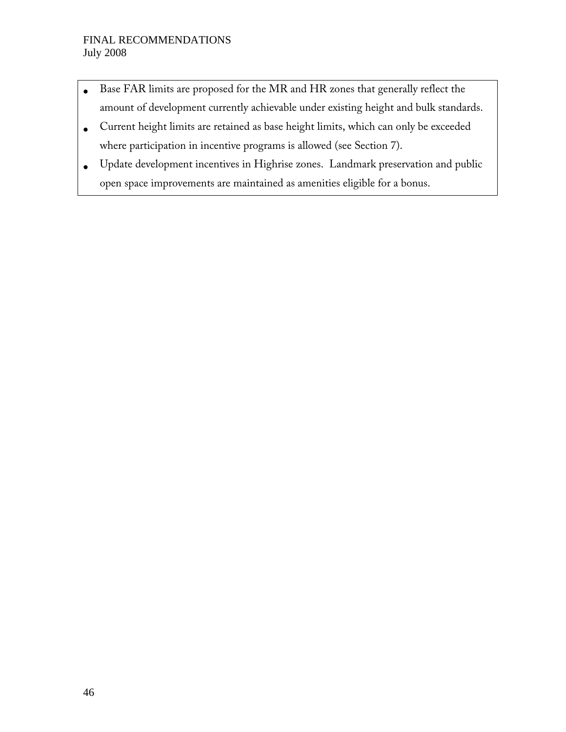- Base FAR limits are proposed for the MR and HR zones that generally reflect the amount of development currently achievable under existing height and bulk standards.
- Current height limits are retained as base height limits, which can only be exceeded where participation in incentive programs is allowed (see Section 7).
- Update development incentives in Highrise zones. Landmark preservation and public open space improvements are maintained as amenities eligible for a bonus.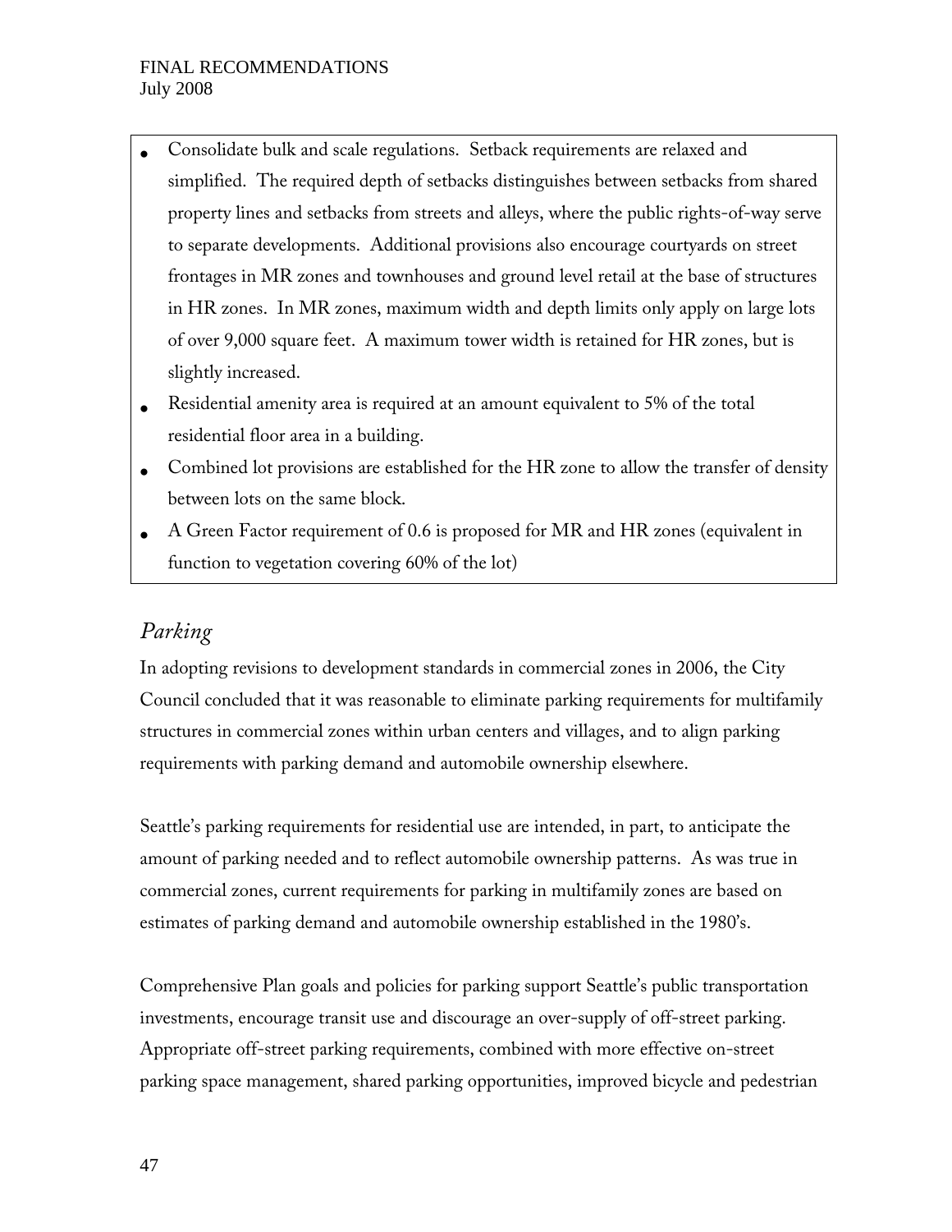- Consolidate bulk and scale regulations. Setback requirements are relaxed and simplified. The required depth of setbacks distinguishes between setbacks from shared property lines and setbacks from streets and alleys, where the public rights-of-way serve to separate developments. Additional provisions also encourage courtyards on street frontages in MR zones and townhouses and ground level retail at the base of structures in HR zones. In MR zones, maximum width and depth limits only apply on large lots of over 9,000 square feet. A maximum tower width is retained for HR zones, but is slightly increased.
- Residential amenity area is required at an amount equivalent to 5% of the total residential floor area in a building.
- Combined lot provisions are established for the HR zone to allow the transfer of density between lots on the same block.
- A Green Factor requirement of 0.6 is proposed for MR and HR zones (equivalent in function to vegetation covering 60% of the lot)

## *Parking*

In adopting revisions to development standards in commercial zones in 2006, the City Council concluded that it was reasonable to eliminate parking requirements for multifamily structures in commercial zones within urban centers and villages, and to align parking requirements with parking demand and automobile ownership elsewhere.

Seattle's parking requirements for residential use are intended, in part, to anticipate the amount of parking needed and to reflect automobile ownership patterns. As was true in commercial zones, current requirements for parking in multifamily zones are based on estimates of parking demand and automobile ownership established in the 1980's.

Comprehensive Plan goals and policies for parking support Seattle's public transportation investments, encourage transit use and discourage an over-supply of off-street parking. Appropriate off-street parking requirements, combined with more effective on-street parking space management, shared parking opportunities, improved bicycle and pedestrian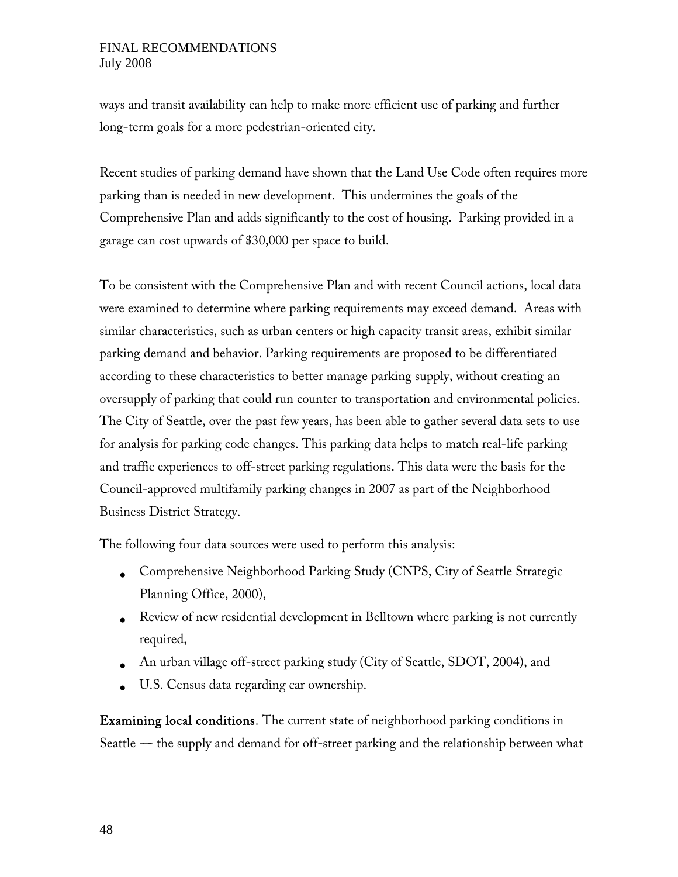ways and transit availability can help to make more efficient use of parking and further long-term goals for a more pedestrian-oriented city.

Recent studies of parking demand have shown that the Land Use Code often requires more parking than is needed in new development. This undermines the goals of the Comprehensive Plan and adds significantly to the cost of housing. Parking provided in a garage can cost upwards of $30,000 per space to build.

To be consistent with the Comprehensive Plan and with recent Council actions, local data were examined to determine where parking requirements may exceed demand. Areas with similar characteristics, such as urban centers or high capacity transit areas, exhibit similar parking demand and behavior. Parking requirements are proposed to be differentiated according to these characteristics to better manage parking supply, without creating an oversupply of parking that could run counter to transportation and environmental policies. The City of Seattle, over the past few years, has been able to gather several data sets to use for analysis for parking code changes. This parking data helps to match real-life parking and traffic experiences to off-street parking regulations. This data were the basis for the Council-approved multifamily parking changes in 2007 as part of the Neighborhood Business District Strategy.

The following four data sources were used to perform this analysis:

- Comprehensive Neighborhood Parking Study (CNPS, City of Seattle Strategic Planning Office, 2000),
- Review of new residential development in Belltown where parking is not currently required,
- An urban village off-street parking study (City of Seattle, SDOT, 2004), and
- U.S. Census data regarding car ownership.

**Examining local conditions.** The current state of neighborhood parking conditions in Seattle — the supply and demand for off-street parking and the relationship between what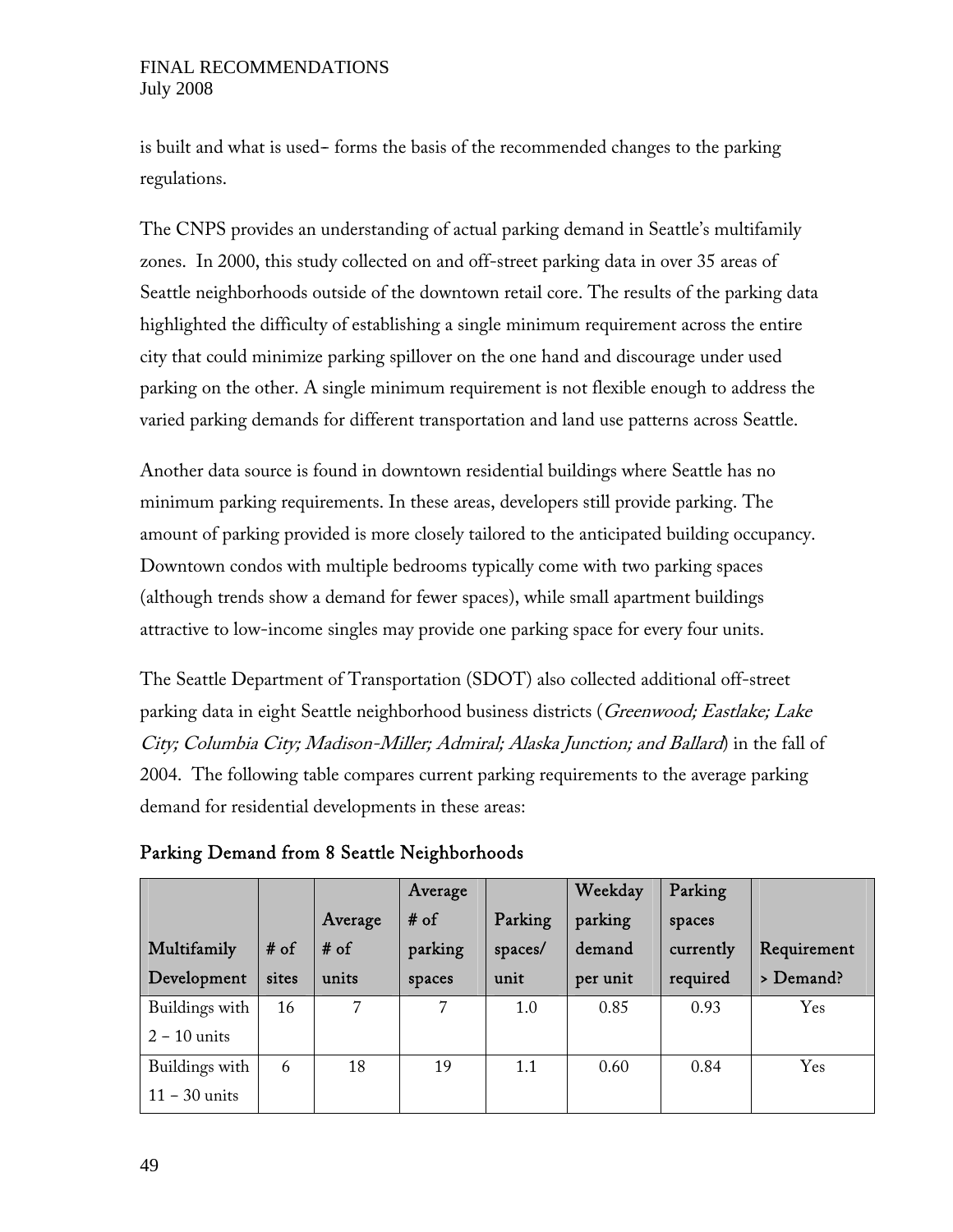is built and what is used– forms the basis of the recommended changes to the parking regulations.

The CNPS provides an understanding of actual parking demand in Seattle's multifamily zones. In 2000, this study collected on and off-street parking data in over 35 areas of Seattle neighborhoods outside of the downtown retail core. The results of the parking data highlighted the difficulty of establishing a single minimum requirement across the entire city that could minimize parking spillover on the one hand and discourage under used parking on the other. A single minimum requirement is not flexible enough to address the varied parking demands for different transportation and land use patterns across Seattle.

Another data source is found in downtown residential buildings where Seattle has no minimum parking requirements. In these areas, developers still provide parking. The amount of parking provided is more closely tailored to the anticipated building occupancy. Downtown condos with multiple bedrooms typically come with two parking spaces (although trends show a demand for fewer spaces), while small apartment buildings attractive to low-income singles may provide one parking space for every four units.

The Seattle Department of Transportation (SDOT) also collected additional off-street parking data in eight Seattle neighborhood business districts (*Greenwood; Eastlake; Lake City; Columbia City; Madison-Miller; Admiral; Alaska Junction; and Ballard*) in the fall of 2004. The following table compares current parking requirements to the average parking demand for residential developments in these areas:

**Parking Demand from 8 Seattle Neighborhoods**

| Multifamily Development | # of sites | Average # of units | Average # of parking spaces | Parking spaces/ unit | Weekday parking demand per unit | Parking spaces currently required | Requirement > Demand? |
|---|---|---|---|---|---|---|---|
| Buildings with 2 – 10 units | 16 | 7 | 7 | 1.0 | 0.85 | 0.93 | Yes |
| Buildings with 11 – 30 units | 6 | 18 | 19 | 1.1 | 0.60 | 0.84 | Yes |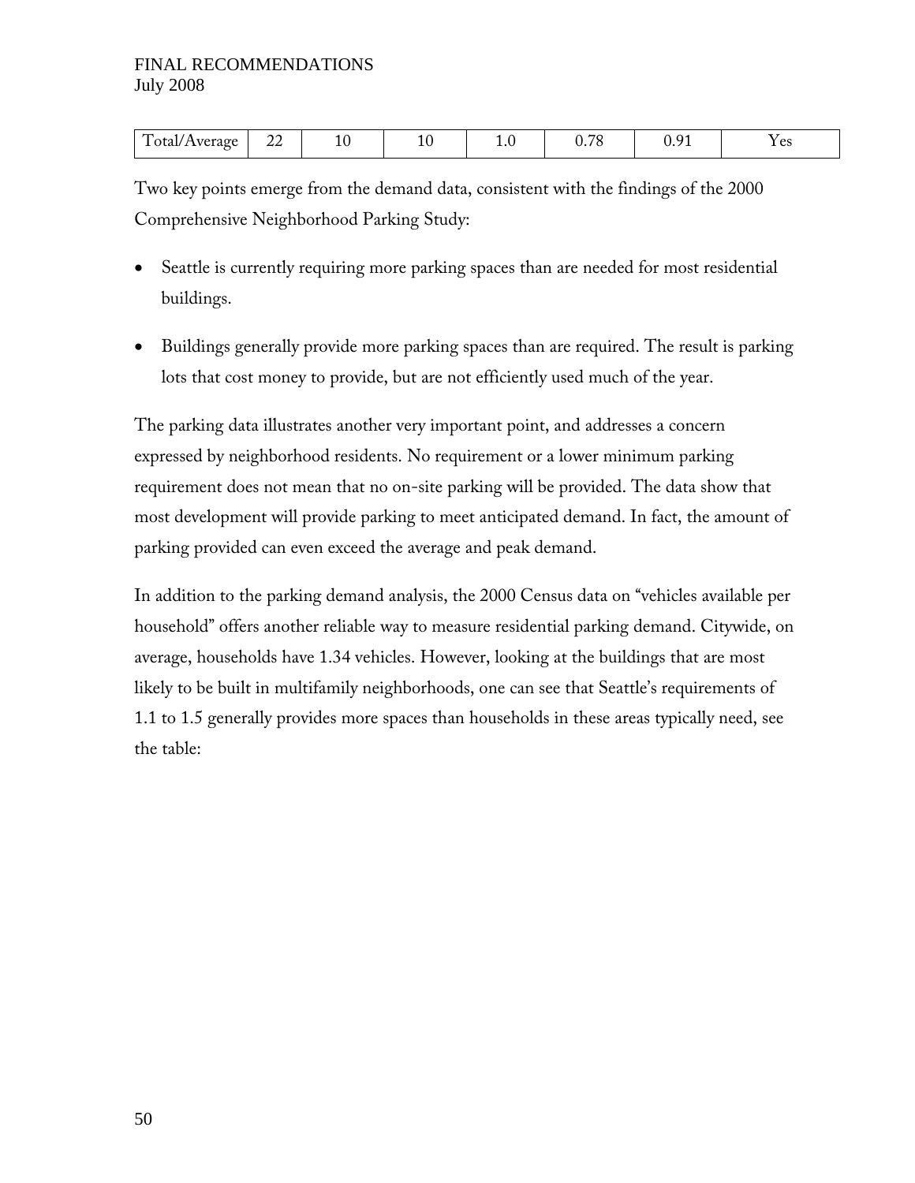| Total/Average | 22 | 10 | 10 | 1.0 | 0.78 | 0.91 | Yes |
|---|---|---|---|---|---|---|---|

Two key points emerge from the demand data, consistent with the findings of the 2000 Comprehensive Neighborhood Parking Study:

- Seattle is currently requiring more parking spaces than are needed for most residential buildings.
- Buildings generally provide more parking spaces than are required. The result is parking lots that cost money to provide, but are not efficiently used much of the year.

The parking data illustrates another very important point, and addresses a concern expressed by neighborhood residents. No requirement or a lower minimum parking requirement does not mean that no on-site parking will be provided. The data show that most development will provide parking to meet anticipated demand. In fact, the amount of parking provided can even exceed the average and peak demand.

In addition to the parking demand analysis, the 2000 Census data on "vehicles available per household" offers another reliable way to measure residential parking demand. Citywide, on average, households have 1.34 vehicles. However, looking at the buildings that are most likely to be built in multifamily neighborhoods, one can see that Seattle's requirements of 1.1 to 1.5 generally provides more spaces than households in these areas typically need, see the table: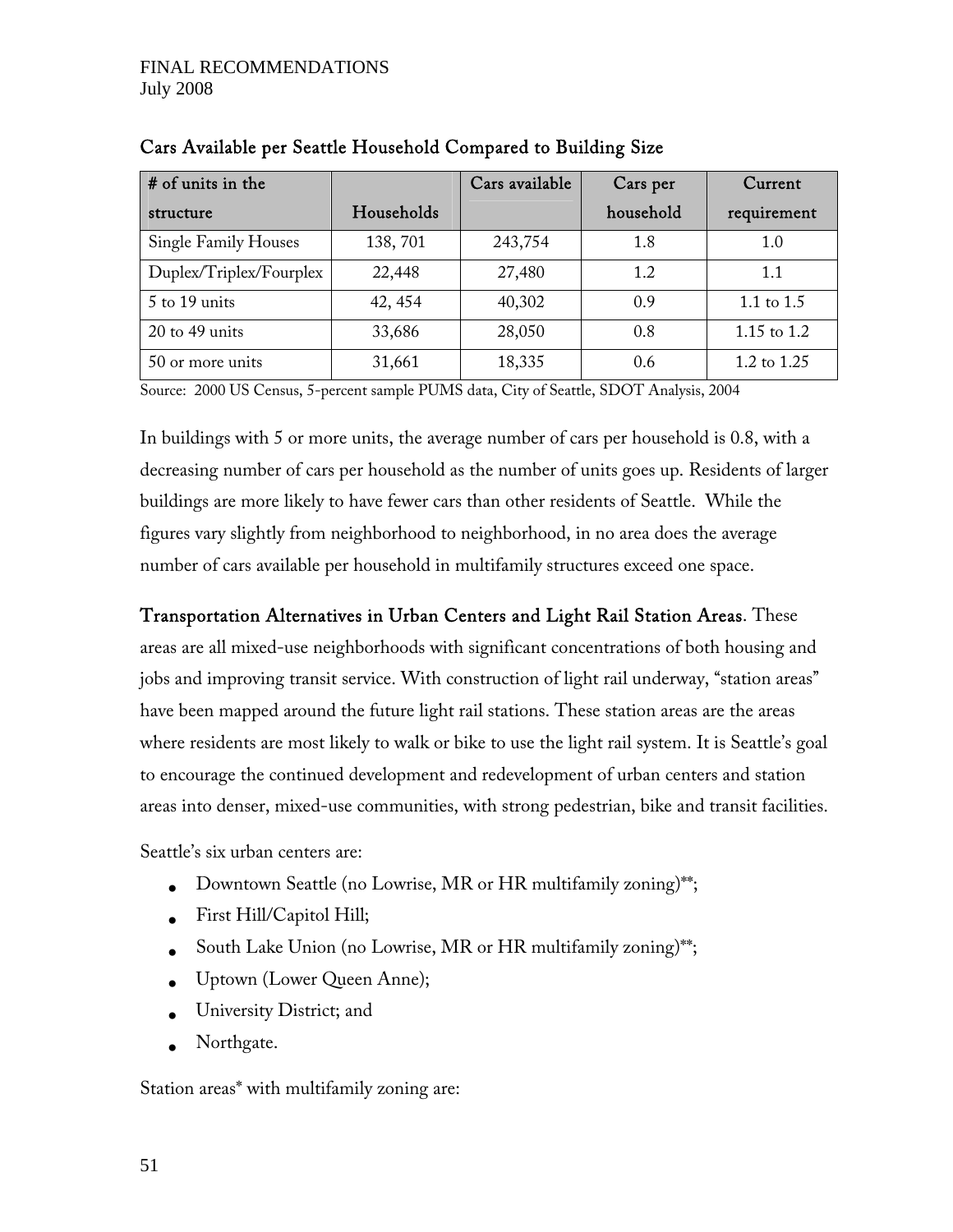### Cars Available per Seattle Household Compared to Building Size

| # of units in the structure | Households | Cars available | Cars per household | Current requirement |
|---|---|---|---|---|
| Single Family Houses | 138, 701 | 243,754 | 1.8 | 1.0 |
| Duplex/Triplex/Fourplex | 22,448 | 27,480 | 1.2 | 1.1 |
| 5 to 19 units | 42, 454 | 40,302 | 0.9 | 1.1 to 1.5 |
| 20 to 49 units | 33,686 | 28,050 | 0.8 | 1.15 to 1.2 |
| 50 or more units | 31,661 | 18,335 | 0.6 | 1.2 to 1.25 |

Source: 2000 US Census, 5-percent sample PUMS data, City of Seattle, SDOT Analysis, 2004

In buildings with 5 or more units, the average number of cars per household is 0.8, with a decreasing number of cars per household as the number of units goes up. Residents of larger buildings are more likely to have fewer cars than other residents of Seattle. While the figures vary slightly from neighborhood to neighborhood, in no area does the average number of cars available per household in multifamily structures exceed one space.

**Transportation Alternatives in Urban Centers and Light Rail Station Areas**. These areas are all mixed-use neighborhoods with significant concentrations of both housing and jobs and improving transit service. With construction of light rail underway, "station areas" have been mapped around the future light rail stations. These station areas are the areas where residents are most likely to walk or bike to use the light rail system. It is Seattle's goal to encourage the continued development and redevelopment of urban centers and station areas into denser, mixed-use communities, with strong pedestrian, bike and transit facilities.

Seattle's six urban centers are:

- Downtown Seattle (no Lowrise, MR or HR multifamily zoning)**;
- First Hill/Capitol Hill;
- South Lake Union (no Lowrise, MR or HR multifamily zoning)**;
- Uptown (Lower Queen Anne);
- University District; and
- Northgate.

Station areas* with multifamily zoning are: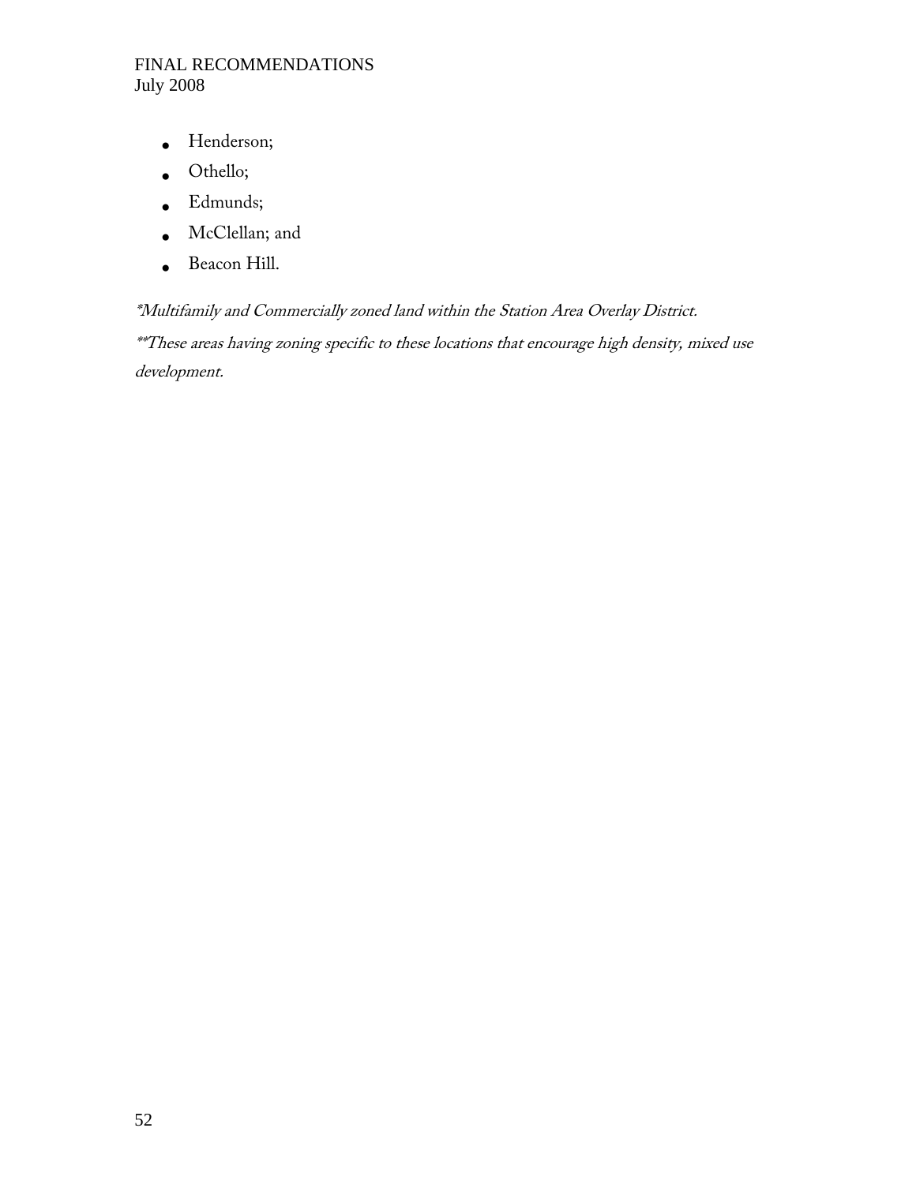- Henderson;
- Othello;
- Edmunds;
- McClellan; and
- Beacon Hill.

*\*Multifamily and Commercially zoned land within the Station Area Overlay District.*

*\*\*These areas having zoning specific to these locations that encourage high density, mixed use development.*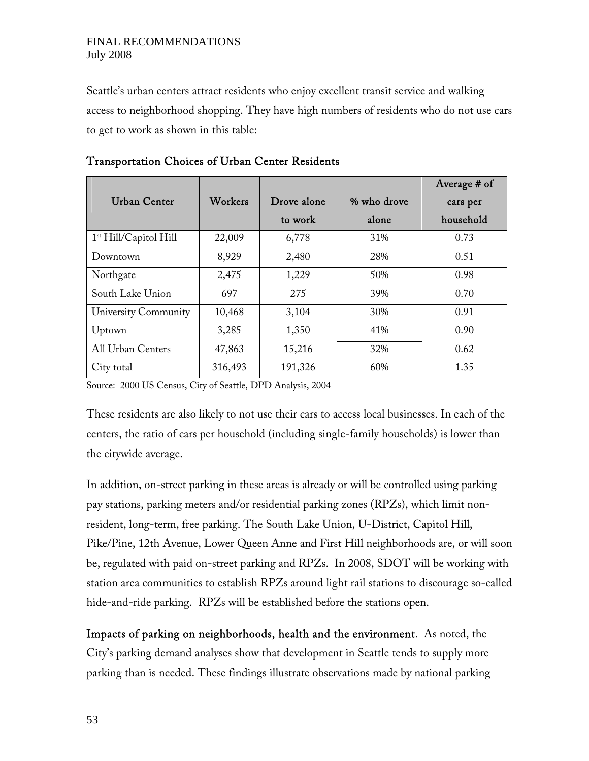Seattle's urban centers attract residents who enjoy excellent transit service and walking access to neighborhood shopping. They have high numbers of residents who do not use cars to get to work as shown in this table:

## Transportation Choices of Urban Center Residents

| Urban Center | Workers | Drove alone to work | % who drove alone | Average # of cars per household |
|---|---|---|---|---|
| 1st Hill/Capitol Hill | 22,009 | 6,778 | 31% | 0.73 |
| Downtown | 8,929 | 2,480 | 28% | 0.51 |
| Northgate | 2,475 | 1,229 | 50% | 0.98 |
| South Lake Union | 697 | 275 | 39% | 0.70 |
| University Community | 10,468 | 3,104 | 30% | 0.91 |
| Uptown | 3,285 | 1,350 | 41% | 0.90 |
| All Urban Centers | 47,863 | 15,216 | 32% | 0.62 |
| City total | 316,493 | 191,326 | 60% | 1.35 |

Source: 2000 US Census, City of Seattle, DPD Analysis, 2004

These residents are also likely to not use their cars to access local businesses. In each of the centers, the ratio of cars per household (including single-family households) is lower than the citywide average.

In addition, on-street parking in these areas is already or will be controlled using parking pay stations, parking meters and/or residential parking zones (RPZs), which limit non-resident, long-term, free parking. The South Lake Union, U-District, Capitol Hill, Pike/Pine, 12th Avenue, Lower Queen Anne and First Hill neighborhoods are, or will soon be, regulated with paid on-street parking and RPZs. In 2008, SDOT will be working with station area communities to establish RPZs around light rail stations to discourage so-called hide-and-ride parking. RPZs will be established before the stations open.

**Impacts of parking on neighborhoods, health and the environment**. As noted, the City's parking demand analyses show that development in Seattle tends to supply more parking than is needed. These findings illustrate observations made by national parking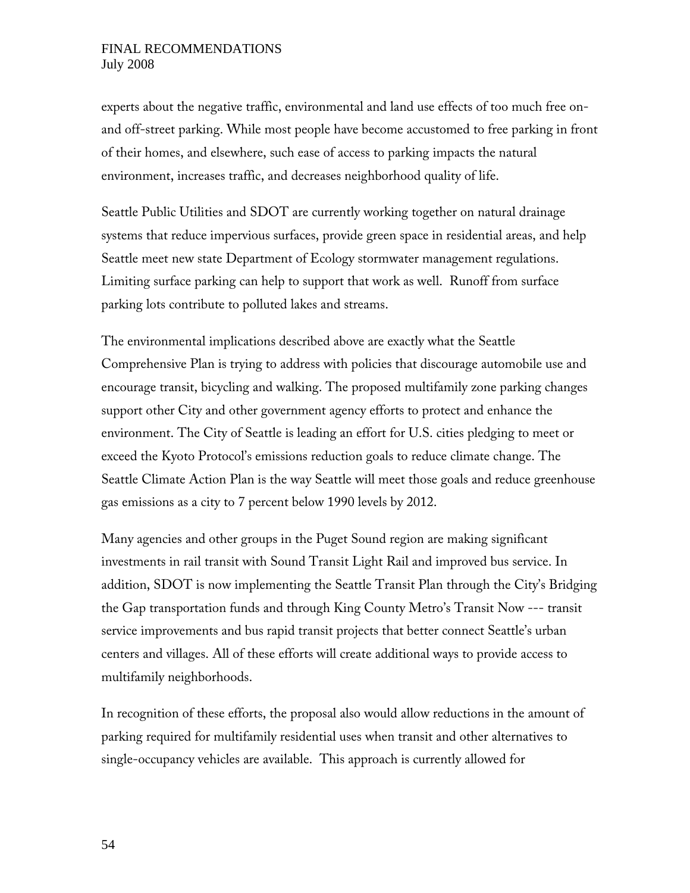experts about the negative traffic, environmental and land use effects of too much free on- and off-street parking. While most people have become accustomed to free parking in front of their homes, and elsewhere, such ease of access to parking impacts the natural environment, increases traffic, and decreases neighborhood quality of life.

Seattle Public Utilities and SDOT are currently working together on natural drainage systems that reduce impervious surfaces, provide green space in residential areas, and help Seattle meet new state Department of Ecology stormwater management regulations. Limiting surface parking can help to support that work as well. Runoff from surface parking lots contribute to polluted lakes and streams.

The environmental implications described above are exactly what the Seattle Comprehensive Plan is trying to address with policies that discourage automobile use and encourage transit, bicycling and walking. The proposed multifamily zone parking changes support other City and other government agency efforts to protect and enhance the environment. The City of Seattle is leading an effort for U.S. cities pledging to meet or exceed the Kyoto Protocol's emissions reduction goals to reduce climate change. The Seattle Climate Action Plan is the way Seattle will meet those goals and reduce greenhouse gas emissions as a city to 7 percent below 1990 levels by 2012.

Many agencies and other groups in the Puget Sound region are making significant investments in rail transit with Sound Transit Light Rail and improved bus service. In addition, SDOT is now implementing the Seattle Transit Plan through the City's Bridging the Gap transportation funds and through King County Metro's Transit Now --- transit service improvements and bus rapid transit projects that better connect Seattle's urban centers and villages. All of these efforts will create additional ways to provide access to multifamily neighborhoods.

In recognition of these efforts, the proposal also would allow reductions in the amount of parking required for multifamily residential uses when transit and other alternatives to single-occupancy vehicles are available. This approach is currently allowed for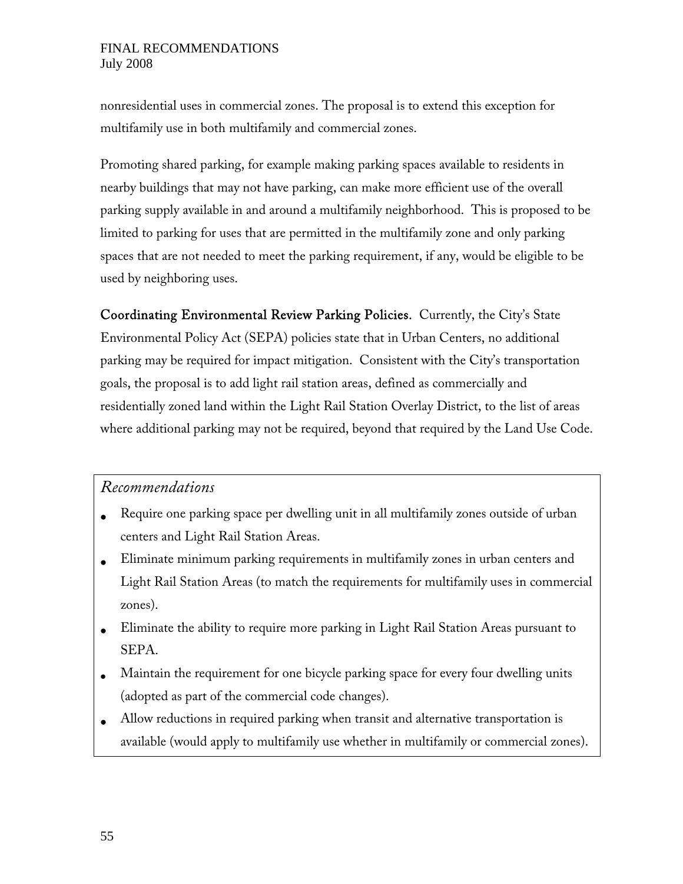nonresidential uses in commercial zones. The proposal is to extend this exception for multifamily use in both multifamily and commercial zones.

Promoting shared parking, for example making parking spaces available to residents in nearby buildings that may not have parking, can make more efficient use of the overall parking supply available in and around a multifamily neighborhood. This is proposed to be limited to parking for uses that are permitted in the multifamily zone and only parking spaces that are not needed to meet the parking requirement, if any, would be eligible to be used by neighboring uses.

**Coordinating Environmental Review Parking Policies**. Currently, the City's State Environmental Policy Act (SEPA) policies state that in Urban Centers, no additional parking may be required for impact mitigation. Consistent with the City's transportation goals, the proposal is to add light rail station areas, defined as commercially and residentially zoned land within the Light Rail Station Overlay District, to the list of areas where additional parking may not be required, beyond that required by the Land Use Code.

*Recommendations*

- Require one parking space per dwelling unit in all multifamily zones outside of urban centers and Light Rail Station Areas.
- Eliminate minimum parking requirements in multifamily zones in urban centers and Light Rail Station Areas (to match the requirements for multifamily uses in commercial zones).
- Eliminate the ability to require more parking in Light Rail Station Areas pursuant to SEPA.
- Maintain the requirement for one bicycle parking space for every four dwelling units (adopted as part of the commercial code changes).
- Allow reductions in required parking when transit and alternative transportation is available (would apply to multifamily use whether in multifamily or commercial zones).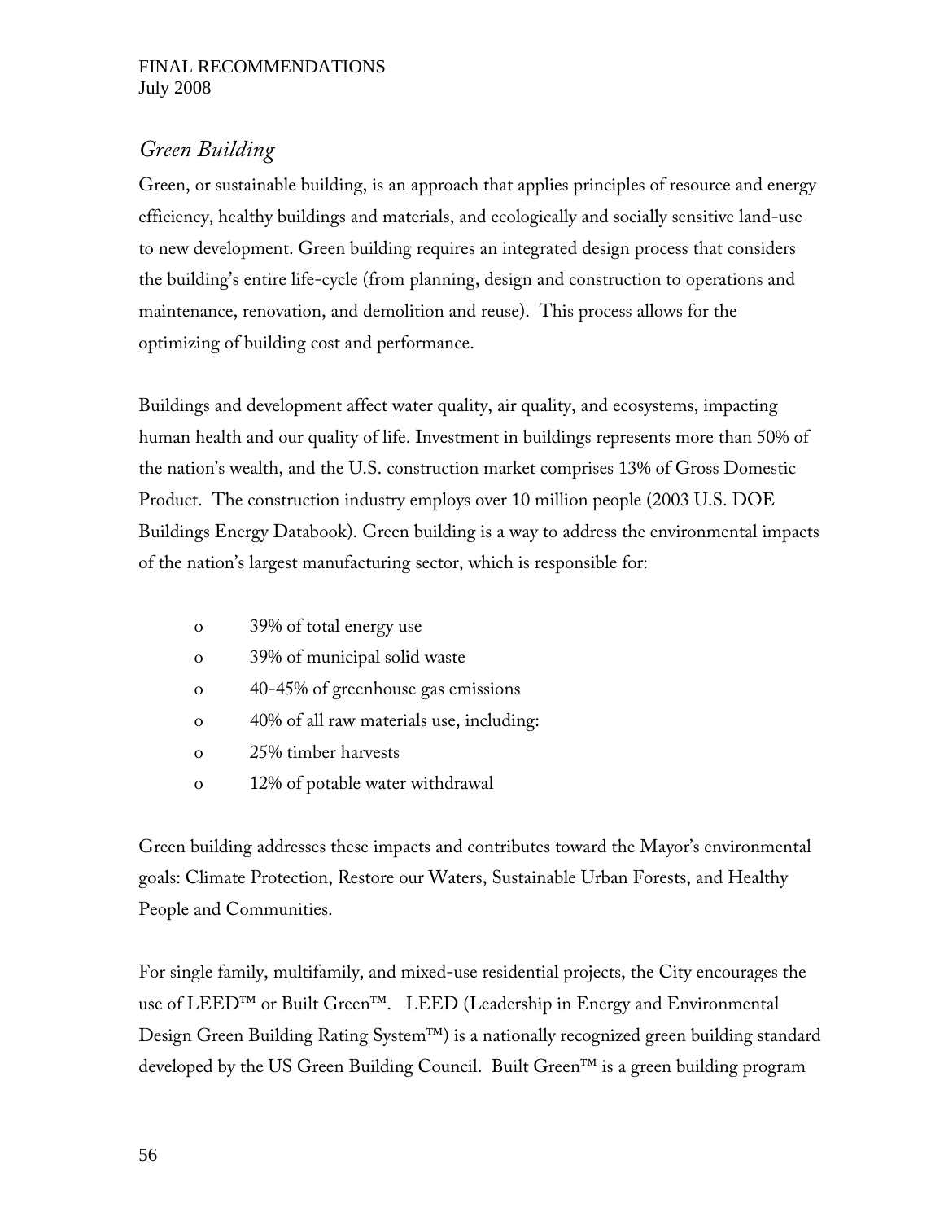## *Green Building*

Green, or sustainable building, is an approach that applies principles of resource and energy efficiency, healthy buildings and materials, and ecologically and socially sensitive land-use to new development. Green building requires an integrated design process that considers the building's entire life-cycle (from planning, design and construction to operations and maintenance, renovation, and demolition and reuse). This process allows for the optimizing of building cost and performance.

Buildings and development affect water quality, air quality, and ecosystems, impacting human health and our quality of life. Investment in buildings represents more than 50% of the nation's wealth, and the U.S. construction market comprises 13% of Gross Domestic Product. The construction industry employs over 10 million people (2003 U.S. DOE Buildings Energy Databook). Green building is a way to address the environmental impacts of the nation's largest manufacturing sector, which is responsible for:

- 39% of total energy use
- 39% of municipal solid waste
- 40-45% of greenhouse gas emissions
- 40% of all raw materials use, including:
- 25% timber harvests
- 12% of potable water withdrawal

Green building addresses these impacts and contributes toward the Mayor's environmental goals: Climate Protection, Restore our Waters, Sustainable Urban Forests, and Healthy People and Communities.

For single family, multifamily, and mixed-use residential projects, the City encourages the use of LEED™ or Built Green™. LEED (Leadership in Energy and Environmental Design Green Building Rating System™) is a nationally recognized green building standard developed by the US Green Building Council. Built Green™ is a green building program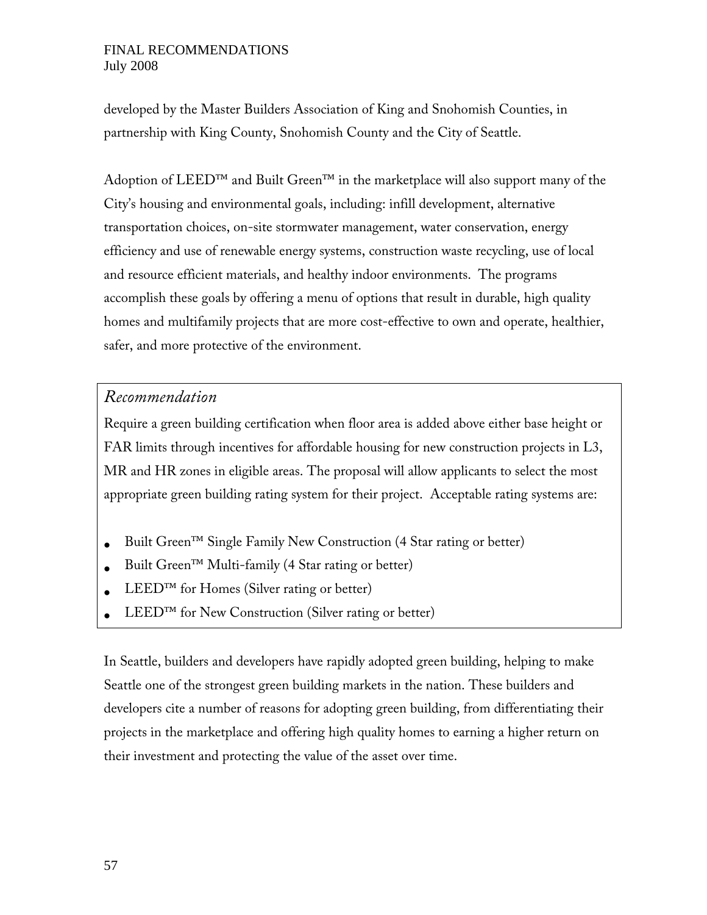developed by the Master Builders Association of King and Snohomish Counties, in partnership with King County, Snohomish County and the City of Seattle.

Adoption of LEED™ and Built Green™ in the marketplace will also support many of the City's housing and environmental goals, including: infill development, alternative transportation choices, on-site stormwater management, water conservation, energy efficiency and use of renewable energy systems, construction waste recycling, use of local and resource efficient materials, and healthy indoor environments. The programs accomplish these goals by offering a menu of options that result in durable, high quality homes and multifamily projects that are more cost-effective to own and operate, healthier, safer, and more protective of the environment.

### *Recommendation*

Require a green building certification when floor area is added above either base height or FAR limits through incentives for affordable housing for new construction projects in L3, MR and HR zones in eligible areas. The proposal will allow applicants to select the most appropriate green building rating system for their project. Acceptable rating systems are:

- Built Green™ Single Family New Construction (4 Star rating or better)
- Built Green™ Multi-family (4 Star rating or better)
- LEED™ for Homes (Silver rating or better)
- LEED™ for New Construction (Silver rating or better)

In Seattle, builders and developers have rapidly adopted green building, helping to make Seattle one of the strongest green building markets in the nation. These builders and developers cite a number of reasons for adopting green building, from differentiating their projects in the marketplace and offering high quality homes to earning a higher return on their investment and protecting the value of the asset over time.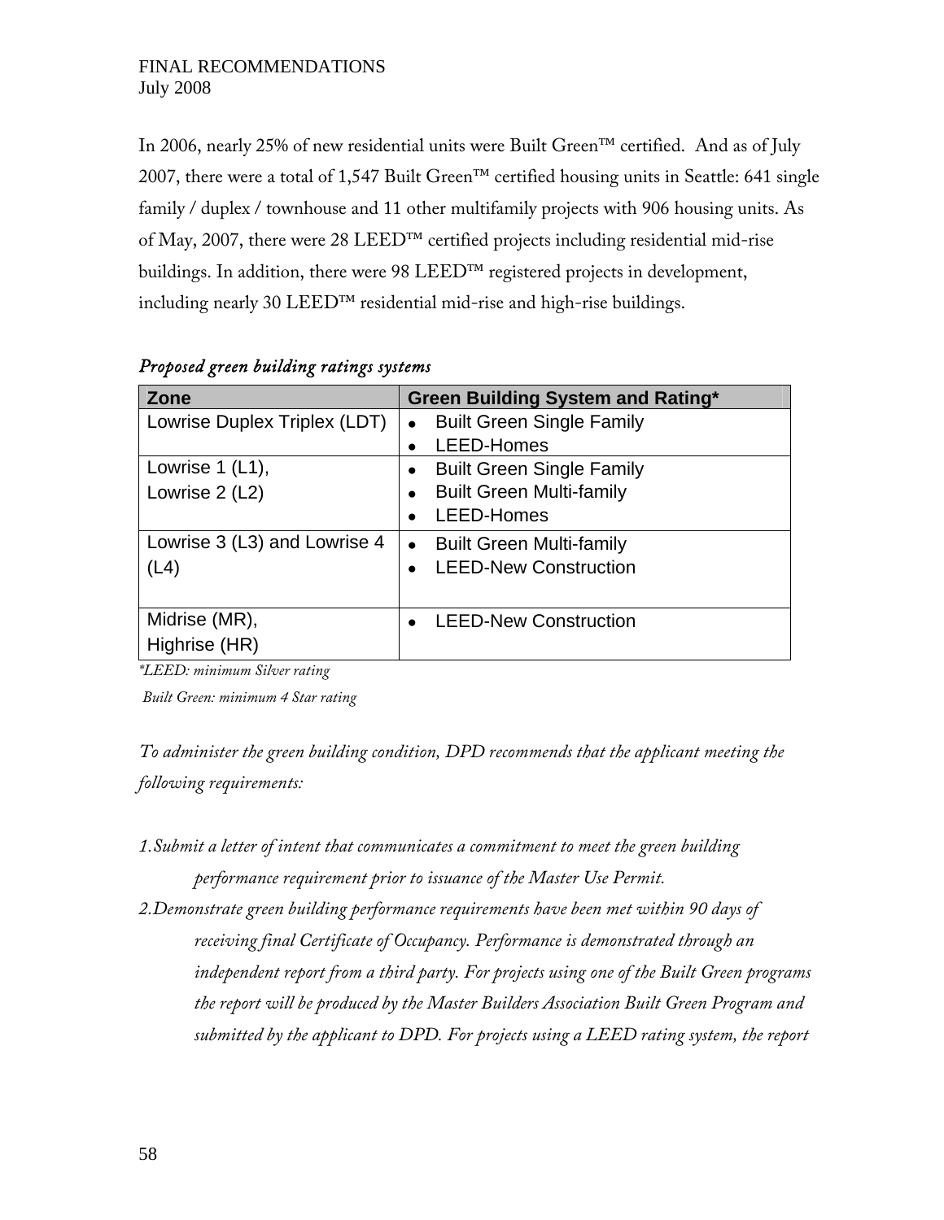In 2006, nearly 25% of new residential units were Built Green™ certified. And as of July 2007, there were a total of 1,547 Built Green™ certified housing units in Seattle: 641 single family / duplex / townhouse and 11 other multifamily projects with 906 housing units. As of May, 2007, there were 28 LEED™ certified projects including residential mid-rise buildings. In addition, there were 98 LEED™ registered projects in development, including nearly 30 LEED™ residential mid-rise and high-rise buildings.

*Proposed green building ratings systems*

| Zone | Green Building System and Rating* |
|---|---|
| Lowrise Duplex Triplex (LDT) | • Built Green Single Family<br>• LEED-Homes |
| Lowrise 1 (L1),<br>Lowrise 2 (L2) | • Built Green Single Family<br>• Built Green Multi-family<br>• LEED-Homes |
| Lowrise 3 (L3) and Lowrise 4 (L4) | • Built Green Multi-family<br>• LEED-New Construction |
| Midrise (MR),<br>Highrise (HR) | • LEED-New Construction |

*\*LEED: minimum Silver rating*

*Built Green: minimum 4 Star rating*

*To administer the green building condition, DPD recommends that the applicant meeting the following requirements:*

1. *Submit a letter of intent that communicates a commitment to meet the green building performance requirement prior to issuance of the Master Use Permit.*
2. *Demonstrate green building performance requirements have been met within 90 days of receiving final Certificate of Occupancy. Performance is demonstrated through an independent report from a third party. For projects using one of the Built Green programs the report will be produced by the Master Builders Association Built Green Program and submitted by the applicant to DPD. For projects using a LEED rating system, the report*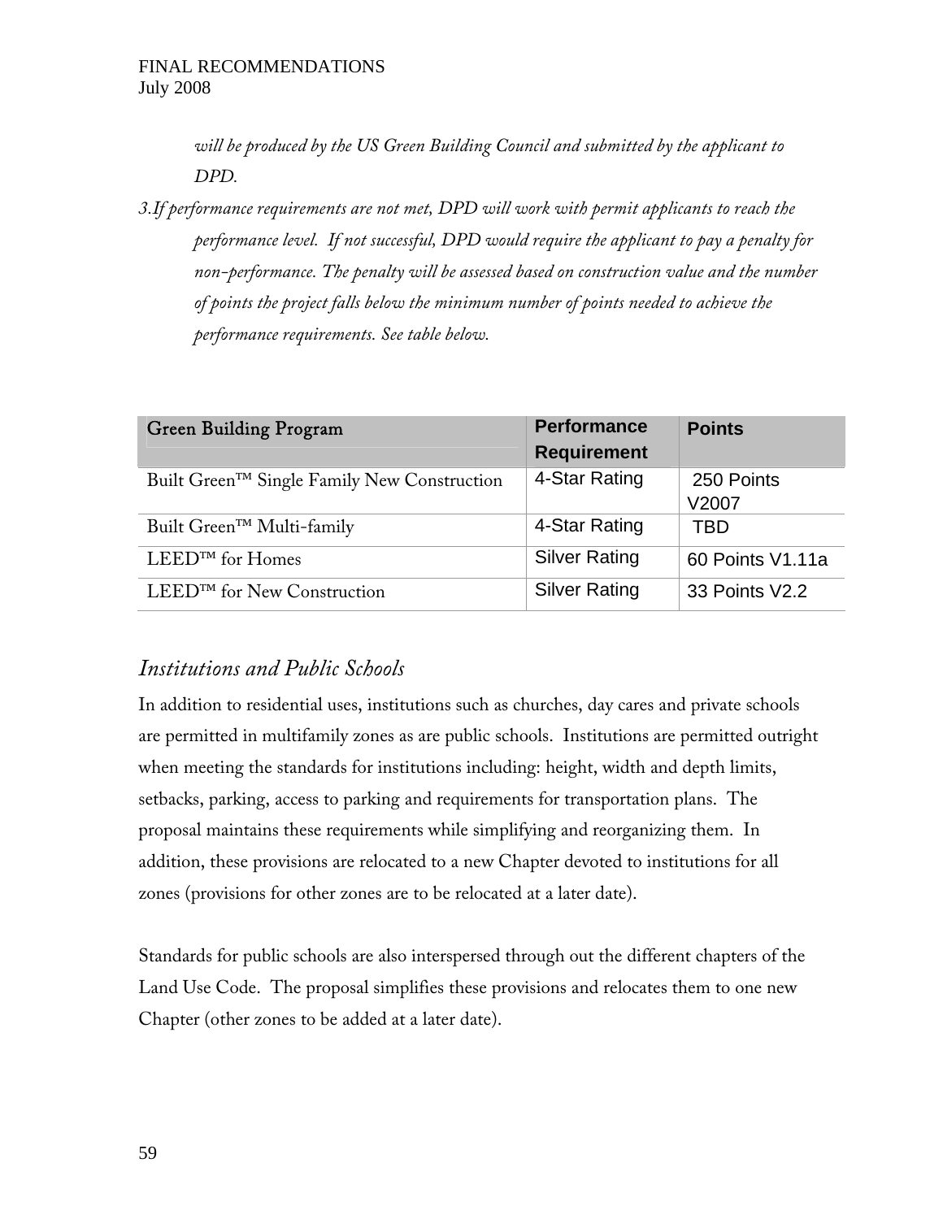*will be produced by the US Green Building Council and submitted by the applicant to DPD.*

*3. If performance requirements are not met, DPD will work with permit applicants to reach the performance level. If not successful, DPD would require the applicant to pay a penalty for non-performance. The penalty will be assessed based on construction value and the number of points the project falls below the minimum number of points needed to achieve the performance requirements. See table below.*

| Green Building Program | Performance Requirement | Points |
|---|---|---|
| Built Green™ Single Family New Construction | 4-Star Rating | 250 Points V2007 |
| Built Green™ Multi-family | 4-Star Rating | TBD |
| LEED™ for Homes | Silver Rating | 60 Points V1.11a |
| LEED™ for New Construction | Silver Rating | 33 Points V2.2 |

## *Institutions and Public Schools*

In addition to residential uses, institutions such as churches, day cares and private schools are permitted in multifamily zones as are public schools. Institutions are permitted outright when meeting the standards for institutions including: height, width and depth limits, setbacks, parking, access to parking and requirements for transportation plans. The proposal maintains these requirements while simplifying and reorganizing them. In addition, these provisions are relocated to a new Chapter devoted to institutions for all zones (provisions for other zones are to be relocated at a later date).

Standards for public schools are also interspersed through out the different chapters of the Land Use Code. The proposal simplifies these provisions and relocates them to one new Chapter (other zones to be added at a later date).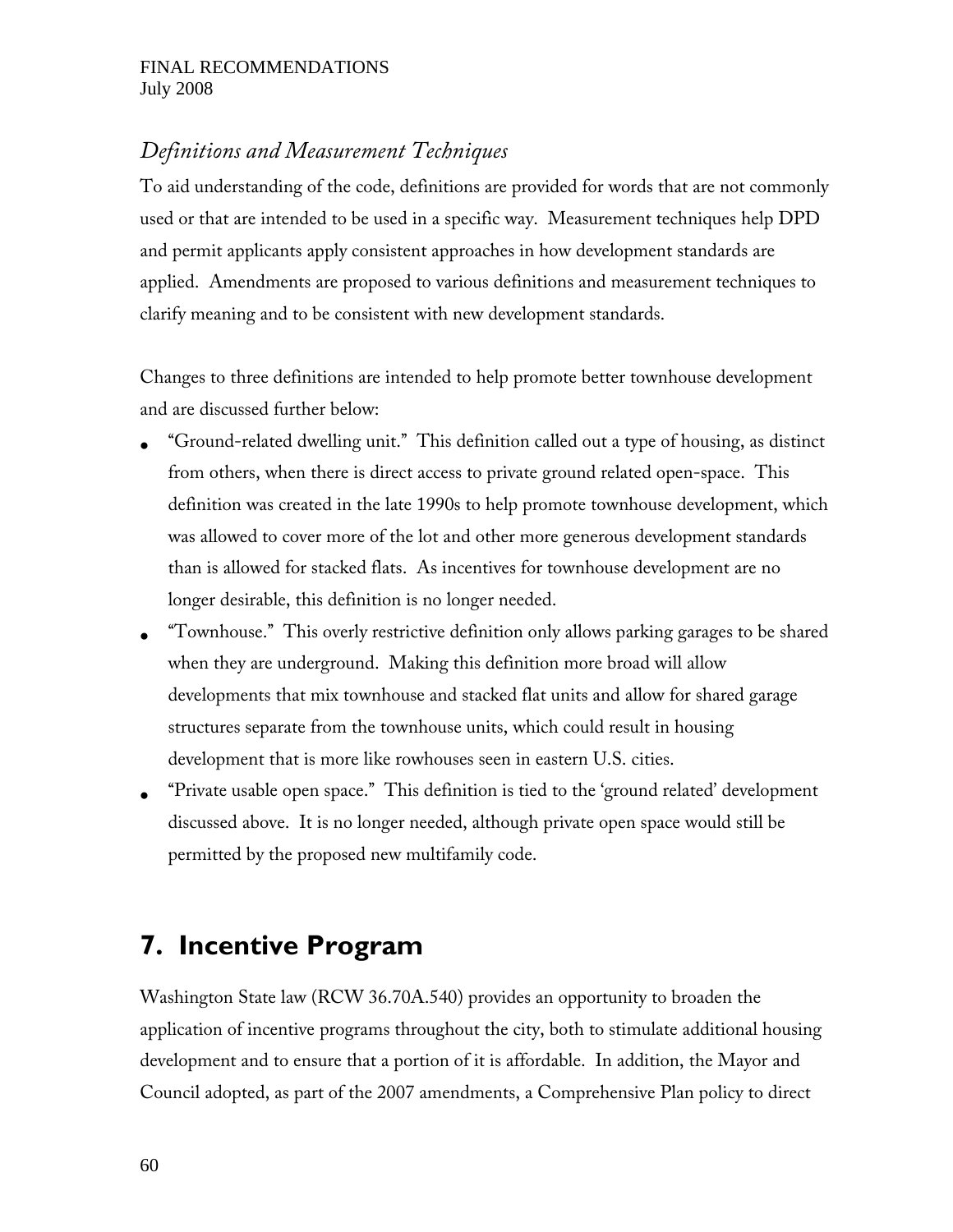### *Definitions and Measurement Techniques*

To aid understanding of the code, definitions are provided for words that are not commonly used or that are intended to be used in a specific way. Measurement techniques help DPD and permit applicants apply consistent approaches in how development standards are applied. Amendments are proposed to various definitions and measurement techniques to clarify meaning and to be consistent with new development standards.

Changes to three definitions are intended to help promote better townhouse development and are discussed further below:

- "Ground-related dwelling unit." This definition called out a type of housing, as distinct from others, when there is direct access to private ground related open-space. This definition was created in the late 1990s to help promote townhouse development, which was allowed to cover more of the lot and other more generous development standards than is allowed for stacked flats. As incentives for townhouse development are no longer desirable, this definition is no longer needed.
- "Townhouse." This overly restrictive definition only allows parking garages to be shared when they are underground. Making this definition more broad will allow developments that mix townhouse and stacked flat units and allow for shared garage structures separate from the townhouse units, which could result in housing development that is more like rowhouses seen in eastern U.S. cities.
- "Private usable open space." This definition is tied to the 'ground related' development discussed above. It is no longer needed, although private open space would still be permitted by the proposed new multifamily code.

## 7. Incentive Program

Washington State law (RCW 36.70A.540) provides an opportunity to broaden the application of incentive programs throughout the city, both to stimulate additional housing development and to ensure that a portion of it is affordable. In addition, the Mayor and Council adopted, as part of the 2007 amendments, a Comprehensive Plan policy to direct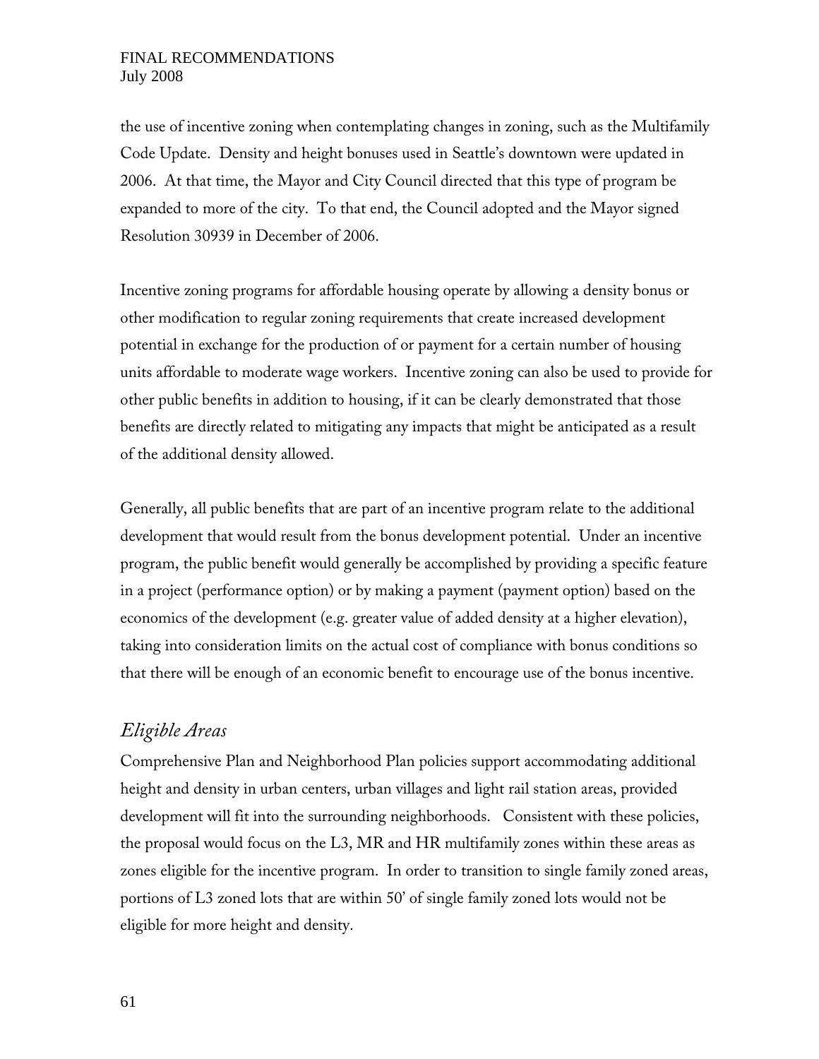the use of incentive zoning when contemplating changes in zoning, such as the Multifamily Code Update. Density and height bonuses used in Seattle's downtown were updated in 2006. At that time, the Mayor and City Council directed that this type of program be expanded to more of the city. To that end, the Council adopted and the Mayor signed Resolution 30939 in December of 2006.

Incentive zoning programs for affordable housing operate by allowing a density bonus or other modification to regular zoning requirements that create increased development potential in exchange for the production of or payment for a certain number of housing units affordable to moderate wage workers. Incentive zoning can also be used to provide for other public benefits in addition to housing, if it can be clearly demonstrated that those benefits are directly related to mitigating any impacts that might be anticipated as a result of the additional density allowed.

Generally, all public benefits that are part of an incentive program relate to the additional development that would result from the bonus development potential. Under an incentive program, the public benefit would generally be accomplished by providing a specific feature in a project (performance option) or by making a payment (payment option) based on the economics of the development (e.g. greater value of added density at a higher elevation), taking into consideration limits on the actual cost of compliance with bonus conditions so that there will be enough of an economic benefit to encourage use of the bonus incentive.

## *Eligible Areas*

Comprehensive Plan and Neighborhood Plan policies support accommodating additional height and density in urban centers, urban villages and light rail station areas, provided development will fit into the surrounding neighborhoods. Consistent with these policies, the proposal would focus on the L3, MR and HR multifamily zones within these areas as zones eligible for the incentive program. In order to transition to single family zoned areas, portions of L3 zoned lots that are within 50' of single family zoned lots would not be eligible for more height and density.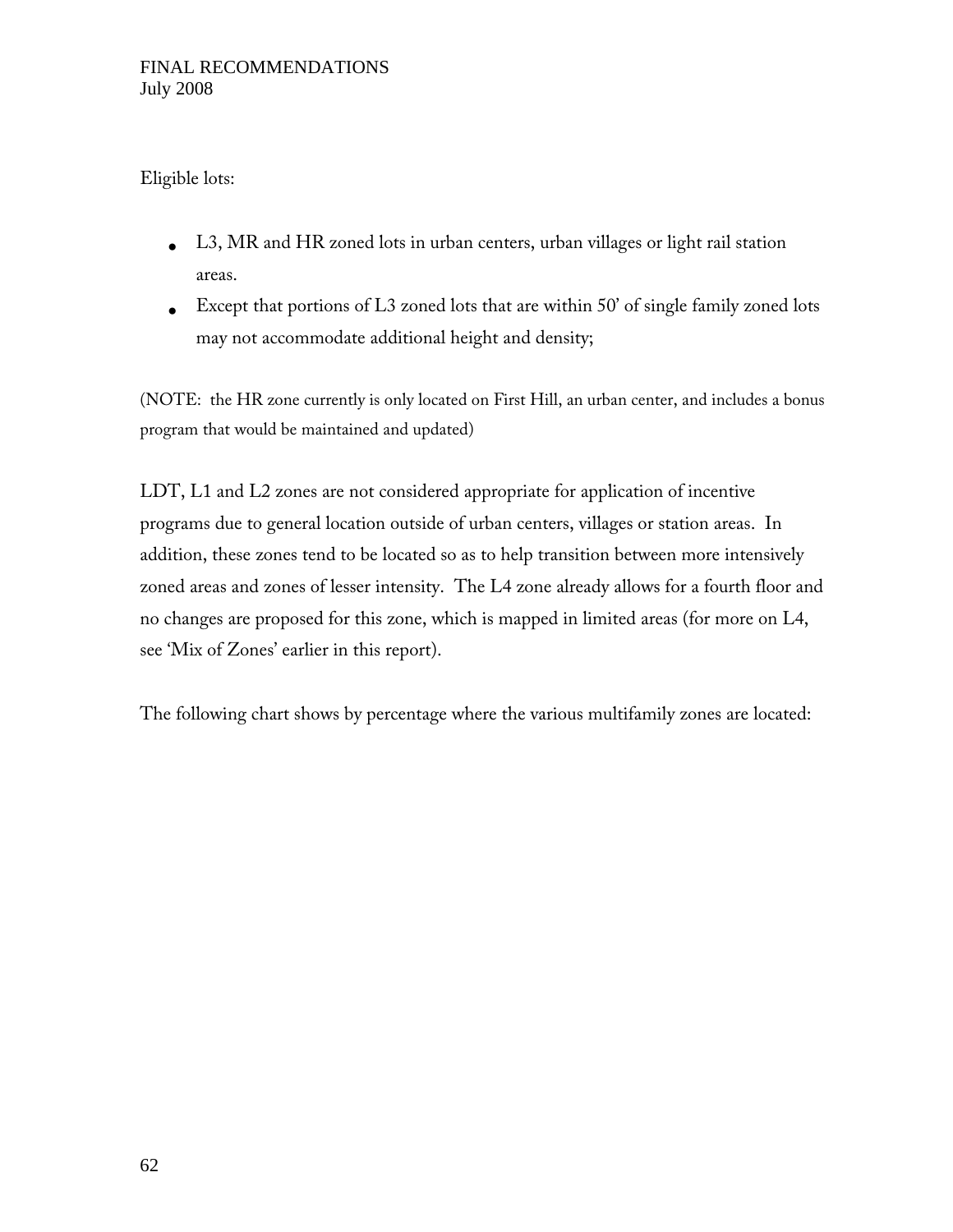Eligible lots:

- L3, MR and HR zoned lots in urban centers, urban villages or light rail station areas.
- Except that portions of L3 zoned lots that are within 50' of single family zoned lots may not accommodate additional height and density;

(NOTE: the HR zone currently is only located on First Hill, an urban center, and includes a bonus program that would be maintained and updated)

LDT, L1 and L2 zones are not considered appropriate for application of incentive programs due to general location outside of urban centers, villages or station areas. In addition, these zones tend to be located so as to help transition between more intensively zoned areas and zones of lesser intensity. The L4 zone already allows for a fourth floor and no changes are proposed for this zone, which is mapped in limited areas (for more on L4, see 'Mix of Zones' earlier in this report).

The following chart shows by percentage where the various multifamily zones are located: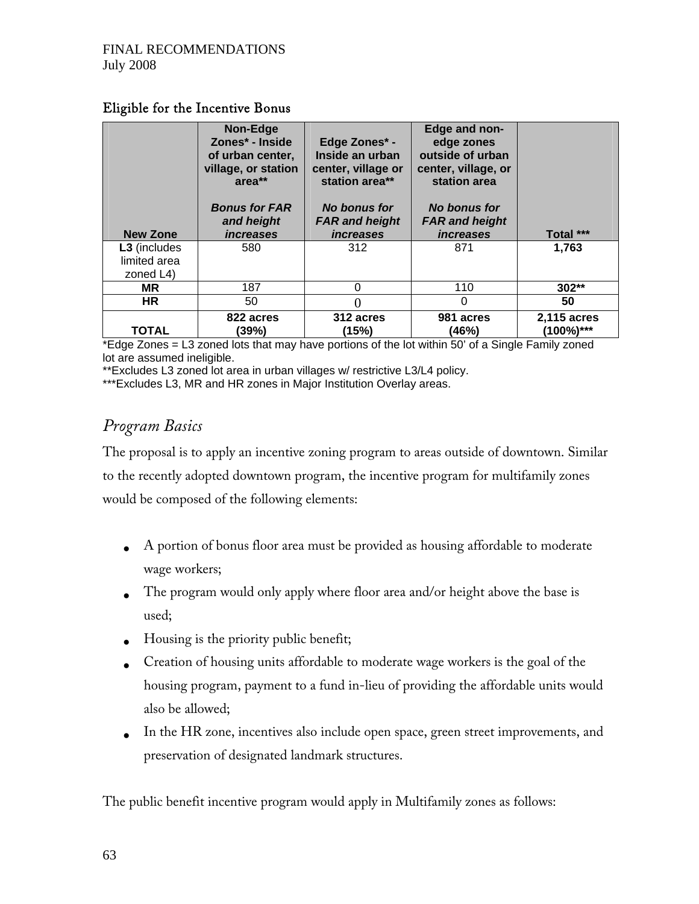FINAL RECOMMENDATIONS
July 2008

### Eligible for the Incentive Bonus

| New Zone | Non-Edge Zones* - Inside of urban center, village, or station area** *Bonus for FAR and height increases* | Edge Zones* - Inside an urban center, village or station area** *No bonus for FAR and height increases* | Edge and non-edge zones outside of urban center, village, or station area *No bonus for FAR and height increases* | Total *** |
|---|---|---|---|---|
| **L3** (includes limited area zoned L4) | 580 | 312 | 871 | **1,763** |
| **MR** | 187 | 0 | 110 | **302**** |
| **HR** | 50 | 0 | 0 | **50** |
| **TOTAL** | **822 acres (39%)** | **312 acres (15%)** | **981 acres (46%)** | **2,115 acres (100%)***** |

*Edge Zones = L3 zoned lots that may have portions of the lot within 50' of a Single Family zoned lot are assumed ineligible.
**Excludes L3 zoned lot area in urban villages w/ restrictive L3/L4 policy.
***Excludes L3, MR and HR zones in Major Institution Overlay areas.

## *Program Basics*

The proposal is to apply an incentive zoning program to areas outside of downtown. Similar to the recently adopted downtown program, the incentive program for multifamily zones would be composed of the following elements:

- A portion of bonus floor area must be provided as housing affordable to moderate wage workers;
- The program would only apply where floor area and/or height above the base is used;
- Housing is the priority public benefit;
- Creation of housing units affordable to moderate wage workers is the goal of the housing program, payment to a fund in-lieu of providing the affordable units would also be allowed;
- In the HR zone, incentives also include open space, green street improvements, and preservation of designated landmark structures.

The public benefit incentive program would apply in Multifamily zones as follows: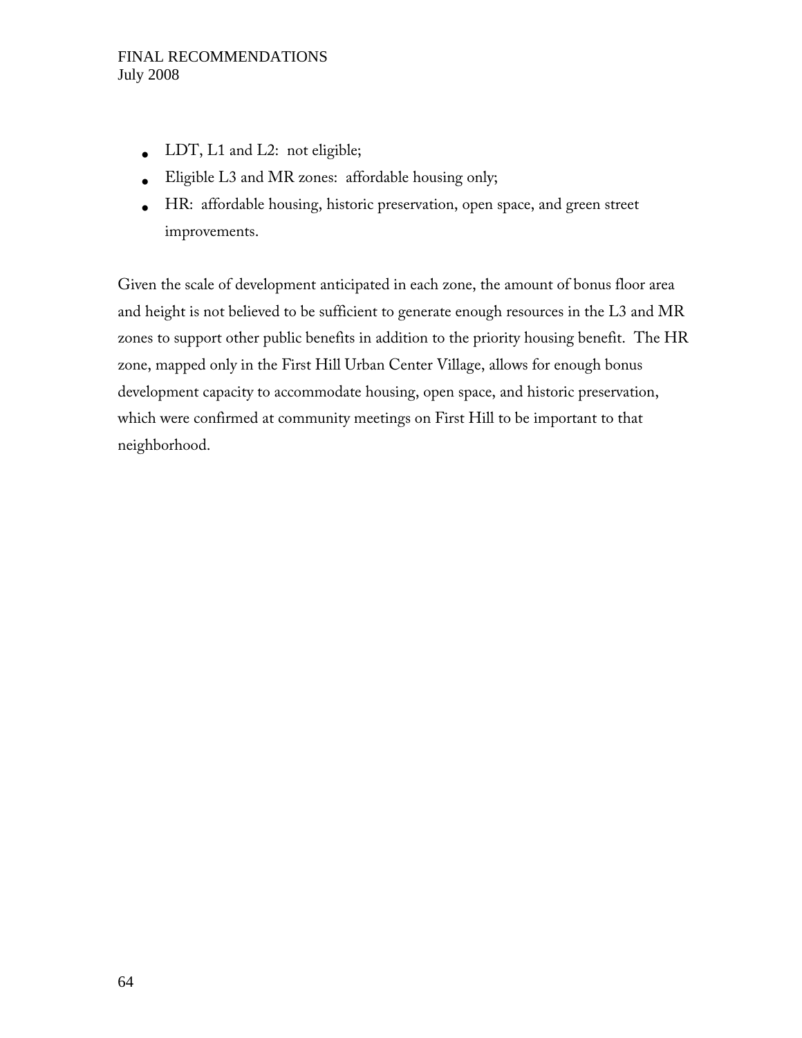- LDT, L1 and L2: not eligible;
- Eligible L3 and MR zones: affordable housing only;
- HR: affordable housing, historic preservation, open space, and green street improvements.

Given the scale of development anticipated in each zone, the amount of bonus floor area and height is not believed to be sufficient to generate enough resources in the L3 and MR zones to support other public benefits in addition to the priority housing benefit. The HR zone, mapped only in the First Hill Urban Center Village, allows for enough bonus development capacity to accommodate housing, open space, and historic preservation, which were confirmed at community meetings on First Hill to be important to that neighborhood.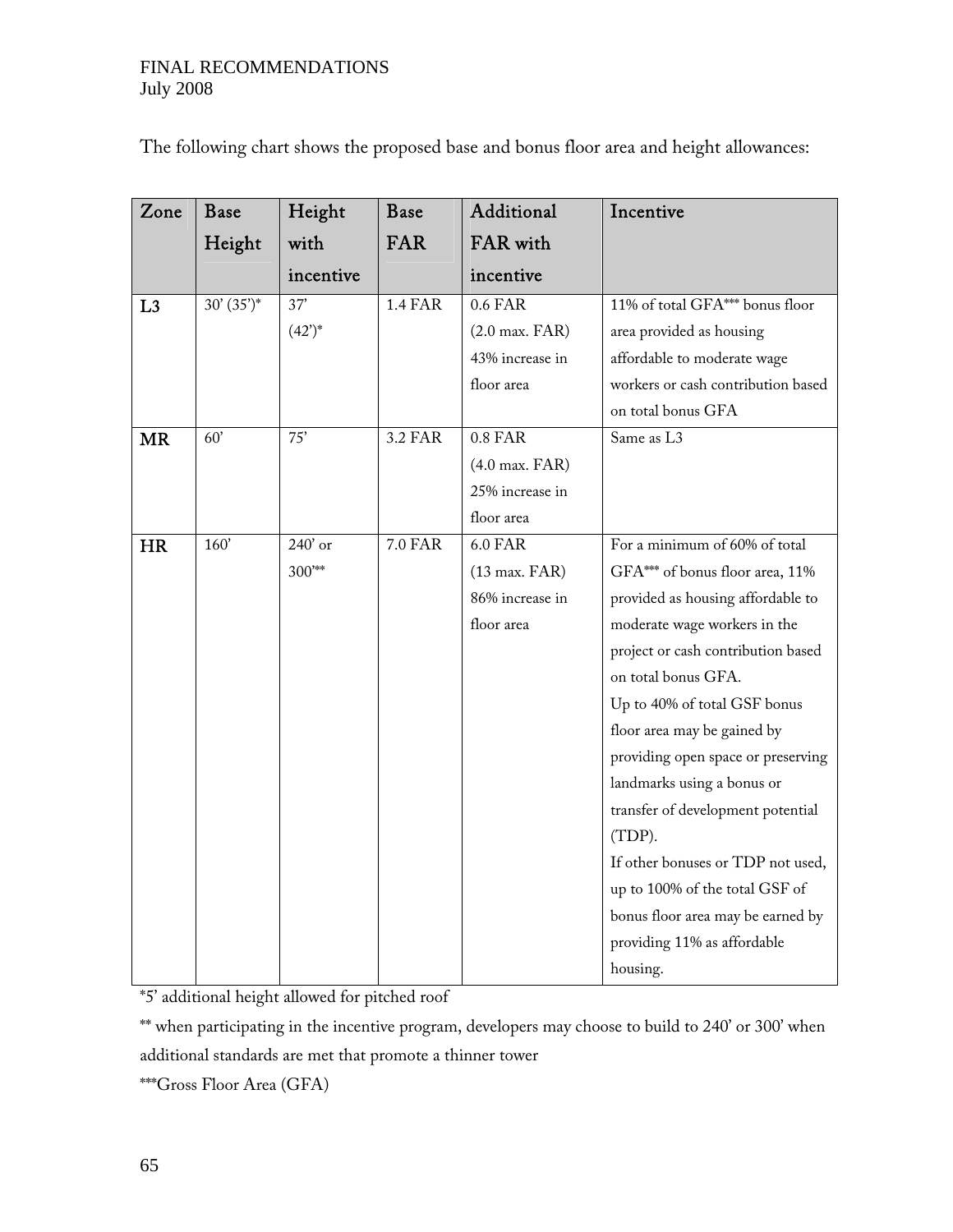The following chart shows the proposed base and bonus floor area and height allowances:

| Zone | Base Height | Height with incentive | Base FAR | Additional FAR with incentive | Incentive |
|---|---|---|---|---|---|
| **L3** | 30' (35')* | 37' (42')* | 1.4 FAR | 0.6 FAR (2.0 max. FAR) 43% increase in floor area | 11% of total GFA*** bonus floor area provided as housing affordable to moderate wage workers or cash contribution based on total bonus GFA |
| **MR** | 60' | 75' | 3.2 FAR | 0.8 FAR (4.0 max. FAR) 25% increase in floor area | Same as L3 |
| **HR** | 160' | 240' or 300'** | 7.0 FAR | 6.0 FAR (13 max. FAR) 86% increase in floor area | For a minimum of 60% of total GFA*** of bonus floor area, 11% provided as housing affordable to moderate wage workers in the project or cash contribution based on total bonus GFA.<br>Up to 40% of total GSF bonus floor area may be gained by providing open space or preserving landmarks using a bonus or transfer of development potential (TDP).<br>If other bonuses or TDP not used, up to 100% of the total GSF of bonus floor area may be earned by providing 11% as affordable housing. |

*5' additional height allowed for pitched roof

** when participating in the incentive program, developers may choose to build to 240' or 300' when additional standards are met that promote a thinner tower

***Gross Floor Area (GFA)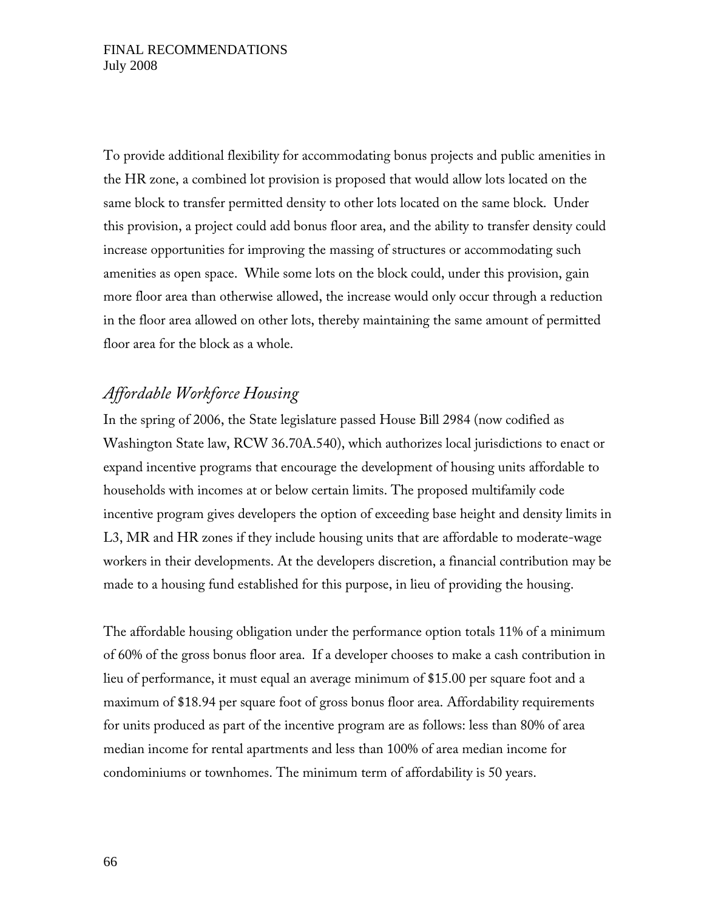To provide additional flexibility for accommodating bonus projects and public amenities in the HR zone, a combined lot provision is proposed that would allow lots located on the same block to transfer permitted density to other lots located on the same block. Under this provision, a project could add bonus floor area, and the ability to transfer density could increase opportunities for improving the massing of structures or accommodating such amenities as open space. While some lots on the block could, under this provision, gain more floor area than otherwise allowed, the increase would only occur through a reduction in the floor area allowed on other lots, thereby maintaining the same amount of permitted floor area for the block as a whole.

## *Affordable Workforce Housing*

In the spring of 2006, the State legislature passed House Bill 2984 (now codified as Washington State law, RCW 36.70A.540), which authorizes local jurisdictions to enact or expand incentive programs that encourage the development of housing units affordable to households with incomes at or below certain limits. The proposed multifamily code incentive program gives developers the option of exceeding base height and density limits in L3, MR and HR zones if they include housing units that are affordable to moderate-wage workers in their developments. At the developers discretion, a financial contribution may be made to a housing fund established for this purpose, in lieu of providing the housing.

The affordable housing obligation under the performance option totals 11% of a minimum of 60% of the gross bonus floor area. If a developer chooses to make a cash contribution in lieu of performance, it must equal an average minimum of $15.00 per square foot and a maximum of $18.94 per square foot of gross bonus floor area. Affordability requirements for units produced as part of the incentive program are as follows: less than 80% of area median income for rental apartments and less than 100% of area median income for condominiums or townhomes. The minimum term of affordability is 50 years.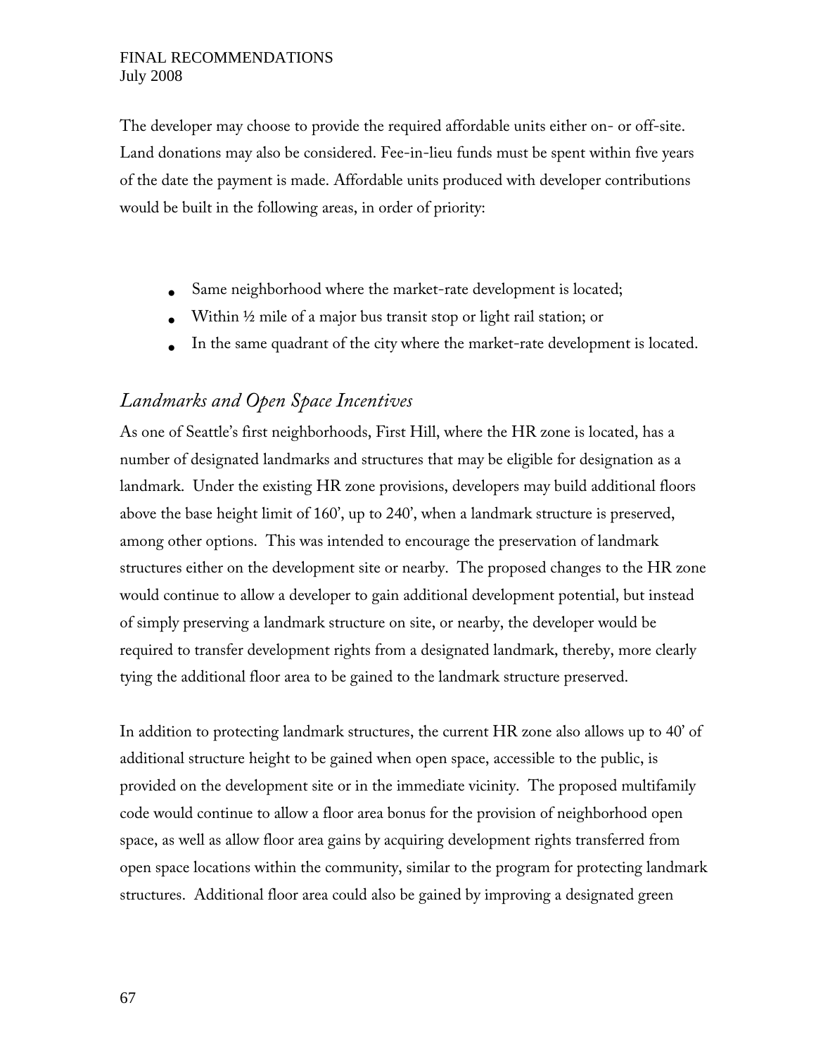The developer may choose to provide the required affordable units either on- or off-site. Land donations may also be considered. Fee-in-lieu funds must be spent within five years of the date the payment is made. Affordable units produced with developer contributions would be built in the following areas, in order of priority:

- Same neighborhood where the market-rate development is located;
- Within ½ mile of a major bus transit stop or light rail station; or
- In the same quadrant of the city where the market-rate development is located.

## *Landmarks and Open Space Incentives*

As one of Seattle's first neighborhoods, First Hill, where the HR zone is located, has a number of designated landmarks and structures that may be eligible for designation as a landmark. Under the existing HR zone provisions, developers may build additional floors above the base height limit of 160', up to 240', when a landmark structure is preserved, among other options. This was intended to encourage the preservation of landmark structures either on the development site or nearby. The proposed changes to the HR zone would continue to allow a developer to gain additional development potential, but instead of simply preserving a landmark structure on site, or nearby, the developer would be required to transfer development rights from a designated landmark, thereby, more clearly tying the additional floor area to be gained to the landmark structure preserved.

In addition to protecting landmark structures, the current HR zone also allows up to 40' of additional structure height to be gained when open space, accessible to the public, is provided on the development site or in the immediate vicinity. The proposed multifamily code would continue to allow a floor area bonus for the provision of neighborhood open space, as well as allow floor area gains by acquiring development rights transferred from open space locations within the community, similar to the program for protecting landmark structures. Additional floor area could also be gained by improving a designated green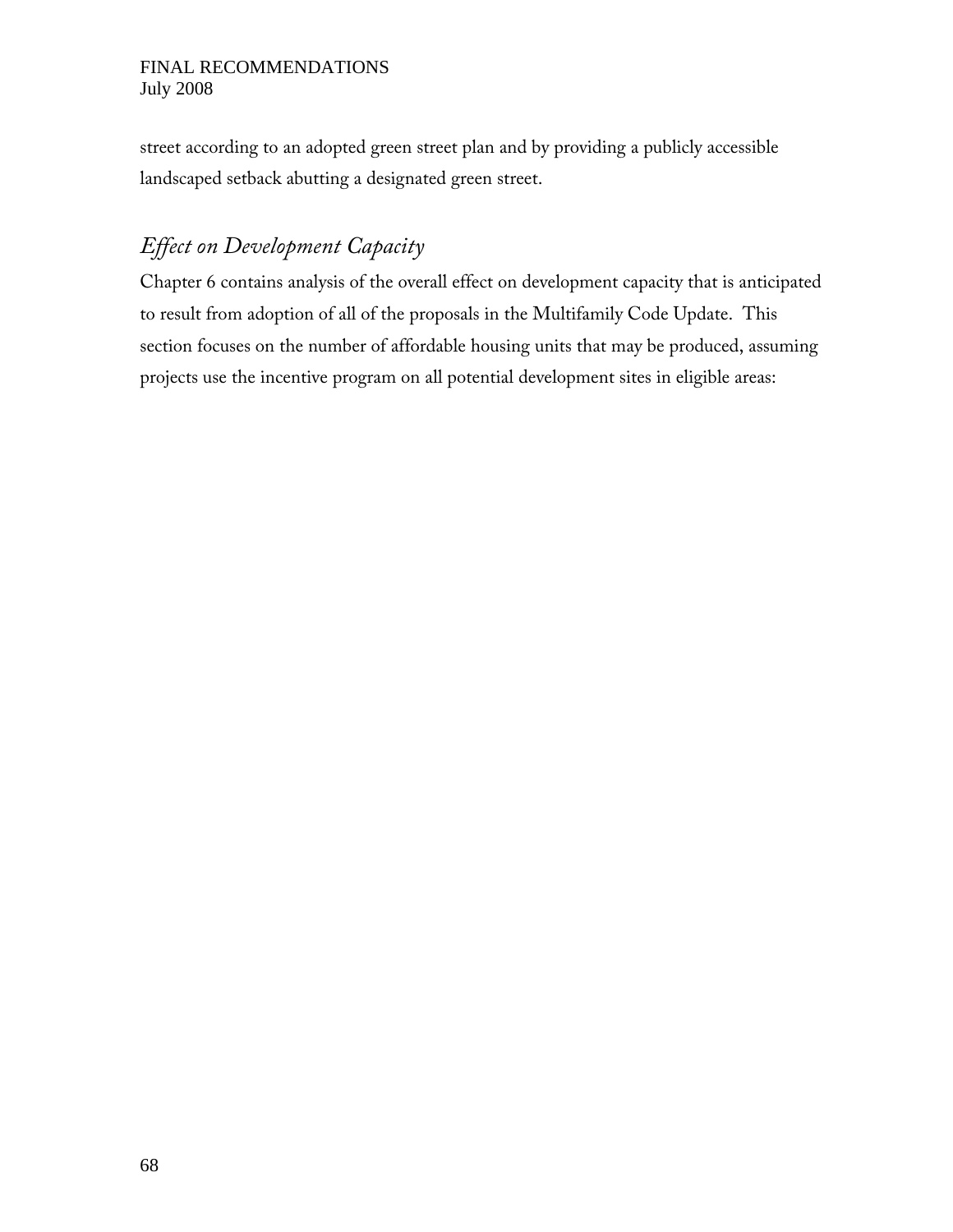street according to an adopted green street plan and by providing a publicly accessible landscaped setback abutting a designated green street.

## *Effect on Development Capacity*

Chapter 6 contains analysis of the overall effect on development capacity that is anticipated to result from adoption of all of the proposals in the Multifamily Code Update. This section focuses on the number of affordable housing units that may be produced, assuming projects use the incentive program on all potential development sites in eligible areas: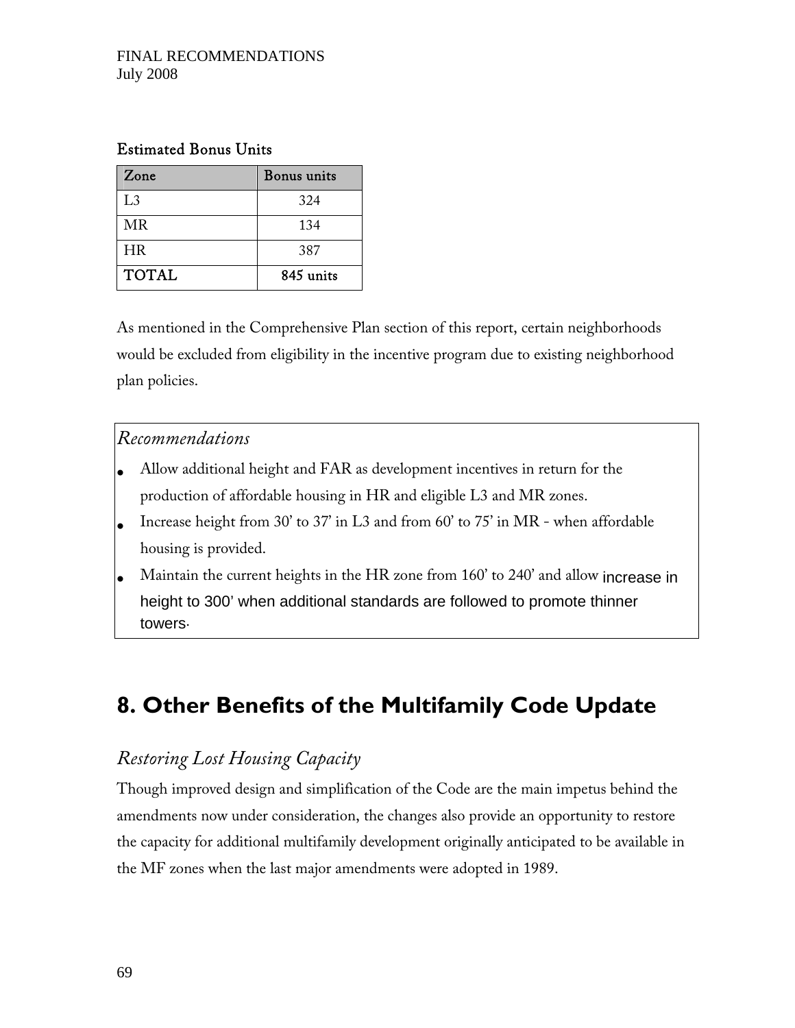**Estimated Bonus Units**

| Zone | Bonus units |
|---|---|
| L3 | 324 |
| MR | 134 |
| HR | 387 |
| **TOTAL** | **845 units** |

As mentioned in the Comprehensive Plan section of this report, certain neighborhoods would be excluded from eligibility in the incentive program due to existing neighborhood plan policies.

*Recommendations*

- Allow additional height and FAR as development incentives in return for the production of affordable housing in HR and eligible L3 and MR zones.
- Increase height from 30' to 37' in L3 and from 60' to 75' in MR - when affordable housing is provided.
- Maintain the current heights in the HR zone from 160' to 240' and allow increase in height to 300' when additional standards are followed to promote thinner towers.

# 8. Other Benefits of the Multifamily Code Update

## *Restoring Lost Housing Capacity*

Though improved design and simplification of the Code are the main impetus behind the amendments now under consideration, the changes also provide an opportunity to restore the capacity for additional multifamily development originally anticipated to be available in the MF zones when the last major amendments were adopted in 1989.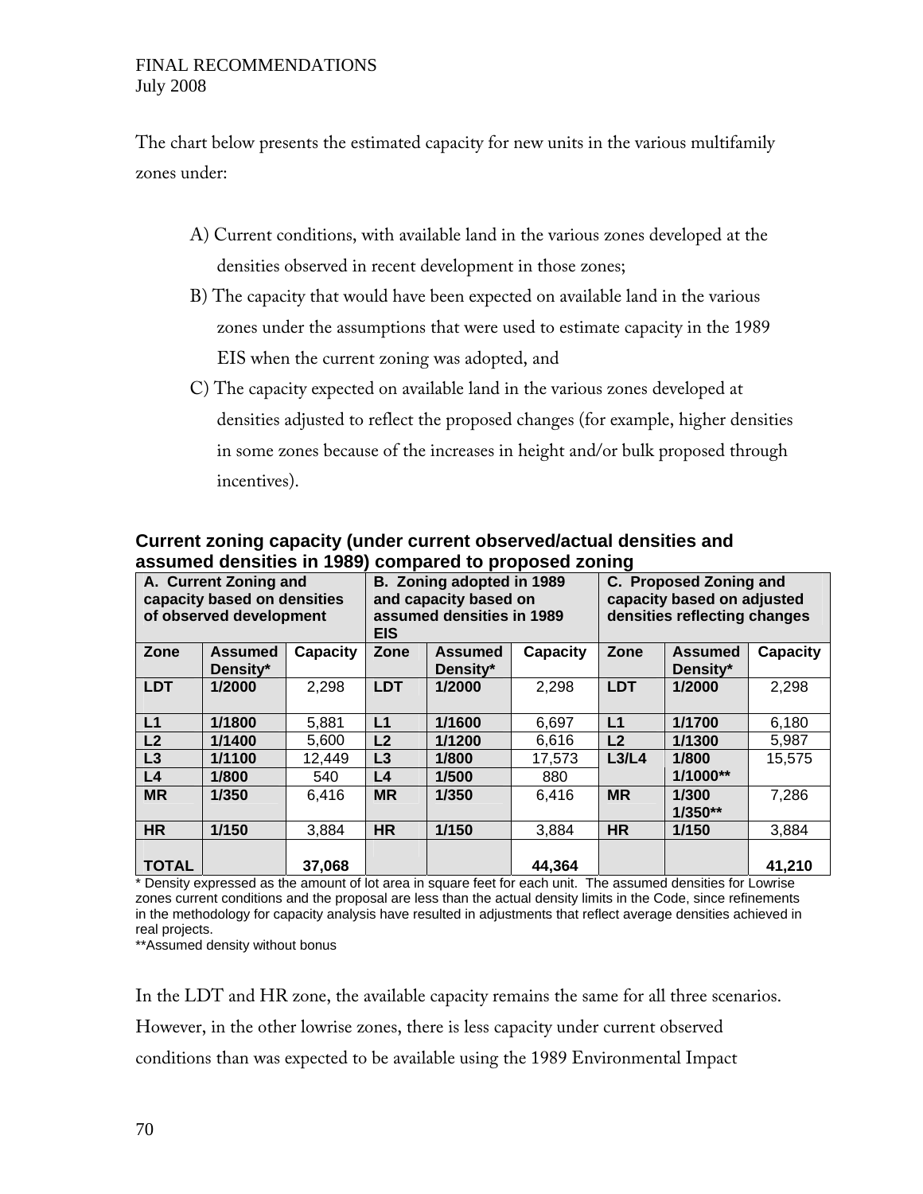The chart below presents the estimated capacity for new units in the various multifamily zones under:

A) Current conditions, with available land in the various zones developed at the densities observed in recent development in those zones;

B) The capacity that would have been expected on available land in the various zones under the assumptions that were used to estimate capacity in the 1989 EIS when the current zoning was adopted, and

C) The capacity expected on available land in the various zones developed at densities adjusted to reflect the proposed changes (for example, higher densities in some zones because of the increases in height and/or bulk proposed through incentives).

**Current zoning capacity (under current observed/actual densities and assumed densities in 1989) compared to proposed zoning**

| A. Current Zoning and capacity based on densities of observed development | | | B. Zoning adopted in 1989 and capacity based on assumed densities in 1989 EIS | | | C. Proposed Zoning and capacity based on adjusted densities reflecting changes | | |
|---|---|---|---|---|---|---|---|---|
| **Zone** | **Assumed Density*** | **Capacity** | **Zone** | **Assumed Density*** | **Capacity** | **Zone** | **Assumed Density*** | **Capacity** |
| **LDT** | **1/2000** | 2,298 | **LDT** | **1/2000** | 2,298 | **LDT** | **1/2000** | 2,298 |
| **L1** | **1/1800** | 5,881 | **L1** | **1/1600** | 6,697 | **L1** | **1/1700** | 6,180 |
| **L2** | **1/1400** | 5,600 | **L2** | **1/1200** | 6,616 | **L2** | **1/1300** | 5,987 |
| **L3** | **1/1100** | 12,449 | **L3** | **1/800** | 17,573 | **L3/L4** | **1/800 1/1000**** | 15,575 |
| **L4** | **1/800** | 540 | **L4** | **1/500** | 880 | | | |
| **MR** | **1/350** | 6,416 | **MR** | **1/350** | 6,416 | **MR** | **1/300 1/350**** | 7,286 |
| **HR** | **1/150** | 3,884 | **HR** | **1/150** | 3,884 | **HR** | **1/150** | 3,884 |
| **TOTAL** | | **37,068** | | | **44,364** | | | **41,210** |

* Density expressed as the amount of lot area in square feet for each unit. The assumed densities for Lowrise zones current conditions and the proposal are less than the actual density limits in the Code, since refinements in the methodology for capacity analysis have resulted in adjustments that reflect average densities achieved in real projects.

**Assumed density without bonus

In the LDT and HR zone, the available capacity remains the same for all three scenarios. However, in the other lowrise zones, there is less capacity under current observed conditions than was expected to be available using the 1989 Environmental Impact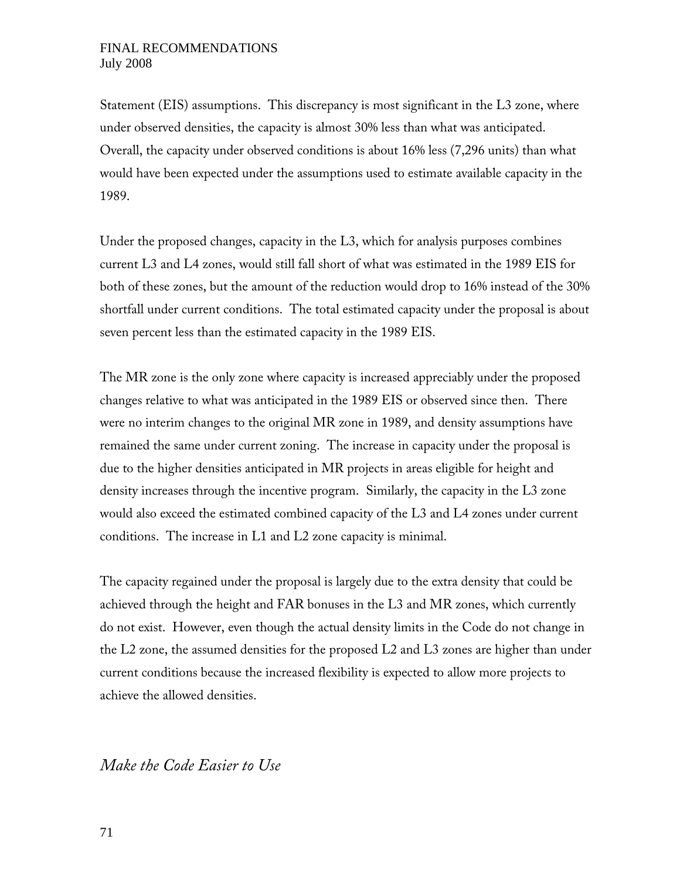Statement (EIS) assumptions. This discrepancy is most significant in the L3 zone, where under observed densities, the capacity is almost 30% less than what was anticipated. Overall, the capacity under observed conditions is about 16% less (7,296 units) than what would have been expected under the assumptions used to estimate available capacity in the 1989.

Under the proposed changes, capacity in the L3, which for analysis purposes combines current L3 and L4 zones, would still fall short of what was estimated in the 1989 EIS for both of these zones, but the amount of the reduction would drop to 16% instead of the 30% shortfall under current conditions. The total estimated capacity under the proposal is about seven percent less than the estimated capacity in the 1989 EIS.

The MR zone is the only zone where capacity is increased appreciably under the proposed changes relative to what was anticipated in the 1989 EIS or observed since then. There were no interim changes to the original MR zone in 1989, and density assumptions have remained the same under current zoning. The increase in capacity under the proposal is due to the higher densities anticipated in MR projects in areas eligible for height and density increases through the incentive program. Similarly, the capacity in the L3 zone would also exceed the estimated combined capacity of the L3 and L4 zones under current conditions. The increase in L1 and L2 zone capacity is minimal.

The capacity regained under the proposal is largely due to the extra density that could be achieved through the height and FAR bonuses in the L3 and MR zones, which currently do not exist. However, even though the actual density limits in the Code do not change in the L2 zone, the assumed densities for the proposed L2 and L3 zones are higher than under current conditions because the increased flexibility is expected to allow more projects to achieve the allowed densities.

## *Make the Code Easier to Use*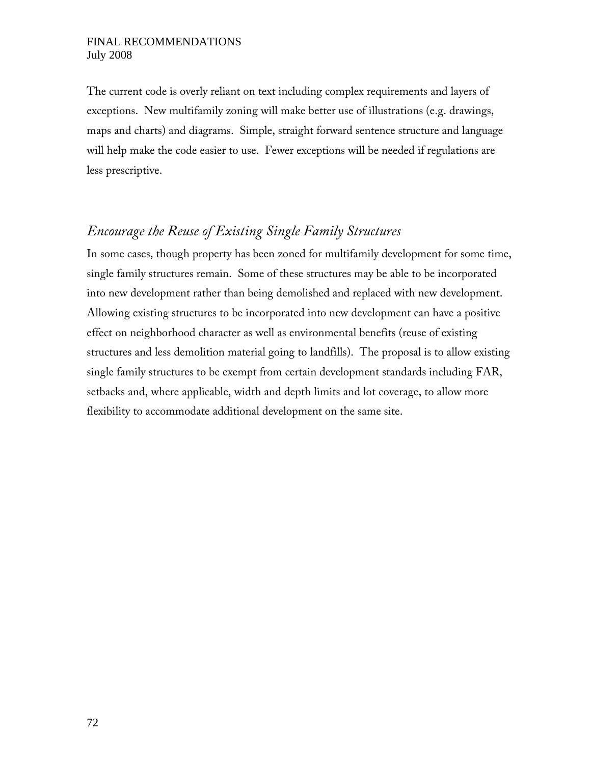The current code is overly reliant on text including complex requirements and layers of exceptions. New multifamily zoning will make better use of illustrations (e.g. drawings, maps and charts) and diagrams. Simple, straight forward sentence structure and language will help make the code easier to use. Fewer exceptions will be needed if regulations are less prescriptive.

### *Encourage the Reuse of Existing Single Family Structures*

In some cases, though property has been zoned for multifamily development for some time, single family structures remain. Some of these structures may be able to be incorporated into new development rather than being demolished and replaced with new development. Allowing existing structures to be incorporated into new development can have a positive effect on neighborhood character as well as environmental benefits (reuse of existing structures and less demolition material going to landfills). The proposal is to allow existing single family structures to be exempt from certain development standards including FAR, setbacks and, where applicable, width and depth limits and lot coverage, to allow more flexibility to accommodate additional development on the same site.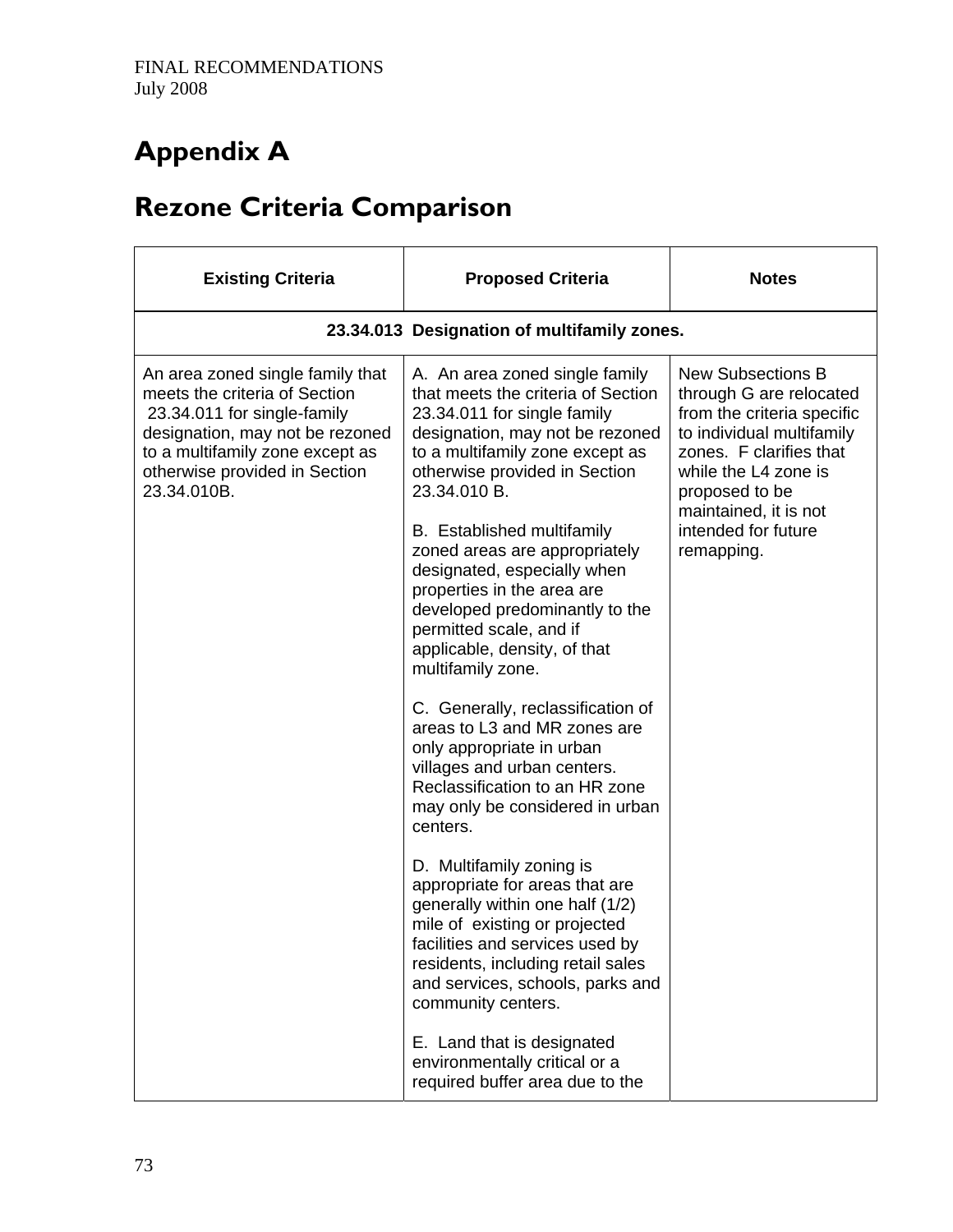FINAL RECOMMENDATIONS
July 2008

# Appendix A

# Rezone Criteria Comparison

| Existing Criteria | Proposed Criteria | Notes |
|---|---|---|
| **23.34.013 Designation of multifamily zones.** | | |
| An area zoned single family that meets the criteria of Section 23.34.011 for single-family designation, may not be rezoned to a multifamily zone except as otherwise provided in Section 23.34.010B. | A. An area zoned single family that meets the criteria of Section 23.34.011 for single family designation, may not be rezoned to a multifamily zone except as otherwise provided in Section 23.34.010 B.<br><br>B. Established multifamily zoned areas are appropriately designated, especially when properties in the area are developed predominantly to the permitted scale, and if applicable, density, of that multifamily zone.<br><br>C. Generally, reclassification of areas to L3 and MR zones are only appropriate in urban villages and urban centers. Reclassification to an HR zone may only be considered in urban centers.<br><br>D. Multifamily zoning is appropriate for areas that are generally within one half (1/2) mile of existing or projected facilities and services used by residents, including retail sales and services, schools, parks and community centers.<br><br>E. Land that is designated environmentally critical or a required buffer area due to the | New Subsections B through G are relocated from the criteria specific to individual multifamily zones. F clarifies that while the L4 zone is proposed to be maintained, it is not intended for future remapping. |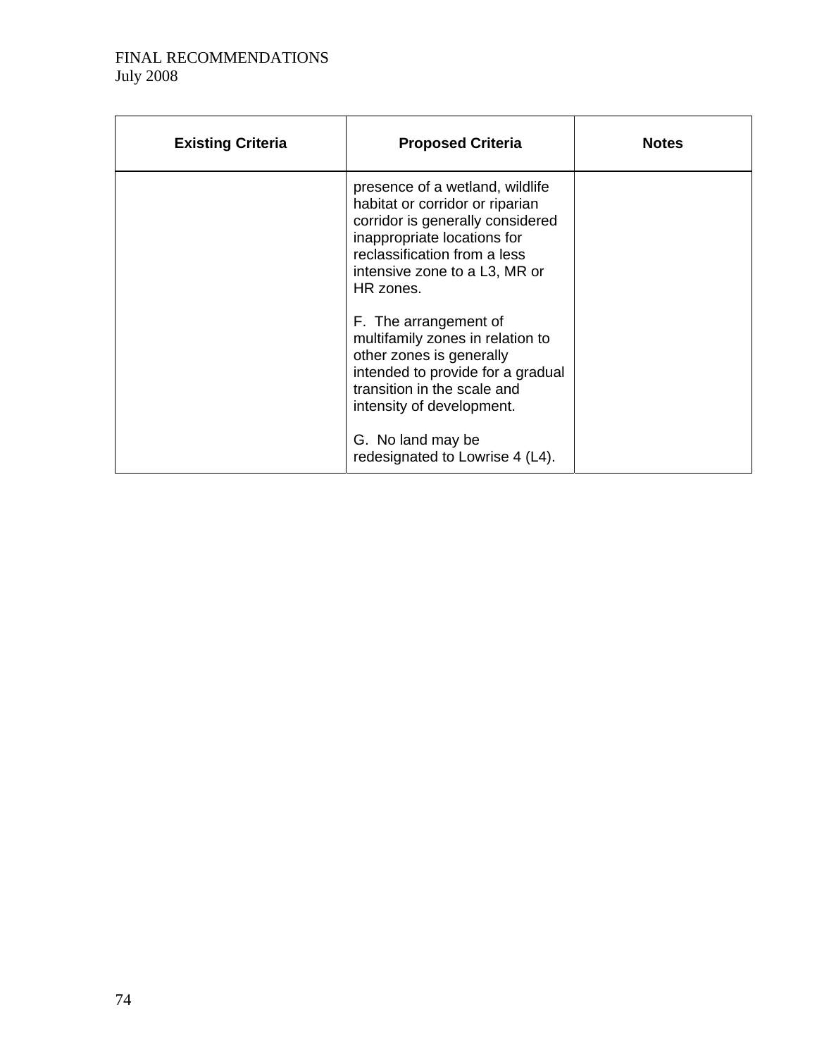| Existing Criteria | Proposed Criteria | Notes |
| --- | --- | --- |
| | presence of a wetland, wildlife habitat or corridor or riparian corridor is generally considered inappropriate locations for reclassification from a less intensive zone to a L3, MR or HR zones.<br><br>F. The arrangement of multifamily zones in relation to other zones is generally intended to provide for a gradual transition in the scale and intensity of development.<br><br>G. No land may be redesignated to Lowrise 4 (L4). | |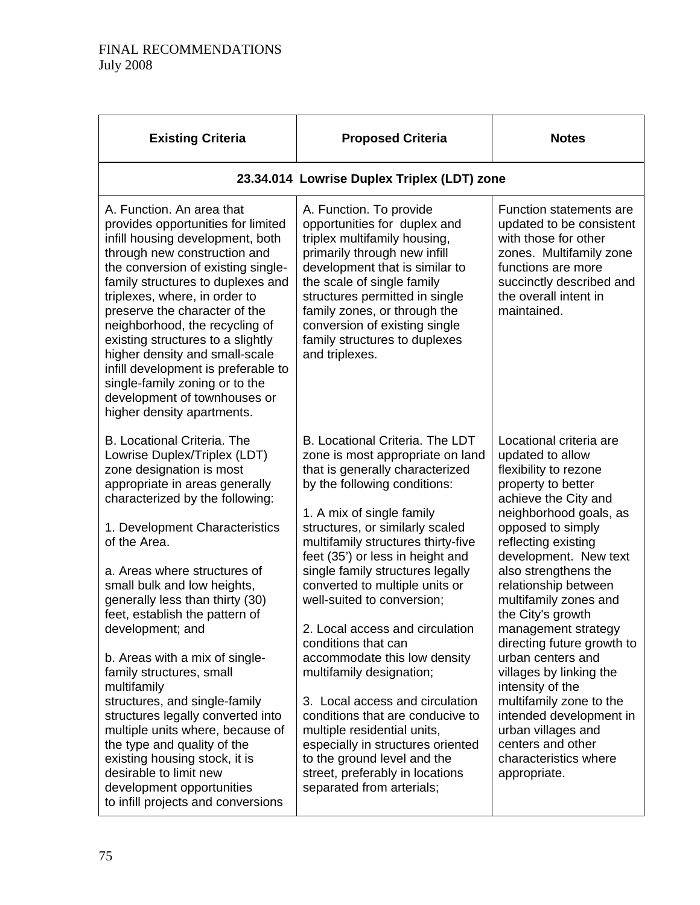FINAL RECOMMENDATIONS
July 2008

| Existing Criteria | Proposed Criteria | Notes |
|---|---|---|
| **23.34.014 Lowrise Duplex Triplex (LDT) zone** | | |
| A. Function. An area that provides opportunities for limited infill housing development, both through new construction and the conversion of existing single-family structures to duplexes and triplexes, where, in order to preserve the character of the neighborhood, the recycling of existing structures to a slightly higher density and small-scale infill development is preferable to single-family zoning or to the development of townhouses or higher density apartments. | A. Function. To provide opportunities for duplex and triplex multifamily housing, primarily through new infill development that is similar to the scale of single family structures permitted in single family zones, or through the conversion of existing single family structures to duplexes and triplexes. | Function statements are updated to be consistent with those for other zones. Multifamily zone functions are more succinctly described and the overall intent in maintained. |
| B. Locational Criteria. The Lowrise Duplex/Triplex (LDT) zone designation is most appropriate in areas generally characterized by the following:<br><br>1. Development Characteristics of the Area.<br><br>a. Areas where structures of small bulk and low heights, generally less than thirty (30) feet, establish the pattern of development; and<br><br>b. Areas with a mix of single-family structures, small multifamily structures, and single-family structures legally converted into multiple units where, because of the type and quality of the existing housing stock, it is desirable to limit new development opportunities to infill projects and conversions | B. Locational Criteria. The LDT zone is most appropriate on land that is generally characterized by the following conditions:<br><br>1. A mix of single family structures, or similarly scaled multifamily structures thirty-five feet (35') or less in height and single family structures legally converted to multiple units or well-suited to conversion;<br><br>2. Local access and circulation conditions that can accommodate this low density multifamily designation;<br><br>3. Local access and circulation conditions that are conducive to multiple residential units, especially in structures oriented to the ground level and the street, preferably in locations separated from arterials; | Locational criteria are updated to allow flexibility to rezone property to better achieve the City and neighborhood goals, as opposed to simply reflecting existing development. New text also strengthens the relationship between multifamily zones and the City's growth management strategy directing future growth to urban centers and villages by linking the intensity of the multifamily zone to the intended development in urban villages and centers and other characteristics where appropriate. |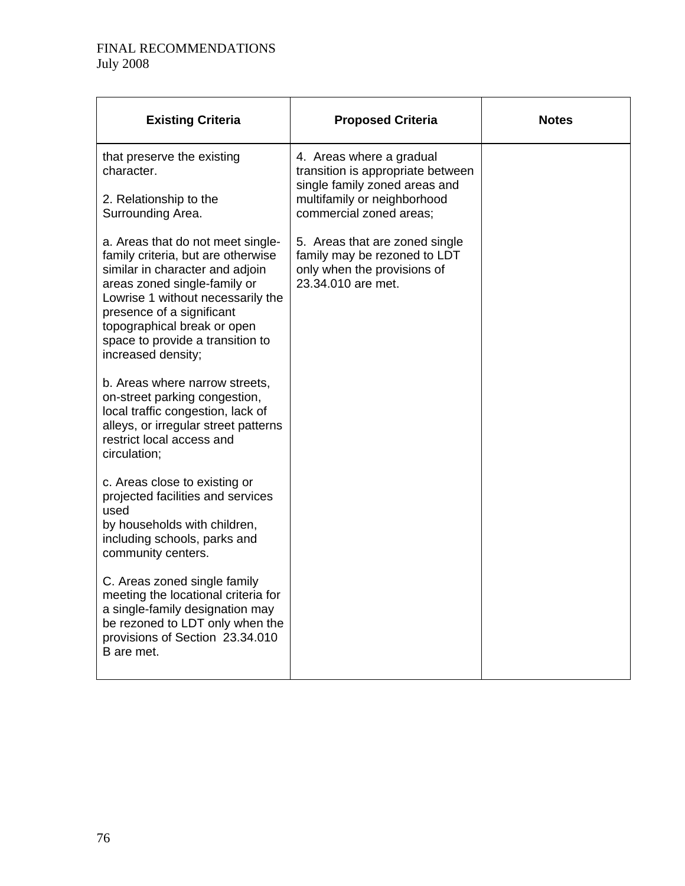FINAL RECOMMENDATIONS
July 2008

| Existing Criteria | Proposed Criteria | Notes |
| --- | --- | --- |
| that preserve the existing character.<br><br>2. Relationship to the Surrounding Area.<br><br>a. Areas that do not meet single-family criteria, but are otherwise similar in character and adjoin areas zoned single-family or Lowrise 1 without necessarily the presence of a significant topographical break or open space to provide a transition to increased density;<br><br>b. Areas where narrow streets, on-street parking congestion, local traffic congestion, lack of alleys, or irregular street patterns restrict local access and circulation;<br><br>c. Areas close to existing or projected facilities and services used by households with children, including schools, parks and community centers.<br><br>C. Areas zoned single family meeting the locational criteria for a single-family designation may be rezoned to LDT only when the provisions of Section 23.34.010 B are met. | 4. Areas where a gradual transition is appropriate between single family zoned areas and multifamily or neighborhood commercial zoned areas;<br><br>5. Areas that are zoned single family may be rezoned to LDT only when the provisions of 23.34.010 are met. | |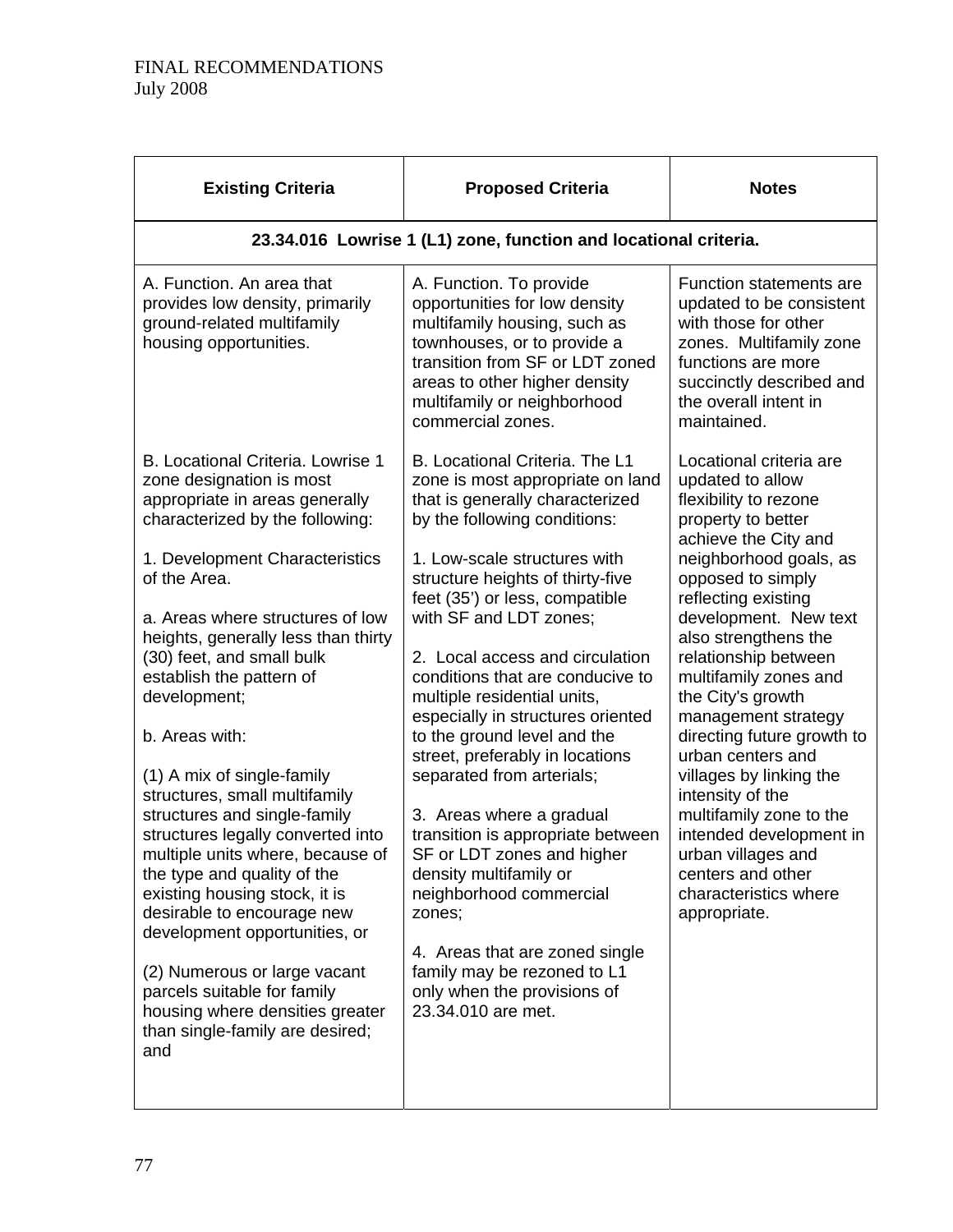FINAL RECOMMENDATIONS
July 2008

| Existing Criteria | Proposed Criteria | Notes |
|---|---|---|
| **23.34.016 Lowrise 1 (L1) zone, function and locational criteria.** | | |
| A. Function. An area that provides low density, primarily ground-related multifamily housing opportunities. | A. Function. To provide opportunities for low density multifamily housing, such as townhouses, or to provide a transition from SF or LDT zoned areas to other higher density multifamily or neighborhood commercial zones. | Function statements are updated to be consistent with those for other zones. Multifamily zone functions are more succinctly described and the overall intent in maintained. |
| B. Locational Criteria. Lowrise 1 zone designation is most appropriate in areas generally characterized by the following:<br><br>1. Development Characteristics of the Area.<br><br>a. Areas where structures of low heights, generally less than thirty (30) feet, and small bulk establish the pattern of development;<br><br>b. Areas with:<br><br>(1) A mix of single-family structures, small multifamily structures and single-family structures legally converted into multiple units where, because of the type and quality of the existing housing stock, it is desirable to encourage new development opportunities, or<br><br>(2) Numerous or large vacant parcels suitable for family housing where densities greater than single-family are desired; and | B. Locational Criteria. The L1 zone is most appropriate on land that is generally characterized by the following conditions:<br><br>1. Low-scale structures with structure heights of thirty-five feet (35') or less, compatible with SF and LDT zones;<br><br>2. Local access and circulation conditions that are conducive to multiple residential units, especially in structures oriented to the ground level and the street, preferably in locations separated from arterials;<br><br>3. Areas where a gradual transition is appropriate between SF or LDT zones and higher density multifamily or neighborhood commercial zones;<br><br>4. Areas that are zoned single family may be rezoned to L1 only when the provisions of 23.34.010 are met. | Locational criteria are updated to allow flexibility to rezone property to better achieve the City and neighborhood goals, as opposed to simply reflecting existing development. New text also strengthens the relationship between multifamily zones and the City's growth management strategy directing future growth to urban centers and villages by linking the intensity of the multifamily zone to the intended development in urban villages and centers and other characteristics where appropriate. |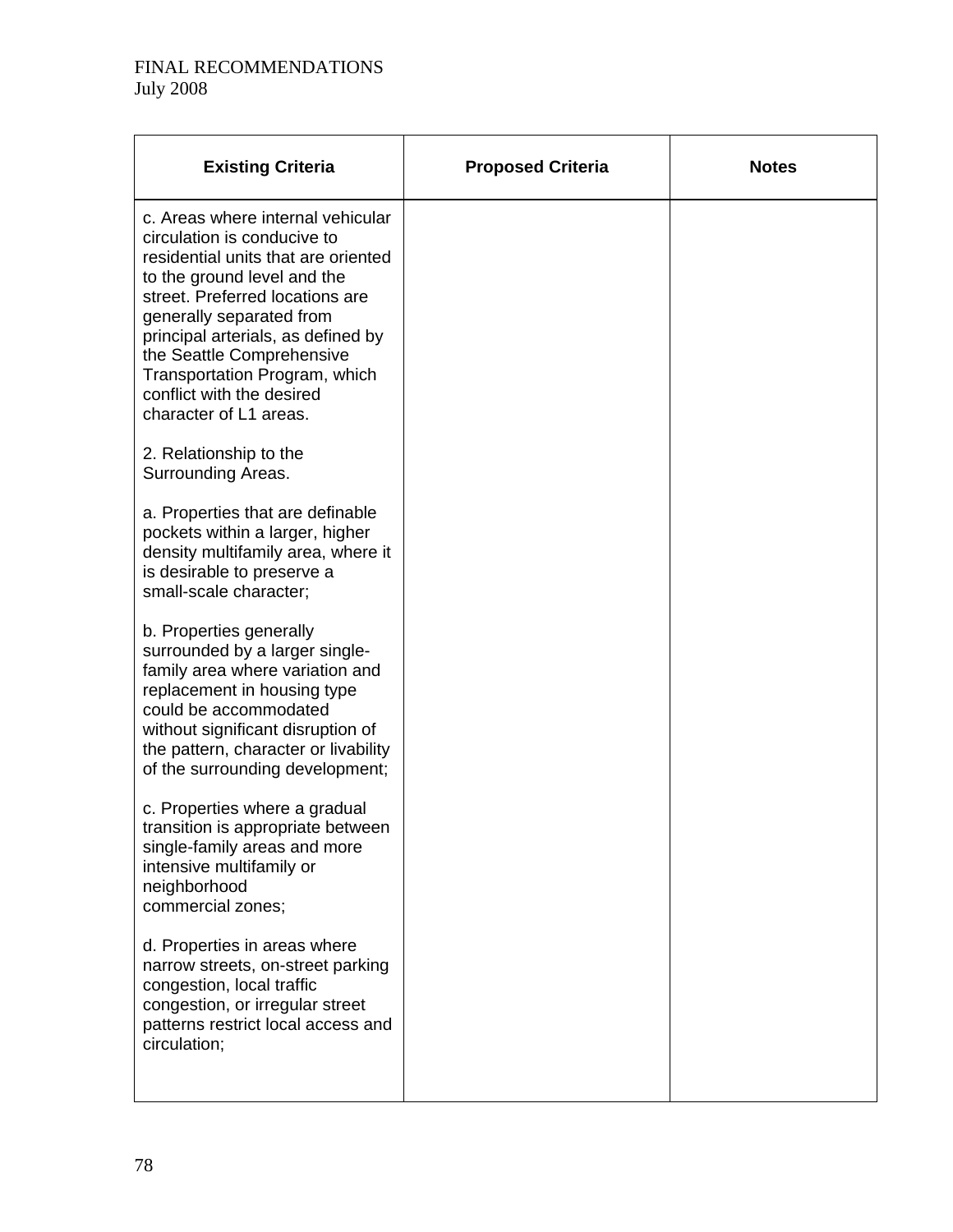| Existing Criteria | Proposed Criteria | Notes |
|---|---|---|
| c. Areas where internal vehicular circulation is conducive to residential units that are oriented to the ground level and the street. Preferred locations are generally separated from principal arterials, as defined by the Seattle Comprehensive Transportation Program, which conflict with the desired character of L1 areas.<br><br>2. Relationship to the Surrounding Areas.<br><br>a. Properties that are definable pockets within a larger, higher density multifamily area, where it is desirable to preserve a small-scale character;<br><br>b. Properties generally surrounded by a larger single-family area where variation and replacement in housing type could be accommodated without significant disruption of the pattern, character or livability of the surrounding development;<br><br>c. Properties where a gradual transition is appropriate between single-family areas and more intensive multifamily or neighborhood commercial zones;<br><br>d. Properties in areas where narrow streets, on-street parking congestion, local traffic congestion, or irregular street patterns restrict local access and circulation; | | |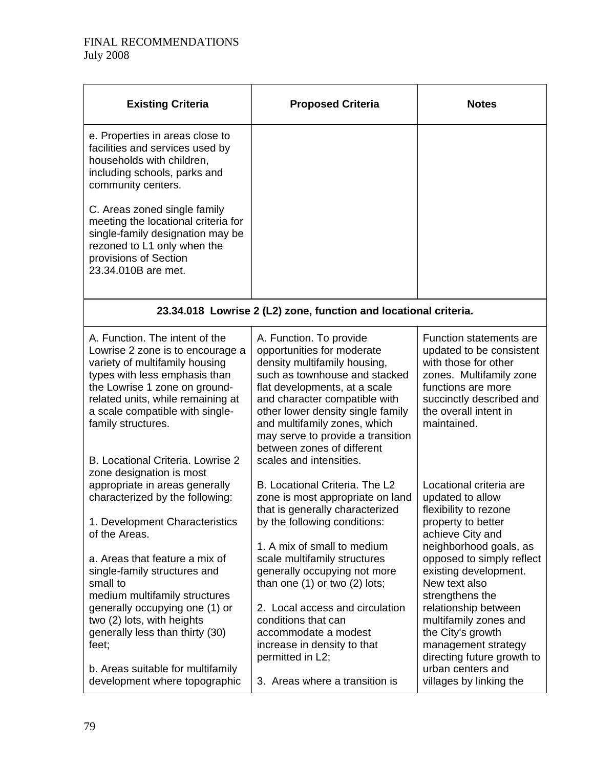| Existing Criteria | Proposed Criteria | Notes |
|---|---|---|
| e. Properties in areas close to facilities and services used by households with children, including schools, parks and community centers.<br><br>C. Areas zoned single family meeting the locational criteria for single-family designation may be rezoned to L1 only when the provisions of Section 23.34.010B are met. | | |
| **23.34.018 Lowrise 2 (L2) zone, function and locational criteria.** | | |
| A. Function. The intent of the Lowrise 2 zone is to encourage a variety of multifamily housing types with less emphasis than the Lowrise 1 zone on ground-related units, while remaining at a scale compatible with single-family structures.<br><br>B. Locational Criteria. Lowrise 2 zone designation is most appropriate in areas generally characterized by the following:<br><br>1. Development Characteristics of the Areas.<br><br>a. Areas that feature a mix of single-family structures and small to medium multifamily structures generally occupying one (1) or two (2) lots, with heights generally less than thirty (30) feet;<br><br>b. Areas suitable for multifamily development where topographic | A. Function. To provide opportunities for moderate density multifamily housing, such as townhouse and stacked flat developments, at a scale and character compatible with other lower density single family and multifamily zones, which may serve to provide a transition between zones of different scales and intensities.<br><br>B. Locational Criteria. The L2 zone is most appropriate on land that is generally characterized by the following conditions:<br><br>1. A mix of small to medium scale multifamily structures generally occupying not more than one (1) or two (2) lots;<br><br>2. Local access and circulation conditions that can accommodate a modest increase in density to that permitted in L2;<br><br>3. Areas where a transition is | Function statements are updated to be consistent with those for other zones. Multifamily zone functions are more succinctly described and the overall intent in maintained.<br><br>Locational criteria are updated to allow flexibility to rezone property to better achieve City and neighborhood goals, as opposed to simply reflect existing development. New text also strengthens the relationship between multifamily zones and the City's growth management strategy directing future growth to urban centers and villages by linking the |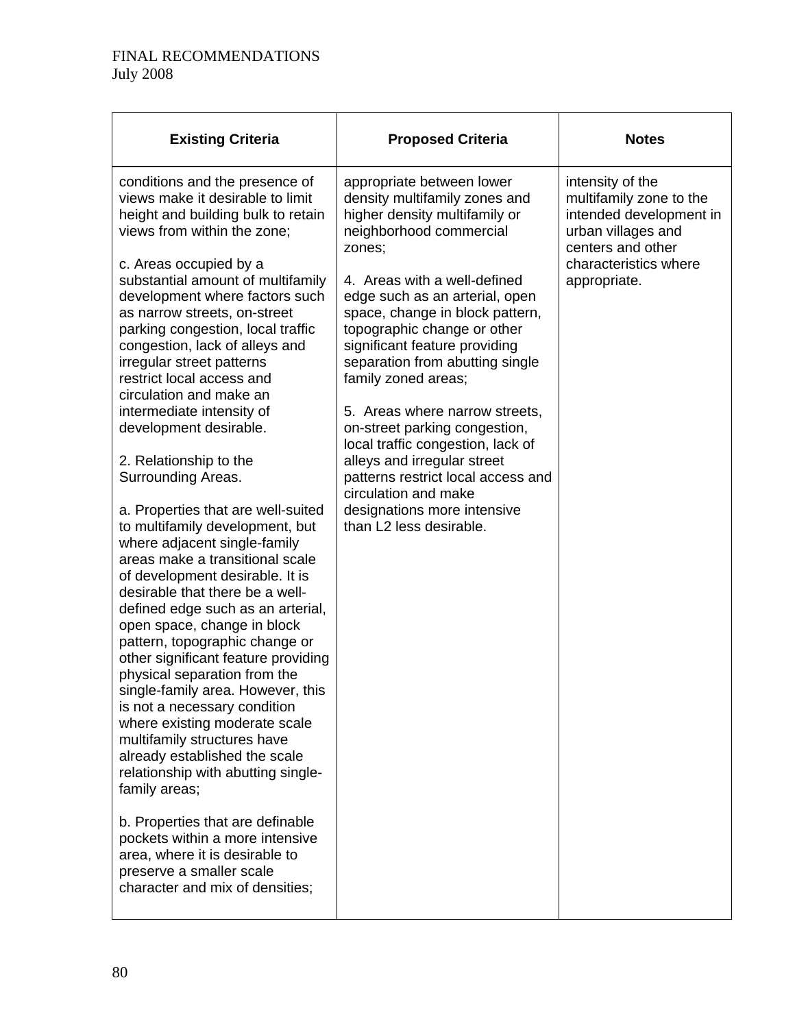| Existing Criteria | Proposed Criteria | Notes |
|---|---|---|
| conditions and the presence of views make it desirable to limit height and building bulk to retain views from within the zone;<br><br>c. Areas occupied by a substantial amount of multifamily development where factors such as narrow streets, on-street parking congestion, local traffic congestion, lack of alleys and irregular street patterns restrict local access and circulation and make an intermediate intensity of development desirable.<br><br>2. Relationship to the Surrounding Areas.<br><br>a. Properties that are well-suited to multifamily development, but where adjacent single-family areas make a transitional scale of development desirable. It is desirable that there be a well-defined edge such as an arterial, open space, change in block pattern, topographic change or other significant feature providing physical separation from the single-family area. However, this is not a necessary condition where existing moderate scale multifamily structures have already established the scale relationship with abutting single-family areas;<br><br>b. Properties that are definable pockets within a more intensive area, where it is desirable to preserve a smaller scale character and mix of densities; | appropriate between lower density multifamily zones and higher density multifamily or neighborhood commercial zones;<br><br>4. Areas with a well-defined edge such as an arterial, open space, change in block pattern, topographic change or other significant feature providing separation from abutting single family zoned areas;<br><br>5. Areas where narrow streets, on-street parking congestion, local traffic congestion, lack of alleys and irregular street patterns restrict local access and circulation and make designations more intensive than L2 less desirable. | intensity of the multifamily zone to the intended development in urban villages and centers and other characteristics where appropriate. |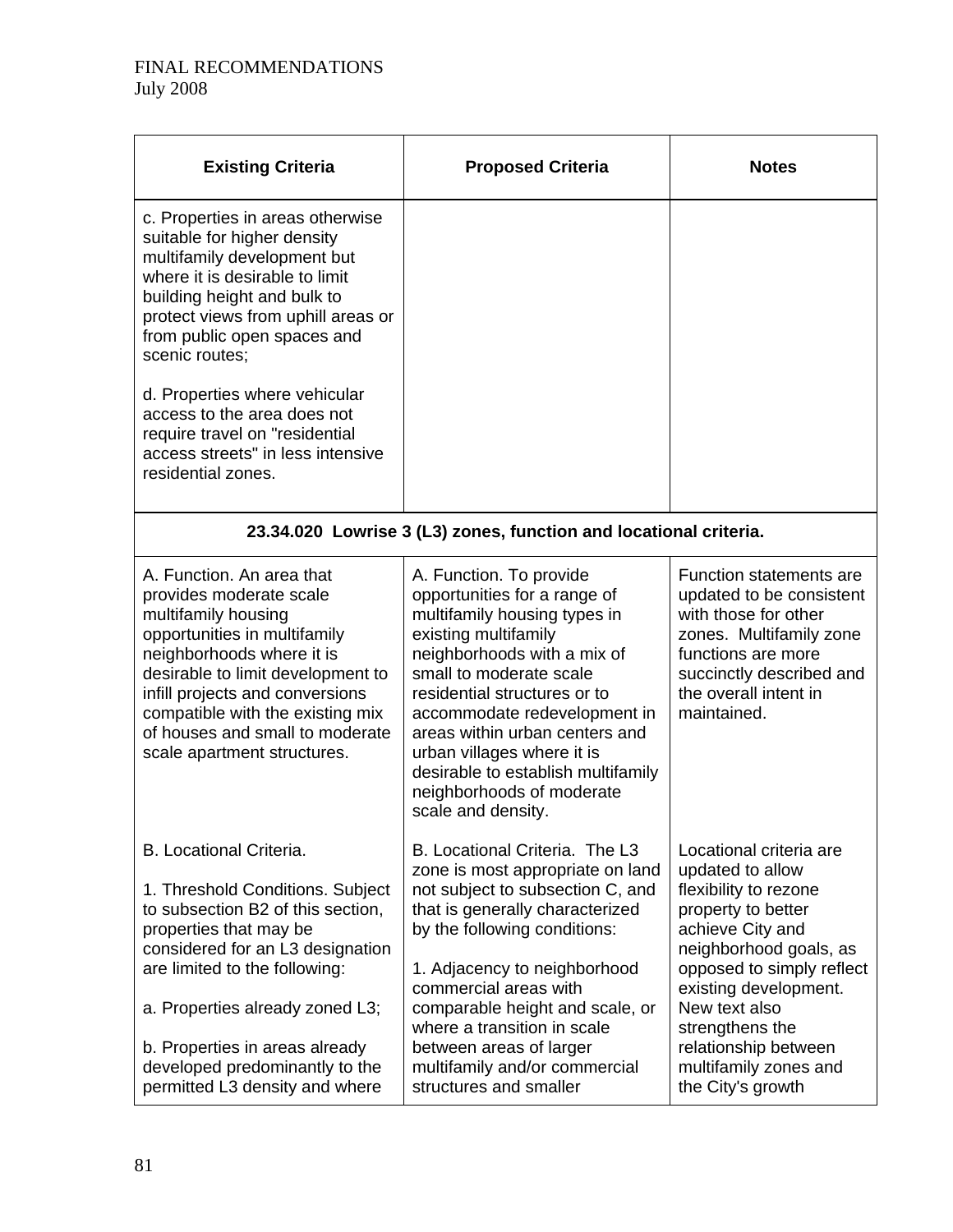| Existing Criteria | Proposed Criteria | Notes |
|---|---|---|
| c. Properties in areas otherwise suitable for higher density multifamily development but where it is desirable to limit building height and bulk to protect views from uphill areas or from public open spaces and scenic routes;<br><br>d. Properties where vehicular access to the area does not require travel on "residential access streets" in less intensive residential zones. | | |
| **23.34.020 Lowrise 3 (L3) zones, function and locational criteria.** | | |
| A. Function. An area that provides moderate scale multifamily housing opportunities in multifamily neighborhoods where it is desirable to limit development to infill projects and conversions compatible with the existing mix of houses and small to moderate scale apartment structures. | A. Function. To provide opportunities for a range of multifamily housing types in existing multifamily neighborhoods with a mix of small to moderate scale residential structures or to accommodate redevelopment in areas within urban centers and urban villages where it is desirable to establish multifamily neighborhoods of moderate scale and density. | Function statements are updated to be consistent with those for other zones. Multifamily zone functions are more succinctly described and the overall intent in maintained. |
| B. Locational Criteria.<br><br>1. Threshold Conditions. Subject to subsection B2 of this section, properties that may be considered for an L3 designation are limited to the following:<br><br>a. Properties already zoned L3;<br><br>b. Properties in areas already developed predominantly to the permitted L3 density and where | B. Locational Criteria. The L3 zone is most appropriate on land not subject to subsection C, and that is generally characterized by the following conditions:<br><br>1. Adjacency to neighborhood commercial areas with comparable height and scale, or where a transition in scale between areas of larger multifamily and/or commercial structures and smaller | Locational criteria are updated to allow flexibility to rezone property to better achieve City and neighborhood goals, as opposed to simply reflect existing development. New text also strengthens the relationship between multifamily zones and the City's growth |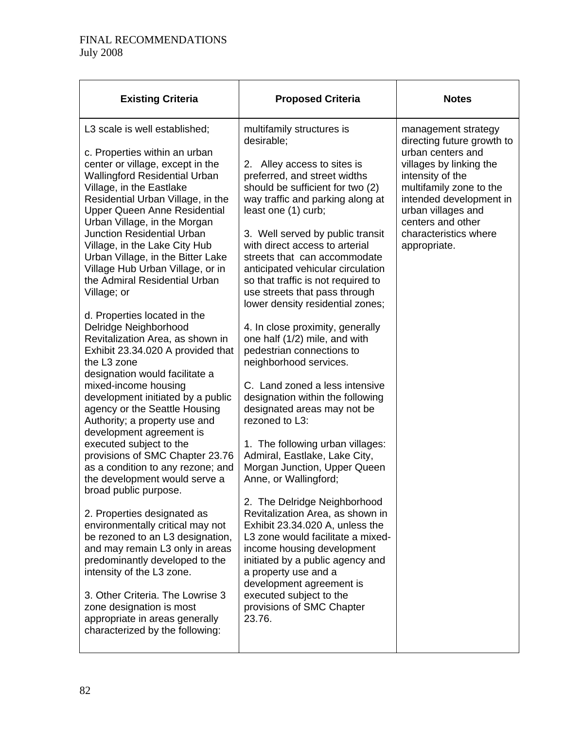| Existing Criteria | Proposed Criteria | Notes |
|---|---|---|
| L3 scale is well established;<br><br>c. Properties within an urban center or village, except in the Wallingford Residential Urban Village, in the Eastlake Residential Urban Village, in the Upper Queen Anne Residential Urban Village, in the Morgan Junction Residential Urban Village, in the Lake City Hub Urban Village, in the Bitter Lake Village Hub Urban Village, or in the Admiral Residential Urban Village; or<br><br>d. Properties located in the Delridge Neighborhood Revitalization Area, as shown in Exhibit 23.34.020 A provided that the L3 zone designation would facilitate a mixed-income housing development initiated by a public agency or the Seattle Housing Authority; a property use and development agreement is executed subject to the provisions of SMC Chapter 23.76 as a condition to any rezone; and the development would serve a broad public purpose.<br><br>2. Properties designated as environmentally critical may not be rezoned to an L3 designation, and may remain L3 only in areas predominantly developed to the intensity of the L3 zone.<br><br>3. Other Criteria. The Lowrise 3 zone designation is most appropriate in areas generally characterized by the following: | multifamily structures is desirable;<br><br>2. Alley access to sites is preferred, and street widths should be sufficient for two (2) way traffic and parking along at least one (1) curb;<br><br>3. Well served by public transit with direct access to arterial streets that can accommodate anticipated vehicular circulation so that traffic is not required to use streets that pass through lower density residential zones;<br><br>4. In close proximity, generally one half (1/2) mile, and with pedestrian connections to neighborhood services.<br><br>C. Land zoned a less intensive designation within the following designated areas may not be rezoned to L3:<br><br>1. The following urban villages: Admiral, Eastlake, Lake City, Morgan Junction, Upper Queen Anne, or Wallingford;<br><br>2. The Delridge Neighborhood Revitalization Area, as shown in Exhibit 23.34.020 A, unless the L3 zone would facilitate a mixed-income housing development initiated by a public agency and a property use and a development agreement is executed subject to the provisions of SMC Chapter 23.76. | management strategy directing future growth to urban centers and villages by linking the intensity of the multifamily zone to the intended development in urban villages and centers and other characteristics where appropriate. |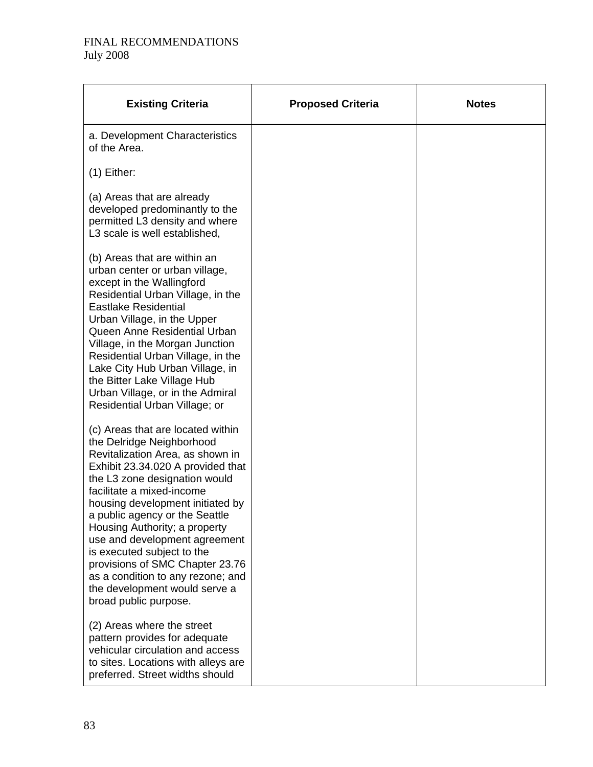FINAL RECOMMENDATIONS
July 2008

| Existing Criteria | Proposed Criteria | Notes |
| --- | --- | --- |
| a. Development Characteristics of the Area.<br><br>(1) Either:<br><br>(a) Areas that are already developed predominantly to the permitted L3 density and where L3 scale is well established,<br><br>(b) Areas that are within an urban center or urban village, except in the Wallingford Residential Urban Village, in the Eastlake Residential Urban Village, in the Upper Queen Anne Residential Urban Village, in the Morgan Junction Residential Urban Village, in the Lake City Hub Urban Village, in the Bitter Lake Village Hub Urban Village, or in the Admiral Residential Urban Village; or<br><br>(c) Areas that are located within the Delridge Neighborhood Revitalization Area, as shown in Exhibit 23.34.020 A provided that the L3 zone designation would facilitate a mixed-income housing development initiated by a public agency or the Seattle Housing Authority; a property use and development agreement is executed subject to the provisions of SMC Chapter 23.76 as a condition to any rezone; and the development would serve a broad public purpose.<br><br>(2) Areas where the street pattern provides for adequate vehicular circulation and access to sites. Locations with alleys are preferred. Street widths should | | |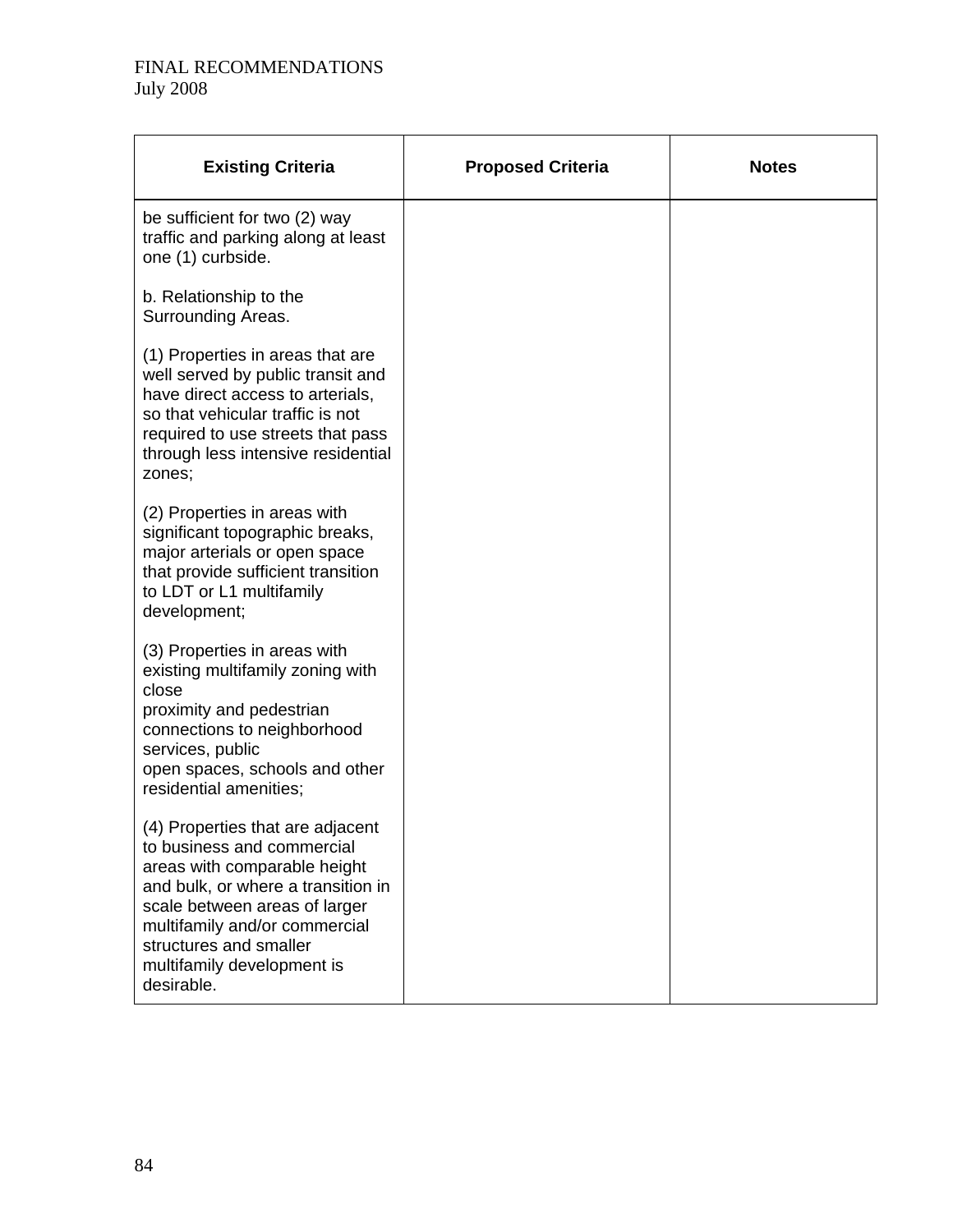| Existing Criteria | Proposed Criteria | Notes |
|---|---|---|
| be sufficient for two (2) way traffic and parking along at least one (1) curbside.<br><br>b. Relationship to the Surrounding Areas.<br><br>(1) Properties in areas that are well served by public transit and have direct access to arterials, so that vehicular traffic is not required to use streets that pass through less intensive residential zones;<br><br>(2) Properties in areas with significant topographic breaks, major arterials or open space that provide sufficient transition to LDT or L1 multifamily development;<br><br>(3) Properties in areas with existing multifamily zoning with close proximity and pedestrian connections to neighborhood services, public open spaces, schools and other residential amenities;<br><br>(4) Properties that are adjacent to business and commercial areas with comparable height and bulk, or where a transition in scale between areas of larger multifamily and/or commercial structures and smaller multifamily development is desirable. | | |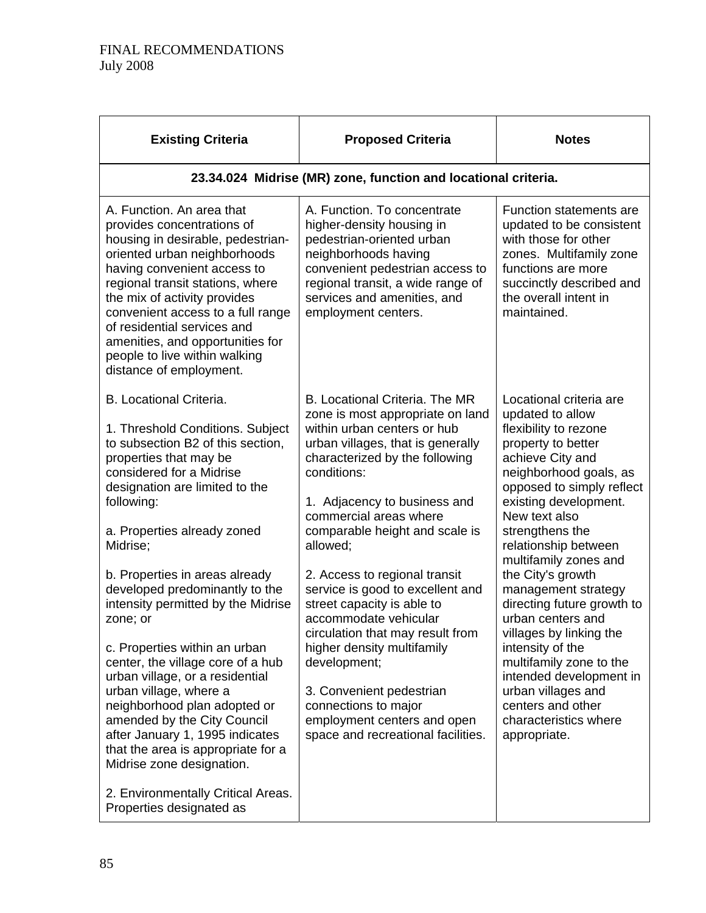FINAL RECOMMENDATIONS
July 2008

| Existing Criteria | Proposed Criteria | Notes |
|---|---|---|
| **23.34.024 Midrise (MR) zone, function and locational criteria.** | | |
| A. Function. An area that provides concentrations of housing in desirable, pedestrian-oriented urban neighborhoods having convenient access to regional transit stations, where the mix of activity provides convenient access to a full range of residential services and amenities, and opportunities for people to live within walking distance of employment. | A. Function. To concentrate higher-density housing in pedestrian-oriented urban neighborhoods having convenient pedestrian access to regional transit, a wide range of services and amenities, and employment centers. | Function statements are updated to be consistent with those for other zones. Multifamily zone functions are more succinctly described and the overall intent in maintained. |
| B. Locational Criteria.<br><br>1. Threshold Conditions. Subject to subsection B2 of this section, properties that may be considered for a Midrise designation are limited to the following:<br><br>a. Properties already zoned Midrise;<br><br>b. Properties in areas already developed predominantly to the intensity permitted by the Midrise zone; or<br><br>c. Properties within an urban center, the village core of a hub urban village, or a residential urban village, where a neighborhood plan adopted or amended by the City Council after January 1, 1995 indicates that the area is appropriate for a Midrise zone designation.<br><br>2. Environmentally Critical Areas. Properties designated as | B. Locational Criteria. The MR zone is most appropriate on land within urban centers or hub urban villages, that is generally characterized by the following conditions:<br><br>1. Adjacency to business and commercial areas where comparable height and scale is allowed;<br><br>2. Access to regional transit service is good to excellent and street capacity is able to accommodate vehicular circulation that may result from higher density multifamily development;<br><br>3. Convenient pedestrian connections to major employment centers and open space and recreational facilities. | Locational criteria are updated to allow flexibility to rezone property to better achieve City and neighborhood goals, as opposed to simply reflect existing development. New text also strengthens the relationship between multifamily zones and the City's growth management strategy directing future growth to urban centers and villages by linking the intensity of the multifamily zone to the intended development in urban villages and centers and other characteristics where appropriate. |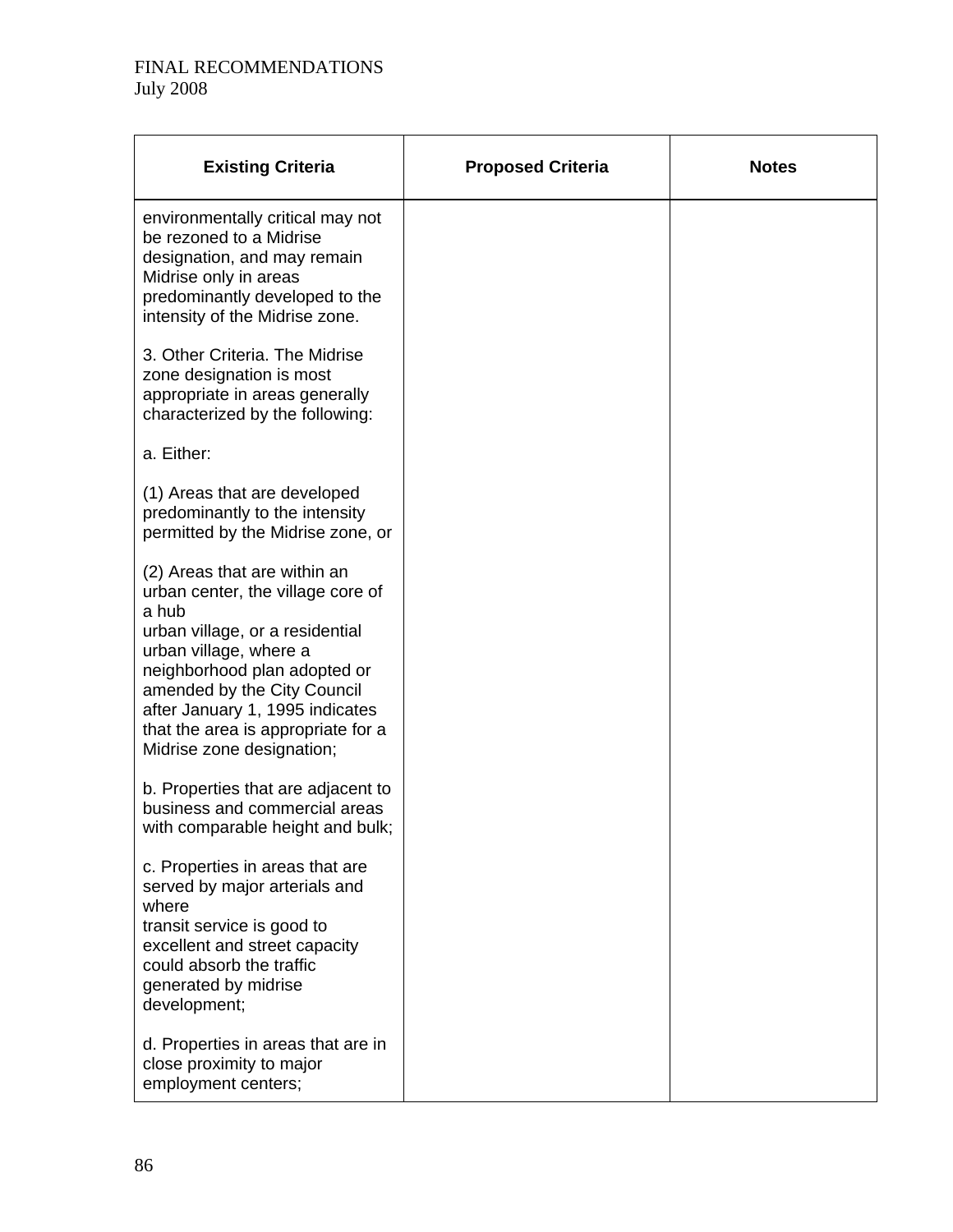| Existing Criteria | Proposed Criteria | Notes |
|---|---|---|
| environmentally critical may not be rezoned to a Midrise designation, and may remain Midrise only in areas predominantly developed to the intensity of the Midrise zone.<br><br>3. Other Criteria. The Midrise zone designation is most appropriate in areas generally characterized by the following:<br><br>a. Either:<br><br>(1) Areas that are developed predominantly to the intensity permitted by the Midrise zone, or<br><br>(2) Areas that are within an urban center, the village core of a hub urban village, or a residential urban village, where a neighborhood plan adopted or amended by the City Council after January 1, 1995 indicates that the area is appropriate for a Midrise zone designation;<br><br>b. Properties that are adjacent to business and commercial areas with comparable height and bulk;<br><br>c. Properties in areas that are served by major arterials and where transit service is good to excellent and street capacity could absorb the traffic generated by midrise development;<br><br>d. Properties in areas that are in close proximity to major employment centers; | | |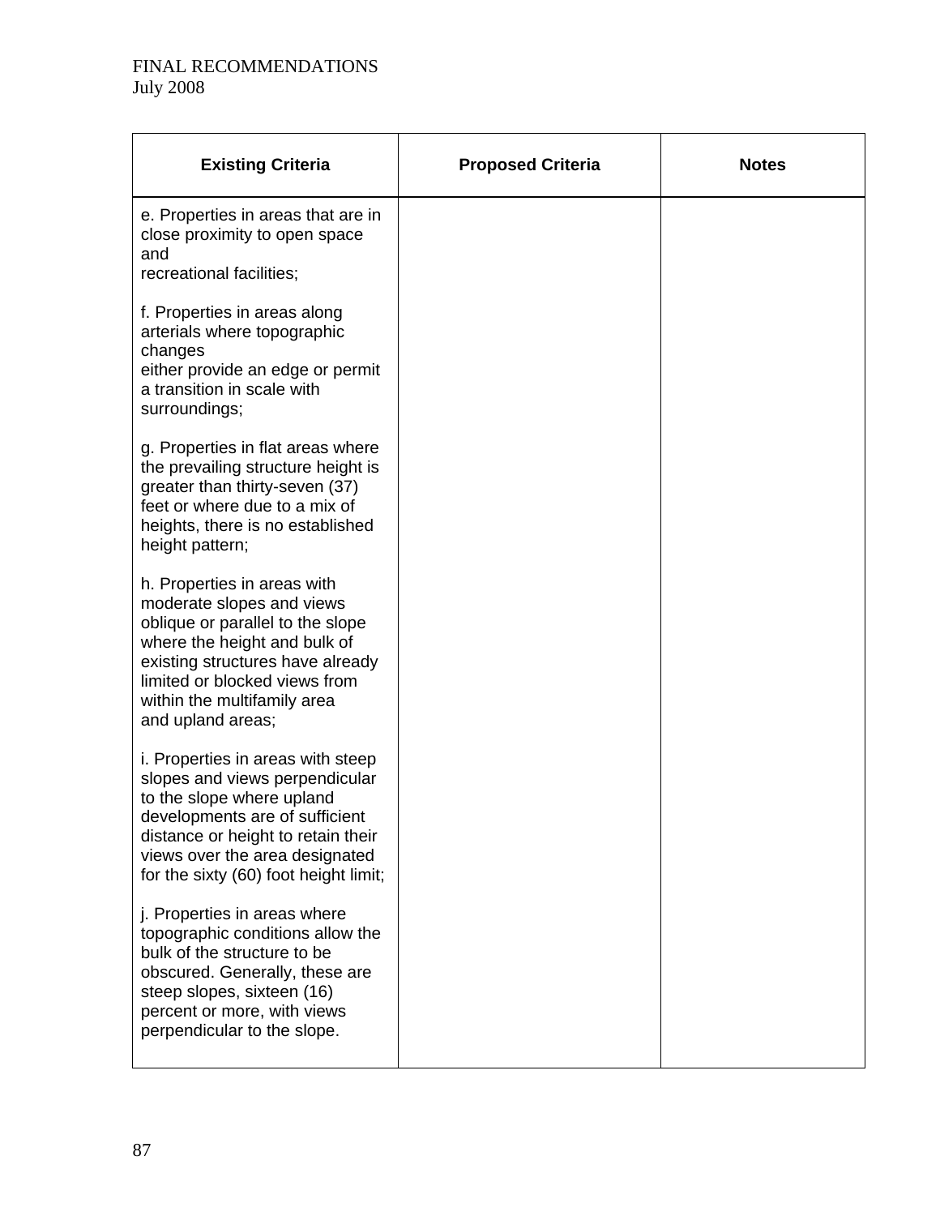| Existing Criteria | Proposed Criteria | Notes |
|---|---|---|
| e. Properties in areas that are in close proximity to open space and recreational facilities;<br><br>f. Properties in areas along arterials where topographic changes either provide an edge or permit a transition in scale with surroundings;<br><br>g. Properties in flat areas where the prevailing structure height is greater than thirty-seven (37) feet or where due to a mix of heights, there is no established height pattern;<br><br>h. Properties in areas with moderate slopes and views oblique or parallel to the slope where the height and bulk of existing structures have already limited or blocked views from within the multifamily area and upland areas;<br><br>i. Properties in areas with steep slopes and views perpendicular to the slope where upland developments are of sufficient distance or height to retain their views over the area designated for the sixty (60) foot height limit;<br><br>j. Properties in areas where topographic conditions allow the bulk of the structure to be obscured. Generally, these are steep slopes, sixteen (16) percent or more, with views perpendicular to the slope. | | |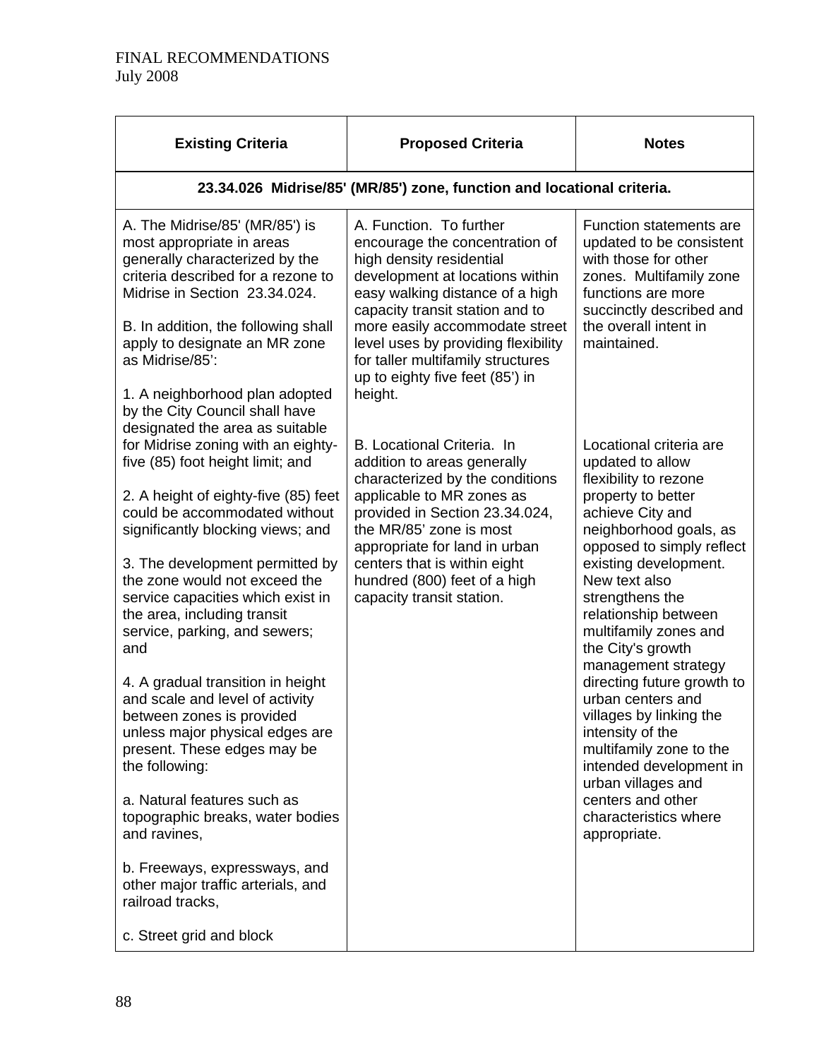FINAL RECOMMENDATIONS
July 2008

| Existing Criteria | Proposed Criteria | Notes |
|---|---|---|
| **23.34.026 Midrise/85' (MR/85') zone, function and locational criteria.** | | |
| A. The Midrise/85' (MR/85') is most appropriate in areas generally characterized by the criteria described for a rezone to Midrise in Section 23.34.024.<br><br>B. In addition, the following shall apply to designate an MR zone as Midrise/85':<br><br>1. A neighborhood plan adopted by the City Council shall have designated the area as suitable for Midrise zoning with an eighty-five (85) foot height limit; and<br><br>2. A height of eighty-five (85) feet could be accommodated without significantly blocking views; and<br><br>3. The development permitted by the zone would not exceed the service capacities which exist in the area, including transit service, parking, and sewers; and<br><br>4. A gradual transition in height and scale and level of activity between zones is provided unless major physical edges are present. These edges may be the following:<br><br>a. Natural features such as topographic breaks, water bodies and ravines,<br><br>b. Freeways, expressways, and other major traffic arterials, and railroad tracks,<br><br>c. Street grid and block | A. Function. To further encourage the concentration of high density residential development at locations within easy walking distance of a high capacity transit station and to more easily accommodate street level uses by providing flexibility for taller multifamily structures up to eighty five feet (85') in height.<br><br>B. Locational Criteria. In addition to areas generally characterized by the conditions applicable to MR zones as provided in Section 23.34.024, the MR/85' zone is most appropriate for land in urban centers that is within eight hundred (800) feet of a high capacity transit station. | Function statements are updated to be consistent with those for other zones. Multifamily zone functions are more succinctly described and the overall intent in maintained.<br><br>Locational criteria are updated to allow flexibility to rezone property to better achieve City and neighborhood goals, as opposed to simply reflect existing development. New text also strengthens the relationship between multifamily zones and the City's growth management strategy directing future growth to urban centers and villages by linking the intensity of the multifamily zone to the intended development in urban villages and centers and other characteristics where appropriate. |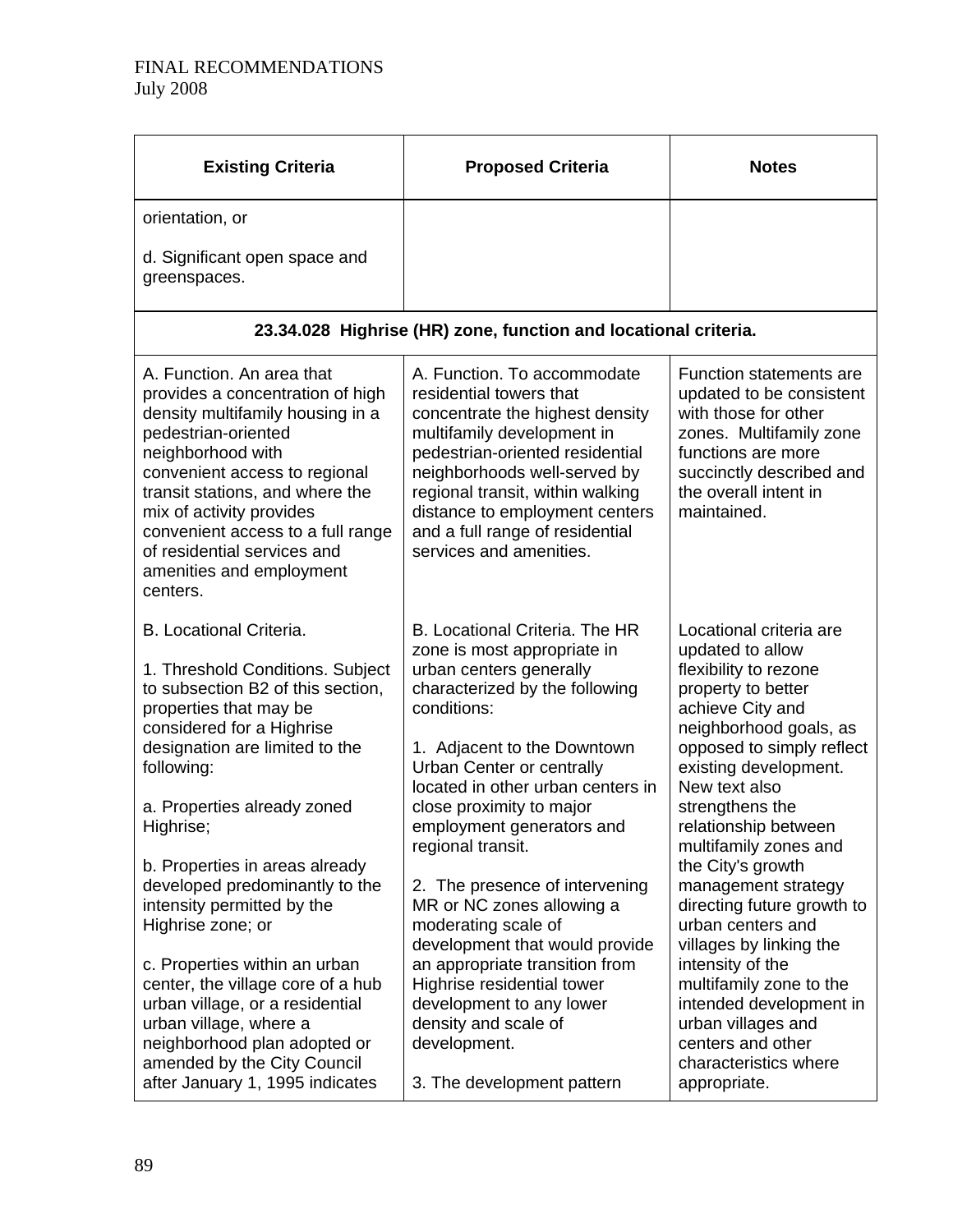| Existing Criteria | Proposed Criteria | Notes |
|---|---|---|
| orientation, or<br><br>d. Significant open space and greenspaces. | | |
| **23.34.028 Highrise (HR) zone, function and locational criteria.** | | |
| A. Function. An area that provides a concentration of high density multifamily housing in a pedestrian-oriented neighborhood with convenient access to regional transit stations, and where the mix of activity provides convenient access to a full range of residential services and amenities and employment centers. | A. Function. To accommodate residential towers that concentrate the highest density multifamily development in pedestrian-oriented residential neighborhoods well-served by regional transit, within walking distance to employment centers and a full range of residential services and amenities. | Function statements are updated to be consistent with those for other zones. Multifamily zone functions are more succinctly described and the overall intent in maintained. |
| B. Locational Criteria.<br><br>1. Threshold Conditions. Subject to subsection B2 of this section, properties that may be considered for a Highrise designation are limited to the following:<br><br>a. Properties already zoned Highrise;<br><br>b. Properties in areas already developed predominantly to the intensity permitted by the Highrise zone; or<br><br>c. Properties within an urban center, the village core of a hub urban village, or a residential urban village, where a neighborhood plan adopted or amended by the City Council after January 1, 1995 indicates | B. Locational Criteria. The HR zone is most appropriate in urban centers generally characterized by the following conditions:<br><br>1. Adjacent to the Downtown Urban Center or centrally located in other urban centers in close proximity to major employment generators and regional transit.<br><br>2. The presence of intervening MR or NC zones allowing a moderating scale of development that would provide an appropriate transition from Highrise residential tower development to any lower density and scale of development.<br><br>3. The development pattern | Locational criteria are updated to allow flexibility to rezone property to better achieve City and neighborhood goals, as opposed to simply reflect existing development. New text also strengthens the relationship between multifamily zones and the City's growth management strategy directing future growth to urban centers and villages by linking the intensity of the multifamily zone to the intended development in urban villages and centers and other characteristics where appropriate. |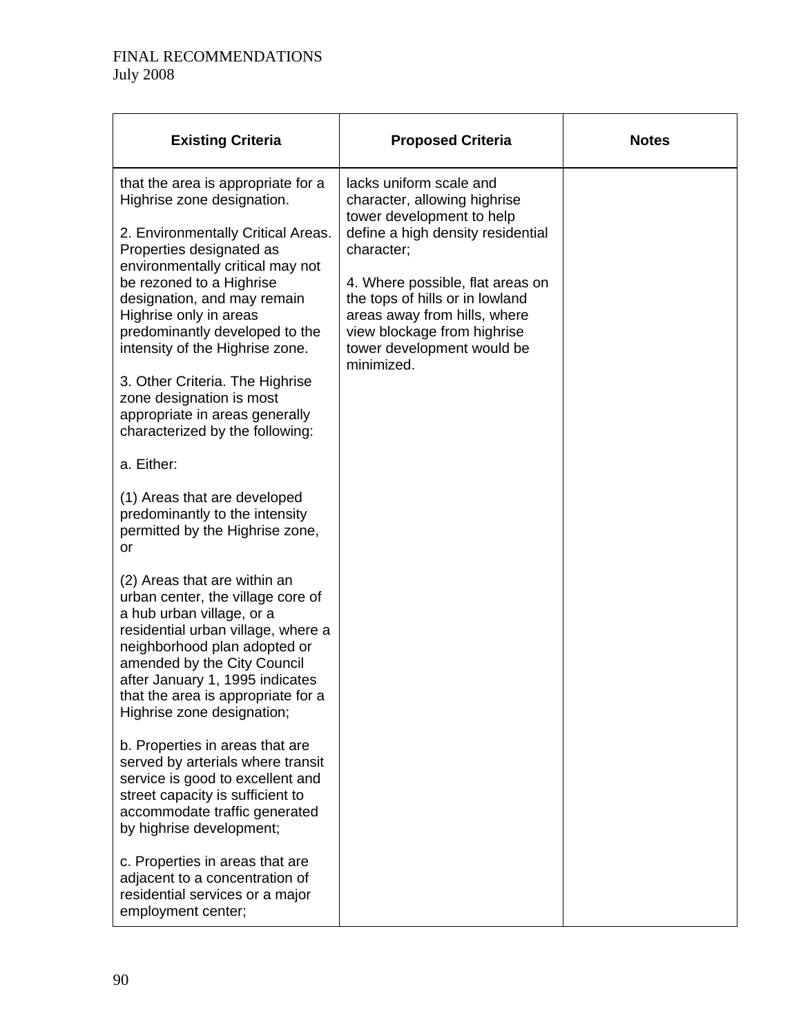| Existing Criteria | Proposed Criteria | Notes |
|---|---|---|
| that the area is appropriate for a Highrise zone designation.<br><br>2. Environmentally Critical Areas. Properties designated as environmentally critical may not be rezoned to a Highrise designation, and may remain Highrise only in areas predominantly developed to the intensity of the Highrise zone.<br><br>3. Other Criteria. The Highrise zone designation is most appropriate in areas generally characterized by the following:<br><br>a. Either:<br><br>(1) Areas that are developed predominantly to the intensity permitted by the Highrise zone, or<br><br>(2) Areas that are within an urban center, the village core of a hub urban village, or a residential urban village, where a neighborhood plan adopted or amended by the City Council after January 1, 1995 indicates that the area is appropriate for a Highrise zone designation;<br><br>b. Properties in areas that are served by arterials where transit service is good to excellent and street capacity is sufficient to accommodate traffic generated by highrise development;<br><br>c. Properties in areas that are adjacent to a concentration of residential services or a major employment center; | lacks uniform scale and character, allowing highrise tower development to help define a high density residential character;<br><br>4. Where possible, flat areas on the tops of hills or in lowland areas away from hills, where view blockage from highrise tower development would be minimized. | |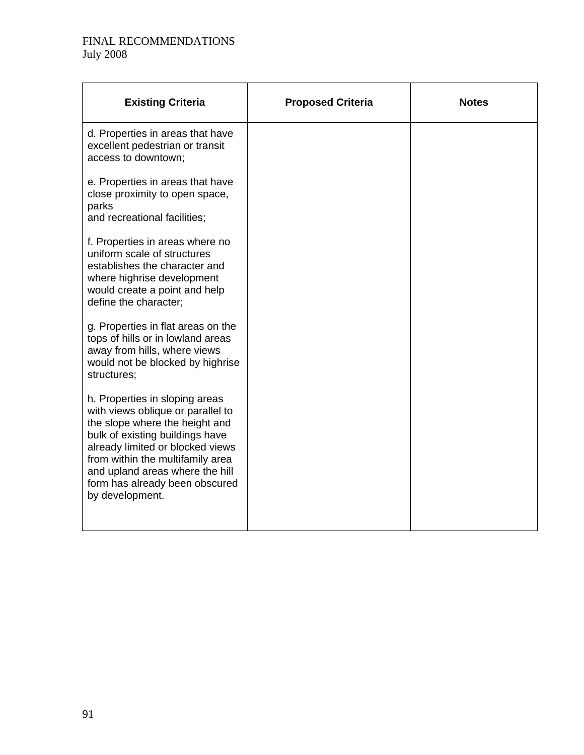| Existing Criteria | Proposed Criteria | Notes |
|---|---|---|
| d. Properties in areas that have excellent pedestrian or transit access to downtown;<br><br>e. Properties in areas that have close proximity to open space, parks and recreational facilities;<br><br>f. Properties in areas where no uniform scale of structures establishes the character and where highrise development would create a point and help define the character;<br><br>g. Properties in flat areas on the tops of hills or in lowland areas away from hills, where views would not be blocked by highrise structures;<br><br>h. Properties in sloping areas with views oblique or parallel to the slope where the height and bulk of existing buildings have already limited or blocked views from within the multifamily area and upland areas where the hill form has already been obscured by development. | | |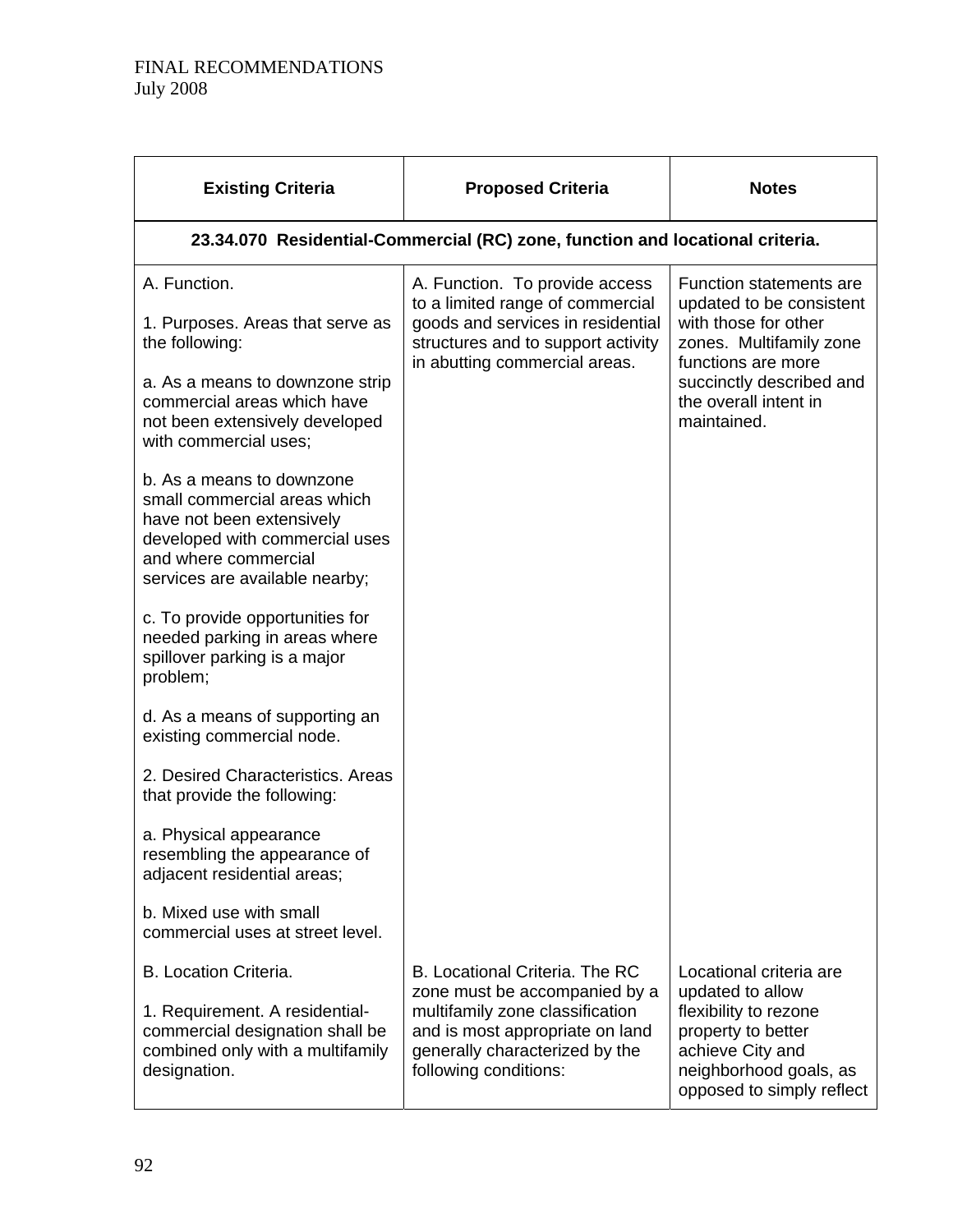| Existing Criteria | Proposed Criteria | Notes |
|---|---|---|
| **23.34.070 Residential-Commercial (RC) zone, function and locational criteria.** | | |
| A. Function.<br><br>1. Purposes. Areas that serve as the following:<br><br>a. As a means to downzone strip commercial areas which have not been extensively developed with commercial uses;<br><br>b. As a means to downzone small commercial areas which have not been extensively developed with commercial uses and where commercial services are available nearby;<br><br>c. To provide opportunities for needed parking in areas where spillover parking is a major problem;<br><br>d. As a means of supporting an existing commercial node.<br><br>2. Desired Characteristics. Areas that provide the following:<br><br>a. Physical appearance resembling the appearance of adjacent residential areas;<br><br>b. Mixed use with small commercial uses at street level. | A. Function. To provide access to a limited range of commercial goods and services in residential structures and to support activity in abutting commercial areas. | Function statements are updated to be consistent with those for other zones. Multifamily zone functions are more succinctly described and the overall intent in maintained. |
| B. Location Criteria.<br><br>1. Requirement. A residential-commercial designation shall be combined only with a multifamily designation. | B. Locational Criteria. The RC zone must be accompanied by a multifamily zone classification and is most appropriate on land generally characterized by the following conditions: | Locational criteria are updated to allow flexibility to rezone property to better achieve City and neighborhood goals, as opposed to simply reflect |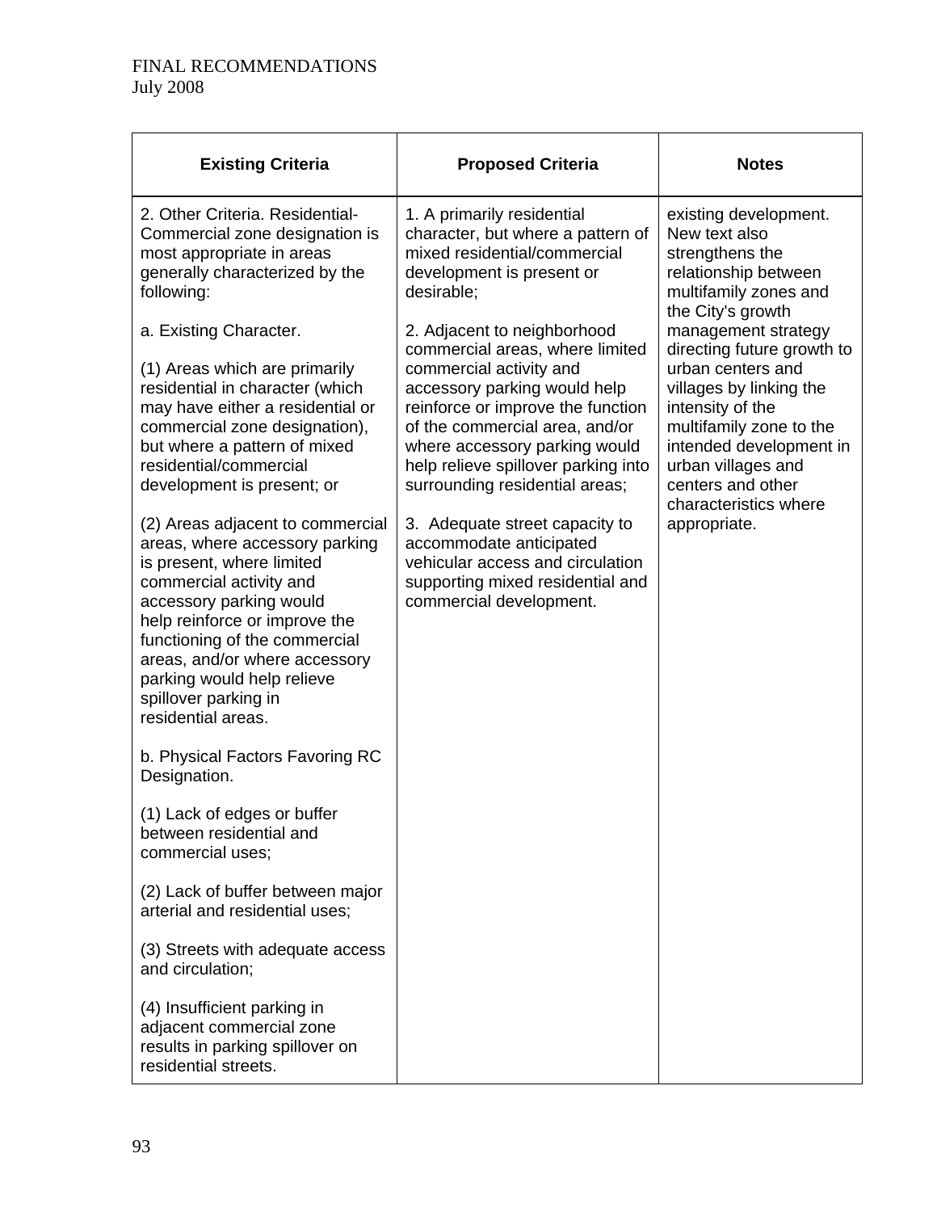FINAL RECOMMENDATIONS
July 2008

| Existing Criteria | Proposed Criteria | Notes |
| --- | --- | --- |
| 2. Other Criteria. Residential-Commercial zone designation is most appropriate in areas generally characterized by the following:<br><br>a. Existing Character.<br><br>(1) Areas which are primarily residential in character (which may have either a residential or commercial zone designation), but where a pattern of mixed residential/commercial development is present; or<br><br>(2) Areas adjacent to commercial areas, where accessory parking is present, where limited commercial activity and accessory parking would help reinforce or improve the functioning of the commercial areas, and/or where accessory parking would help relieve spillover parking in residential areas.<br><br>b. Physical Factors Favoring RC Designation.<br><br>(1) Lack of edges or buffer between residential and commercial uses;<br><br>(2) Lack of buffer between major arterial and residential uses;<br><br>(3) Streets with adequate access and circulation;<br><br>(4) Insufficient parking in adjacent commercial zone results in parking spillover on residential streets. | 1. A primarily residential character, but where a pattern of mixed residential/commercial development is present or desirable;<br><br>2. Adjacent to neighborhood commercial areas, where limited commercial activity and accessory parking would help reinforce or improve the function of the commercial area, and/or where accessory parking would help relieve spillover parking into surrounding residential areas;<br><br>3. Adequate street capacity to accommodate anticipated vehicular access and circulation supporting mixed residential and commercial development. | existing development. New text also strengthens the relationship between multifamily zones and the City's growth management strategy directing future growth to urban centers and villages by linking the intensity of the multifamily zone to the intended development in urban villages and centers and other characteristics where appropriate. |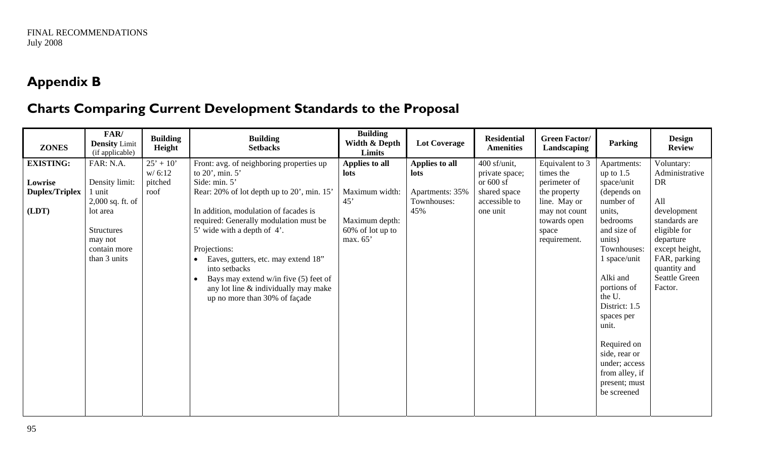FINAL RECOMMENDATIONS
July 2008

# Appendix B

## Charts Comparing Current Development Standards to the Proposal

| ZONES | FAR/ Density Limit (if applicable) | Building Height | Building Setbacks | Building Width & Depth Limits | Lot Coverage | Residential Amenities | Green Factor/ Landscaping | Parking | Design Review |
|---|---|---|---|---|---|---|---|---|---|
| **EXISTING:**<br><br>**Lowrise Duplex/Triplex**<br><br>**(LDT)** | FAR: N.A.<br><br>Density limit: 1 unit 2,000 sq. ft. of lot area<br><br>Structures may not contain more than 3 units | 25' + 10' w/ 6:12 pitched roof | Front: avg. of neighboring properties up to 20', min. 5'<br>Side: min. 5'<br>Rear: 20% of lot depth up to 20', min. 15'<br><br>In addition, modulation of facades is required: Generally modulation must be 5' wide with a depth of 4'.<br><br>Projections:<br>• Eaves, gutters, etc. may extend 18" into setbacks<br>• Bays may extend w/in five (5) feet of any lot line & individually may make up no more than 30% of façade | **Applies to all lots**<br><br>Maximum width: 45'<br><br>Maximum depth: 60% of lot up to max. 65' | **Applies to all lots**<br><br>Apartments: 35%<br>Townhouses: 45% | 400 sf/unit, private space; or 600 sf shared space accessible to one unit | Equivalent to 3 times the perimeter of the property line. May or may not count towards open space requirement. | Apartments: up to 1.5 space/unit (depends on number of units, bedrooms and size of units)<br>Townhouses: 1 space/unit<br><br>Alki and portions of the U. District: 1.5 spaces per unit.<br><br>Required on side, rear or under; access from alley, if present; must be screened | Voluntary: Administrative DR<br><br>All development standards are eligible for departure except height, FAR, parking quantity and Seattle Green Factor. |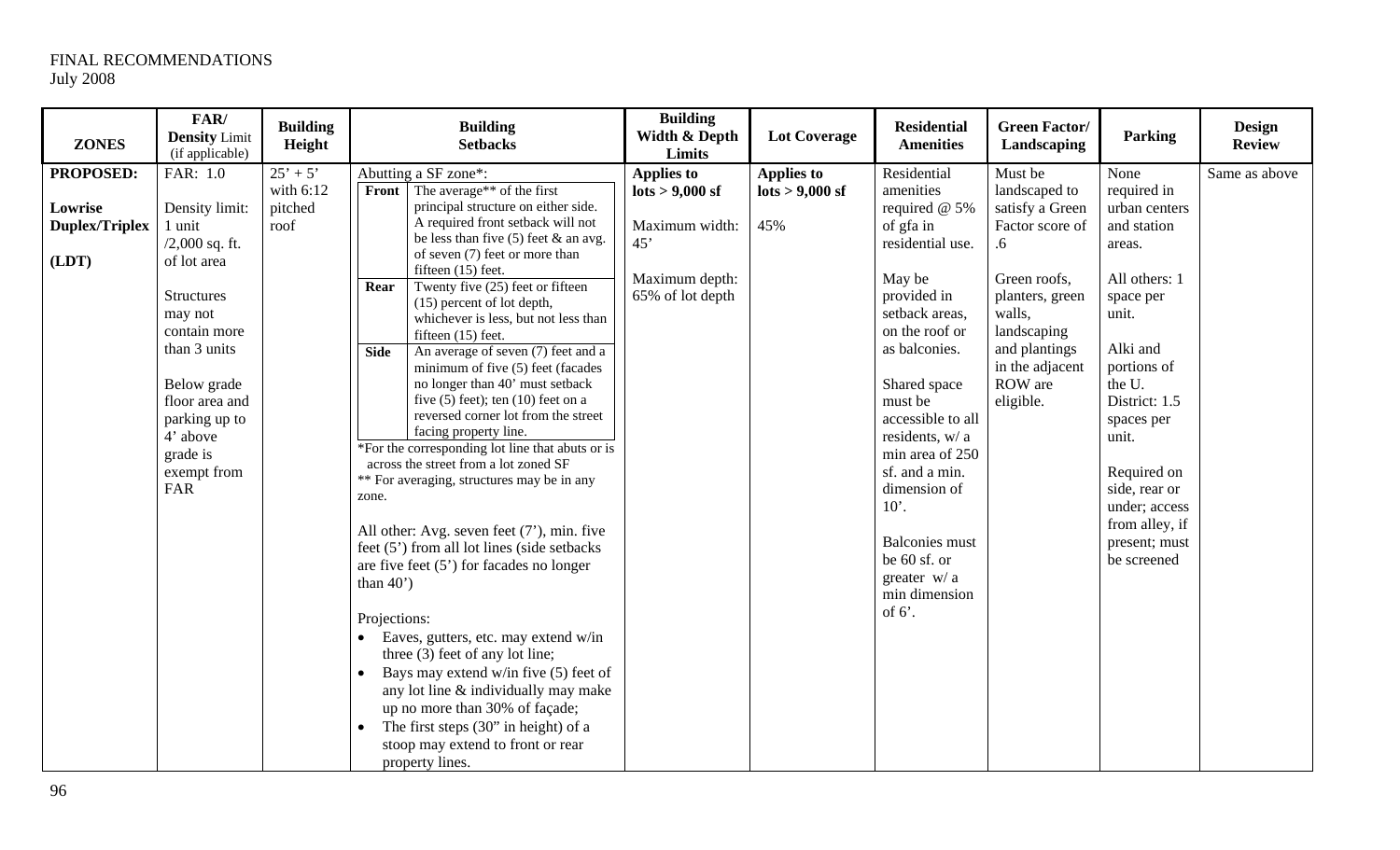FINAL RECOMMENDATIONS
July 2008

| ZONES | FAR/ Density Limit (if applicable) | Building Height | Building Setbacks | Building Width & Depth Limits | Lot Coverage | Residential Amenities | Green Factor/ Landscaping | Parking | Design Review |
|---|---|---|---|---|---|---|---|---|---|
| **PROPOSED:**<br><br>**Lowrise Duplex/Triplex**<br><br>**(LDT)** | FAR: 1.0<br><br>Density limit: 1 unit /2,000 sq. ft. of lot area<br><br>Structures may not contain more than 3 units<br><br>Below grade floor area and parking up to 4' above grade is exempt from FAR | 25' + 5' with 6:12 pitched roof | Abutting a SF zone*:<br>**Front**: The average** of the first principal structure on either side. A required front setback will not be less than five (5) feet & an avg. of seven (7) feet or more than fifteen (15) feet.<br>**Rear**: Twenty five (25) feet or fifteen (15) percent of lot depth, whichever is less, but not less than fifteen (15) feet.<br>**Side**: An average of seven (7) feet and a minimum of five (5) feet (facades no longer than 40' must setback five (5) feet); ten (10) feet on a reversed corner lot from the street facing property line.<br>*For the corresponding lot line that abuts or is across the street from a lot zoned SF<br>** For averaging, structures may be in any zone.<br><br>All other: Avg. seven feet (7'), min. five feet (5') from all lot lines (side setbacks are five feet (5') for facades no longer than 40')<br><br>Projections:<br>• Eaves, gutters, etc. may extend w/in three (3) feet of any lot line;<br>• Bays may extend w/in five (5) feet of any lot line & individually may make up no more than 30% of façade;<br>• The first steps (30" in height) of a stoop may extend to front or rear property lines. | **Applies to lots > 9,000 sf**<br><br>Maximum width: 45'<br><br>Maximum depth: 65% of lot depth | **Applies to lots > 9,000 sf**<br><br>45% | Residential amenities required @ 5% of gfa in residential use.<br><br>May be provided in setback areas, on the roof or as balconies.<br><br>Shared space must be accessible to all residents, w/ a min area of 250 sf. and a min. dimension of 10'.<br><br>Balconies must be 60 sf. or greater w/ a min dimension of 6'. | Must be landscaped to satisfy a Green Factor score of .6<br><br>Green roofs, planters, green walls, landscaping and plantings in the adjacent ROW are eligible. | None required in urban centers and station areas.<br><br>All others: 1 space per unit.<br><br>Alki and portions of the U. District: 1.5 spaces per unit.<br><br>Required on side, rear or under; access from alley, if present; must be screened | Same as above |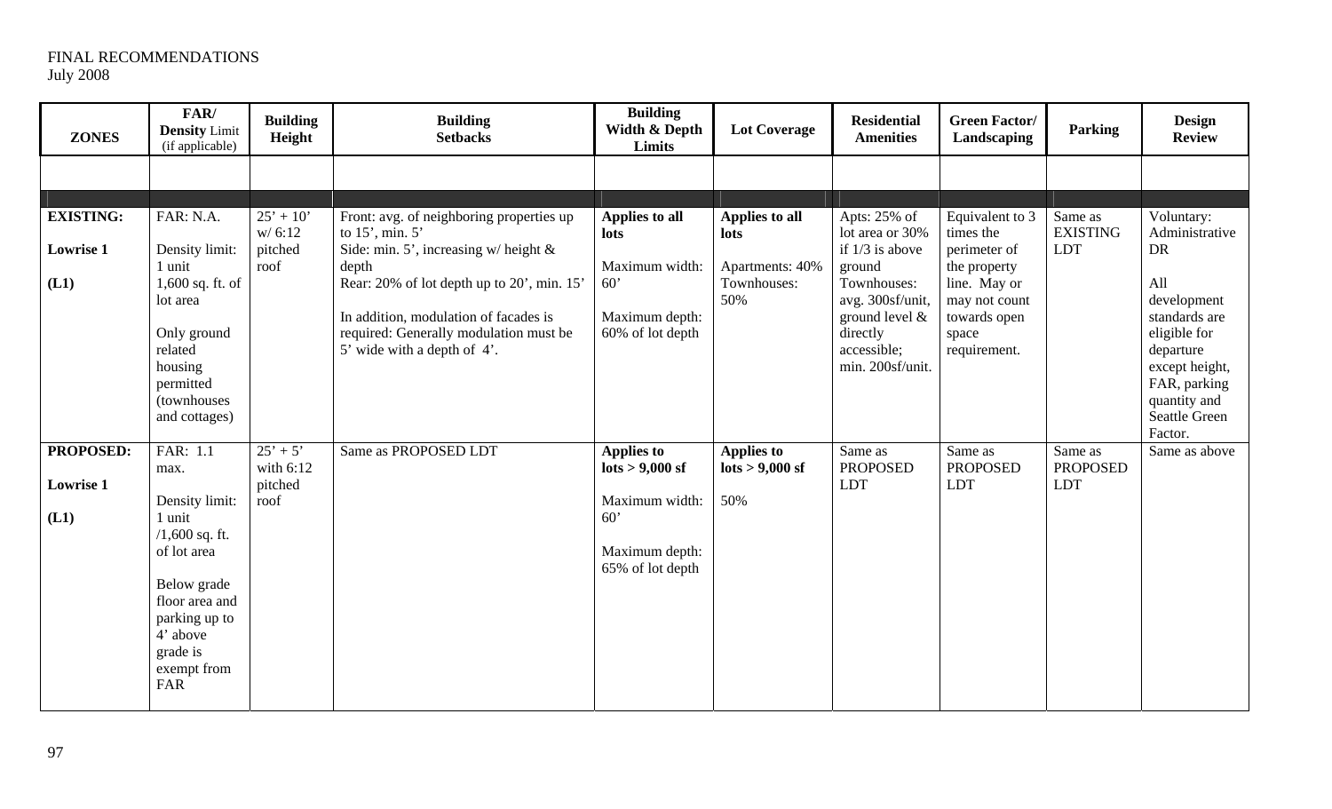FINAL RECOMMENDATIONS
July 2008

| ZONES | FAR/ Density Limit (if applicable) | Building Height | Building Setbacks | Building Width & Depth Limits | Lot Coverage | Residential Amenities | Green Factor/ Landscaping | Parking | Design Review |
|---|---|---|---|---|---|---|---|---|---|
| | | | | | | | | | |
| | | | | | | | | | |
| **EXISTING:** **Lowrise 1** **(L1)** | FAR: N.A. Density limit: 1 unit 1,600 sq. ft. of lot area Only ground related housing permitted (townhouses and cottages) | 25' + 10' w/ 6:12 pitched roof | Front: avg. of neighboring properties up to 15', min. 5' Side: min. 5', increasing w/ height & depth Rear: 20% of lot depth up to 20', min. 15' In addition, modulation of facades is required: Generally modulation must be 5' wide with a depth of 4'. | **Applies to all lots** Maximum width: 60' Maximum depth: 60% of lot depth | **Applies to all lots** Apartments: 40% Townhouses: 50% | Apts: 25% of lot area or 30% if 1/3 is above ground Townhouses: avg. 300sf/unit, ground level & directly accessible; min. 200sf/unit. | Equivalent to 3 times the perimeter of the property line. May or may not count towards open space requirement. | Same as EXISTING LDT | Voluntary: Administrative DR All development standards are eligible for departure except height, FAR, parking quantity and Seattle Green Factor. |
| **PROPOSED:** **Lowrise 1** **(L1)** | FAR: 1.1 max. Density limit: 1 unit /1,600 sq. ft. of lot area Below grade floor area and parking up to 4' above grade is exempt from FAR | 25' + 5' with 6:12 pitched roof | Same as PROPOSED LDT | **Applies to lots > 9,000 sf** Maximum width: 60' Maximum depth: 65% of lot depth | **Applies to lots > 9,000 sf** 50% | Same as PROPOSED LDT | Same as PROPOSED LDT | Same as PROPOSED LDT | Same as above |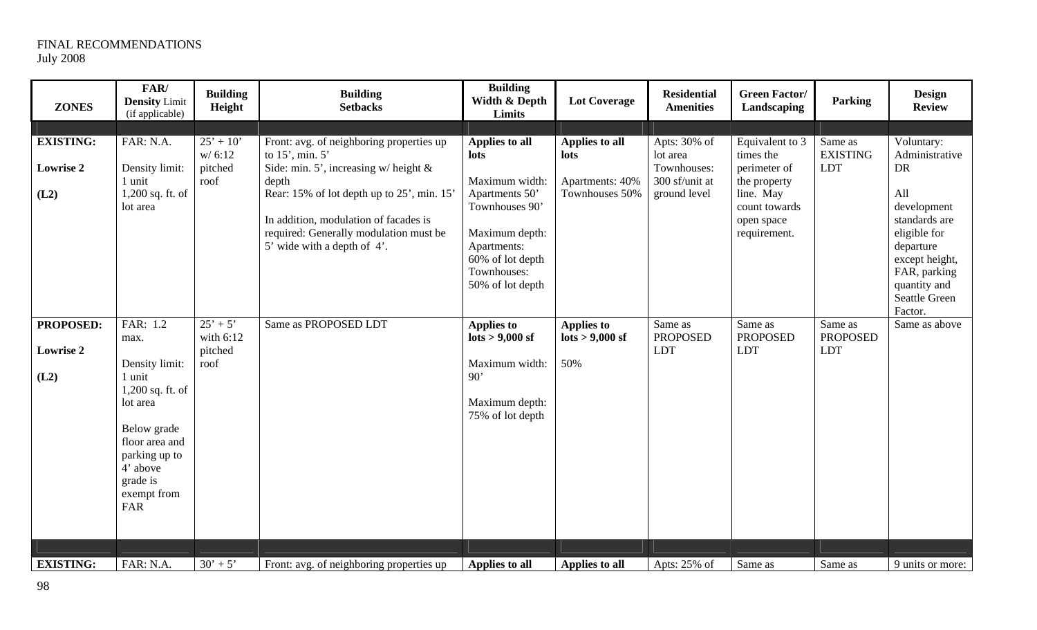FINAL RECOMMENDATIONS
July 2008

| ZONES | FAR/ **Density** Limit (if applicable) | Building Height | Building Setbacks | Building Width & Depth Limits | Lot Coverage | Residential Amenities | Green Factor/ Landscaping | Parking | Design Review |
|---|---|---|---|---|---|---|---|---|---|
| | | | | | | | | | |
| **EXISTING:** **Lowrise 2** **(L2)** | FAR: N.A. Density limit: 1 unit 1,200 sq. ft. of lot area | 25' + 10' w/ 6:12 pitched roof | Front: avg. of neighboring properties up to 15', min. 5' Side: min. 5', increasing w/ height & depth Rear: 15% of lot depth up to 25', min. 15' In addition, modulation of facades is required: Generally modulation must be 5' wide with a depth of 4'. | **Applies to all lots** Maximum width: Apartments 50' Townhouses 90' Maximum depth: Apartments: 60% of lot depth Townhouses: 50% of lot depth | **Applies to all lots** Apartments: 40% Townhouses 50% | Apts: 30% of lot area Townhouses: 300 sf/unit at ground level | Equivalent to 3 times the perimeter of the property line. May count towards open space requirement. | Same as EXISTING LDT | Voluntary: Administrative DR All development standards are eligible for departure except height, FAR, parking quantity and Seattle Green Factor. |
| **PROPOSED:** **Lowrise 2** **(L2)** | FAR: 1.2 max. Density limit: 1 unit 1,200 sq. ft. of lot area Below grade floor area and parking up to 4' above grade is exempt from FAR | 25' + 5' with 6:12 pitched roof | Same as PROPOSED LDT | **Applies to lots > 9,000 sf** Maximum width: 90' Maximum depth: 75% of lot depth | **Applies to lots > 9,000 sf** 50% | Same as PROPOSED LDT | Same as PROPOSED LDT | Same as PROPOSED LDT | Same as above |
| | | | | | | | | | |
| **EXISTING:** | FAR: N.A. | 30' + 5' | Front: avg. of neighboring properties up | **Applies to all** | **Applies to all** | Apts: 25% of | Same as | Same as | 9 units or more: |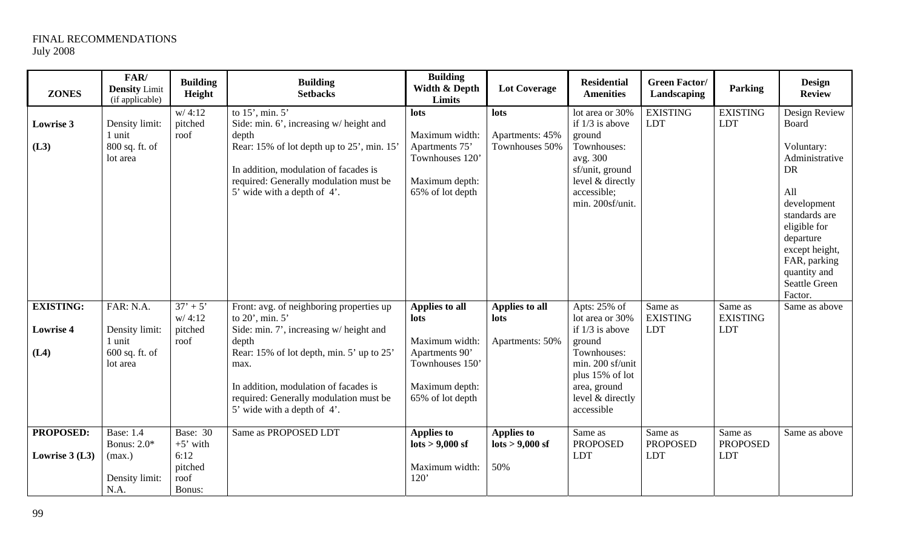FINAL RECOMMENDATIONS
July 2008

| ZONES | FAR/ Density Limit (if applicable) | Building Height | Building Setbacks | Building Width & Depth Limits | Lot Coverage | Residential Amenities | Green Factor/ Landscaping | Parking | Design Review |
|---|---|---|---|---|---|---|---|---|---|
| **Lowrise 3** **(L3)** | Density limit: 1 unit 800 sq. ft. of lot area | w/ 4:12 pitched roof | to 15', min. 5' Side: min. 6', increasing w/ height and depth Rear: 15% of lot depth up to 25', min. 15' In addition, modulation of facades is required: Generally modulation must be 5' wide with a depth of 4'. | **lots** Maximum width: Apartments 75' Townhouses 120' Maximum depth: 65% of lot depth | **lots** Apartments: 45% Townhouses 50% | lot area or 30% if 1/3 is above ground Townhouses: avg. 300 sf/unit, ground level & directly accessible; min. 200sf/unit. | EXISTING LDT | EXISTING LDT | Design Review Board Voluntary: Administrative DR All development standards are eligible for departure except height, FAR, parking quantity and Seattle Green Factor. |
| **EXISTING:** **Lowrise 4** **(L4)** | FAR: N.A. Density limit: 1 unit 600 sq. ft. of lot area | 37' + 5' w/ 4:12 pitched roof | Front: avg. of neighboring properties up to 20', min. 5' Side: min. 7', increasing w/ height and depth Rear: 15% of lot depth, min. 5' up to 25' max. In addition, modulation of facades is required: Generally modulation must be 5' wide with a depth of 4'. | **Applies to all lots** Maximum width: Apartments 90' Townhouses 150' Maximum depth: 65% of lot depth | **Applies to all lots** Apartments: 50% | Apts: 25% of lot area or 30% if 1/3 is above ground Townhouses: min. 200 sf/unit plus 15% of lot area, ground level & directly accessible | Same as EXISTING LDT | Same as EXISTING LDT | Same as above |
| **PROPOSED:** **Lowrise 3 (L3)** | Base: 1.4 Bonus: 2.0* (max.) Density limit: N.A. | Base: 30 +5' with 6:12 pitched roof Bonus: | Same as PROPOSED LDT | **Applies to lots > 9,000 sf** Maximum width: 120' | **Applies to lots > 9,000 sf** 50% | Same as PROPOSED LDT | Same as PROPOSED LDT | Same as PROPOSED LDT | Same as above |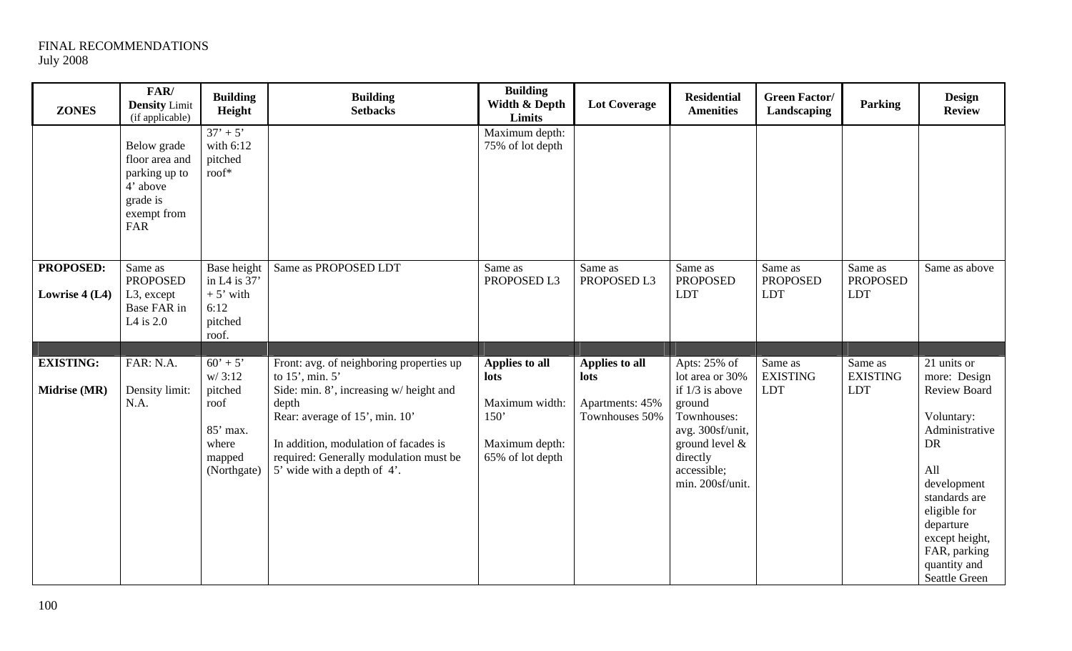FINAL RECOMMENDATIONS
July 2008

| ZONES | FAR/ Density Limit (if applicable) | Building Height | Building Setbacks | Building Width & Depth Limits | Lot Coverage | Residential Amenities | Green Factor/ Landscaping | Parking | Design Review |
|---|---|---|---|---|---|---|---|---|---|
| | Below grade floor area and parking up to 4' above grade is exempt from FAR | 37' + 5' with 6:12 pitched roof* | | Maximum depth: 75% of lot depth | | | | | |
| **PROPOSED:** **Lowrise 4 (L4)** | Same as PROPOSED L3, except Base FAR in L4 is 2.0 | Base height in L4 is 37' + 5' with 6:12 pitched roof. | Same as PROPOSED LDT | Same as PROPOSED L3 | Same as PROPOSED L3 | Same as PROPOSED LDT | Same as PROPOSED LDT | Same as PROPOSED LDT | Same as above |
| | | | | | | | | | |
| **EXISTING:** **Midrise (MR)** | FAR: N.A. Density limit: N.A. | 60' + 5' w/ 3:12 pitched roof 85' max. where mapped (Northgate) | Front: avg. of neighboring properties up to 15', min. 5' Side: min. 8', increasing w/ height and depth Rear: average of 15', min. 10' In addition, modulation of facades is required: Generally modulation must be 5' wide with a depth of 4'. | **Applies to all lots** Maximum width: 150' Maximum depth: 65% of lot depth | **Applies to all lots** Apartments: 45% Townhouses 50% | Apts: 25% of lot area or 30% if 1/3 is above ground Townhouses: avg. 300sf/unit, ground level & directly accessible; min. 200sf/unit. | Same as EXISTING LDT | Same as EXISTING LDT | 21 units or more: Design Review Board Voluntary: Administrative DR All development standards are eligible for departure except height, FAR, parking quantity and Seattle Green |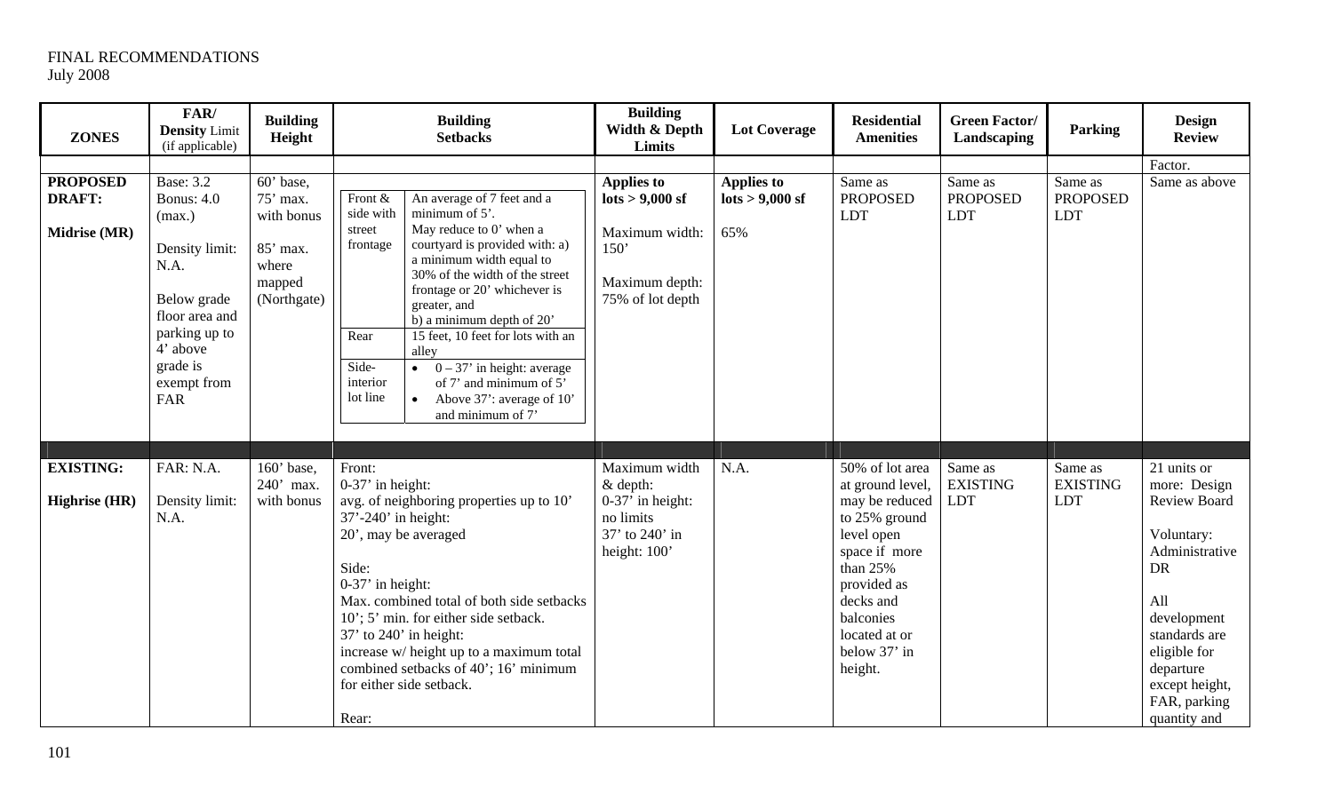FINAL RECOMMENDATIONS
July 2008

| ZONES | FAR/ Density Limit (if applicable) | Building Height | Building Setbacks | Building Width & Depth Limits | Lot Coverage | Residential Amenities | Green Factor/ Landscaping | Parking | Design Review |
|---|---|---|---|---|---|---|---|---|---|
| | | | | | | | | | Factor. |
| **PROPOSED DRAFT:** **Midrise (MR)** | Base: 3.2 Bonus: 4.0 (max.) Density limit: N.A. Below grade floor area and parking up to 4' above grade is exempt from FAR | 60' base, 75' max. with bonus 85' max. where mapped (Northgate) | Front & side with street frontage: An average of 7 feet and a minimum of 5'. May reduce to 0' when a courtyard is provided with: a) a minimum width equal to 30% of the width of the street frontage or 20' whichever is greater, and b) a minimum depth of 20'<br>Rear: 15 feet, 10 feet for lots with an alley<br>Side-interior lot line: • 0 – 37' in height: average of 7' and minimum of 5' • Above 37': average of 10' and minimum of 7' | **Applies to lots > 9,000 sf** Maximum width: 150' Maximum depth: 75% of lot depth | **Applies to lots > 9,000 sf** 65% | Same as PROPOSED LDT | Same as PROPOSED LDT | Same as PROPOSED LDT | Same as above |
| | | | | | | | | | |
| **EXISTING:** **Highrise (HR)** | FAR: N.A. Density limit: N.A. | 160' base, 240' max. with bonus | Front: 0-37' in height: avg. of neighboring properties up to 10' 37'-240' in height: 20', may be averaged<br>Side: 0-37' in height: Max. combined total of both side setbacks 10'; 5' min. for either side setback. 37' to 240' in height: increase w/ height up to a maximum total combined setbacks of 40'; 16' minimum for either side setback.<br>Rear: | Maximum width & depth: 0-37' in height: no limits 37' to 240' in height: 100' | N.A. | 50% of lot area at ground level, may be reduced to 25% ground level open space if more than 25% provided as decks and balconies located at or below 37' in height. | Same as EXISTING LDT | Same as EXISTING LDT | 21 units or more: Design Review Board Voluntary: Administrative DR All development standards are eligible for departure except height, FAR, parking quantity and |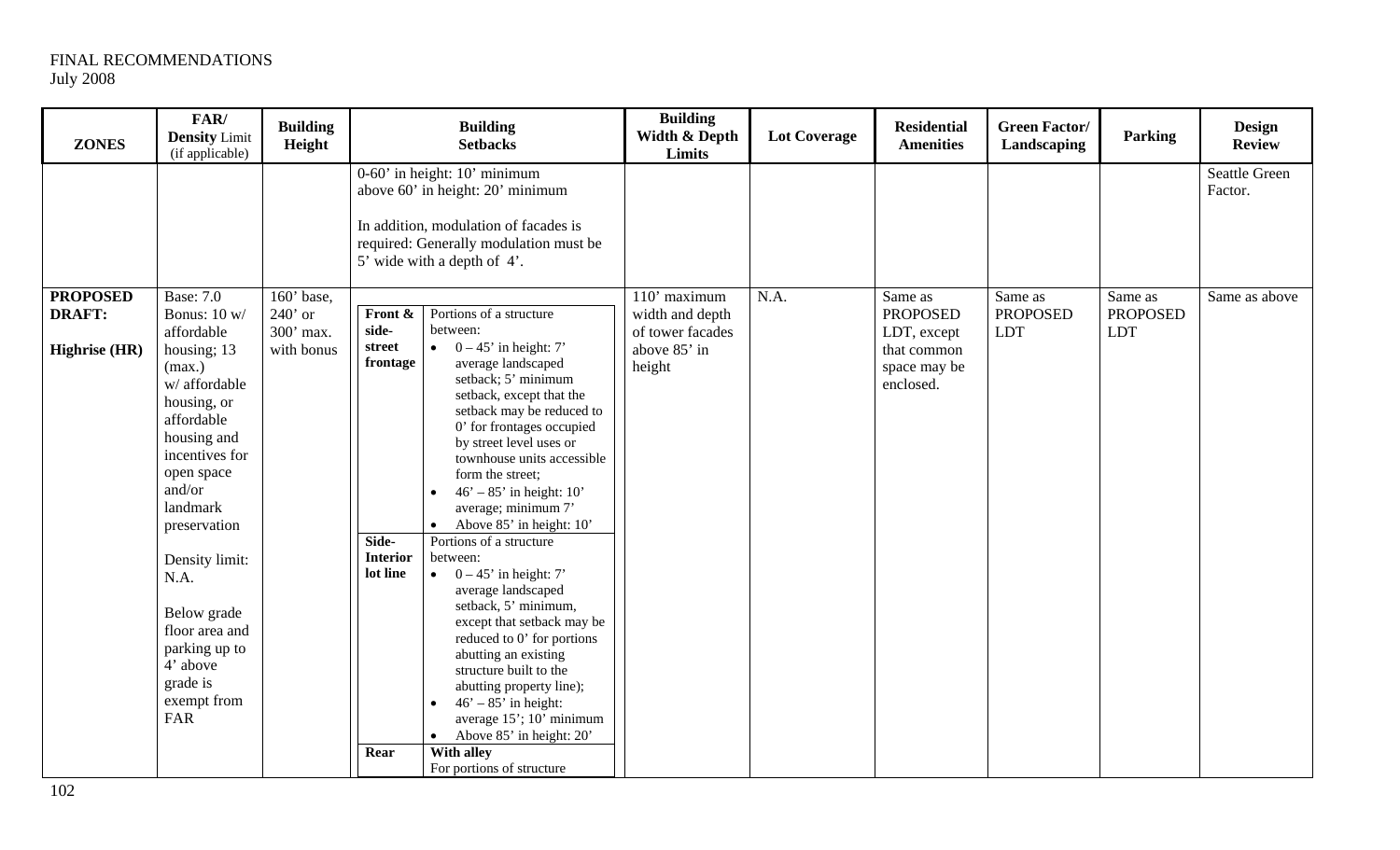FINAL RECOMMENDATIONS
July 2008

| ZONES | FAR/ Density Limit (if applicable) | Building Height | Building Setbacks | Building Width & Depth Limits | Lot Coverage | Residential Amenities | Green Factor/ Landscaping | Parking | Design Review |
|---|---|---|---|---|---|---|---|---|---|
| | | | 0-60' in height: 10' minimum<br>above 60' in height: 20' minimum<br><br>In addition, modulation of facades is required: Generally modulation must be 5' wide with a depth of 4'. | | | | | | Seattle Green Factor. |
| **PROPOSED DRAFT:**<br><br>**Highrise (HR)** | Base: 7.0<br>Bonus: 10 w/ affordable housing; 13 (max.) w/ affordable housing, or affordable housing and incentives for open space and/or landmark preservation<br><br>Density limit: N.A.<br><br>Below grade floor area and parking up to 4' above grade is exempt from FAR | 160' base, 240' or 300' max. with bonus | **Front & side-street frontage:** Portions of a structure between:<br>• 0 – 45' in height: 7' average landscaped setback; 5' minimum setback, except that the setback may be reduced to 0' for frontages occupied by street level uses or townhouse units accessible form the street;<br>• 46' – 85' in height: 10' average; minimum 7'<br>• Above 85' in height: 10'<br><br>**Side-Interior lot line:** Portions of a structure between:<br>• 0 – 45' in height: 7' average landscaped setback, 5' minimum, except that setback may be reduced to 0' for portions abutting an existing structure built to the abutting property line);<br>• 46' – 85' in height: average 15'; 10' minimum<br>• Above 85' in height: 20'<br><br>**Rear:** **With alley**<br>For portions of structure | 110' maximum width and depth of tower facades above 85' in height | N.A. | Same as PROPOSED LDT, except that common space may be enclosed. | Same as PROPOSED LDT | Same as PROPOSED LDT | Same as above |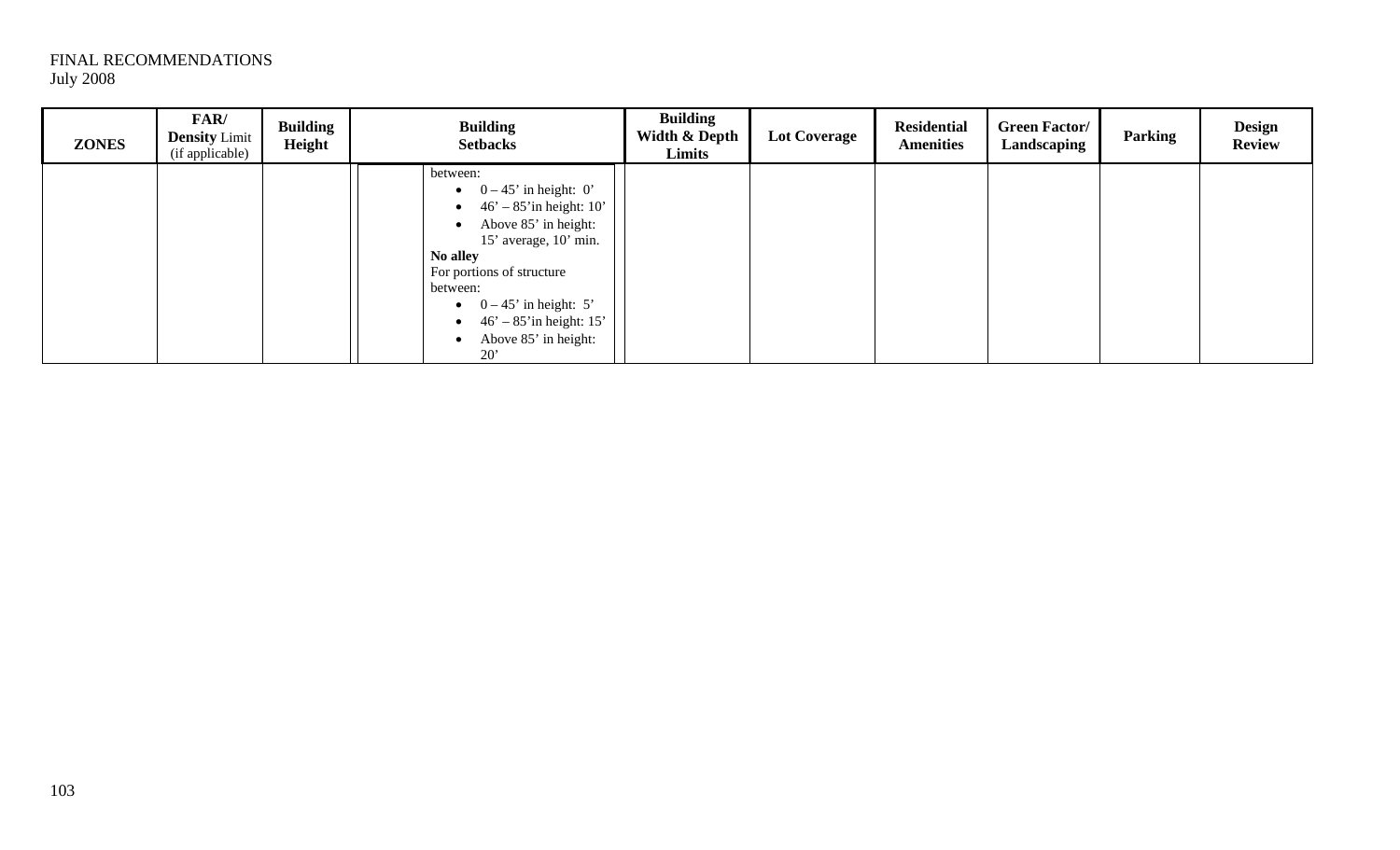FINAL RECOMMENDATIONS
July 2008

| ZONES | FAR/ Density Limit (if applicable) | Building Height | Building Setbacks | Building Width & Depth Limits | Lot Coverage | Residential Amenities | Green Factor/ Landscaping | Parking | Design Review |
|---|---|---|---|---|---|---|---|---|---|
| | | | between:<br>• 0 – 45' in height: 0'<br>• 46' – 85'in height: 10'<br>• Above 85' in height: 15' average, 10' min.<br>**No alley**<br>For portions of structure between:<br>• 0 – 45' in height: 5'<br>• 46' – 85'in height: 15'<br>• Above 85' in height: 20' | | | | | | |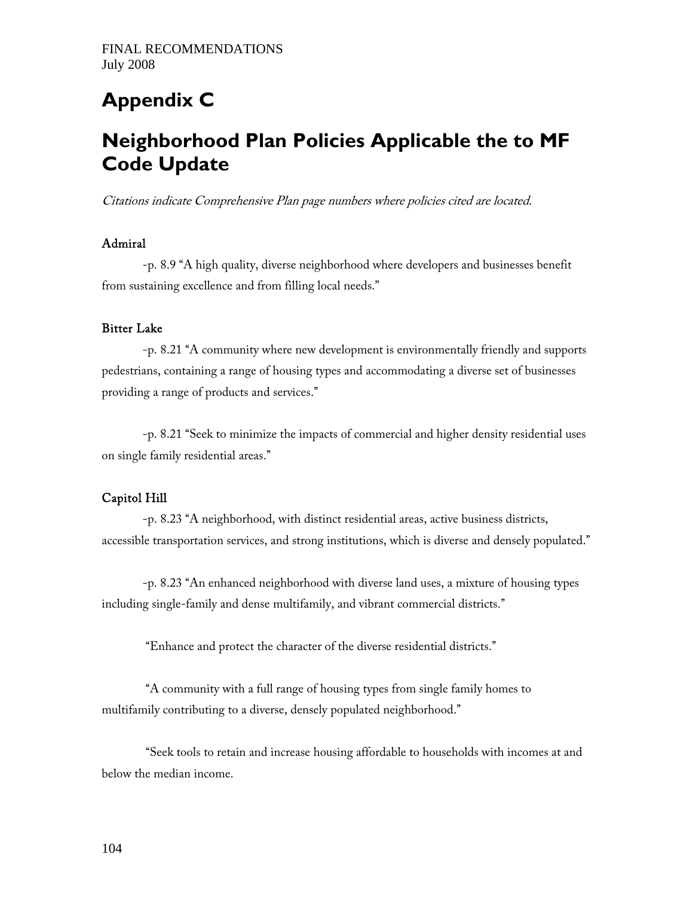FINAL RECOMMENDATIONS
July 2008

# Appendix C

# Neighborhood Plan Policies Applicable the to MF Code Update

*Citations indicate Comprehensive Plan page numbers where policies cited are located.*

### Admiral

-p. 8.9 "A high quality, diverse neighborhood where developers and businesses benefit from sustaining excellence and from filling local needs."

### Bitter Lake

-p. 8.21 "A community where new development is environmentally friendly and supports pedestrians, containing a range of housing types and accommodating a diverse set of businesses providing a range of products and services."

-p. 8.21 "Seek to minimize the impacts of commercial and higher density residential uses on single family residential areas."

### Capitol Hill

-p. 8.23 "A neighborhood, with distinct residential areas, active business districts, accessible transportation services, and strong institutions, which is diverse and densely populated."

-p. 8.23 "An enhanced neighborhood with diverse land uses, a mixture of housing types including single-family and dense multifamily, and vibrant commercial districts."

"Enhance and protect the character of the diverse residential districts."

"A community with a full range of housing types from single family homes to multifamily contributing to a diverse, densely populated neighborhood."

"Seek tools to retain and increase housing affordable to households with incomes at and below the median income.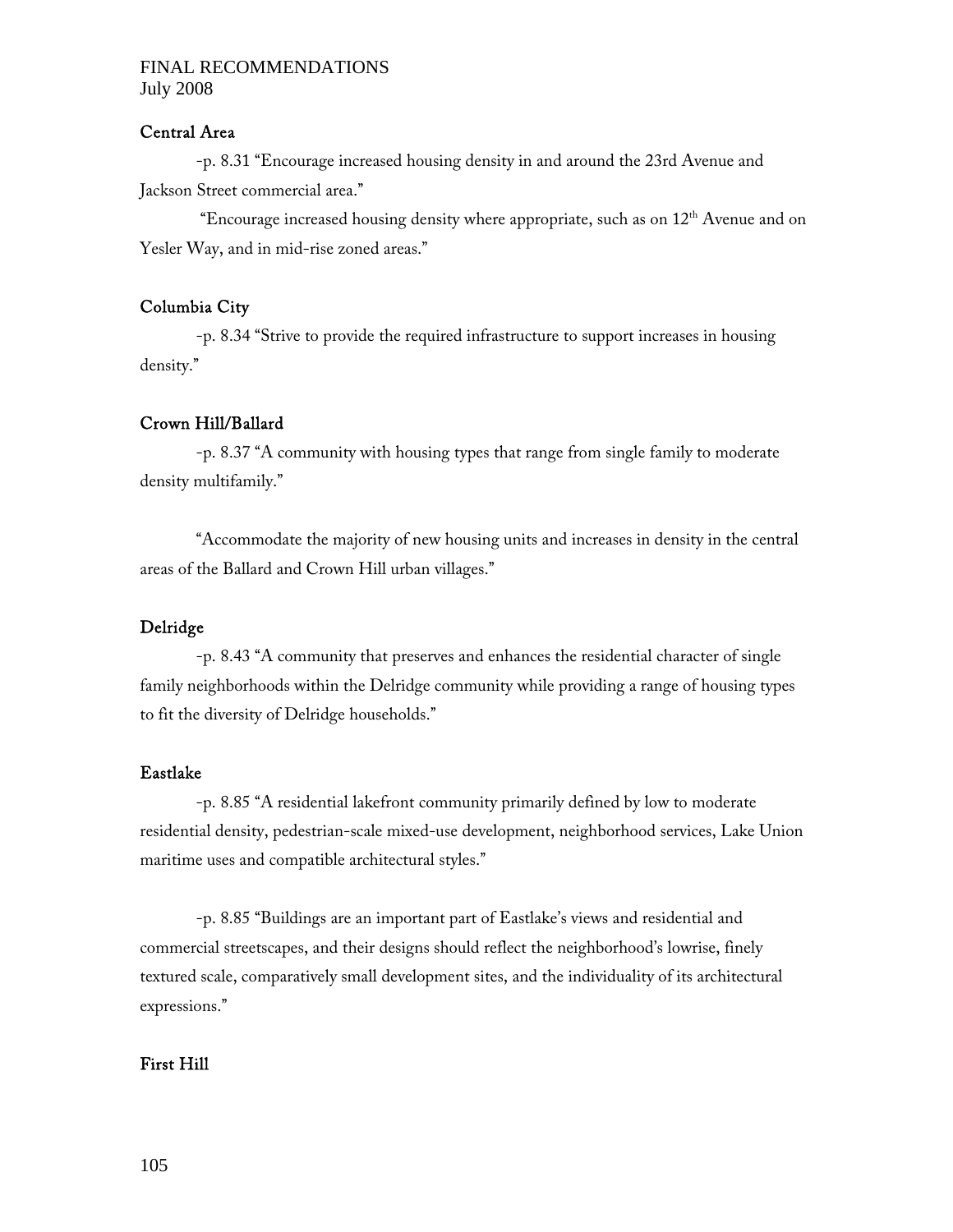### Central Area

-p. 8.31 "Encourage increased housing density in and around the 23rd Avenue and Jackson Street commercial area."

"Encourage increased housing density where appropriate, such as on 12th Avenue and on Yesler Way, and in mid-rise zoned areas."

### Columbia City

-p. 8.34 "Strive to provide the required infrastructure to support increases in housing density."

### Crown Hill/Ballard

-p. 8.37 "A community with housing types that range from single family to moderate density multifamily."

"Accommodate the majority of new housing units and increases in density in the central areas of the Ballard and Crown Hill urban villages."

### Delridge

-p. 8.43 "A community that preserves and enhances the residential character of single family neighborhoods within the Delridge community while providing a range of housing types to fit the diversity of Delridge households."

### Eastlake

-p. 8.85 "A residential lakefront community primarily defined by low to moderate residential density, pedestrian-scale mixed-use development, neighborhood services, Lake Union maritime uses and compatible architectural styles."

-p. 8.85 "Buildings are an important part of Eastlake's views and residential and commercial streetscapes, and their designs should reflect the neighborhood's lowrise, finely textured scale, comparatively small development sites, and the individuality of its architectural expressions."

### First Hill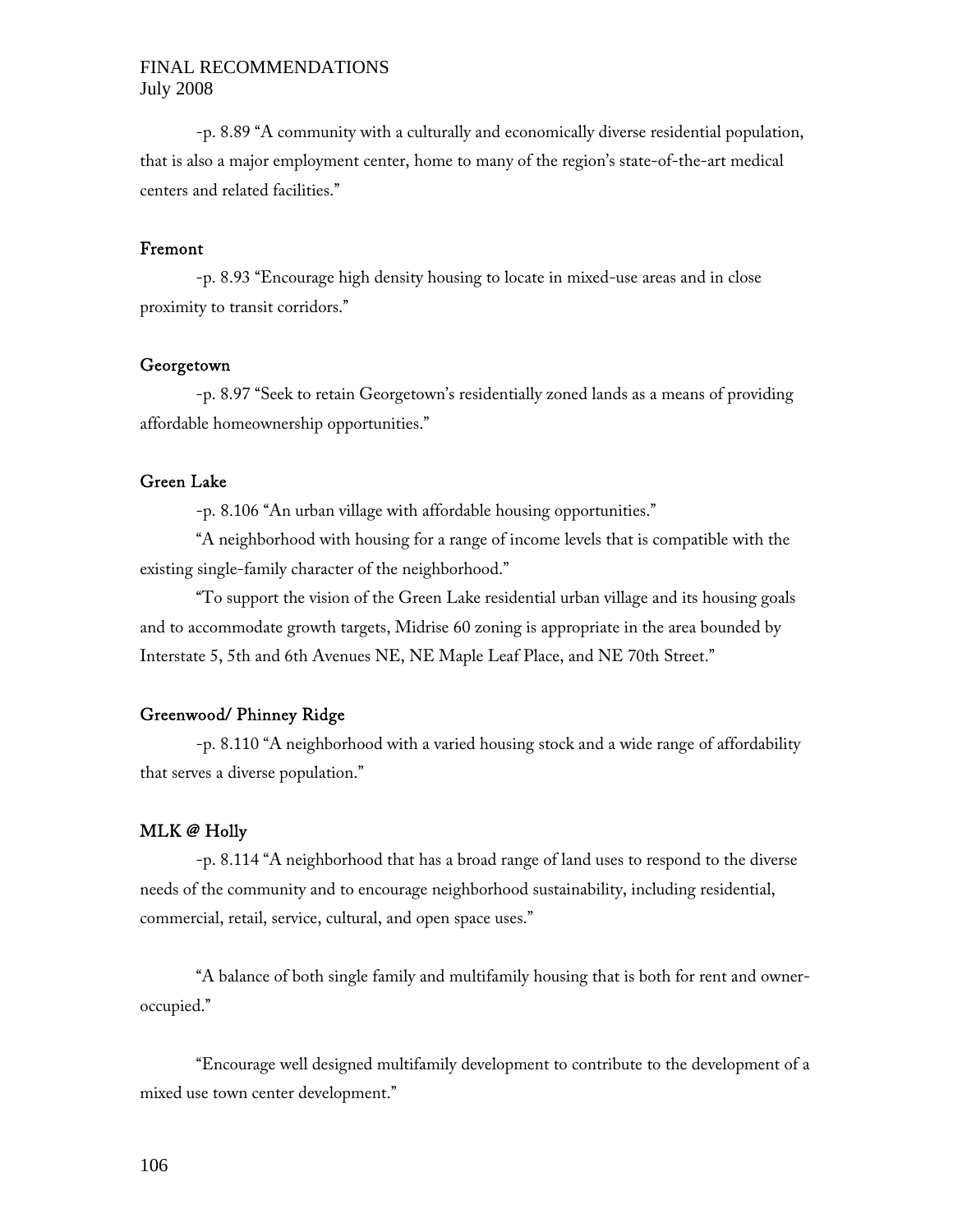-p. 8.89 “A community with a culturally and economically diverse residential population, that is also a major employment center, home to many of the region’s state-of-the-art medical centers and related facilities.”

### Fremont

-p. 8.93 “Encourage high density housing to locate in mixed-use areas and in close proximity to transit corridors.”

### Georgetown

-p. 8.97 “Seek to retain Georgetown’s residentially zoned lands as a means of providing affordable homeownership opportunities.”

### Green Lake

-p. 8.106 “An urban village with affordable housing opportunities.”

“A neighborhood with housing for a range of income levels that is compatible with the existing single-family character of the neighborhood.”

“To support the vision of the Green Lake residential urban village and its housing goals and to accommodate growth targets, Midrise 60 zoning is appropriate in the area bounded by Interstate 5, 5th and 6th Avenues NE, NE Maple Leaf Place, and NE 70th Street.”

### Greenwood/ Phinney Ridge

-p. 8.110 “A neighborhood with a varied housing stock and a wide range of affordability that serves a diverse population.”

### MLK @ Holly

-p. 8.114 “A neighborhood that has a broad range of land uses to respond to the diverse needs of the community and to encourage neighborhood sustainability, including residential, commercial, retail, service, cultural, and open space uses.”

“A balance of both single family and multifamily housing that is both for rent and owner-occupied.”

“Encourage well designed multifamily development to contribute to the development of a mixed use town center development.”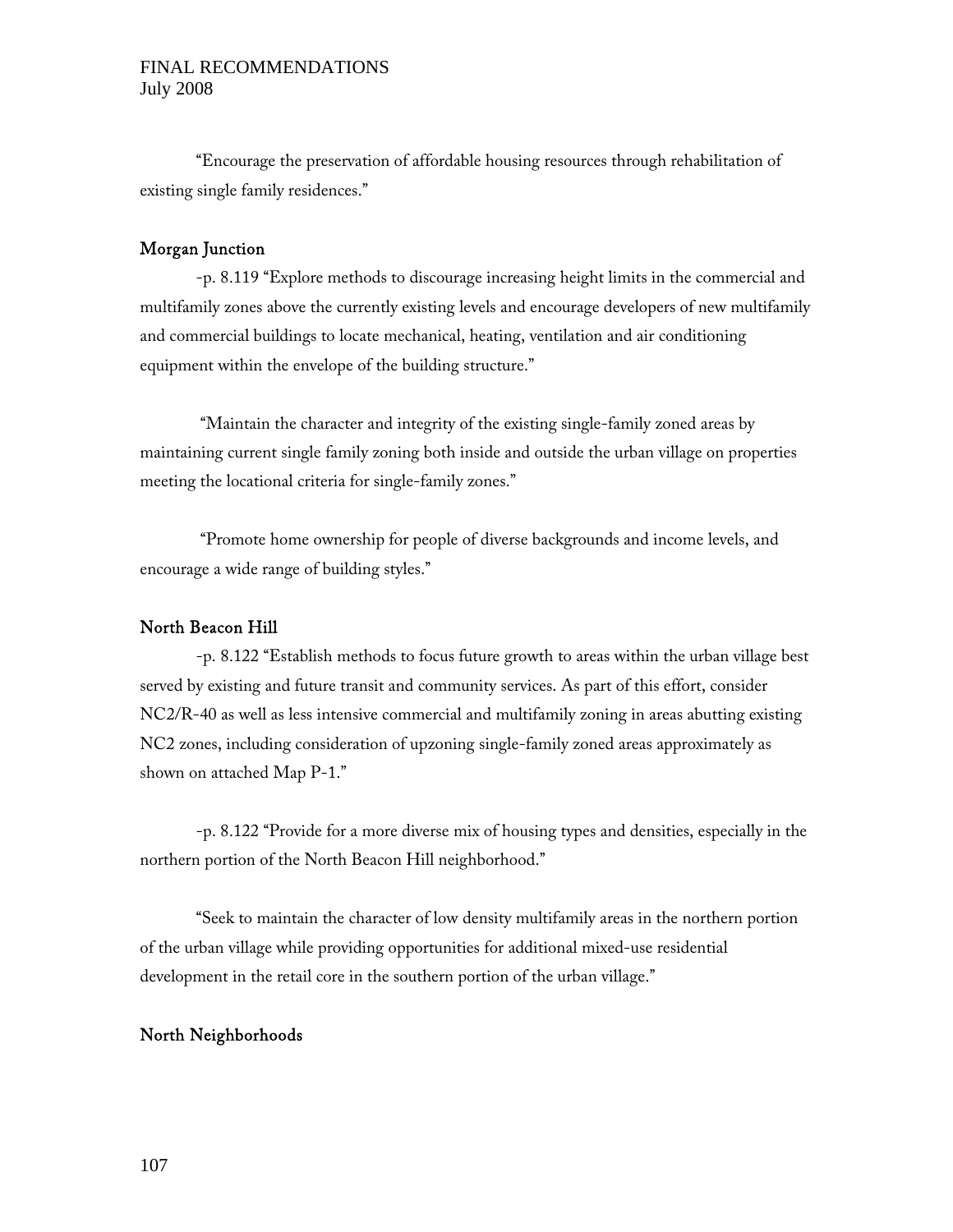"Encourage the preservation of affordable housing resources through rehabilitation of existing single family residences."

### Morgan Junction

-p. 8.119 "Explore methods to discourage increasing height limits in the commercial and multifamily zones above the currently existing levels and encourage developers of new multifamily and commercial buildings to locate mechanical, heating, ventilation and air conditioning equipment within the envelope of the building structure."

"Maintain the character and integrity of the existing single-family zoned areas by maintaining current single family zoning both inside and outside the urban village on properties meeting the locational criteria for single-family zones."

"Promote home ownership for people of diverse backgrounds and income levels, and encourage a wide range of building styles."

### North Beacon Hill

-p. 8.122 "Establish methods to focus future growth to areas within the urban village best served by existing and future transit and community services. As part of this effort, consider NC2/R-40 as well as less intensive commercial and multifamily zoning in areas abutting existing NC2 zones, including consideration of upzoning single-family zoned areas approximately as shown on attached Map P-1."

-p. 8.122 "Provide for a more diverse mix of housing types and densities, especially in the northern portion of the North Beacon Hill neighborhood."

"Seek to maintain the character of low density multifamily areas in the northern portion of the urban village while providing opportunities for additional mixed-use residential development in the retail core in the southern portion of the urban village."

### North Neighborhoods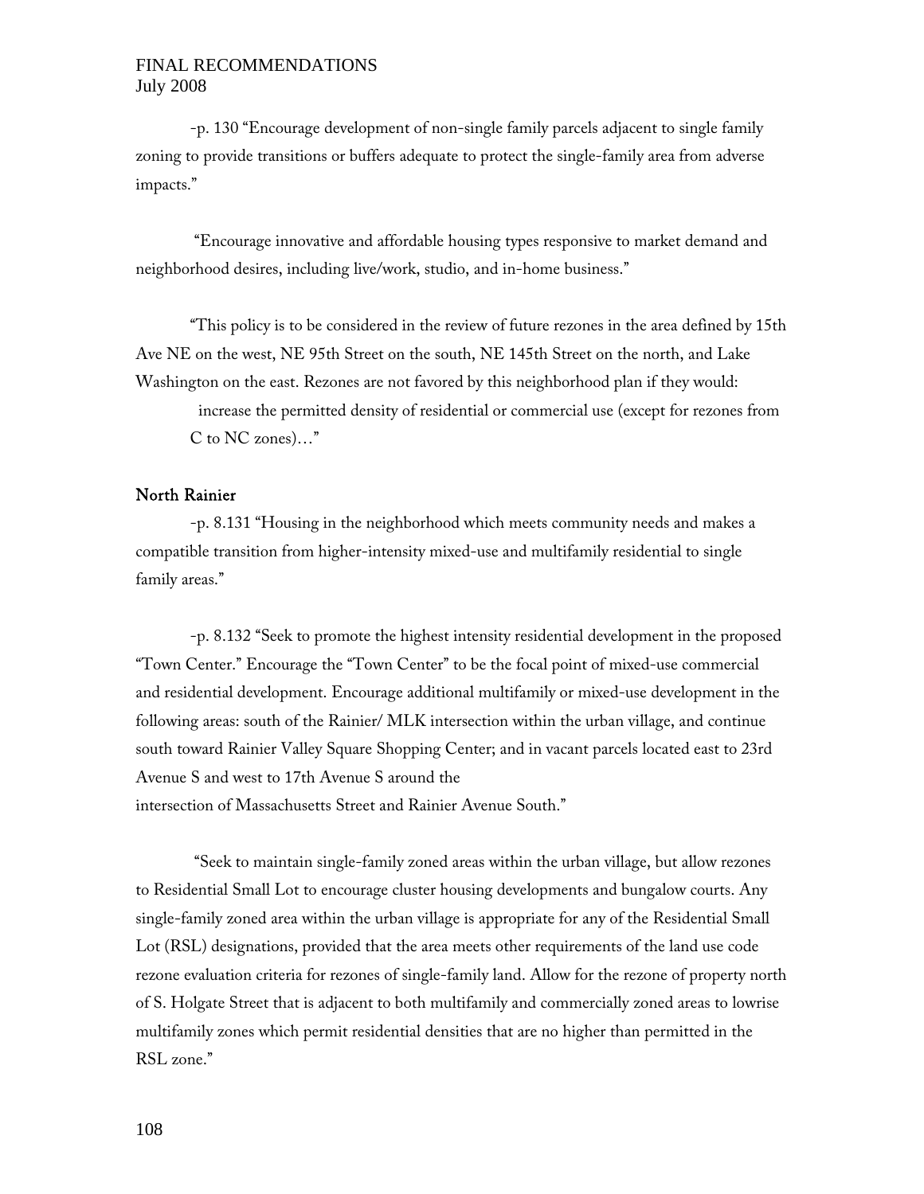-p. 130 "Encourage development of non-single family parcels adjacent to single family zoning to provide transitions or buffers adequate to protect the single-family area from adverse impacts."

"Encourage innovative and affordable housing types responsive to market demand and neighborhood desires, including live/work, studio, and in-home business."

"This policy is to be considered in the review of future rezones in the area defined by 15th Ave NE on the west, NE 95th Street on the south, NE 145th Street on the north, and Lake Washington on the east. Rezones are not favored by this neighborhood plan if they would:

increase the permitted density of residential or commercial use (except for rezones from C to NC zones)…"

**North Rainier**

-p. 8.131 "Housing in the neighborhood which meets community needs and makes a compatible transition from higher-intensity mixed-use and multifamily residential to single family areas."

-p. 8.132 "Seek to promote the highest intensity residential development in the proposed "Town Center." Encourage the "Town Center" to be the focal point of mixed-use commercial and residential development. Encourage additional multifamily or mixed-use development in the following areas: south of the Rainier/ MLK intersection within the urban village, and continue south toward Rainier Valley Square Shopping Center; and in vacant parcels located east to 23rd Avenue S and west to 17th Avenue S around the intersection of Massachusetts Street and Rainier Avenue South."

"Seek to maintain single-family zoned areas within the urban village, but allow rezones to Residential Small Lot to encourage cluster housing developments and bungalow courts. Any single-family zoned area within the urban village is appropriate for any of the Residential Small Lot (RSL) designations, provided that the area meets other requirements of the land use code rezone evaluation criteria for rezones of single-family land. Allow for the rezone of property north of S. Holgate Street that is adjacent to both multifamily and commercially zoned areas to lowrise multifamily zones which permit residential densities that are no higher than permitted in the RSL zone."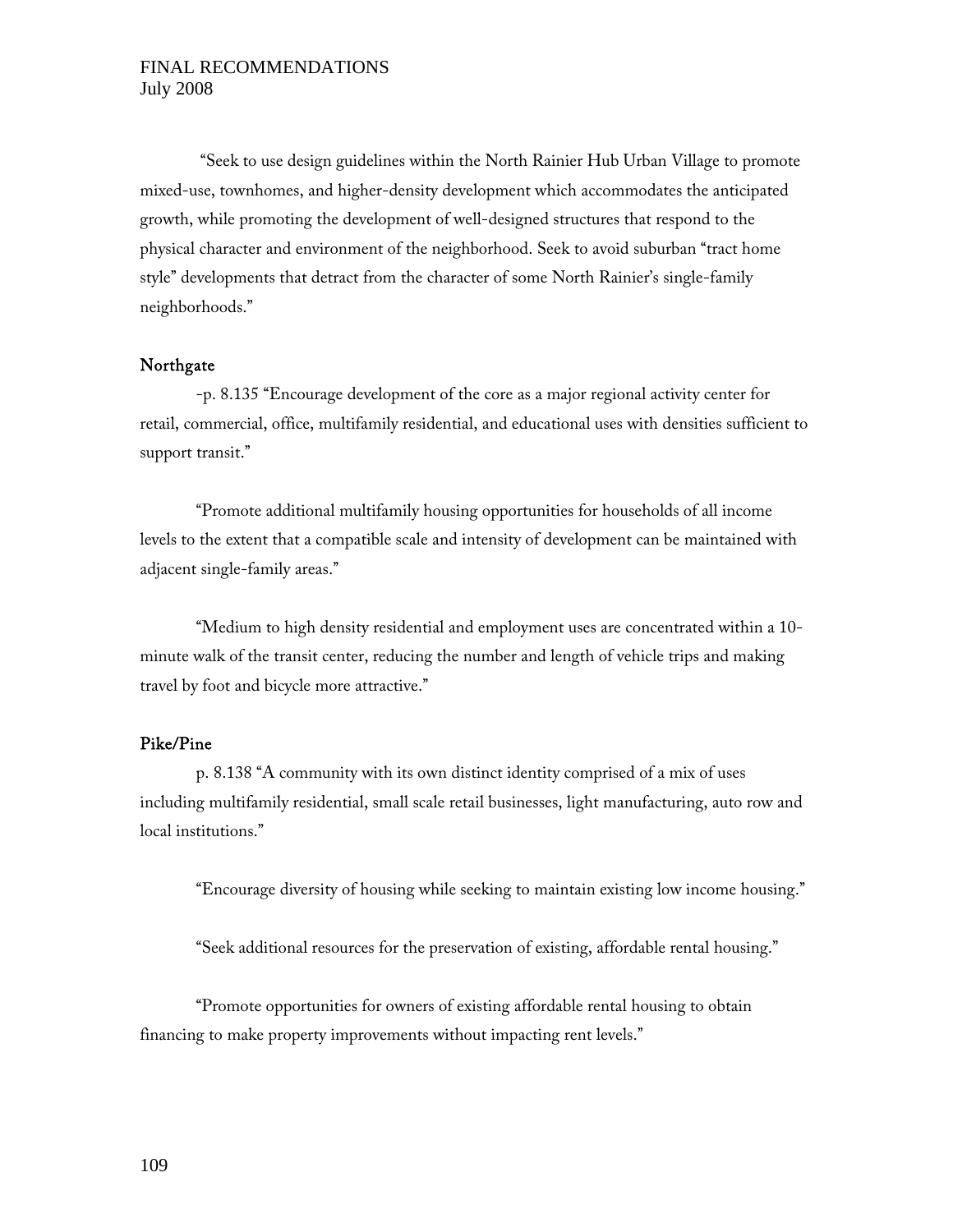"Seek to use design guidelines within the North Rainier Hub Urban Village to promote mixed-use, townhomes, and higher-density development which accommodates the anticipated growth, while promoting the development of well-designed structures that respond to the physical character and environment of the neighborhood. Seek to avoid suburban "tract home style" developments that detract from the character of some North Rainier's single-family neighborhoods."

### Northgate

-p. 8.135 "Encourage development of the core as a major regional activity center for retail, commercial, office, multifamily residential, and educational uses with densities sufficient to support transit."

"Promote additional multifamily housing opportunities for households of all income levels to the extent that a compatible scale and intensity of development can be maintained with adjacent single-family areas."

"Medium to high density residential and employment uses are concentrated within a 10-minute walk of the transit center, reducing the number and length of vehicle trips and making travel by foot and bicycle more attractive."

### Pike/Pine

p. 8.138 "A community with its own distinct identity comprised of a mix of uses including multifamily residential, small scale retail businesses, light manufacturing, auto row and local institutions."

"Encourage diversity of housing while seeking to maintain existing low income housing."

"Seek additional resources for the preservation of existing, affordable rental housing."

"Promote opportunities for owners of existing affordable rental housing to obtain financing to make property improvements without impacting rent levels."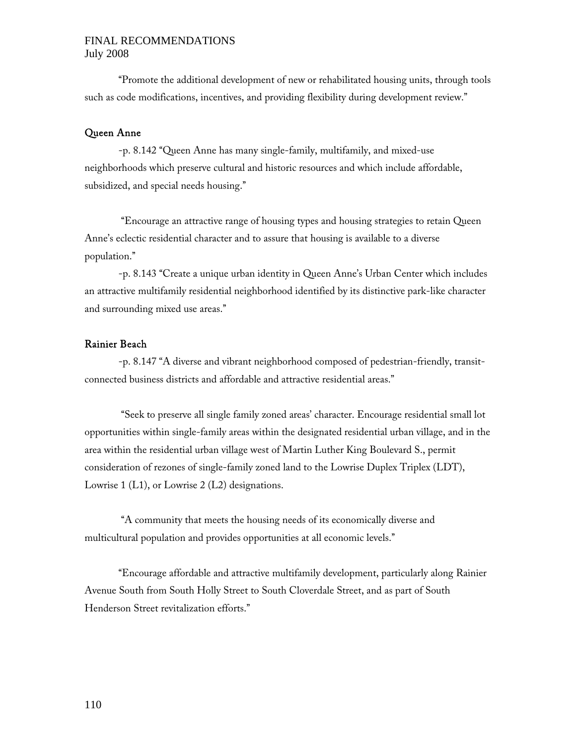"Promote the additional development of new or rehabilitated housing units, through tools such as code modifications, incentives, and providing flexibility during development review."

## Queen Anne

-p. 8.142 "Queen Anne has many single-family, multifamily, and mixed-use neighborhoods which preserve cultural and historic resources and which include affordable, subsidized, and special needs housing."

"Encourage an attractive range of housing types and housing strategies to retain Queen Anne's eclectic residential character and to assure that housing is available to a diverse population."

-p. 8.143 "Create a unique urban identity in Queen Anne's Urban Center which includes an attractive multifamily residential neighborhood identified by its distinctive park-like character and surrounding mixed use areas."

## Rainier Beach

-p. 8.147 "A diverse and vibrant neighborhood composed of pedestrian-friendly, transit-connected business districts and affordable and attractive residential areas."

"Seek to preserve all single family zoned areas' character. Encourage residential small lot opportunities within single-family areas within the designated residential urban village, and in the area within the residential urban village west of Martin Luther King Boulevard S., permit consideration of rezones of single-family zoned land to the Lowrise Duplex Triplex (LDT), Lowrise 1 (L1), or Lowrise 2 (L2) designations.

"A community that meets the housing needs of its economically diverse and multicultural population and provides opportunities at all economic levels."

"Encourage affordable and attractive multifamily development, particularly along Rainier Avenue South from South Holly Street to South Cloverdale Street, and as part of South Henderson Street revitalization efforts."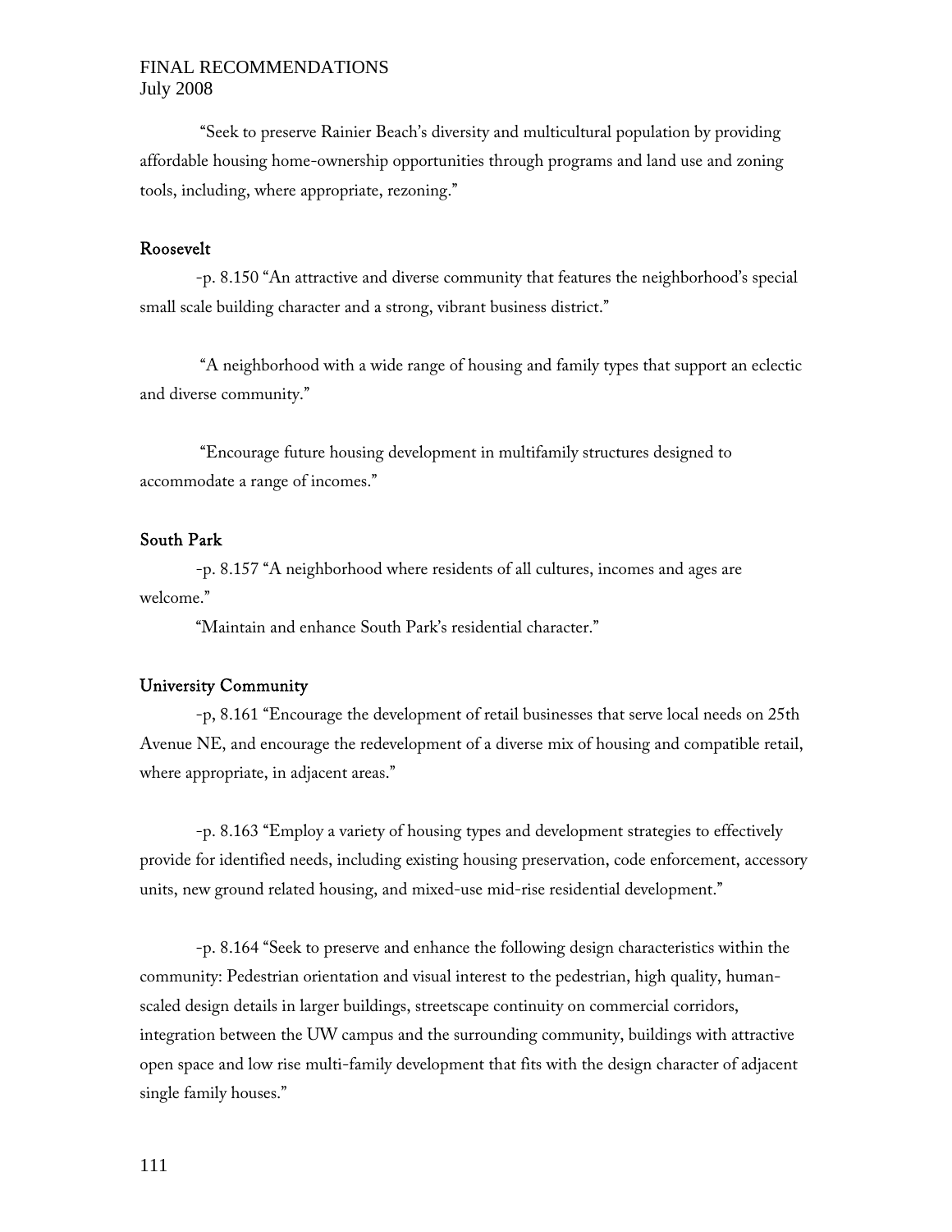"Seek to preserve Rainier Beach's diversity and multicultural population by providing affordable housing home-ownership opportunities through programs and land use and zoning tools, including, where appropriate, rezoning."

### Roosevelt

-p. 8.150 "An attractive and diverse community that features the neighborhood's special small scale building character and a strong, vibrant business district."

"A neighborhood with a wide range of housing and family types that support an eclectic and diverse community."

"Encourage future housing development in multifamily structures designed to accommodate a range of incomes."

### South Park

-p. 8.157 "A neighborhood where residents of all cultures, incomes and ages are welcome."

"Maintain and enhance South Park's residential character."

### University Community

-p, 8.161 "Encourage the development of retail businesses that serve local needs on 25th Avenue NE, and encourage the redevelopment of a diverse mix of housing and compatible retail, where appropriate, in adjacent areas."

-p. 8.163 "Employ a variety of housing types and development strategies to effectively provide for identified needs, including existing housing preservation, code enforcement, accessory units, new ground related housing, and mixed-use mid-rise residential development."

-p. 8.164 "Seek to preserve and enhance the following design characteristics within the community: Pedestrian orientation and visual interest to the pedestrian, high quality, human-scaled design details in larger buildings, streetscape continuity on commercial corridors, integration between the UW campus and the surrounding community, buildings with attractive open space and low rise multi-family development that fits with the design character of adjacent single family houses."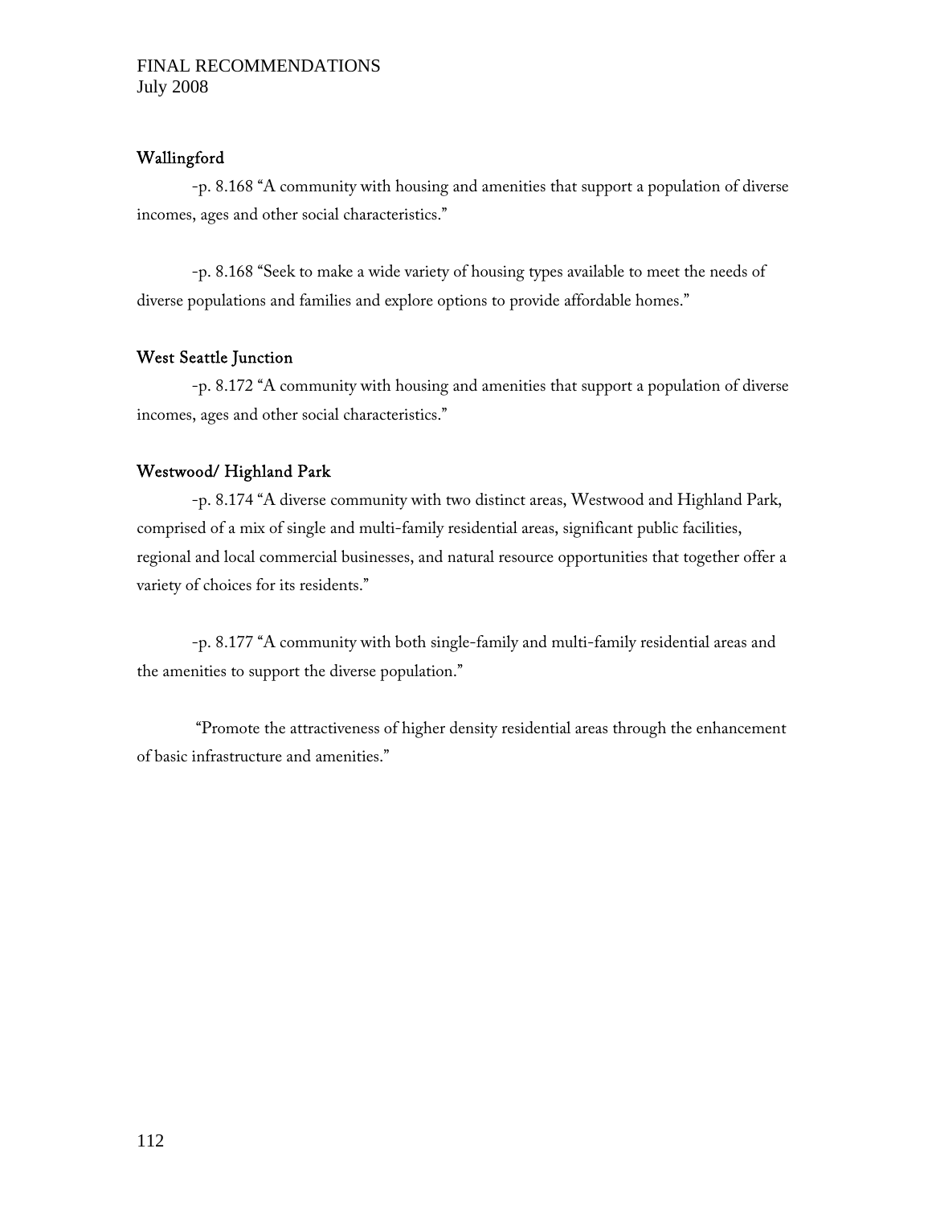### Wallingford

-p. 8.168 "A community with housing and amenities that support a population of diverse incomes, ages and other social characteristics."

-p. 8.168 "Seek to make a wide variety of housing types available to meet the needs of diverse populations and families and explore options to provide affordable homes."

### West Seattle Junction

-p. 8.172 "A community with housing and amenities that support a population of diverse incomes, ages and other social characteristics."

### Westwood/ Highland Park

-p. 8.174 "A diverse community with two distinct areas, Westwood and Highland Park, comprised of a mix of single and multi-family residential areas, significant public facilities, regional and local commercial businesses, and natural resource opportunities that together offer a variety of choices for its residents."

-p. 8.177 "A community with both single-family and multi-family residential areas and the amenities to support the diverse population."

"Promote the attractiveness of higher density residential areas through the enhancement of basic infrastructure and amenities."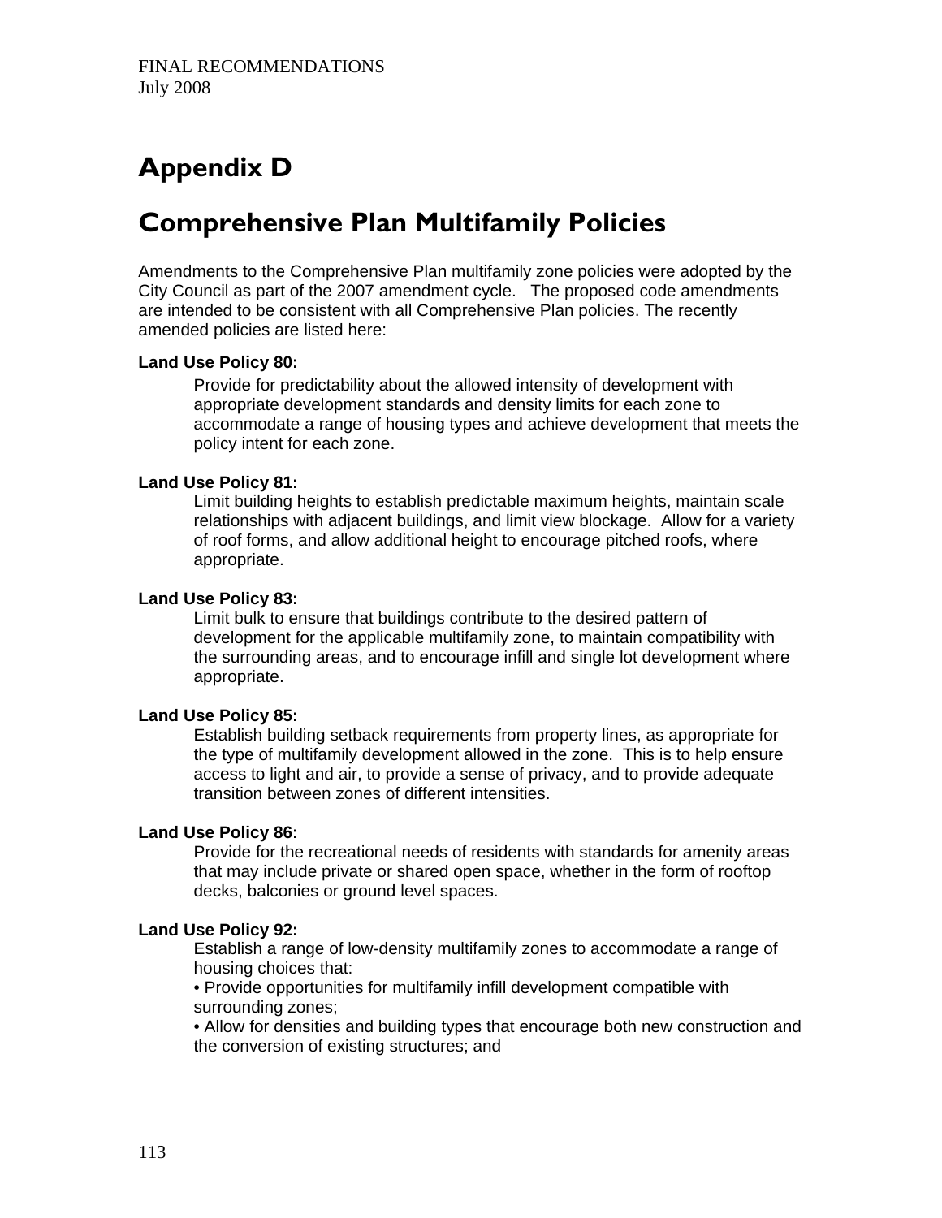# Appendix D

# Comprehensive Plan Multifamily Policies

Amendments to the Comprehensive Plan multifamily zone policies were adopted by the City Council as part of the 2007 amendment cycle. The proposed code amendments are intended to be consistent with all Comprehensive Plan policies. The recently amended policies are listed here:

**Land Use Policy 80:**

Provide for predictability about the allowed intensity of development with appropriate development standards and density limits for each zone to accommodate a range of housing types and achieve development that meets the policy intent for each zone.

**Land Use Policy 81:**

Limit building heights to establish predictable maximum heights, maintain scale relationships with adjacent buildings, and limit view blockage. Allow for a variety of roof forms, and allow additional height to encourage pitched roofs, where appropriate.

**Land Use Policy 83:**

Limit bulk to ensure that buildings contribute to the desired pattern of development for the applicable multifamily zone, to maintain compatibility with the surrounding areas, and to encourage infill and single lot development where appropriate.

**Land Use Policy 85:**

Establish building setback requirements from property lines, as appropriate for the type of multifamily development allowed in the zone. This is to help ensure access to light and air, to provide a sense of privacy, and to provide adequate transition between zones of different intensities.

**Land Use Policy 86:**

Provide for the recreational needs of residents with standards for amenity areas that may include private or shared open space, whether in the form of rooftop decks, balconies or ground level spaces.

**Land Use Policy 92:**

Establish a range of low-density multifamily zones to accommodate a range of housing choices that:

- Provide opportunities for multifamily infill development compatible with surrounding zones;
- Allow for densities and building types that encourage both new construction and the conversion of existing structures; and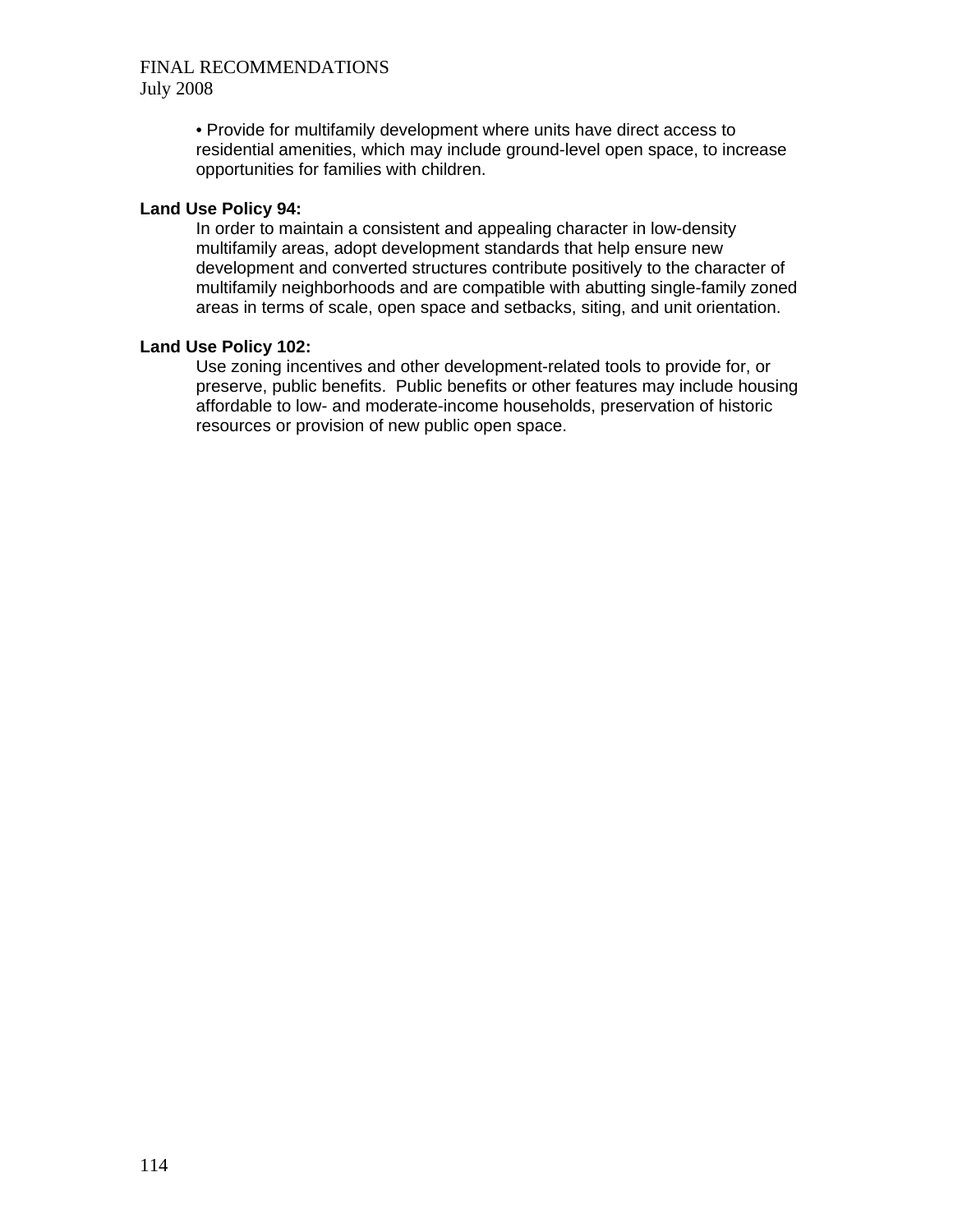- Provide for multifamily development where units have direct access to residential amenities, which may include ground-level open space, to increase opportunities for families with children.

**Land Use Policy 94:**

In order to maintain a consistent and appealing character in low-density multifamily areas, adopt development standards that help ensure new development and converted structures contribute positively to the character of multifamily neighborhoods and are compatible with abutting single-family zoned areas in terms of scale, open space and setbacks, siting, and unit orientation.

**Land Use Policy 102:**

Use zoning incentives and other development-related tools to provide for, or preserve, public benefits. Public benefits or other features may include housing affordable to low- and moderate-income households, preservation of historic resources or provision of new public open space.